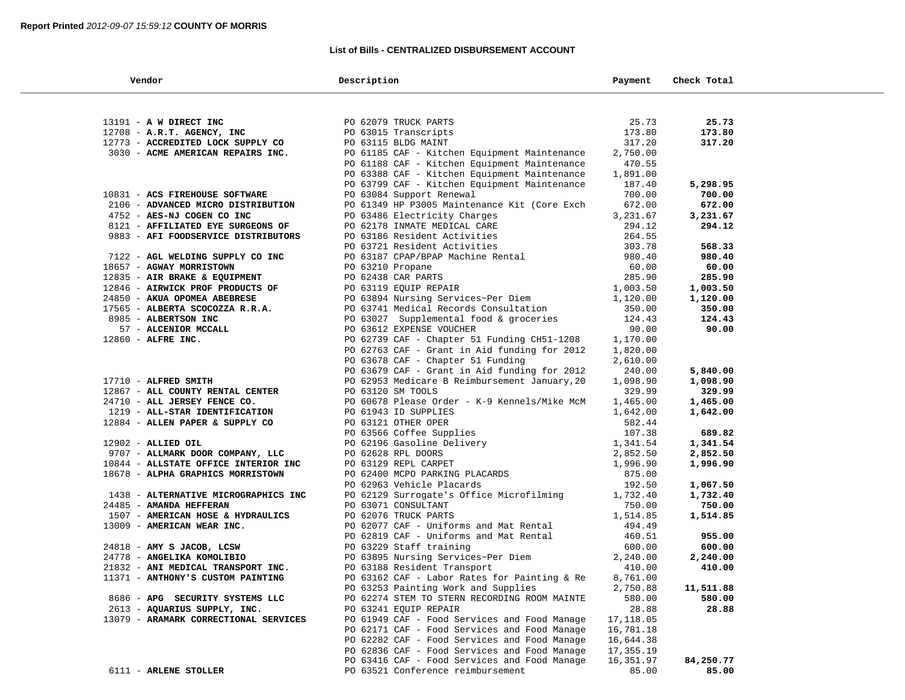**Report Printed** *2012-09-07 15:59:12* **COUNTY OF MORRIS**

### List of Bills - CENTRALIZED DISBURSEMENT ACCOUNT

| Vendor | Description | Payment | Check Total |
|---|---|---|---|
| 13191 - **A W DIRECT INC** | PO 62079 TRUCK PARTS | 25.73 | **25.73** |
| 12708 - **A.R.T. AGENCY, INC** | PO 63015 Transcripts | 173.80 | **173.80** |
| 12773 - **ACCREDITED LOCK SUPPLY CO** | PO 63115 BLDG MAINT | 317.20 | **317.20** |
| 3030 - **ACME AMERICAN REPAIRS INC.** | PO 61185 CAF - Kitchen Equipment Maintenance | 2,750.00 | |
| | PO 61188 CAF - Kitchen Equipment Maintenance | 470.55 | |
| | PO 63388 CAF - Kitchen Equipment Maintenance | 1,891.00 | |
| | PO 63799 CAF - Kitchen Equipment Maintenance | 187.40 | **5,298.95** |
| 10831 - **ACS FIREHOUSE SOFTWARE** | PO 63084 Support Renewal | 700.00 | **700.00** |
| 2106 - **ADVANCED MICRO DISTRIBUTION** | PO 61349 HP P3005 Maintenance Kit (Core Exch | 672.00 | **672.00** |
| 4752 - **AES-NJ COGEN CO INC** | PO 63486 Electricity Charges | 3,231.67 | **3,231.67** |
| 8121 - **AFFILIATED EYE SURGEONS OF** | PO 62178 INMATE MEDICAL CARE | 294.12 | **294.12** |
| 9883 - **AFI FOODSERVICE DISTRIBUTORS** | PO 63186 Resident Activities | 264.55 | |
| | PO 63721 Resident Activities | 303.78 | **568.33** |
| 7122 - **AGL WELDING SUPPLY CO INC** | PO 63187 CPAP/BPAP Machine Rental | 980.40 | **980.40** |
| 18657 - **AGWAY MORRISTOWN** | PO 63210 Propane | 60.00 | **60.00** |
| 12835 - **AIR BRAKE & EQUIPMENT** | PO 62438 CAR PARTS | 285.90 | **285.90** |
| 12846 - **AIRWICK PROF PRODUCTS OF** | PO 63119 EQUIP REPAIR | 1,003.50 | **1,003.50** |
| 24850 - **AKUA OPOMEA ABEBRESE** | PO 63894 Nursing Services~Per Diem | 1,120.00 | **1,120.00** |
| 17565 - **ALBERTA SCOCOZZA R.R.A.** | PO 63741 Medical Records Consultation | 350.00 | **350.00** |
| 8985 - **ALBERTSON INC** | PO 63027 Supplemental food & groceries | 124.43 | **124.43** |
| 57 - **ALCENIOR MCCALL** | PO 63612 EXPENSE VOUCHER | 90.00 | **90.00** |
| 12860 - **ALFRE INC.** | PO 62739 CAF - Chapter 51 Funding CH51-1208 | 1,170.00 | |
| | PO 62763 CAF - Grant in Aid funding for 2012 | 1,820.00 | |
| | PO 63678 CAF - Chapter 51 Funding | 2,610.00 | |
| | PO 63679 CAF - Grant in Aid funding for 2012 | 240.00 | **5,840.00** |
| 17710 - **ALFRED SMITH** | PO 62953 Medicare B Reimbursement January,20 | 1,098.90 | **1,098.90** |
| 12867 - **ALL COUNTY RENTAL CENTER** | PO 63120 SM TOOLS | 329.99 | **329.99** |
| 24710 - **ALL JERSEY FENCE CO.** | PO 60678 Please Order - K-9 Kennels/Mike McM | 1,465.00 | **1,465.00** |
| 1219 - **ALL-STAR IDENTIFICATION** | PO 61943 ID SUPPLIES | 1,642.00 | **1,642.00** |
| 12884 - **ALLEN PAPER & SUPPLY CO** | PO 63121 OTHER OPER | 582.44 | |
| | PO 63566 Coffee Supplies | 107.38 | **689.82** |
| 12902 - **ALLIED OIL** | PO 62196 Gasoline Delivery | 1,341.54 | **1,341.54** |
| 9707 - **ALLMARK DOOR COMPANY, LLC** | PO 62628 RPL DOORS | 2,852.50 | **2,852.50** |
| 10844 - **ALLSTATE OFFICE INTERIOR INC** | PO 63129 REPL CARPET | 1,996.90 | **1,996.90** |
| 18678 - **ALPHA GRAPHICS MORRISTOWN** | PO 62400 MCPO PARKING PLACARDS | 875.00 | |
| | PO 62963 Vehicle Placards | 192.50 | **1,067.50** |
| 1438 - **ALTERNATIVE MICROGRAPHICS INC** | PO 62129 Surrogate's Office Microfilming | 1,732.40 | **1,732.40** |
| 24485 - **AMANDA HEFFERAN** | PO 63071 CONSULTANT | 750.00 | **750.00** |
| 1507 - **AMERICAN HOSE & HYDRAULICS** | PO 62076 TRUCK PARTS | 1,514.85 | **1,514.85** |
| 13009 - **AMERICAN WEAR INC.** | PO 62077 CAF - Uniforms and Mat Rental | 494.49 | |
| | PO 62819 CAF - Uniforms and Mat Rental | 460.51 | **955.00** |
| 24818 - **AMY S JACOB, LCSW** | PO 63229 Staff training | 600.00 | **600.00** |
| 24778 - **ANGELIKA KOMOLIBIO** | PO 63895 Nursing Services~Per Diem | 2,240.00 | **2,240.00** |
| 21832 - **ANI MEDICAL TRANSPORT INC.** | PO 63188 Resident Transport | 410.00 | **410.00** |
| 11371 - **ANTHONY'S CUSTOM PAINTING** | PO 63162 CAF - Labor Rates for Painting & Re | 8,761.00 | |
| | PO 63253 Painting Work and Supplies | 2,750.88 | **11,511.88** |
| 8686 - **APG SECURITY SYSTEMS LLC** | PO 62274 STEM TO STERN RECORDING ROOM MAINTE | 580.00 | **580.00** |
| 2613 - **AQUARIUS SUPPLY, INC.** | PO 63241 EQUIP REPAIR | 28.88 | **28.88** |
| 13079 - **ARAMARK CORRECTIONAL SERVICES** | PO 61949 CAF - Food Services and Food Manage | 17,118.05 | |
| | PO 62171 CAF - Food Services and Food Manage | 16,781.18 | |
| | PO 62282 CAF - Food Services and Food Manage | 16,644.38 | |
| | PO 62836 CAF - Food Services and Food Manage | 17,355.19 | |
| | PO 63416 CAF - Food Services and Food Manage | 16,351.97 | **84,250.77** |
| 6111 - **ARLENE STOLLER** | PO 63521 Conference reimbursement | 85.00 | **85.00** |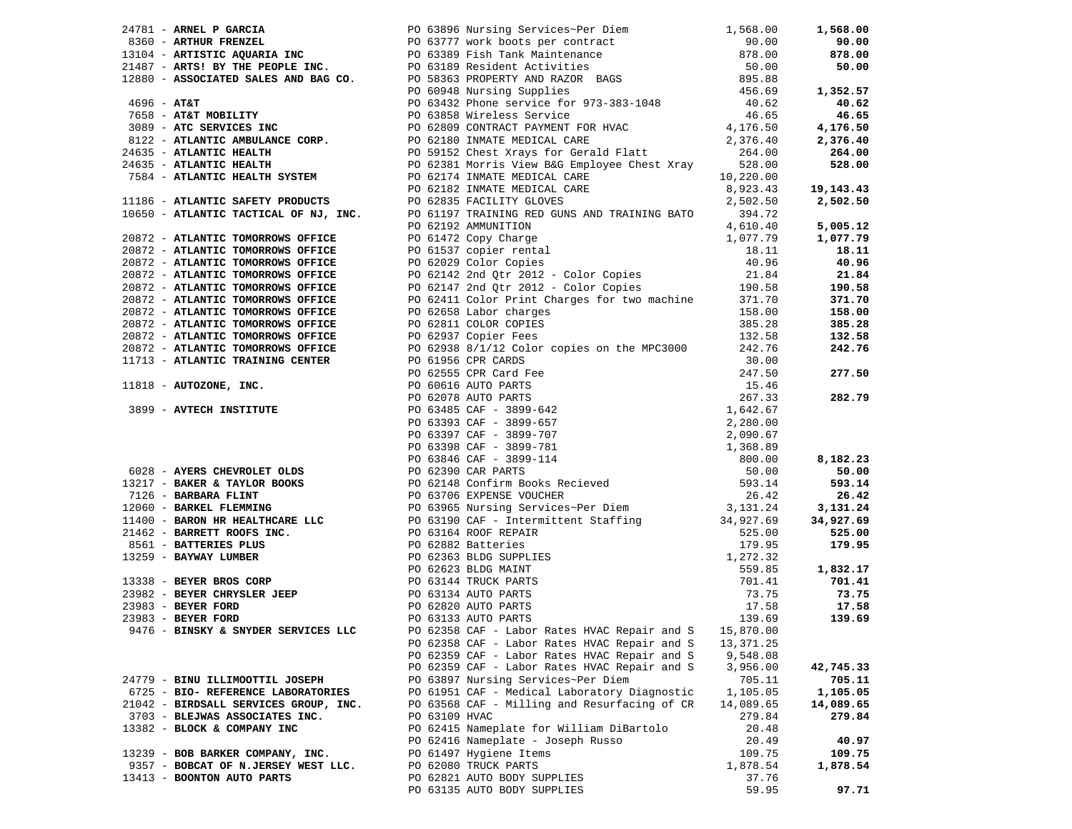| Vendor | PO / Description | Amount | Total |
|---|---|---|---|
| 24781 - **ARNEL P GARCIA** | PO 63896 Nursing Services~Per Diem | 1,568.00 | **1,568.00** |
| 8360 - **ARTHUR FRENZEL** | PO 63777 work boots per contract | 90.00 | **90.00** |
| 13104 - **ARTISTIC AQUARIA INC** | PO 63389 Fish Tank Maintenance | 878.00 | **878.00** |
| 21487 - **ARTS! BY THE PEOPLE INC.** | PO 63189 Resident Activities | 50.00 | **50.00** |
| 12880 - **ASSOCIATED SALES AND BAG CO.** | PO 58363 PROPERTY AND RAZOR BAGS | 895.88 | |
| | PO 60948 Nursing Supplies | 456.69 | **1,352.57** |
| 4696 - **AT&T** | PO 63432 Phone service for 973-383-1048 | 40.62 | **40.62** |
| 7658 - **AT&T MOBILITY** | PO 63858 Wireless Service | 46.65 | **46.65** |
| 3089 - **ATC SERVICES INC** | PO 62809 CONTRACT PAYMENT FOR HVAC | 4,176.50 | **4,176.50** |
| 8122 - **ATLANTIC AMBULANCE CORP.** | PO 62180 INMATE MEDICAL CARE | 2,376.40 | **2,376.40** |
| 24635 - **ATLANTIC HEALTH** | PO 59152 Chest Xrays for Gerald Flatt | 264.00 | **264.00** |
| 24635 - **ATLANTIC HEALTH** | PO 62381 Morris View B&G Employee Chest Xray | 528.00 | **528.00** |
| 7584 - **ATLANTIC HEALTH SYSTEM** | PO 62174 INMATE MEDICAL CARE | 10,220.00 | |
| | PO 62182 INMATE MEDICAL CARE | 8,923.43 | **19,143.43** |
| 11186 - **ATLANTIC SAFETY PRODUCTS** | PO 62835 FACILITY GLOVES | 2,502.50 | **2,502.50** |
| 10650 - **ATLANTIC TACTICAL OF NJ, INC.** | PO 61197 TRAINING RED GUNS AND TRAINING BATO | 394.72 | |
| | PO 62192 AMMUNITION | 4,610.40 | **5,005.12** |
| 20872 - **ATLANTIC TOMORROWS OFFICE** | PO 61472 Copy Charge | 1,077.79 | **1,077.79** |
| 20872 - **ATLANTIC TOMORROWS OFFICE** | PO 61537 copier rental | 18.11 | **18.11** |
| 20872 - **ATLANTIC TOMORROWS OFFICE** | PO 62029 Color Copies | 40.96 | **40.96** |
| 20872 - **ATLANTIC TOMORROWS OFFICE** | PO 62142 2nd Qtr 2012 - Color Copies | 21.84 | **21.84** |
| 20872 - **ATLANTIC TOMORROWS OFFICE** | PO 62147 2nd Qtr 2012 - Color Copies | 190.58 | **190.58** |
| 20872 - **ATLANTIC TOMORROWS OFFICE** | PO 62411 Color Print Charges for two machine | 371.70 | **371.70** |
| 20872 - **ATLANTIC TOMORROWS OFFICE** | PO 62658 Labor charges | 158.00 | **158.00** |
| 20872 - **ATLANTIC TOMORROWS OFFICE** | PO 62811 COLOR COPIES | 385.28 | **385.28** |
| 20872 - **ATLANTIC TOMORROWS OFFICE** | PO 62937 Copier Fees | 132.58 | **132.58** |
| 20872 - **ATLANTIC TOMORROWS OFFICE** | PO 62938 8/1/12 Color copies on the MPC3000 | 242.76 | **242.76** |
| 11713 - **ATLANTIC TRAINING CENTER** | PO 61956 CPR CARDS | 30.00 | |
| | PO 62555 CPR Card Fee | 247.50 | **277.50** |
| 11818 - **AUTOZONE, INC.** | PO 60616 AUTO PARTS | 15.46 | |
| | PO 62078 AUTO PARTS | 267.33 | **282.79** |
| 3899 - **AVTECH INSTITUTE** | PO 63485 CAF - 3899-642 | 1,642.67 | |
| | PO 63393 CAF - 3899-657 | 2,280.00 | |
| | PO 63397 CAF - 3899-707 | 2,090.67 | |
| | PO 63398 CAF - 3899-781 | 1,368.89 | |
| | PO 63846 CAF - 3899-114 | 800.00 | **8,182.23** |
| 6028 - **AYERS CHEVROLET OLDS** | PO 62390 CAR PARTS | 50.00 | **50.00** |
| 13217 - **BAKER & TAYLOR BOOKS** | PO 62148 Confirm Books Recieved | 593.14 | **593.14** |
| 7126 - **BARBARA FLINT** | PO 63706 EXPENSE VOUCHER | 26.42 | **26.42** |
| 12060 - **BARKEL FLEMMING** | PO 63965 Nursing Services~Per Diem | 3,131.24 | **3,131.24** |
| 11400 - **BARON HR HEALTHCARE LLC** | PO 63190 CAF - Intermittent Staffing | 34,927.69 | **34,927.69** |
| 21462 - **BARRETT ROOFS INC.** | PO 63164 ROOF REPAIR | 525.00 | **525.00** |
| 8561 - **BATTERIES PLUS** | PO 62882 Batteries | 179.95 | **179.95** |
| 13259 - **BAYWAY LUMBER** | PO 62363 BLDG SUPPLIES | 1,272.32 | |
| | PO 62623 BLDG MAINT | 559.85 | **1,832.17** |
| 13338 - **BEYER BROS CORP** | PO 63144 TRUCK PARTS | 701.41 | **701.41** |
| 23982 - **BEYER CHRYSLER JEEP** | PO 63134 AUTO PARTS | 73.75 | **73.75** |
| 23983 - **BEYER FORD** | PO 62820 AUTO PARTS | 17.58 | **17.58** |
| 23983 - **BEYER FORD** | PO 63133 AUTO PARTS | 139.69 | **139.69** |
| 9476 - **BINSKY & SNYDER SERVICES LLC** | PO 62358 CAF - Labor Rates HVAC Repair and S | 15,870.00 | |
| | PO 62358 CAF - Labor Rates HVAC Repair and S | 13,371.25 | |
| | PO 62359 CAF - Labor Rates HVAC Repair and S | 9,548.08 | |
| | PO 62359 CAF - Labor Rates HVAC Repair and S | 3,956.00 | **42,745.33** |
| 24779 - **BINU ILLIMOOTTIL JOSEPH** | PO 63897 Nursing Services~Per Diem | 705.11 | **705.11** |
| 6725 - **BIO- REFERENCE LABORATORIES** | PO 61951 CAF - Medical Laboratory Diagnostic | 1,105.05 | **1,105.05** |
| 21042 - **BIRDSALL SERVICES GROUP, INC.** | PO 63568 CAF - Milling and Resurfacing of CR | 14,089.65 | **14,089.65** |
| 3703 - **BLEJWAS ASSOCIATES INC.** | PO 63109 HVAC | 279.84 | **279.84** |
| 13382 - **BLOCK & COMPANY INC** | PO 62415 Nameplate for William DiBartolo | 20.48 | |
| | PO 62416 Nameplate - Joseph Russo | 20.49 | **40.97** |
| 13239 - **BOB BARKER COMPANY, INC.** | PO 61497 Hygiene Items | 109.75 | **109.75** |
| 9357 - **BOBCAT OF N.JERSEY WEST LLC.** | PO 62080 TRUCK PARTS | 1,878.54 | **1,878.54** |
| 13413 - **BOONTON AUTO PARTS** | PO 62821 AUTO BODY SUPPLIES | 37.76 | |
| | PO 63135 AUTO BODY SUPPLIES | 59.95 | **97.71** |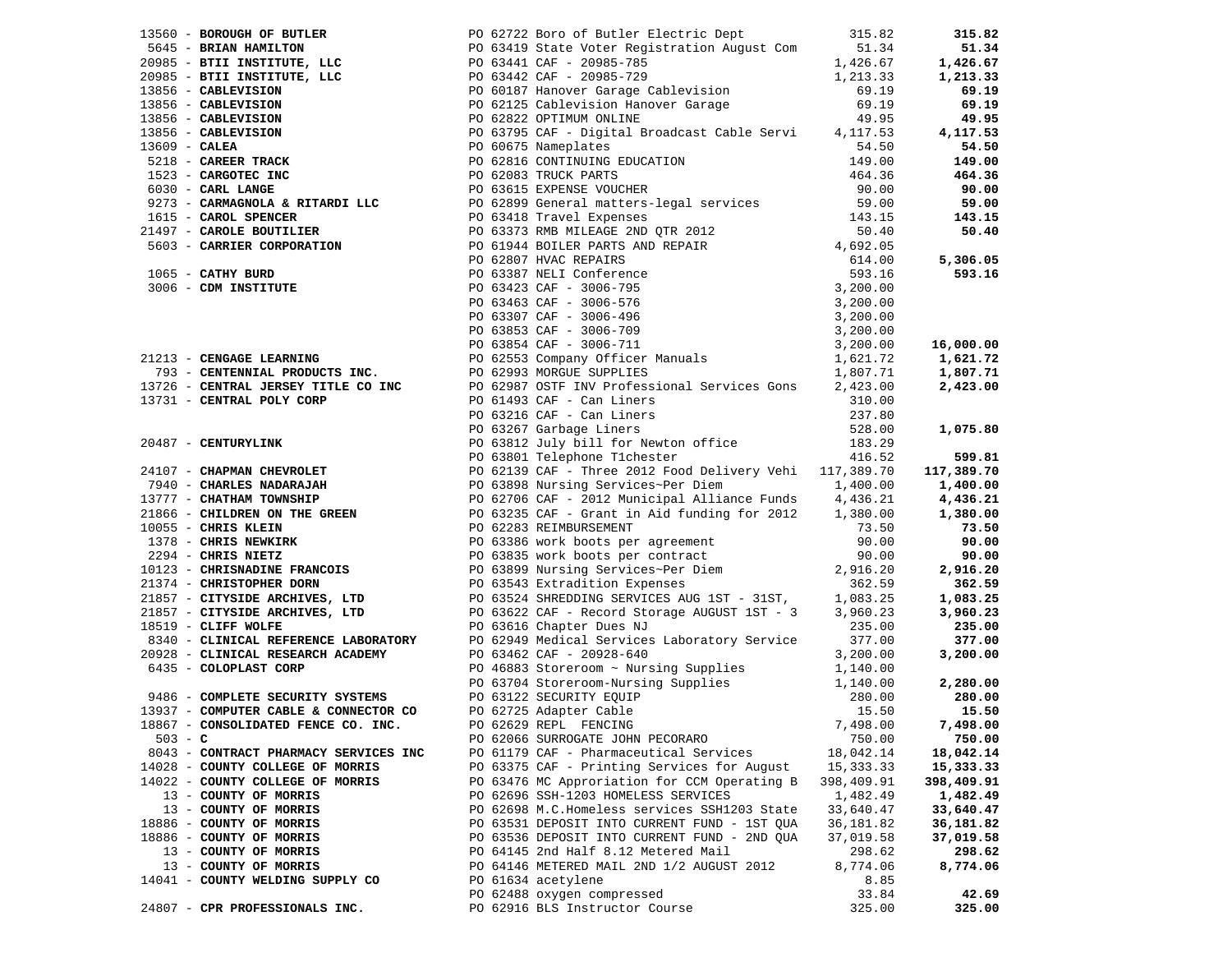| Vendor | PO / Description | Amount | Total |
|---|---|---|---|
| 13560 - **BOROUGH OF BUTLER** | PO 62722 Boro of Butler Electric Dept | 315.82 | **315.82** |
| 5645 - **BRIAN HAMILTON** | PO 63419 State Voter Registration August Com | 51.34 | **51.34** |
| 20985 - **BTII INSTITUTE, LLC** | PO 63441 CAF - 20985-785 | 1,426.67 | **1,426.67** |
| 20985 - **BTII INSTITUTE, LLC** | PO 63442 CAF - 20985-729 | 1,213.33 | **1,213.33** |
| 13856 - **CABLEVISION** | PO 60187 Hanover Garage Cablevision | 69.19 | **69.19** |
| 13856 - **CABLEVISION** | PO 62125 Cablevision Hanover Garage | 69.19 | **69.19** |
| 13856 - **CABLEVISION** | PO 62822 OPTIMUM ONLINE | 49.95 | **49.95** |
| 13856 - **CABLEVISION** | PO 63795 CAF - Digital Broadcast Cable Servi | 4,117.53 | **4,117.53** |
| 13609 - **CALEA** | PO 60675 Nameplates | 54.50 | **54.50** |
| 5218 - **CAREER TRACK** | PO 62816 CONTINUING EDUCATION | 149.00 | **149.00** |
| 1523 - **CARGOTEC INC** | PO 62083 TRUCK PARTS | 464.36 | **464.36** |
| 6030 - **CARL LANGE** | PO 63615 EXPENSE VOUCHER | 90.00 | **90.00** |
| 9273 - **CARMAGNOLA & RITARDI LLC** | PO 62899 General matters-legal services | 59.00 | **59.00** |
| 1615 - **CAROL SPENCER** | PO 63418 Travel Expenses | 143.15 | **143.15** |
| 21497 - **CAROLE BOUTILIER** | PO 63373 RMB MILEAGE 2ND QTR 2012 | 50.40 | **50.40** |
| 5603 - **CARRIER CORPORATION** | PO 61944 BOILER PARTS AND REPAIR | 4,692.05 | |
| | PO 62807 HVAC REPAIRS | 614.00 | **5,306.05** |
| 1065 - **CATHY BURD** | PO 63387 NELI Conference | 593.16 | **593.16** |
| 3006 - **CDM INSTITUTE** | PO 63423 CAF - 3006-795 | 3,200.00 | |
| | PO 63463 CAF - 3006-576 | 3,200.00 | |
| | PO 63307 CAF - 3006-496 | 3,200.00 | |
| | PO 63853 CAF - 3006-709 | 3,200.00 | |
| | PO 63854 CAF - 3006-711 | 3,200.00 | **16,000.00** |
| 21213 - **CENGAGE LEARNING** | PO 62553 Company Officer Manuals | 1,621.72 | **1,621.72** |
| 793 - **CENTENNIAL PRODUCTS INC.** | PO 62993 MORGUE SUPPLIES | 1,807.71 | **1,807.71** |
| 13726 - **CENTRAL JERSEY TITLE CO INC** | PO 62987 OSTF INV Professional Services Gons | 2,423.00 | **2,423.00** |
| 13731 - **CENTRAL POLY CORP** | PO 61493 CAF - Can Liners | 310.00 | |
| | PO 63216 CAF - Can Liners | 237.80 | |
| | PO 63267 Garbage Liners | 528.00 | **1,075.80** |
| 20487 - **CENTURYLINK** | PO 63812 July bill for Newton office | 183.29 | |
| | PO 63801 Telephone T1chester | 416.52 | **599.81** |
| 24107 - **CHAPMAN CHEVROLET** | PO 62139 CAF - Three 2012 Food Delivery Vehi | 117,389.70 | **117,389.70** |
| 7940 - **CHARLES NADARAJAH** | PO 63898 Nursing Services~Per Diem | 1,400.00 | **1,400.00** |
| 13777 - **CHATHAM TOWNSHIP** | PO 62706 CAF - 2012 Municipal Alliance Funds | 4,436.21 | **4,436.21** |
| 21866 - **CHILDREN ON THE GREEN** | PO 63235 CAF - Grant in Aid funding for 2012 | 1,380.00 | **1,380.00** |
| 10055 - **CHRIS KLEIN** | PO 62283 REIMBURSEMENT | 73.50 | **73.50** |
| 1378 - **CHRIS NEWKIRK** | PO 63386 work boots per agreement | 90.00 | **90.00** |
| 2294 - **CHRIS NIETZ** | PO 63835 work boots per contract | 90.00 | **90.00** |
| 10123 - **CHRISNADINE FRANCOIS** | PO 63899 Nursing Services~Per Diem | 2,916.20 | **2,916.20** |
| 21374 - **CHRISTOPHER DORN** | PO 63543 Extradition Expenses | 362.59 | **362.59** |
| 21857 - **CITYSIDE ARCHIVES, LTD** | PO 63524 SHREDDING SERVICES AUG 1ST - 31ST, | 1,083.25 | **1,083.25** |
| 21857 - **CITYSIDE ARCHIVES, LTD** | PO 63622 CAF - Record Storage AUGUST 1ST - 3 | 3,960.23 | **3,960.23** |
| 18519 - **CLIFF WOLFE** | PO 63616 Chapter Dues NJ | 235.00 | **235.00** |
| 8340 - **CLINICAL REFERENCE LABORATORY** | PO 62949 Medical Services Laboratory Service | 377.00 | **377.00** |
| 20928 - **CLINICAL RESEARCH ACADEMY** | PO 63462 CAF - 20928-640 | 3,200.00 | **3,200.00** |
| 6435 - **COLOPLAST CORP** | PO 46883 Storeroom ~ Nursing Supplies | 1,140.00 | |
| | PO 63704 Storeroom-Nursing Supplies | 1,140.00 | **2,280.00** |
| 9486 - **COMPLETE SECURITY SYSTEMS** | PO 63122 SECURITY EQUIP | 280.00 | **280.00** |
| 13937 - **COMPUTER CABLE & CONNECTOR CO** | PO 62725 Adapter Cable | 15.50 | **15.50** |
| 18867 - **CONSOLIDATED FENCE CO. INC.** | PO 62629 REPL FENCING | 7,498.00 | **7,498.00** |
| 503 - **C** | PO 62066 SURROGATE JOHN PECORARO | 750.00 | **750.00** |
| 8043 - **CONTRACT PHARMACY SERVICES INC** | PO 61179 CAF - Pharmaceutical Services | 18,042.14 | **18,042.14** |
| 14028 - **COUNTY COLLEGE OF MORRIS** | PO 63375 CAF - Printing Services for August | 15,333.33 | **15,333.33** |
| 14022 - **COUNTY COLLEGE OF MORRIS** | PO 63476 MC Apporiation for CCM Operating B | 398,409.91 | **398,409.91** |
| 13 - **COUNTY OF MORRIS** | PO 62696 SSH-1203 HOMELESS SERVICES | 1,482.49 | **1,482.49** |
| 13 - **COUNTY OF MORRIS** | PO 62698 M.C.Homeless services SSH1203 State | 33,640.47 | **33,640.47** |
| 18886 - **COUNTY OF MORRIS** | PO 63531 DEPOSIT INTO CURRENT FUND - 1ST QUA | 36,181.82 | **36,181.82** |
| 18886 - **COUNTY OF MORRIS** | PO 63536 DEPOSIT INTO CURRENT FUND - 2ND QUA | 37,019.58 | **37,019.58** |
| 13 - **COUNTY OF MORRIS** | PO 64145 2nd Half 8.12 Metered Mail | 298.62 | **298.62** |
| 13 - **COUNTY OF MORRIS** | PO 64146 METERED MAIL 2ND 1/2 AUGUST 2012 | 8,774.06 | **8,774.06** |
| 14041 - **COUNTY WELDING SUPPLY CO** | PO 61634 acetylene | 8.85 | |
| | PO 62488 oxygen compressed | 33.84 | **42.69** |
| 24807 - **CPR PROFESSIONALS INC.** | PO 62916 BLS Instructor Course | 325.00 | **325.00** |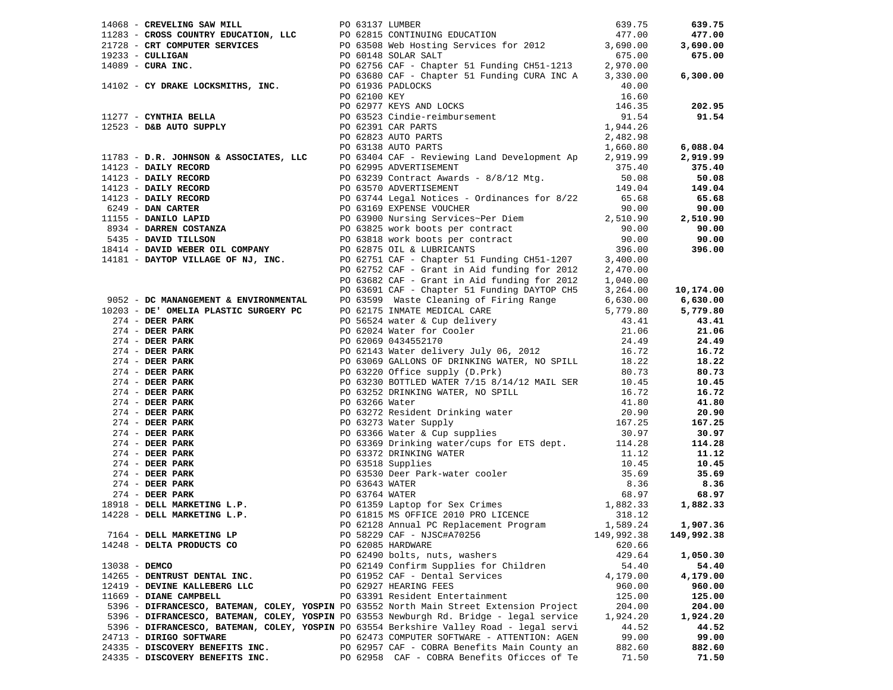| Vendor | PO / Description | Amount | Total |
|---|---|---|---|
| 14068 - **CREVELING SAW MILL** | PO 63137 LUMBER | 639.75 | **639.75** |
| 11283 - **CROSS COUNTRY EDUCATION, LLC** | PO 62815 CONTINUING EDUCATION | 477.00 | **477.00** |
| 21728 - **CRT COMPUTER SERVICES** | PO 63508 Web Hosting Services for 2012 | 3,690.00 | **3,690.00** |
| 19233 - **CULLIGAN** | PO 60148 SOLAR SALT | 675.00 | **675.00** |
| 14089 - **CURA INC.** | PO 62756 CAF - Chapter 51 Funding CH51-1213 | 2,970.00 | |
| | PO 63680 CAF - Chapter 51 Funding CURA INC A | 3,330.00 | **6,300.00** |
| 14102 - **CY DRAKE LOCKSMITHS, INC.** | PO 61936 PADLOCKS | 40.00 | |
| | PO 62100 KEY | 16.60 | |
| | PO 62977 KEYS AND LOCKS | 146.35 | **202.95** |
| 11277 - **CYNTHIA BELLA** | PO 63523 Cindie-reimbursement | 91.54 | **91.54** |
| 12523 - **D&B AUTO SUPPLY** | PO 62391 CAR PARTS | 1,944.26 | |
| | PO 62823 AUTO PARTS | 2,482.98 | |
| | PO 63138 AUTO PARTS | 1,660.80 | **6,088.04** |
| 11783 - **D.R. JOHNSON & ASSOCIATES, LLC** | PO 63404 CAF - Reviewing Land Development Ap | 2,919.99 | **2,919.99** |
| 14123 - **DAILY RECORD** | PO 62995 ADVERTISEMENT | 375.40 | **375.40** |
| 14123 - **DAILY RECORD** | PO 63239 Contract Awards - 8/8/12 Mtg. | 50.08 | **50.08** |
| 14123 - **DAILY RECORD** | PO 63570 ADVERTISEMENT | 149.04 | **149.04** |
| 14123 - **DAILY RECORD** | PO 63744 Legal Notices - Ordinances for 8/22 | 65.68 | **65.68** |
| 6249 - **DAN CARTER** | PO 63169 EXPENSE VOUCHER | 90.00 | **90.00** |
| 11155 - **DANILO LAPID** | PO 63900 Nursing Services~Per Diem | 2,510.90 | **2,510.90** |
| 8934 - **DARREN COSTANZA** | PO 63825 work boots per contract | 90.00 | **90.00** |
| 5435 - **DAVID TILLSON** | PO 63818 work boots per contract | 90.00 | **90.00** |
| 18414 - **DAVID WEBER OIL COMPANY** | PO 62875 OIL & LUBRICANTS | 396.00 | **396.00** |
| 14181 - **DAYTOP VILLAGE OF NJ, INC.** | PO 62751 CAF - Chapter 51 Funding CH51-1207 | 3,400.00 | |
| | PO 62752 CAF - Grant in Aid funding for 2012 | 2,470.00 | |
| | PO 63682 CAF - Grant in Aid funding for 2012 | 1,040.00 | |
| | PO 63691 CAF - Chapter 51 Funding DAYTOP CH5 | 3,264.00 | **10,174.00** |
| 9052 - **DC MANANGEMENT & ENVIRONMENTAL** | PO 63599 Waste Cleaning of Firing Range | 6,630.00 | **6,630.00** |
| 10203 - **DE' OMELIA PLASTIC SURGERY PC** | PO 62175 INMATE MEDICAL CARE | 5,779.80 | **5,779.80** |
| 274 - **DEER PARK** | PO 56524 water & Cup delivery | 43.41 | **43.41** |
| 274 - **DEER PARK** | PO 62024 Water for Cooler | 21.06 | **21.06** |
| 274 - **DEER PARK** | PO 62069 0434552170 | 24.49 | **24.49** |
| 274 - **DEER PARK** | PO 62143 Water delivery July 06, 2012 | 16.72 | **16.72** |
| 274 - **DEER PARK** | PO 63069 GALLONS OF DRINKING WATER, NO SPILL | 18.22 | **18.22** |
| 274 - **DEER PARK** | PO 63220 Office supply (D.Prk) | 80.73 | **80.73** |
| 274 - **DEER PARK** | PO 63230 BOTTLED WATER 7/15 8/14/12 MAIL SER | 10.45 | **10.45** |
| 274 - **DEER PARK** | PO 63252 DRINKING WATER, NO SPILL | 16.72 | **16.72** |
| 274 - **DEER PARK** | PO 63266 Water | 41.80 | **41.80** |
| 274 - **DEER PARK** | PO 63272 Resident Drinking water | 20.90 | **20.90** |
| 274 - **DEER PARK** | PO 63273 Water Supply | 167.25 | **167.25** |
| 274 - **DEER PARK** | PO 63366 Water & Cup supplies | 30.97 | **30.97** |
| 274 - **DEER PARK** | PO 63369 Drinking water/cups for ETS dept. | 114.28 | **114.28** |
| 274 - **DEER PARK** | PO 63372 DRINKING WATER | 11.12 | **11.12** |
| 274 - **DEER PARK** | PO 63518 Supplies | 10.45 | **10.45** |
| 274 - **DEER PARK** | PO 63530 Deer Park-water cooler | 35.69 | **35.69** |
| 274 - **DEER PARK** | PO 63643 WATER | 8.36 | **8.36** |
| 274 - **DEER PARK** | PO 63764 WATER | 68.97 | **68.97** |
| 18918 - **DELL MARKETING L.P.** | PO 61359 Laptop for Sex Crimes | 1,882.33 | **1,882.33** |
| 14228 - **DELL MARKETING L.P.** | PO 61815 MS OFFICE 2010 PRO LICENCE | 318.12 | |
| | PO 62128 Annual PC Replacement Program | 1,589.24 | **1,907.36** |
| 7164 - **DELL MARKETING LP** | PO 58229 CAF - NJSC#A70256 | 149,992.38 | **149,992.38** |
| 14248 - **DELTA PRODUCTS CO** | PO 62085 HARDWARE | 620.66 | |
| | PO 62490 bolts, nuts, washers | 429.64 | **1,050.30** |
| 13038 - **DEMCO** | PO 62149 Confirm Supplies for Children | 54.40 | **54.40** |
| 14265 - **DENTRUST DENTAL INC.** | PO 61952 CAF - Dental Services | 4,179.00 | **4,179.00** |
| 12419 - **DEVINE KALLEBERG LLC** | PO 62927 HEARING FEES | 960.00 | **960.00** |
| 11669 - **DIANE CAMPBELL** | PO 63391 Resident Entertainment | 125.00 | **125.00** |
| 5396 - **DIFRANCESCO, BATEMAN, COLEY, YOSPIN** | PO 63552 North Main Street Extension Project | 204.00 | **204.00** |
| 5396 - **DIFRANCESCO, BATEMAN, COLEY, YOSPIN** | PO 63553 Newburgh Rd. Bridge - legal service | 1,924.20 | **1,924.20** |
| 5396 - **DIFRANCESCO, BATEMAN, COLEY, YOSPIN** | PO 63554 Berkshire Valley Road - legal servi | 44.52 | **44.52** |
| 24713 - **DIRIGO SOFTWARE** | PO 62473 COMPUTER SOFTWARE - ATTENTION: AGEN | 99.00 | **99.00** |
| 24335 - **DISCOVERY BENEFITS INC.** | PO 62957 CAF - COBRA Benefits Main County an | 882.60 | **882.60** |
| 24335 - **DISCOVERY BENEFITS INC.** | PO 62958 CAF - COBRA Benefits Oficces of Te | 71.50 | **71.50** |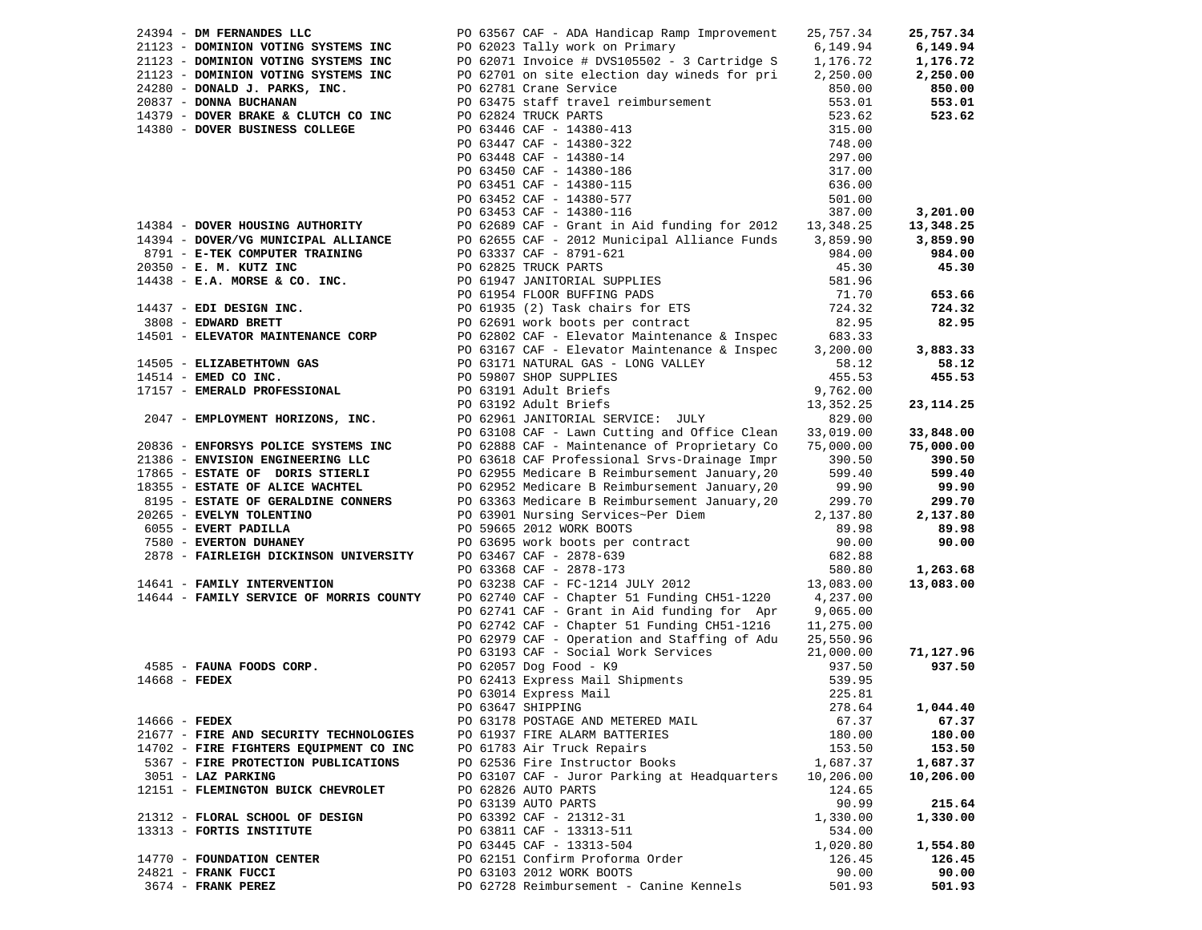| Vendor | Description | Amount | Total |
|---|---|---|---|
| 24394 - **DM FERNANDES LLC** | PO 63567 CAF - ADA Handicap Ramp Improvement | 25,757.34 | **25,757.34** |
| 21123 - **DOMINION VOTING SYSTEMS INC** | PO 62023 Tally work on Primary | 6,149.94 | **6,149.94** |
| 21123 - **DOMINION VOTING SYSTEMS INC** | PO 62071 Invoice # DVS105502 - 3 Cartridge S | 1,176.72 | **1,176.72** |
| 21123 - **DOMINION VOTING SYSTEMS INC** | PO 62701 on site election day wineds for pri | 2,250.00 | **2,250.00** |
| 24280 - **DONALD J. PARKS, INC.** | PO 62781 Crane Service | 850.00 | **850.00** |
| 20837 - **DONNA BUCHANAN** | PO 63475 staff travel reimbursement | 553.01 | **553.01** |
| 14379 - **DOVER BRAKE & CLUTCH CO INC** | PO 62824 TRUCK PARTS | 523.62 | **523.62** |
| 14380 - **DOVER BUSINESS COLLEGE** | PO 63446 CAF - 14380-413 | 315.00 | |
| | PO 63447 CAF - 14380-322 | 748.00 | |
| | PO 63448 CAF - 14380-14 | 297.00 | |
| | PO 63450 CAF - 14380-186 | 317.00 | |
| | PO 63451 CAF - 14380-115 | 636.00 | |
| | PO 63452 CAF - 14380-577 | 501.00 | |
| | PO 63453 CAF - 14380-116 | 387.00 | **3,201.00** |
| 14384 - **DOVER HOUSING AUTHORITY** | PO 62689 CAF - Grant in Aid funding for 2012 | 13,348.25 | **13,348.25** |
| 14394 - **DOVER/VG MUNICIPAL ALLIANCE** | PO 62655 CAF - 2012 Municipal Alliance Funds | 3,859.90 | **3,859.90** |
| 8791 - **E-TEK COMPUTER TRAINING** | PO 63337 CAF - 8791-621 | 984.00 | **984.00** |
| 20350 - **E. M. KUTZ INC** | PO 62825 TRUCK PARTS | 45.30 | **45.30** |
| 14438 - **E.A. MORSE & CO. INC.** | PO 61947 JANITORIAL SUPPLIES | 581.96 | |
| | PO 61954 FLOOR BUFFING PADS | 71.70 | **653.66** |
| 14437 - **EDI DESIGN INC.** | PO 61935 (2) Task chairs for ETS | 724.32 | **724.32** |
| 3808 - **EDWARD BRETT** | PO 62691 work boots per contract | 82.95 | **82.95** |
| 14501 - **ELEVATOR MAINTENANCE CORP** | PO 62802 CAF - Elevator Maintenance & Inspec | 683.33 | |
| | PO 63167 CAF - Elevator Maintenance & Inspec | 3,200.00 | **3,883.33** |
| 14505 - **ELIZABETHTOWN GAS** | PO 63171 NATURAL GAS - LONG VALLEY | 58.12 | **58.12** |
| 14514 - **EMED CO INC.** | PO 59807 SHOP SUPPLIES | 455.53 | **455.53** |
| 17157 - **EMERALD PROFESSIONAL** | PO 63191 Adult Briefs | 9,762.00 | |
| | PO 63192 Adult Briefs | 13,352.25 | **23,114.25** |
| 2047 - **EMPLOYMENT HORIZONS, INC.** | PO 62961 JANITORIAL SERVICE: JULY | 829.00 | |
| | PO 63108 CAF - Lawn Cutting and Office Clean | 33,019.00 | **33,848.00** |
| 20836 - **ENFORSYS POLICE SYSTEMS INC** | PO 62888 CAF - Maintenance of Proprietary Co | 75,000.00 | **75,000.00** |
| 21386 - **ENVISION ENGINEERING LLC** | PO 63618 CAF Professional Srvs-Drainage Impr | 390.50 | **390.50** |
| 17865 - **ESTATE OF DORIS STIERLI** | PO 62955 Medicare B Reimbursement January,20 | 599.40 | **599.40** |
| 18355 - **ESTATE OF ALICE WACHTEL** | PO 62952 Medicare B Reimbursement January,20 | 99.90 | **99.90** |
| 8195 - **ESTATE OF GERALDINE CONNERS** | PO 63363 Medicare B Reimbursement January,20 | 299.70 | **299.70** |
| 20265 - **EVELYN TOLENTINO** | PO 63901 Nursing Services~Per Diem | 2,137.80 | **2,137.80** |
| 6055 - **EVERT PADILLA** | PO 59665 2012 WORK BOOTS | 89.98 | **89.98** |
| 7580 - **EVERTON DUHANEY** | PO 63695 work boots per contract | 90.00 | **90.00** |
| 2878 - **FAIRLEIGH DICKINSON UNIVERSITY** | PO 63467 CAF - 2878-639 | 682.88 | |
| | PO 63368 CAF - 2878-173 | 580.80 | **1,263.68** |
| 14641 - **FAMILY INTERVENTION** | PO 63238 CAF - FC-1214 JULY 2012 | 13,083.00 | **13,083.00** |
| 14644 - **FAMILY SERVICE OF MORRIS COUNTY** | PO 62740 CAF - Chapter 51 Funding CH51-1220 | 4,237.00 | |
| | PO 62741 CAF - Grant in Aid funding for Apr | 9,065.00 | |
| | PO 62742 CAF - Chapter 51 Funding CH51-1216 | 11,275.00 | |
| | PO 62979 CAF - Operation and Staffing of Adu | 25,550.96 | |
| | PO 63193 CAF - Social Work Services | 21,000.00 | **71,127.96** |
| 4585 - **FAUNA FOODS CORP.** | PO 62057 Dog Food - K9 | 937.50 | **937.50** |
| 14668 - **FEDEX** | PO 62413 Express Mail Shipments | 539.95 | |
| | PO 63014 Express Mail | 225.81 | |
| | PO 63647 SHIPPING | 278.64 | **1,044.40** |
| 14666 - **FEDEX** | PO 63178 POSTAGE AND METERED MAIL | 67.37 | **67.37** |
| 21677 - **FIRE AND SECURITY TECHNOLOGIES** | PO 61937 FIRE ALARM BATTERIES | 180.00 | **180.00** |
| 14702 - **FIRE FIGHTERS EQUIPMENT CO INC** | PO 61783 Air Truck Repairs | 153.50 | **153.50** |
| 5367 - **FIRE PROTECTION PUBLICATIONS** | PO 62536 Fire Instructor Books | 1,687.37 | **1,687.37** |
| 3051 - **LAZ PARKING** | PO 63107 CAF - Juror Parking at Headquarters | 10,206.00 | **10,206.00** |
| 12151 - **FLEMINGTON BUICK CHEVROLET** | PO 62826 AUTO PARTS | 124.65 | |
| | PO 63139 AUTO PARTS | 90.99 | **215.64** |
| 21312 - **FLORAL SCHOOL OF DESIGN** | PO 63392 CAF - 21312-31 | 1,330.00 | **1,330.00** |
| 13313 - **FORTIS INSTITUTE** | PO 63811 CAF - 13313-511 | 534.00 | |
| | PO 63445 CAF - 13313-504 | 1,020.80 | **1,554.80** |
| 14770 - **FOUNDATION CENTER** | PO 62151 Confirm Proforma Order | 126.45 | **126.45** |
| 24821 - **FRANK FUCCI** | PO 63103 2012 WORK BOOTS | 90.00 | **90.00** |
| 3674 - **FRANK PEREZ** | PO 62728 Reimbursement - Canine Kennels | 501.93 | **501.93** |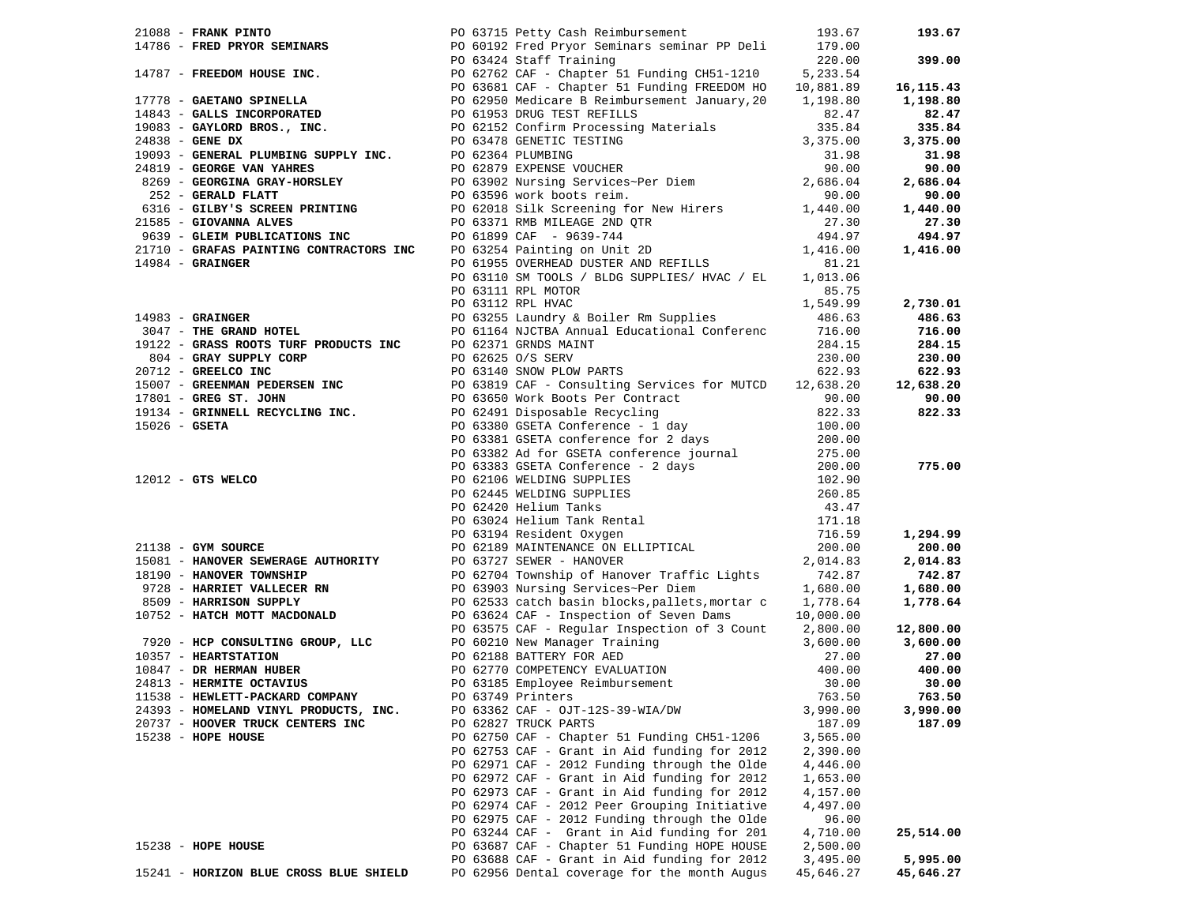| Vendor | Description | Amount | Total |
|---|---|---|---|
| 21088 - **FRANK PINTO** | PO 63715 Petty Cash Reimbursement | 193.67 | **193.67** |
| 14786 - **FRED PRYOR SEMINARS** | PO 60192 Fred Pryor Seminars seminar PP Deli | 179.00 | |
| | PO 63424 Staff Training | 220.00 | **399.00** |
| 14787 - **FREEDOM HOUSE INC.** | PO 62762 CAF - Chapter 51 Funding CH51-1210 | 5,233.54 | |
| | PO 63681 CAF - Chapter 51 Funding FREEDOM HO | 10,881.89 | **16,115.43** |
| 17778 - **GAETANO SPINELLA** | PO 62950 Medicare B Reimbursement January,20 | 1,198.80 | **1,198.80** |
| 14843 - **GALLS INCORPORATED** | PO 61953 DRUG TEST REFILLS | 82.47 | **82.47** |
| 19083 - **GAYLORD BROS., INC.** | PO 62152 Confirm Processing Materials | 335.84 | **335.84** |
| 24838 - **GENE DX** | PO 63478 GENETIC TESTING | 3,375.00 | **3,375.00** |
| 19093 - **GENERAL PLUMBING SUPPLY INC.** | PO 62364 PLUMBING | 31.98 | **31.98** |
| 24819 - **GEORGE VAN YAHRES** | PO 62879 EXPENSE VOUCHER | 90.00 | **90.00** |
| 8269 - **GEORGINA GRAY-HORSLEY** | PO 63902 Nursing Services~Per Diem | 2,686.04 | **2,686.04** |
| 252 - **GERALD FLATT** | PO 63596 work boots reim. | 90.00 | **90.00** |
| 6316 - **GILBY'S SCREEN PRINTING** | PO 62018 Silk Screening for New Hirers | 1,440.00 | **1,440.00** |
| 21585 - **GIOVANNA ALVES** | PO 63371 RMB MILEAGE 2ND QTR | 27.30 | **27.30** |
| 9639 - **GLEIM PUBLICATIONS INC** | PO 61899 CAF - 9639-744 | 494.97 | **494.97** |
| 21710 - **GRAFAS PAINTING CONTRACTORS INC** | PO 63254 Painting on Unit 2D | 1,416.00 | **1,416.00** |
| 14984 - **GRAINGER** | PO 61955 OVERHEAD DUSTER AND REFILLS | 81.21 | |
| | PO 63110 SM TOOLS / BLDG SUPPLIES/ HVAC / EL | 1,013.06 | |
| | PO 63111 RPL MOTOR | 85.75 | |
| | PO 63112 RPL HVAC | 1,549.99 | **2,730.01** |
| 14983 - **GRAINGER** | PO 63255 Laundry & Boiler Rm Supplies | 486.63 | **486.63** |
| 3047 - **THE GRAND HOTEL** | PO 61164 NJCTBA Annual Educational Conferenc | 716.00 | **716.00** |
| 19122 - **GRASS ROOTS TURF PRODUCTS INC** | PO 62371 GRNDS MAINT | 284.15 | **284.15** |
| 804 - **GRAY SUPPLY CORP** | PO 62625 O/S SERV | 230.00 | **230.00** |
| 20712 - **GREELCO INC** | PO 63140 SNOW PLOW PARTS | 622.93 | **622.93** |
| 15007 - **GREENMAN PEDERSEN INC** | PO 63819 CAF - Consulting Services for MUTCD | 12,638.20 | **12,638.20** |
| 17801 - **GREG ST. JOHN** | PO 63650 Work Boots Per Contract | 90.00 | **90.00** |
| 19134 - **GRINNELL RECYCLING INC.** | PO 62491 Disposable Recycling | 822.33 | **822.33** |
| 15026 - **GSETA** | PO 63380 GSETA Conference - 1 day | 100.00 | |
| | PO 63381 GSETA conference for 2 days | 200.00 | |
| | PO 63382 Ad for GSETA conference journal | 275.00 | |
| | PO 63383 GSETA Conference - 2 days | 200.00 | **775.00** |
| 12012 - **GTS WELCO** | PO 62106 WELDING SUPPLIES | 102.90 | |
| | PO 62445 WELDING SUPPLIES | 260.85 | |
| | PO 62420 Helium Tanks | 43.47 | |
| | PO 63024 Helium Tank Rental | 171.18 | |
| | PO 63194 Resident Oxygen | 716.59 | **1,294.99** |
| 21138 - **GYM SOURCE** | PO 62189 MAINTENANCE ON ELLIPTICAL | 200.00 | **200.00** |
| 15081 - **HANOVER SEWERAGE AUTHORITY** | PO 63727 SEWER - HANOVER | 2,014.83 | **2,014.83** |
| 18190 - **HANOVER TOWNSHIP** | PO 62704 Township of Hanover Traffic Lights | 742.87 | **742.87** |
| 9728 - **HARRIET VALLECER RN** | PO 63903 Nursing Services~Per Diem | 1,680.00 | **1,680.00** |
| 8509 - **HARRISON SUPPLY** | PO 62533 catch basin blocks,pallets,mortar c | 1,778.64 | **1,778.64** |
| 10752 - **HATCH MOTT MACDONALD** | PO 63624 CAF - Inspection of Seven Dams | 10,000.00 | |
| | PO 63575 CAF - Regular Inspection of 3 Count | 2,800.00 | **12,800.00** |
| 7920 - **HCP CONSULTING GROUP, LLC** | PO 60210 New Manager Training | 3,600.00 | **3,600.00** |
| 10357 - **HEARTSTATION** | PO 62188 BATTERY FOR AED | 27.00 | **27.00** |
| 10847 - **DR HERMAN HUBER** | PO 62770 COMPETENCY EVALUATION | 400.00 | **400.00** |
| 24813 - **HERMITE OCTAVIUS** | PO 63185 Employee Reimbursement | 30.00 | **30.00** |
| 11538 - **HEWLETT-PACKARD COMPANY** | PO 63749 Printers | 763.50 | **763.50** |
| 24393 - **HOMELAND VINYL PRODUCTS, INC.** | PO 63362 CAF - OJT-12S-39-WIA/DW | 3,990.00 | **3,990.00** |
| 20737 - **HOOVER TRUCK CENTERS INC** | PO 62827 TRUCK PARTS | 187.09 | **187.09** |
| 15238 - **HOPE HOUSE** | PO 62750 CAF - Chapter 51 Funding CH51-1206 | 3,565.00 | |
| | PO 62753 CAF - Grant in Aid funding for 2012 | 2,390.00 | |
| | PO 62971 CAF - 2012 Funding through the Olde | 4,446.00 | |
| | PO 62972 CAF - Grant in Aid funding for 2012 | 1,653.00 | |
| | PO 62973 CAF - Grant in Aid funding for 2012 | 4,157.00 | |
| | PO 62974 CAF - 2012 Peer Grouping Initiative | 4,497.00 | |
| | PO 62975 CAF - 2012 Funding through the Olde | 96.00 | |
| | PO 63244 CAF - Grant in Aid funding for 201 | 4,710.00 | **25,514.00** |
| 15238 - **HOPE HOUSE** | PO 63687 CAF - Chapter 51 Funding HOPE HOUSE | 2,500.00 | |
| | PO 63688 CAF - Grant in Aid funding for 2012 | 3,495.00 | **5,995.00** |
| 15241 - **HORIZON BLUE CROSS BLUE SHIELD** | PO 62956 Dental coverage for the month Augus | 45,646.27 | **45,646.27** |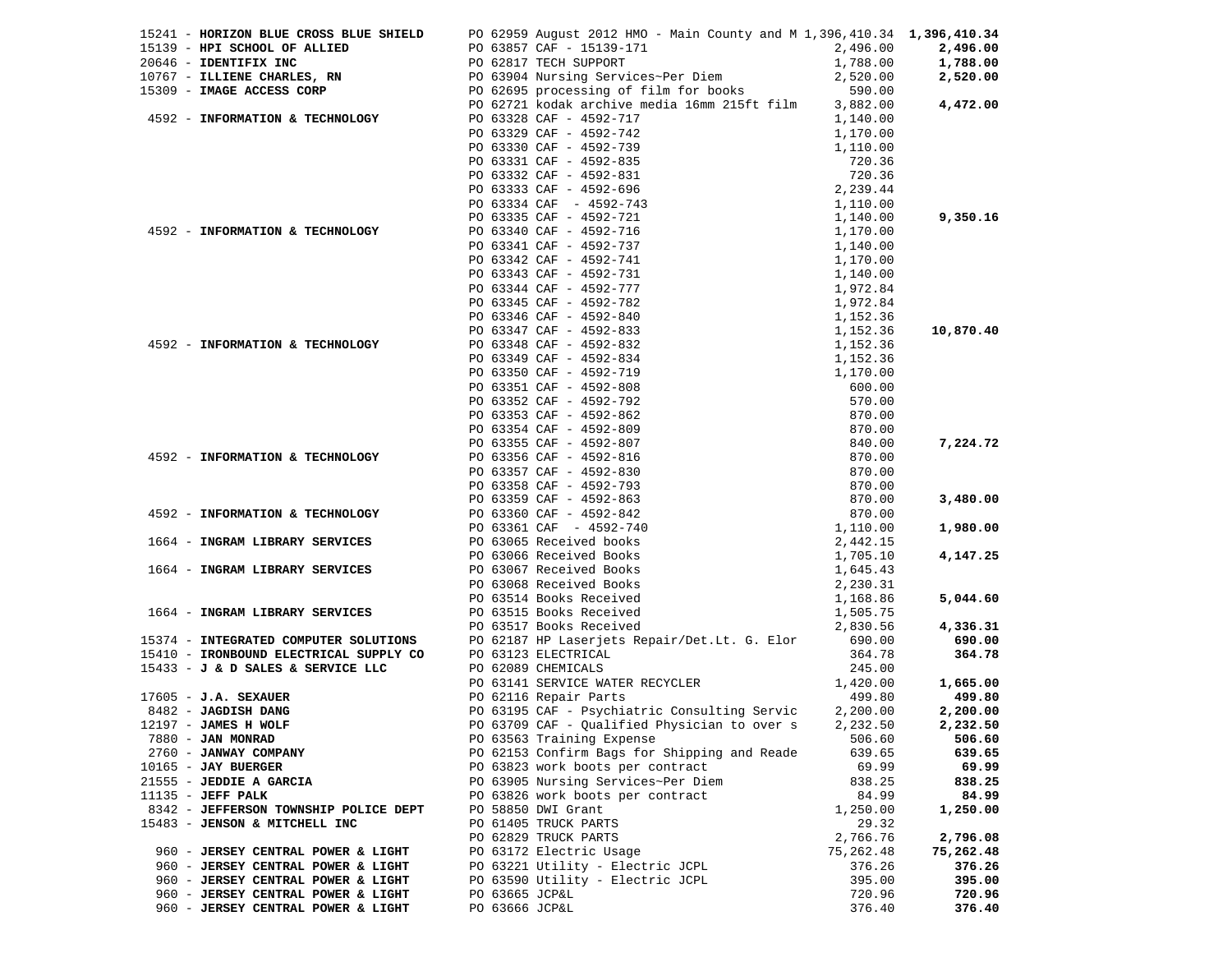| Vendor | PO / Description | Amount | Total |
|---|---|---|---|
| 15241 - **HORIZON BLUE CROSS BLUE SHIELD** | PO 62959 August 2012 HMO - Main County and M | 1,396,410.34 | **1,396,410.34** |
| 15139 - **HPI SCHOOL OF ALLIED** | PO 63857 CAF - 15139-171 | 2,496.00 | **2,496.00** |
| 20646 - **IDENTIFIX INC** | PO 62817 TECH SUPPORT | 1,788.00 | **1,788.00** |
| 10767 - **ILLIENE CHARLES, RN** | PO 63904 Nursing Services~Per Diem | 2,520.00 | **2,520.00** |
| 15309 - **IMAGE ACCESS CORP** | PO 62695 processing of film for books | 590.00 | |
| | PO 62721 kodak archive media 16mm 215ft film | 3,882.00 | **4,472.00** |
| 4592 - **INFORMATION & TECHNOLOGY** | PO 63328 CAF - 4592-717 | 1,140.00 | |
| | PO 63329 CAF - 4592-742 | 1,170.00 | |
| | PO 63330 CAF - 4592-739 | 1,110.00 | |
| | PO 63331 CAF - 4592-835 | 720.36 | |
| | PO 63332 CAF - 4592-831 | 720.36 | |
| | PO 63333 CAF - 4592-696 | 2,239.44 | |
| | PO 63334 CAF - 4592-743 | 1,110.00 | |
| | PO 63335 CAF - 4592-721 | 1,140.00 | **9,350.16** |
| 4592 - **INFORMATION & TECHNOLOGY** | PO 63340 CAF - 4592-716 | 1,170.00 | |
| | PO 63341 CAF - 4592-737 | 1,140.00 | |
| | PO 63342 CAF - 4592-741 | 1,170.00 | |
| | PO 63343 CAF - 4592-731 | 1,140.00 | |
| | PO 63344 CAF - 4592-777 | 1,972.84 | |
| | PO 63345 CAF - 4592-782 | 1,972.84 | |
| | PO 63346 CAF - 4592-840 | 1,152.36 | |
| | PO 63347 CAF - 4592-833 | 1,152.36 | **10,870.40** |
| 4592 - **INFORMATION & TECHNOLOGY** | PO 63348 CAF - 4592-832 | 1,152.36 | |
| | PO 63349 CAF - 4592-834 | 1,152.36 | |
| | PO 63350 CAF - 4592-719 | 1,170.00 | |
| | PO 63351 CAF - 4592-808 | 600.00 | |
| | PO 63352 CAF - 4592-792 | 570.00 | |
| | PO 63353 CAF - 4592-862 | 870.00 | |
| | PO 63354 CAF - 4592-809 | 870.00 | |
| | PO 63355 CAF - 4592-807 | 840.00 | **7,224.72** |
| 4592 - **INFORMATION & TECHNOLOGY** | PO 63356 CAF - 4592-816 | 870.00 | |
| | PO 63357 CAF - 4592-830 | 870.00 | |
| | PO 63358 CAF - 4592-793 | 870.00 | |
| | PO 63359 CAF - 4592-863 | 870.00 | **3,480.00** |
| 4592 - **INFORMATION & TECHNOLOGY** | PO 63360 CAF - 4592-842 | 870.00 | |
| | PO 63361 CAF - 4592-740 | 1,110.00 | **1,980.00** |
| 1664 - **INGRAM LIBRARY SERVICES** | PO 63065 Received books | 2,442.15 | |
| | PO 63066 Received Books | 1,705.10 | **4,147.25** |
| 1664 - **INGRAM LIBRARY SERVICES** | PO 63067 Received Books | 1,645.43 | |
| | PO 63068 Received Books | 2,230.31 | |
| | PO 63514 Books Received | 1,168.86 | **5,044.60** |
| 1664 - **INGRAM LIBRARY SERVICES** | PO 63515 Books Received | 1,505.75 | |
| | PO 63517 Books Received | 2,830.56 | **4,336.31** |
| 15374 - **INTEGRATED COMPUTER SOLUTIONS** | PO 62187 HP Laserjets Repair/Det.Lt. G. Elor | 690.00 | **690.00** |
| 15410 - **IRONBOUND ELECTRICAL SUPPLY CO** | PO 63123 ELECTRICAL | 364.78 | **364.78** |
| 15433 - **J & D SALES & SERVICE LLC** | PO 62089 CHEMICALS | 245.00 | |
| | PO 63141 SERVICE WATER RECYCLER | 1,420.00 | **1,665.00** |
| 17605 - **J.A. SEXAUER** | PO 62116 Repair Parts | 499.80 | **499.80** |
| 8482 - **JAGDISH DANG** | PO 63195 CAF - Psychiatric Consulting Servic | 2,200.00 | **2,200.00** |
| 12197 - **JAMES H WOLF** | PO 63709 CAF - Qualified Physician to over s | 2,232.50 | **2,232.50** |
| 7880 - **JAN MONRAD** | PO 63563 Training Expense | 506.60 | **506.60** |
| 2760 - **JANWAY COMPANY** | PO 62153 Confirm Bags for Shipping and Reade | 639.65 | **639.65** |
| 10165 - **JAY BUERGER** | PO 63823 work boots per contract | 69.99 | **69.99** |
| 21555 - **JEDDIE A GARCIA** | PO 63905 Nursing Services~Per Diem | 838.25 | **838.25** |
| 11135 - **JEFF PALK** | PO 63826 work boots per contract | 84.99 | **84.99** |
| 8342 - **JEFFERSON TOWNSHIP POLICE DEPT** | PO 58850 DWI Grant | 1,250.00 | **1,250.00** |
| 15483 - **JENSON & MITCHELL INC** | PO 61405 TRUCK PARTS | 29.32 | |
| | PO 62829 TRUCK PARTS | 2,766.76 | **2,796.08** |
| 960 - **JERSEY CENTRAL POWER & LIGHT** | PO 63172 Electric Usage | 75,262.48 | **75,262.48** |
| 960 - **JERSEY CENTRAL POWER & LIGHT** | PO 63221 Utility - Electric JCPL | 376.26 | **376.26** |
| 960 - **JERSEY CENTRAL POWER & LIGHT** | PO 63590 Utility - Electric JCPL | 395.00 | **395.00** |
| 960 - **JERSEY CENTRAL POWER & LIGHT** | PO 63665 JCP&L | 720.96 | **720.96** |
| 960 - **JERSEY CENTRAL POWER & LIGHT** | PO 63666 JCP&L | 376.40 | **376.40** |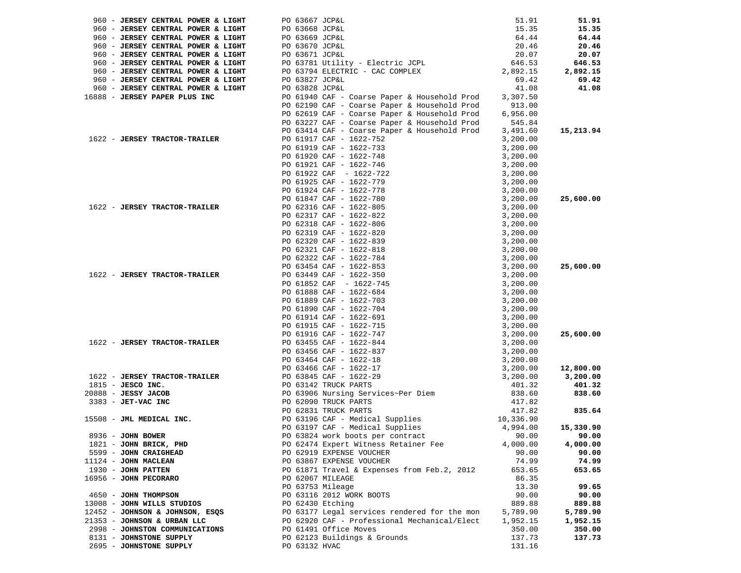| Vendor | PO / Description | Amount | Total |
|---|---|---|---|
| 960 - **JERSEY CENTRAL POWER & LIGHT** | PO 63667 JCP&L | 51.91 | **51.91** |
| 960 - **JERSEY CENTRAL POWER & LIGHT** | PO 63668 JCP&L | 15.35 | **15.35** |
| 960 - **JERSEY CENTRAL POWER & LIGHT** | PO 63669 JCP&L | 64.44 | **64.44** |
| 960 - **JERSEY CENTRAL POWER & LIGHT** | PO 63670 JCP&L | 20.46 | **20.46** |
| 960 - **JERSEY CENTRAL POWER & LIGHT** | PO 63671 JCP&L | 20.07 | **20.07** |
| 960 - **JERSEY CENTRAL POWER & LIGHT** | PO 63781 Utility - Electric JCPL | 646.53 | **646.53** |
| 960 - **JERSEY CENTRAL POWER & LIGHT** | PO 63794 ELECTRIC - CAC COMPLEX | 2,892.15 | **2,892.15** |
| 960 - **JERSEY CENTRAL POWER & LIGHT** | PO 63827 JCP&L | 69.42 | **69.42** |
| 960 - **JERSEY CENTRAL POWER & LIGHT** | PO 63828 JCP&L | 41.08 | **41.08** |
| 16888 - **JERSEY PAPER PLUS INC** | PO 61940 CAF - Coarse Paper & Household Prod | 3,307.50 | |
| | PO 62190 CAF - Coarse Paper & Household Prod | 913.00 | |
| | PO 62619 CAF - Coarse Paper & Household Prod | 6,956.00 | |
| | PO 63227 CAF - Coarse Paper & Household Prod | 545.84 | |
| | PO 63414 CAF - Coarse Paper & Household Prod | 3,491.60 | **15,213.94** |
| 1622 - **JERSEY TRACTOR-TRAILER** | PO 61917 CAF - 1622-752 | 3,200.00 | |
| | PO 61919 CAF - 1622-733 | 3,200.00 | |
| | PO 61920 CAF - 1622-748 | 3,200.00 | |
| | PO 61921 CAF - 1622-746 | 3,200.00 | |
| | PO 61922 CAF - 1622-722 | 3,200.00 | |
| | PO 61925 CAF - 1622-779 | 3,200.00 | |
| | PO 61924 CAF - 1622-778 | 3,200.00 | |
| | PO 61847 CAF - 1622-780 | 3,200.00 | **25,600.00** |
| 1622 - **JERSEY TRACTOR-TRAILER** | PO 62316 CAF - 1622-805 | 3,200.00 | |
| | PO 62317 CAF - 1622-822 | 3,200.00 | |
| | PO 62318 CAF - 1622-806 | 3,200.00 | |
| | PO 62319 CAF - 1622-820 | 3,200.00 | |
| | PO 62320 CAF - 1622-839 | 3,200.00 | |
| | PO 62321 CAF - 1622-818 | 3,200.00 | |
| | PO 62322 CAF - 1622-784 | 3,200.00 | |
| | PO 63454 CAF - 1622-853 | 3,200.00 | **25,600.00** |
| 1622 - **JERSEY TRACTOR-TRAILER** | PO 63449 CAF - 1622-350 | 3,200.00 | |
| | PO 61852 CAF - 1622-745 | 3,200.00 | |
| | PO 61888 CAF - 1622-684 | 3,200.00 | |
| | PO 61889 CAF - 1622-703 | 3,200.00 | |
| | PO 61890 CAF - 1622-704 | 3,200.00 | |
| | PO 61914 CAF - 1622-691 | 3,200.00 | |
| | PO 61915 CAF - 1622-715 | 3,200.00 | |
| | PO 61916 CAF - 1622-747 | 3,200.00 | **25,600.00** |
| 1622 - **JERSEY TRACTOR-TRAILER** | PO 63455 CAF - 1622-844 | 3,200.00 | |
| | PO 63456 CAF - 1622-837 | 3,200.00 | |
| | PO 63464 CAF - 1622-18 | 3,200.00 | |
| | PO 63466 CAF - 1622-17 | 3,200.00 | **12,800.00** |
| 1622 - **JERSEY TRACTOR-TRAILER** | PO 63845 CAF - 1622-29 | 3,200.00 | **3,200.00** |
| 1815 - **JESCO INC.** | PO 63142 TRUCK PARTS | 401.32 | **401.32** |
| 20888 - **JESSY JACOB** | PO 63906 Nursing Services~Per Diem | 838.60 | **838.60** |
| 3383 - **JET-VAC INC** | PO 62090 TRUCK PARTS | 417.82 | |
| | PO 62831 TRUCK PARTS | 417.82 | **835.64** |
| 15508 - **JML MEDICAL INC.** | PO 63196 CAF - Medical Supplies | 10,336.90 | |
| | PO 63197 CAF - Medical Supplies | 4,994.00 | **15,330.90** |
| 8936 - **JOHN BOWER** | PO 63824 work boots per contract | 90.00 | **90.00** |
| 1821 - **JOHN BRICK, PHD** | PO 62474 Expert Witness Retainer Fee | 4,000.00 | **4,000.00** |
| 5599 - **JOHN CRAIGHEAD** | PO 62919 EXPENSE VOUCHER | 90.00 | **90.00** |
| 11124 - **JOHN MACLEAN** | PO 63867 EXPENSE VOUCHER | 74.99 | **74.99** |
| 1930 - **JOHN PATTEN** | PO 61871 Travel & Expenses from Feb.2, 2012 | 653.65 | **653.65** |
| 16956 - **JOHN PECORARO** | PO 62067 MILEAGE | 86.35 | |
| | PO 63753 Mileage | 13.30 | **99.65** |
| 4650 - **JOHN THOMPSON** | PO 63116 2012 WORK BOOTS | 90.00 | **90.00** |
| 13008 - **JOHN WILLS STUDIOS** | PO 62430 Etching | 889.88 | **889.88** |
| 12452 - **JOHNSON & JOHNSON, ESQS** | PO 63177 Legal services rendered for the mon | 5,789.90 | **5,789.90** |
| 21353 - **JOHNSON & URBAN LLC** | PO 62920 CAF - Professional Mechanical/Elect | 1,952.15 | **1,952.15** |
| 2998 - **JOHNSTON COMMUNICATIONS** | PO 61491 Office Moves | 350.00 | **350.00** |
| 8131 - **JOHNSTONE SUPPLY** | PO 62123 Buildings & Grounds | 137.73 | **137.73** |
| 2695 - **JOHNSTONE SUPPLY** | PO 63132 HVAC | 131.16 | |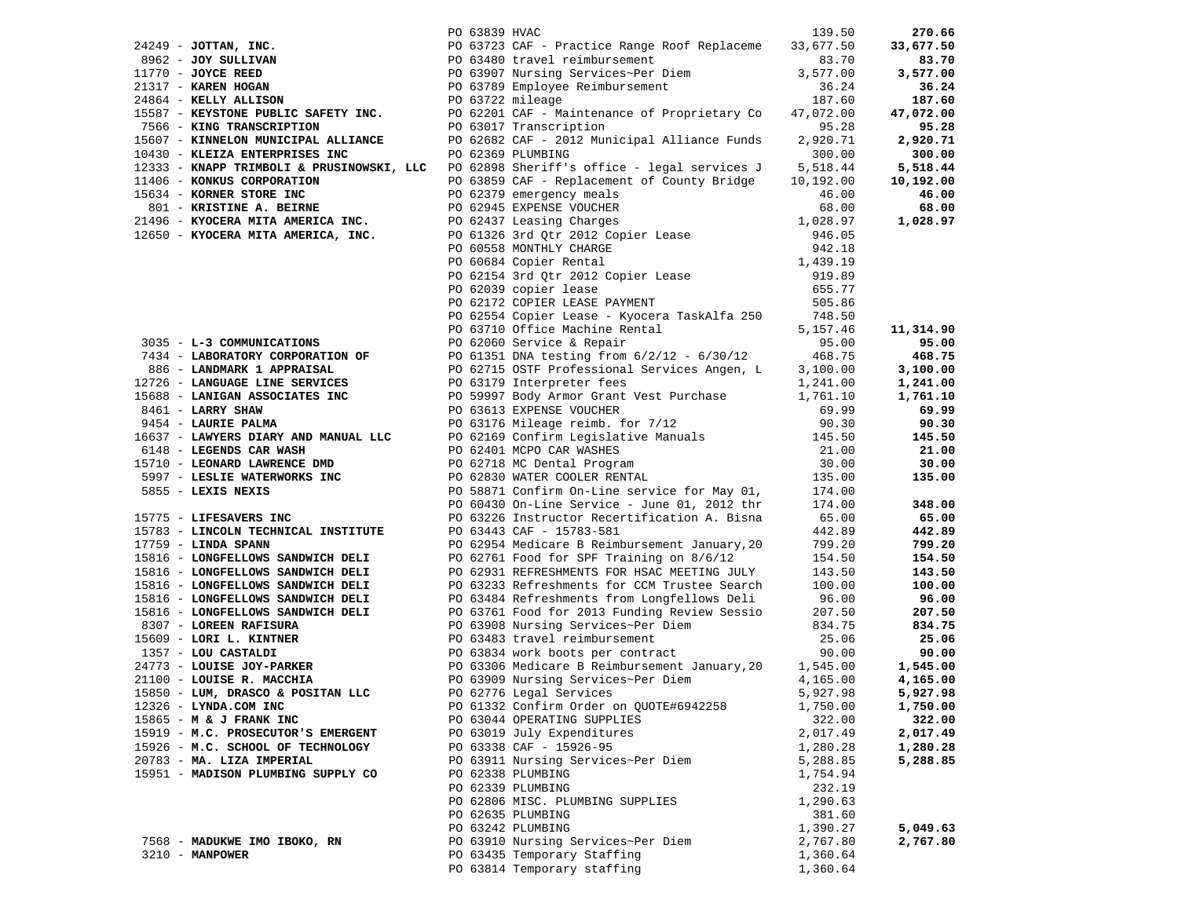| Vendor | PO / Description | Amount | Total |
|---|---|---|---|
| | PO 63839 HVAC | 139.50 | **270.66** |
| 24249 - **JOTTAN, INC.** | PO 63723 CAF - Practice Range Roof Replaceme | 33,677.50 | **33,677.50** |
| 8962 - **JOY SULLIVAN** | PO 63480 travel reimbursement | 83.70 | **83.70** |
| 11770 - **JOYCE REED** | PO 63907 Nursing Services~Per Diem | 3,577.00 | **3,577.00** |
| 21317 - **KAREN HOGAN** | PO 63789 Employee Reimbursement | 36.24 | **36.24** |
| 24864 - **KELLY ALLISON** | PO 63722 mileage | 187.60 | **187.60** |
| 15587 - **KEYSTONE PUBLIC SAFETY INC.** | PO 62201 CAF - Maintenance of Proprietary Co | 47,072.00 | **47,072.00** |
| 7566 - **KING TRANSCRIPTION** | PO 63017 Transcription | 95.28 | **95.28** |
| 15607 - **KINNELON MUNICIPAL ALLIANCE** | PO 62682 CAF - 2012 Municipal Alliance Funds | 2,920.71 | **2,920.71** |
| 10430 - **KLEIZA ENTERPRISES INC** | PO 62369 PLUMBING | 300.00 | **300.00** |
| 12333 - **KNAPP TRIMBOLI & PRUSINOWSKI, LLC** | PO 62898 Sheriff's office - legal services J | 5,518.44 | **5,518.44** |
| 11406 - **KONKUS CORPORATION** | PO 63859 CAF - Replacement of County Bridge | 10,192.00 | **10,192.00** |
| 15634 - **KORNER STORE INC** | PO 62379 emergency meals | 46.00 | **46.00** |
| 801 - **KRISTINE A. BEIRNE** | PO 62945 EXPENSE VOUCHER | 68.00 | **68.00** |
| 21496 - **KYOCERA MITA AMERICA INC.** | PO 62437 Leasing Charges | 1,028.97 | **1,028.97** |
| 12650 - **KYOCERA MITA AMERICA, INC.** | PO 61326 3rd Qtr 2012 Copier Lease | 946.05 | |
| | PO 60558 MONTHLY CHARGE | 942.18 | |
| | PO 60684 Copier Rental | 1,439.19 | |
| | PO 62154 3rd Qtr 2012 Copier Lease | 919.89 | |
| | PO 62039 copier lease | 655.77 | |
| | PO 62172 COPIER LEASE PAYMENT | 505.86 | |
| | PO 62554 Copier Lease - Kyocera TaskAlfa 250 | 748.50 | |
| | PO 63710 Office Machine Rental | 5,157.46 | **11,314.90** |
| 3035 - **L-3 COMMUNICATIONS** | PO 62060 Service & Repair | 95.00 | **95.00** |
| 7434 - **LABORATORY CORPORATION OF** | PO 61351 DNA testing from 6/2/12 - 6/30/12 | 468.75 | **468.75** |
| 886 - **LANDMARK 1 APPRAISAL** | PO 62715 OSTF Professional Services Angen, L | 3,100.00 | **3,100.00** |
| 12726 - **LANGUAGE LINE SERVICES** | PO 63179 Interpreter fees | 1,241.00 | **1,241.00** |
| 15688 - **LANIGAN ASSOCIATES INC** | PO 59997 Body Armor Grant Vest Purchase | 1,761.10 | **1,761.10** |
| 8461 - **LARRY SHAW** | PO 63613 EXPENSE VOUCHER | 69.99 | **69.99** |
| 9454 - **LAURIE PALMA** | PO 63176 Mileage reimb. for 7/12 | 90.30 | **90.30** |
| 16637 - **LAWYERS DIARY AND MANUAL LLC** | PO 62169 Confirm Legislative Manuals | 145.50 | **145.50** |
| 6148 - **LEGENDS CAR WASH** | PO 62401 MCPO CAR WASHES | 21.00 | **21.00** |
| 15710 - **LEONARD LAWRENCE DMD** | PO 62718 MC Dental Program | 30.00 | **30.00** |
| 5997 - **LESLIE WATERWORKS INC** | PO 62830 WATER COOLER RENTAL | 135.00 | **135.00** |
| 5855 - **LEXIS NEXIS** | PO 58871 Confirm On-Line service for May 01, | 174.00 | |
| | PO 60430 On-Line Service - June 01, 2012 thr | 174.00 | **348.00** |
| 15775 - **LIFESAVERS INC** | PO 63226 Instructor Recertification A. Bisna | 65.00 | **65.00** |
| 15783 - **LINCOLN TECHNICAL INSTITUTE** | PO 63443 CAF - 15783-581 | 442.89 | **442.89** |
| 17759 - **LINDA SPANN** | PO 62954 Medicare B Reimbursement January,20 | 799.20 | **799.20** |
| 15816 - **LONGFELLOWS SANDWICH DELI** | PO 62761 Food for SPF Training on 8/6/12 | 154.50 | **154.50** |
| 15816 - **LONGFELLOWS SANDWICH DELI** | PO 62931 REFRESHMENTS FOR HSAC MEETING JULY | 143.50 | **143.50** |
| 15816 - **LONGFELLOWS SANDWICH DELI** | PO 63233 Refreshments for CCM Trustee Search | 100.00 | **100.00** |
| 15816 - **LONGFELLOWS SANDWICH DELI** | PO 63484 Refreshments from Longfellows Deli | 96.00 | **96.00** |
| 15816 - **LONGFELLOWS SANDWICH DELI** | PO 63761 Food for 2013 Funding Review Sessio | 207.50 | **207.50** |
| 8307 - **LOREEN RAFISURA** | PO 63908 Nursing Services~Per Diem | 834.75 | **834.75** |
| 15609 - **LORI L. KINTNER** | PO 63483 travel reimbursement | 25.06 | **25.06** |
| 1357 - **LOU CASTALDI** | PO 63834 work boots per contract | 90.00 | **90.00** |
| 24773 - **LOUISE JOY-PARKER** | PO 63306 Medicare B Reimbursement January,20 | 1,545.00 | **1,545.00** |
| 21100 - **LOUISE R. MACCHIA** | PO 63909 Nursing Services~Per Diem | 4,165.00 | **4,165.00** |
| 15850 - **LUM, DRASCO & POSITAN LLC** | PO 62776 Legal Services | 5,927.98 | **5,927.98** |
| 12326 - **LYNDA.COM INC** | PO 61332 Confirm Order on QUOTE#6942258 | 1,750.00 | **1,750.00** |
| 15865 - **M & J FRANK INC** | PO 63044 OPERATING SUPPLIES | 322.00 | **322.00** |
| 15919 - **M.C. PROSECUTOR'S EMERGENT** | PO 63019 July Expenditures | 2,017.49 | **2,017.49** |
| 15926 - **M.C. SCHOOL OF TECHNOLOGY** | PO 63338 CAF - 15926-95 | 1,280.28 | **1,280.28** |
| 20783 - **MA. LIZA IMPERIAL** | PO 63911 Nursing Services~Per Diem | 5,288.85 | **5,288.85** |
| 15951 - **MADISON PLUMBING SUPPLY CO** | PO 62338 PLUMBING | 1,754.94 | |
| | PO 62339 PLUMBING | 232.19 | |
| | PO 62806 MISC. PLUMBING SUPPLIES | 1,290.63 | |
| | PO 62635 PLUMBING | 381.60 | |
| | PO 63242 PLUMBING | 1,390.27 | **5,049.63** |
| 7568 - **MADUKWE IMO IBOKO, RN** | PO 63910 Nursing Services~Per Diem | 2,767.80 | **2,767.80** |
| 3210 - **MANPOWER** | PO 63435 Temporary Staffing | 1,360.64 | |
| | PO 63814 Temporary staffing | 1,360.64 | |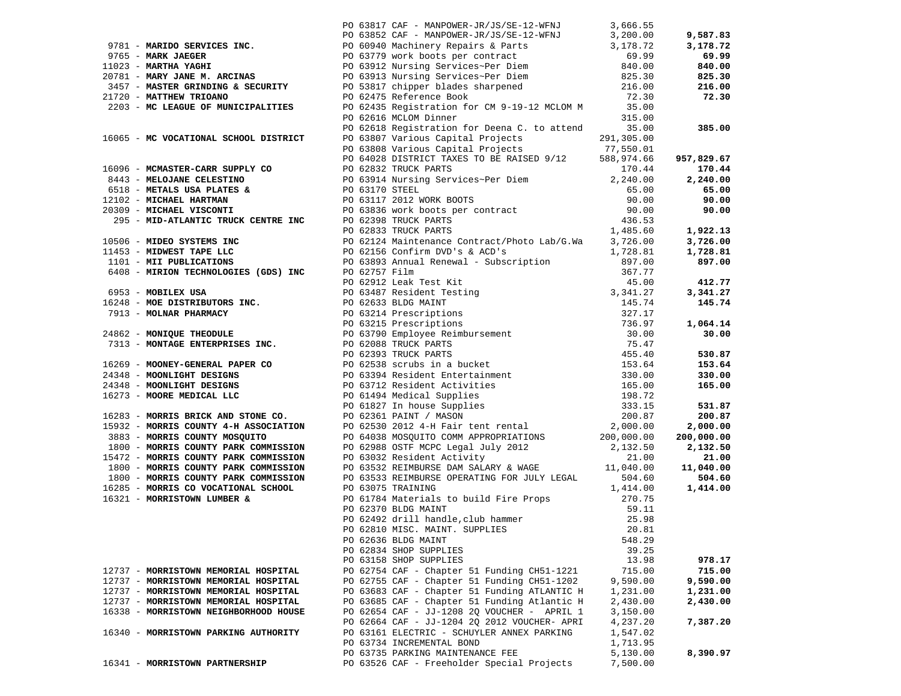| Vendor | PO / Description | Amount | Total |
|---|---|---|---|
| | PO 63817 CAF - MANPOWER-JR/JS/SE-12-WFNJ | 3,666.55 | |
| | PO 63852 CAF - MANPOWER-JR/JS/SE-12-WFNJ | 3,200.00 | **9,587.83** |
| 9781 - **MARIDO SERVICES INC.** | PO 60940 Machinery Repairs & Parts | 3,178.72 | **3,178.72** |
| 9765 - **MARK JAEGER** | PO 63779 work boots per contract | 69.99 | **69.99** |
| 11023 - **MARTHA YAGHI** | PO 63912 Nursing Services~Per Diem | 840.00 | **840.00** |
| 20781 - **MARY JANE M. ARCINAS** | PO 63913 Nursing Services~Per Diem | 825.30 | **825.30** |
| 3457 - **MASTER GRINDING & SECURITY** | PO 53817 chipper blades sharpened | 216.00 | **216.00** |
| 21720 - **MATTHEW TRIOANO** | PO 62475 Reference Book | 72.30 | **72.30** |
| 2203 - **MC LEAGUE OF MUNICIPALITIES** | PO 62435 Registration for CM 9-19-12 MCLOM M | 35.00 | |
| | PO 62616 MCLOM Dinner | 315.00 | |
| | PO 62618 Registration for Deena C. to attend | 35.00 | **385.00** |
| 16065 - **MC VOCATIONAL SCHOOL DISTRICT** | PO 63807 Various Capital Projects | 291,305.00 | |
| | PO 63808 Various Capital Projects | 77,550.01 | |
| | PO 64028 DISTRICT TAXES TO BE RAISED 9/12 | 588,974.66 | **957,829.67** |
| 16096 - **MCMASTER-CARR SUPPLY CO** | PO 62832 TRUCK PARTS | 170.44 | **170.44** |
| 8443 - **MELOJANE CELESTINO** | PO 63914 Nursing Services~Per Diem | 2,240.00 | **2,240.00** |
| 6518 - **METALS USA PLATES &** | PO 63170 STEEL | 65.00 | **65.00** |
| 12102 - **MICHAEL HARTMAN** | PO 63117 2012 WORK BOOTS | 90.00 | **90.00** |
| 20309 - **MICHAEL VISCONTI** | PO 63836 work boots per contract | 90.00 | **90.00** |
| 295 - **MID-ATLANTIC TRUCK CENTRE INC** | PO 62398 TRUCK PARTS | 436.53 | |
| | PO 62833 TRUCK PARTS | 1,485.60 | **1,922.13** |
| 10506 - **MIDEO SYSTEMS INC** | PO 62124 Maintenance Contract/Photo Lab/G.Wa | 3,726.00 | **3,726.00** |
| 11453 - **MIDWEST TAPE LLC** | PO 62156 Confirm DVD's & ACD's | 1,728.81 | **1,728.81** |
| 1101 - **MII PUBLICATIONS** | PO 63893 Annual Renewal - Subscription | 897.00 | **897.00** |
| 6408 - **MIRION TECHNOLOGIES (GDS) INC** | PO 62757 Film | 367.77 | |
| | PO 62912 Leak Test Kit | 45.00 | **412.77** |
| 6953 - **MOBILEX USA** | PO 63487 Resident Testing | 3,341.27 | **3,341.27** |
| 16248 - **MOE DISTRIBUTORS INC.** | PO 62633 BLDG MAINT | 145.74 | **145.74** |
| 7913 - **MOLNAR PHARMACY** | PO 63214 Prescriptions | 327.17 | |
| | PO 63215 Prescriptions | 736.97 | **1,064.14** |
| 24862 - **MONIQUE THEODULE** | PO 63790 Employee Reimbursement | 30.00 | **30.00** |
| 7313 - **MONTAGE ENTERPRISES INC.** | PO 62088 TRUCK PARTS | 75.47 | |
| | PO 62393 TRUCK PARTS | 455.40 | **530.87** |
| 16269 - **MOONEY-GENERAL PAPER CO** | PO 62538 scrubs in a bucket | 153.64 | **153.64** |
| 24348 - **MOONLIGHT DESIGNS** | PO 63394 Resident Entertainment | 330.00 | **330.00** |
| 24348 - **MOONLIGHT DESIGNS** | PO 63712 Resident Activities | 165.00 | **165.00** |
| 16273 - **MOORE MEDICAL LLC** | PO 61494 Medical Supplies | 198.72 | |
| | PO 61827 In house Supplies | 333.15 | **531.87** |
| 16283 - **MORRIS BRICK AND STONE CO.** | PO 62361 PAINT / MASON | 200.87 | **200.87** |
| 15932 - **MORRIS COUNTY 4-H ASSOCIATION** | PO 62530 2012 4-H Fair tent rental | 2,000.00 | **2,000.00** |
| 3883 - **MORRIS COUNTY MOSQUITO** | PO 64038 MOSQUITO COMM APPROPRIATIONS | 200,000.00 | **200,000.00** |
| 1800 - **MORRIS COUNTY PARK COMMISSION** | PO 62988 OSTF MCPC Legal July 2012 | 2,132.50 | **2,132.50** |
| 15472 - **MORRIS COUNTY PARK COMMISSION** | PO 63032 Resident Activity | 21.00 | **21.00** |
| 1800 - **MORRIS COUNTY PARK COMMISSION** | PO 63532 REIMBURSE DAM SALARY & WAGE | 11,040.00 | **11,040.00** |
| 1800 - **MORRIS COUNTY PARK COMMISSION** | PO 63533 REIMBURSE OPERATING FOR JULY LEGAL | 504.60 | **504.60** |
| 16285 - **MORRIS CO VOCATIONAL SCHOOL** | PO 63075 TRAINING | 1,414.00 | **1,414.00** |
| 16321 - **MORRISTOWN LUMBER &** | PO 61784 Materials to build Fire Props | 270.75 | |
| | PO 62370 BLDG MAINT | 59.11 | |
| | PO 62492 drill handle,club hammer | 25.98 | |
| | PO 62810 MISC. MAINT. SUPPLIES | 20.81 | |
| | PO 62636 BLDG MAINT | 548.29 | |
| | PO 62834 SHOP SUPPLIES | 39.25 | |
| | PO 63158 SHOP SUPPLIES | 13.98 | **978.17** |
| 12737 - **MORRISTOWN MEMORIAL HOSPITAL** | PO 62754 CAF - Chapter 51 Funding CH51-1221 | 715.00 | **715.00** |
| 12737 - **MORRISTOWN MEMORIAL HOSPITAL** | PO 62755 CAF - Chapter 51 Funding CH51-1202 | 9,590.00 | **9,590.00** |
| 12737 - **MORRISTOWN MEMORIAL HOSPITAL** | PO 63683 CAF - Chapter 51 Funding ATLANTIC H | 1,231.00 | **1,231.00** |
| 12737 - **MORRISTOWN MEMORIAL HOSPITAL** | PO 63685 CAF - Chapter 51 Funding Atlantic H | 2,430.00 | **2,430.00** |
| 16338 - **MORRISTOWN NEIGHBORHOOD HOUSE** | PO 62654 CAF - JJ-1208 2Q VOUCHER - APRIL 1 | 3,150.00 | |
| | PO 62664 CAF - JJ-1204 2Q 2012 VOUCHER- APRI | 4,237.20 | **7,387.20** |
| 16340 - **MORRISTOWN PARKING AUTHORITY** | PO 63161 ELECTRIC - SCHUYLER ANNEX PARKING | 1,547.02 | |
| | PO 63734 INCREMENTAL BOND | 1,713.95 | |
| | PO 63735 PARKING MAINTENANCE FEE | 5,130.00 | **8,390.97** |
| 16341 - **MORRISTOWN PARTNERSHIP** | PO 63526 CAF - Freeholder Special Projects | 7,500.00 | |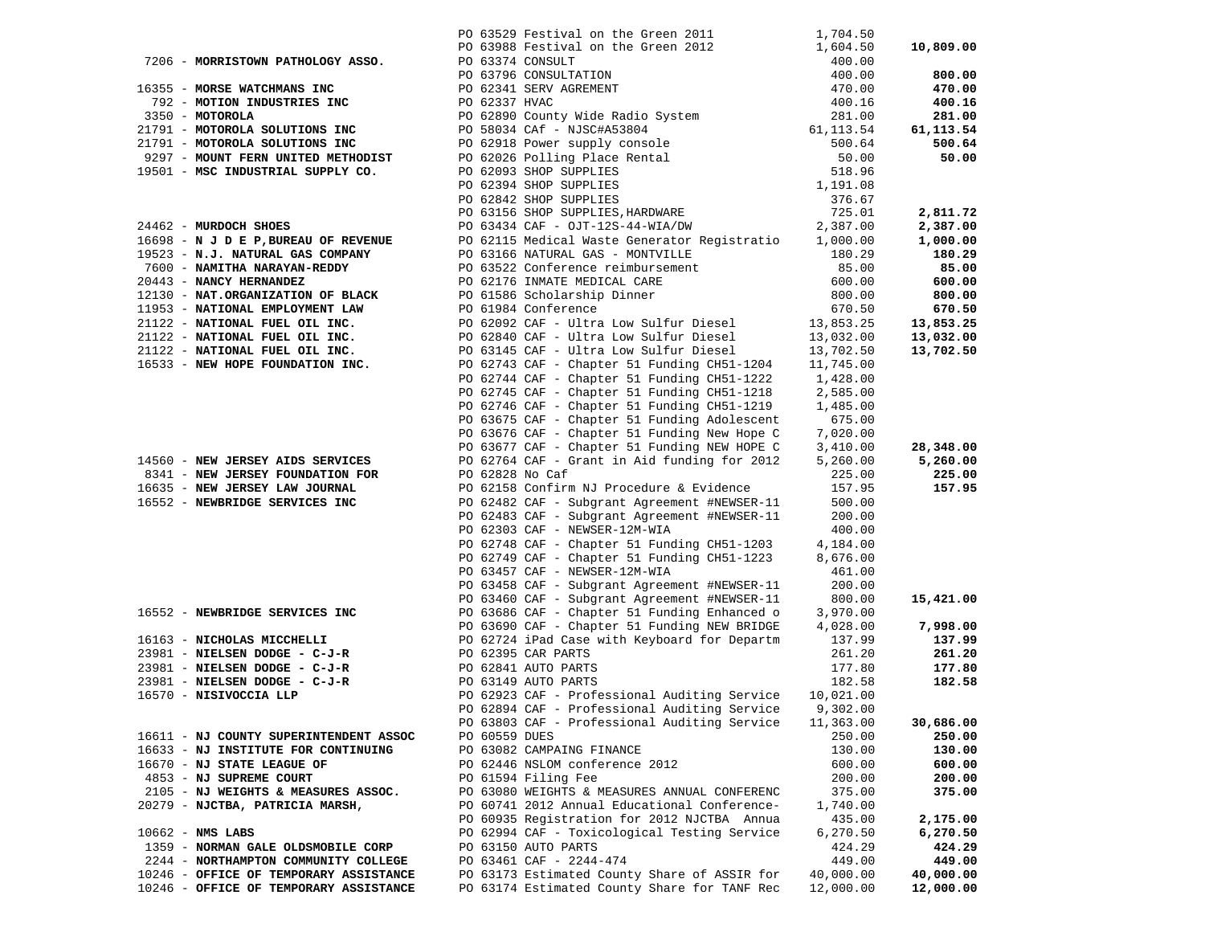| Vendor | PO / Description | Amount | Total |
|---|---|---|---|
| | PO 63529 Festival on the Green 2011 | 1,704.50 | |
| | PO 63988 Festival on the Green 2012 | 1,604.50 | **10,809.00** |
| 7206 - **MORRISTOWN PATHOLOGY ASSO.** | PO 63374 CONSULT | 400.00 | |
| | PO 63796 CONSULTATION | 400.00 | **800.00** |
| 16355 - **MORSE WATCHMANS INC** | PO 62341 SERV AGREMENT | 470.00 | **470.00** |
| 792 - **MOTION INDUSTRIES INC** | PO 62337 HVAC | 400.16 | **400.16** |
| 3350 - **MOTOROLA** | PO 62890 County Wide Radio System | 281.00 | **281.00** |
| 21791 - **MOTOROLA SOLUTIONS INC** | PO 58034 CAf - NJSC#A53804 | 61,113.54 | **61,113.54** |
| 21791 - **MOTOROLA SOLUTIONS INC** | PO 62918 Power supply console | 500.64 | **500.64** |
| 9297 - **MOUNT FERN UNITED METHODIST** | PO 62026 Polling Place Rental | 50.00 | **50.00** |
| 19501 - **MSC INDUSTRIAL SUPPLY CO.** | PO 62093 SHOP SUPPLIES | 518.96 | |
| | PO 62394 SHOP SUPPLIES | 1,191.08 | |
| | PO 62842 SHOP SUPPLIES | 376.67 | |
| | PO 63156 SHOP SUPPLIES,HARDWARE | 725.01 | **2,811.72** |
| 24462 - **MURDOCH SHOES** | PO 63434 CAF - OJT-12S-44-WIA/DW | 2,387.00 | **2,387.00** |
| 16698 - **N J D E P,BUREAU OF REVENUE** | PO 62115 Medical Waste Generator Registratio | 1,000.00 | **1,000.00** |
| 19523 - **N.J. NATURAL GAS COMPANY** | PO 63166 NATURAL GAS - MONTVILLE | 180.29 | **180.29** |
| 7600 - **NAMITHA NARAYAN-REDDY** | PO 63522 Conference reimbursement | 85.00 | **85.00** |
| 20443 - **NANCY HERNANDEZ** | PO 62176 INMATE MEDICAL CARE | 600.00 | **600.00** |
| 12130 - **NAT.ORGANIZATION OF BLACK** | PO 61586 Scholarship Dinner | 800.00 | **800.00** |
| 11953 - **NATIONAL EMPLOYMENT LAW** | PO 61984 Conference | 670.50 | **670.50** |
| 21122 - **NATIONAL FUEL OIL INC.** | PO 62092 CAF - Ultra Low Sulfur Diesel | 13,853.25 | **13,853.25** |
| 21122 - **NATIONAL FUEL OIL INC.** | PO 62840 CAF - Ultra Low Sulfur Diesel | 13,032.00 | **13,032.00** |
| 21122 - **NATIONAL FUEL OIL INC.** | PO 63145 CAF - Ultra Low Sulfur Diesel | 13,702.50 | **13,702.50** |
| 16533 - **NEW HOPE FOUNDATION INC.** | PO 62743 CAF - Chapter 51 Funding CH51-1204 | 11,745.00 | |
| | PO 62744 CAF - Chapter 51 Funding CH51-1222 | 1,428.00 | |
| | PO 62745 CAF - Chapter 51 Funding CH51-1218 | 2,585.00 | |
| | PO 62746 CAF - Chapter 51 Funding CH51-1219 | 1,485.00 | |
| | PO 63675 CAF - Chapter 51 Funding Adolescent | 675.00 | |
| | PO 63676 CAF - Chapter 51 Funding New Hope C | 7,020.00 | |
| | PO 63677 CAF - Chapter 51 Funding NEW HOPE C | 3,410.00 | **28,348.00** |
| 14560 - **NEW JERSEY AIDS SERVICES** | PO 62764 CAF - Grant in Aid funding for 2012 | 5,260.00 | **5,260.00** |
| 8341 - **NEW JERSEY FOUNDATION FOR** | PO 62828 No Caf | 225.00 | **225.00** |
| 16635 - **NEW JERSEY LAW JOURNAL** | PO 62158 Confirm NJ Procedure & Evidence | 157.95 | **157.95** |
| 16552 - **NEWBRIDGE SERVICES INC** | PO 62482 CAF - Subgrant Agreement #NEWSER-11 | 500.00 | |
| | PO 62483 CAF - Subgrant Agreement #NEWSER-11 | 200.00 | |
| | PO 62303 CAF - NEWSER-12M-WIA | 400.00 | |
| | PO 62748 CAF - Chapter 51 Funding CH51-1203 | 4,184.00 | |
| | PO 62749 CAF - Chapter 51 Funding CH51-1223 | 8,676.00 | |
| | PO 63457 CAF - NEWSER-12M-WIA | 461.00 | |
| | PO 63458 CAF - Subgrant Agreement #NEWSER-11 | 200.00 | |
| | PO 63460 CAF - Subgrant Agreement #NEWSER-11 | 800.00 | **15,421.00** |
| 16552 - **NEWBRIDGE SERVICES INC** | PO 63686 CAF - Chapter 51 Funding Enhanced o | 3,970.00 | |
| | PO 63690 CAF - Chapter 51 Funding NEW BRIDGE | 4,028.00 | **7,998.00** |
| 16163 - **NICHOLAS MICCHELLI** | PO 62724 iPad Case with Keyboard for Departm | 137.99 | **137.99** |
| 23981 - **NIELSEN DODGE - C-J-R** | PO 62395 CAR PARTS | 261.20 | **261.20** |
| 23981 - **NIELSEN DODGE - C-J-R** | PO 62841 AUTO PARTS | 177.80 | **177.80** |
| 23981 - **NIELSEN DODGE - C-J-R** | PO 63149 AUTO PARTS | 182.58 | **182.58** |
| 16570 - **NISIVOCCIA LLP** | PO 62923 CAF - Professional Auditing Service | 10,021.00 | |
| | PO 62894 CAF - Professional Auditing Service | 9,302.00 | |
| | PO 63803 CAF - Professional Auditing Service | 11,363.00 | **30,686.00** |
| 16611 - **NJ COUNTY SUPERINTENDENT ASSOC** | PO 60559 DUES | 250.00 | **250.00** |
| 16633 - **NJ INSTITUTE FOR CONTINUING** | PO 63082 CAMPAING FINANCE | 130.00 | **130.00** |
| 16670 - **NJ STATE LEAGUE OF** | PO 62446 NSLOM conference 2012 | 600.00 | **600.00** |
| 4853 - **NJ SUPREME COURT** | PO 61594 Filing Fee | 200.00 | **200.00** |
| 2105 - **NJ WEIGHTS & MEASURES ASSOC.** | PO 63080 WEIGHTS & MEASURES ANNUAL CONFERENC | 375.00 | **375.00** |
| 20279 - **NJCTBA, PATRICIA MARSH,** | PO 60741 2012 Annual Educational Conference- | 1,740.00 | |
| | PO 60935 Registration for 2012 NJCTBA Annua | 435.00 | **2,175.00** |
| 10662 - **NMS LABS** | PO 62994 CAF - Toxicological Testing Service | 6,270.50 | **6,270.50** |
| 1359 - **NORMAN GALE OLDSMOBILE CORP** | PO 63150 AUTO PARTS | 424.29 | **424.29** |
| 2244 - **NORTHAMPTON COMMUNITY COLLEGE** | PO 63461 CAF - 2244-474 | 449.00 | **449.00** |
| 10246 - **OFFICE OF TEMPORARY ASSISTANCE** | PO 63173 Estimated County Share of ASSIR for | 40,000.00 | **40,000.00** |
| 10246 - **OFFICE OF TEMPORARY ASSISTANCE** | PO 63174 Estimated County Share for TANF Rec | 12,000.00 | **12,000.00** |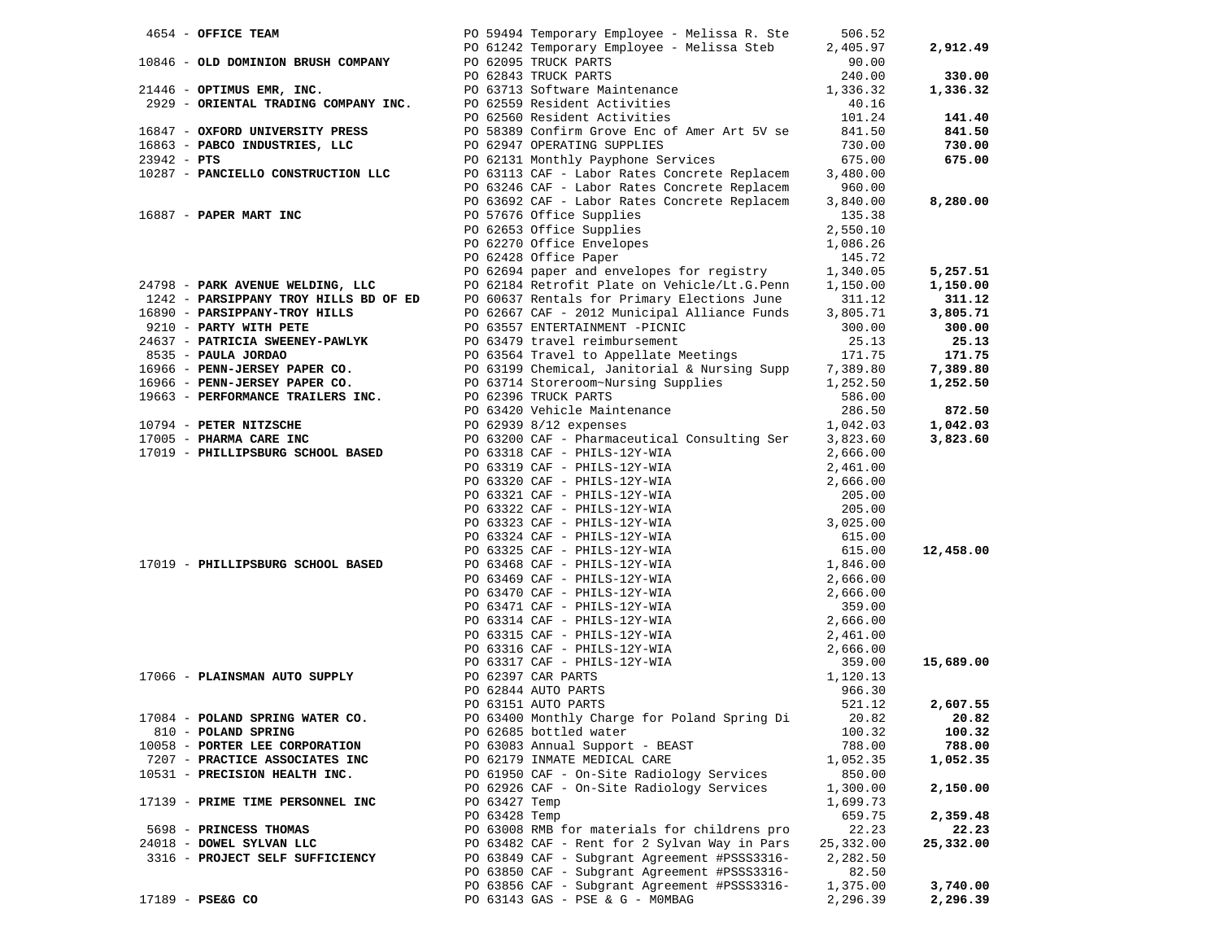| Vendor | PO / Description | Amount | Total |
|---|---|---|---|
| 4654 - **OFFICE TEAM** | PO 59494 Temporary Employee - Melissa R. Ste | 506.52 | |
| | PO 61242 Temporary Employee - Melissa Steb | 2,405.97 | **2,912.49** |
| 10846 - **OLD DOMINION BRUSH COMPANY** | PO 62095 TRUCK PARTS | 90.00 | |
| | PO 62843 TRUCK PARTS | 240.00 | **330.00** |
| 21446 - **OPTIMUS EMR, INC.** | PO 63713 Software Maintenance | 1,336.32 | **1,336.32** |
| 2929 - **ORIENTAL TRADING COMPANY INC.** | PO 62559 Resident Activities | 40.16 | |
| | PO 62560 Resident Activities | 101.24 | **141.40** |
| 16847 - **OXFORD UNIVERSITY PRESS** | PO 58389 Confirm Grove Enc of Amer Art 5V se | 841.50 | **841.50** |
| 16863 - **PABCO INDUSTRIES, LLC** | PO 62947 OPERATING SUPPLIES | 730.00 | **730.00** |
| 23942 - **PTS** | PO 62131 Monthly Payphone Services | 675.00 | **675.00** |
| 10287 - **PANCIELLO CONSTRUCTION LLC** | PO 63113 CAF - Labor Rates Concrete Replacem | 3,480.00 | |
| | PO 63246 CAF - Labor Rates Concrete Replacem | 960.00 | |
| | PO 63692 CAF - Labor Rates Concrete Replacem | 3,840.00 | **8,280.00** |
| 16887 - **PAPER MART INC** | PO 57676 Office Supplies | 135.38 | |
| | PO 62653 Office Supplies | 2,550.10 | |
| | PO 62270 Office Envelopes | 1,086.26 | |
| | PO 62428 Office Paper | 145.72 | |
| | PO 62694 paper and envelopes for registry | 1,340.05 | **5,257.51** |
| 24798 - **PARK AVENUE WELDING, LLC** | PO 62184 Retrofit Plate on Vehicle/Lt.G.Penn | 1,150.00 | **1,150.00** |
| 1242 - **PARSIPPANY TROY HILLS BD OF ED** | PO 60637 Rentals for Primary Elections June | 311.12 | **311.12** |
| 16890 - **PARSIPPANY-TROY HILLS** | PO 62667 CAF - 2012 Municipal Alliance Funds | 3,805.71 | **3,805.71** |
| 9210 - **PARTY WITH PETE** | PO 63557 ENTERTAINMENT -PICNIC | 300.00 | **300.00** |
| 24637 - **PATRICIA SWEENEY-PAWLYK** | PO 63479 travel reimbursement | 25.13 | **25.13** |
| 8535 - **PAULA JORDAO** | PO 63564 Travel to Appellate Meetings | 171.75 | **171.75** |
| 16966 - **PENN-JERSEY PAPER CO.** | PO 63199 Chemical, Janitorial & Nursing Supp | 7,389.80 | **7,389.80** |
| 16966 - **PENN-JERSEY PAPER CO.** | PO 63714 Storeroom~Nursing Supplies | 1,252.50 | **1,252.50** |
| 19663 - **PERFORMANCE TRAILERS INC.** | PO 62396 TRUCK PARTS | 586.00 | |
| | PO 63420 Vehicle Maintenance | 286.50 | **872.50** |
| 10794 - **PETER NITZSCHE** | PO 62939 8/12 expenses | 1,042.03 | **1,042.03** |
| 17005 - **PHARMA CARE INC** | PO 63200 CAF - Pharmaceutical Consulting Ser | 3,823.60 | **3,823.60** |
| 17019 - **PHILLIPSBURG SCHOOL BASED** | PO 63318 CAF - PHILS-12Y-WIA | 2,666.00 | |
| | PO 63319 CAF - PHILS-12Y-WIA | 2,461.00 | |
| | PO 63320 CAF - PHILS-12Y-WIA | 2,666.00 | |
| | PO 63321 CAF - PHILS-12Y-WIA | 205.00 | |
| | PO 63322 CAF - PHILS-12Y-WIA | 205.00 | |
| | PO 63323 CAF - PHILS-12Y-WIA | 3,025.00 | |
| | PO 63324 CAF - PHILS-12Y-WIA | 615.00 | |
| | PO 63325 CAF - PHILS-12Y-WIA | 615.00 | **12,458.00** |
| 17019 - **PHILLIPSBURG SCHOOL BASED** | PO 63468 CAF - PHILS-12Y-WIA | 1,846.00 | |
| | PO 63469 CAF - PHILS-12Y-WIA | 2,666.00 | |
| | PO 63470 CAF - PHILS-12Y-WIA | 2,666.00 | |
| | PO 63471 CAF - PHILS-12Y-WIA | 359.00 | |
| | PO 63314 CAF - PHILS-12Y-WIA | 2,666.00 | |
| | PO 63315 CAF - PHILS-12Y-WIA | 2,461.00 | |
| | PO 63316 CAF - PHILS-12Y-WIA | 2,666.00 | |
| | PO 63317 CAF - PHILS-12Y-WIA | 359.00 | **15,689.00** |
| 17066 - **PLAINSMAN AUTO SUPPLY** | PO 62397 CAR PARTS | 1,120.13 | |
| | PO 62844 AUTO PARTS | 966.30 | |
| | PO 63151 AUTO PARTS | 521.12 | **2,607.55** |
| 17084 - **POLAND SPRING WATER CO.** | PO 63400 Monthly Charge for Poland Spring Di | 20.82 | **20.82** |
| 810 - **POLAND SPRING** | PO 62685 bottled water | 100.32 | **100.32** |
| 10058 - **PORTER LEE CORPORATION** | PO 63083 Annual Support - BEAST | 788.00 | **788.00** |
| 7207 - **PRACTICE ASSOCIATES INC** | PO 62179 INMATE MEDICAL CARE | 1,052.35 | **1,052.35** |
| 10531 - **PRECISION HEALTH INC.** | PO 61950 CAF - On-Site Radiology Services | 850.00 | |
| | PO 62926 CAF - On-Site Radiology Services | 1,300.00 | **2,150.00** |
| 17139 - **PRIME TIME PERSONNEL INC** | PO 63427 Temp | 1,699.73 | |
| | PO 63428 Temp | 659.75 | **2,359.48** |
| 5698 - **PRINCESS THOMAS** | PO 63008 RMB for materials for childrens pro | 22.23 | **22.23** |
| 24018 - **DOWEL SYLVAN LLC** | PO 63482 CAF - Rent for 2 Sylvan Way in Pars | 25,332.00 | **25,332.00** |
| 3316 - **PROJECT SELF SUFFICIENCY** | PO 63849 CAF - Subgrant Agreement #PSSS3316- | 2,282.50 | |
| | PO 63850 CAF - Subgrant Agreement #PSSS3316- | 82.50 | |
| | PO 63856 CAF - Subgrant Agreement #PSSS3316- | 1,375.00 | **3,740.00** |
| 17189 - **PSE&G CO** | PO 63143 GAS - PSE & G - M0MBAG | 2,296.39 | **2,296.39** |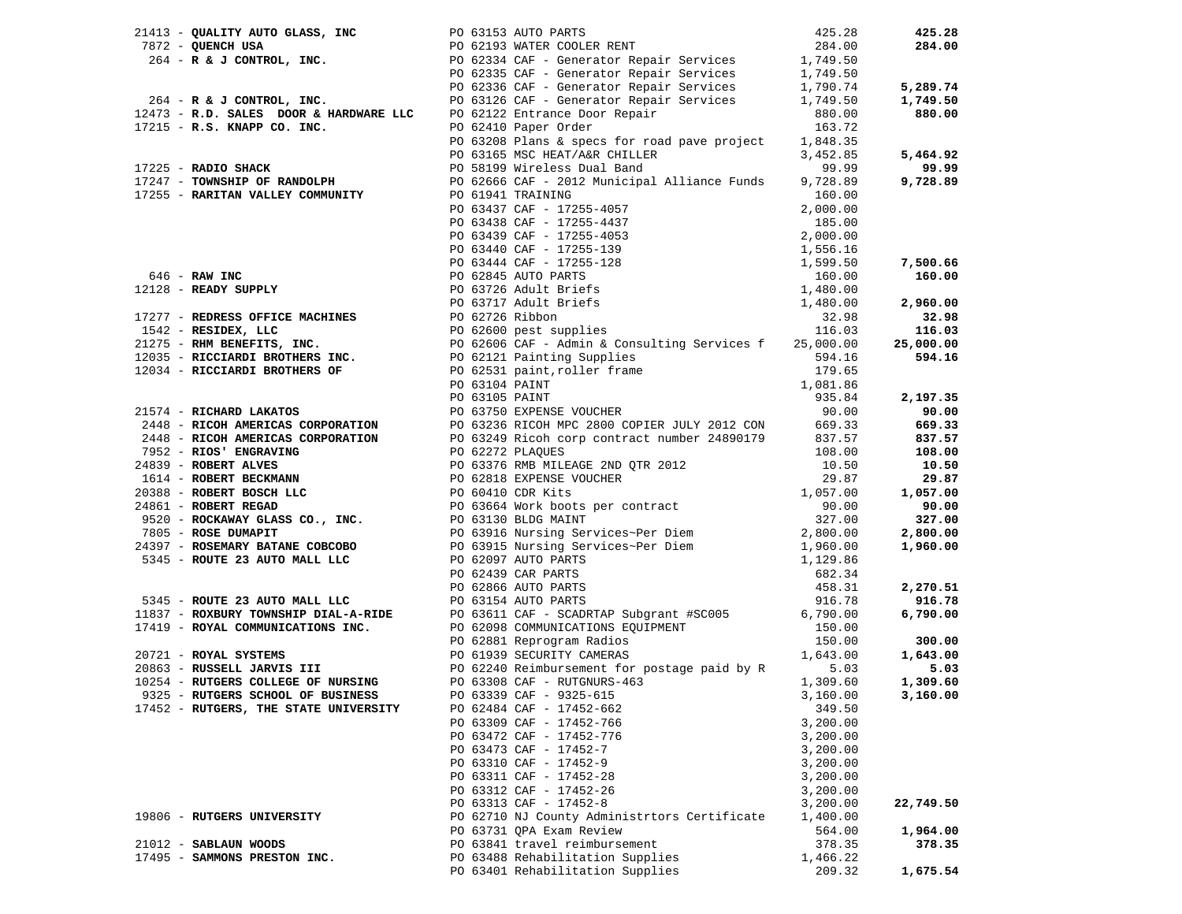| Vendor | PO / Description | Amount | Total |
|---|---|---|---|
| 21413 - **QUALITY AUTO GLASS, INC** | PO 63153 AUTO PARTS | 425.28 | **425.28** |
| 7872 - **QUENCH USA** | PO 62193 WATER COOLER RENT | 284.00 | **284.00** |
| 264 - **R & J CONTROL, INC.** | PO 62334 CAF - Generator Repair Services | 1,749.50 | |
| | PO 62335 CAF - Generator Repair Services | 1,749.50 | |
| | PO 62336 CAF - Generator Repair Services | 1,790.74 | **5,289.74** |
| 264 - **R & J CONTROL, INC.** | PO 63126 CAF - Generator Repair Services | 1,749.50 | **1,749.50** |
| 12473 - **R.D. SALES DOOR & HARDWARE LLC** | PO 62122 Entrance Door Repair | 880.00 | **880.00** |
| 17215 - **R.S. KNAPP CO. INC.** | PO 62410 Paper Order | 163.72 | |
| | PO 63208 Plans & specs for road pave project | 1,848.35 | |
| | PO 63165 MSC HEAT/A&R CHILLER | 3,452.85 | **5,464.92** |
| 17225 - **RADIO SHACK** | PO 58199 Wireless Dual Band | 99.99 | **99.99** |
| 17247 - **TOWNSHIP OF RANDOLPH** | PO 62666 CAF - 2012 Municipal Alliance Funds | 9,728.89 | **9,728.89** |
| 17255 - **RARITAN VALLEY COMMUNITY** | PO 61941 TRAINING | 160.00 | |
| | PO 63437 CAF - 17255-4057 | 2,000.00 | |
| | PO 63438 CAF - 17255-4437 | 185.00 | |
| | PO 63439 CAF - 17255-4053 | 2,000.00 | |
| | PO 63440 CAF - 17255-139 | 1,556.16 | |
| | PO 63444 CAF - 17255-128 | 1,599.50 | **7,500.66** |
| 646 - **RAW INC** | PO 62845 AUTO PARTS | 160.00 | **160.00** |
| 12128 - **READY SUPPLY** | PO 63726 Adult Briefs | 1,480.00 | |
| | PO 63717 Adult Briefs | 1,480.00 | **2,960.00** |
| 17277 - **REDRESS OFFICE MACHINES** | PO 62726 Ribbon | 32.98 | **32.98** |
| 1542 - **RESIDEX, LLC** | PO 62600 pest supplies | 116.03 | **116.03** |
| 21275 - **RHM BENEFITS, INC.** | PO 62606 CAF - Admin & Consulting Services f | 25,000.00 | **25,000.00** |
| 12035 - **RICCIARDI BROTHERS INC.** | PO 62121 Painting Supplies | 594.16 | **594.16** |
| 12034 - **RICCIARDI BROTHERS OF** | PO 62531 paint,roller frame | 179.65 | |
| | PO 63104 PAINT | 1,081.86 | |
| | PO 63105 PAINT | 935.84 | **2,197.35** |
| 21574 - **RICHARD LAKATOS** | PO 63750 EXPENSE VOUCHER | 90.00 | **90.00** |
| 2448 - **RICOH AMERICAS CORPORATION** | PO 63236 RICOH MPC 2800 COPIER JULY 2012 CON | 669.33 | **669.33** |
| 2448 - **RICOH AMERICAS CORPORATION** | PO 63249 Ricoh corp contract number 24890179 | 837.57 | **837.57** |
| 7952 - **RIOS' ENGRAVING** | PO 62272 PLAQUES | 108.00 | **108.00** |
| 24839 - **ROBERT ALVES** | PO 63376 RMB MILEAGE 2ND QTR 2012 | 10.50 | **10.50** |
| 1614 - **ROBERT BECKMANN** | PO 62818 EXPENSE VOUCHER | 29.87 | **29.87** |
| 20388 - **ROBERT BOSCH LLC** | PO 60410 CDR Kits | 1,057.00 | **1,057.00** |
| 24861 - **ROBERT REGAD** | PO 63664 Work boots per contract | 90.00 | **90.00** |
| 9520 - **ROCKAWAY GLASS CO., INC.** | PO 63130 BLDG MAINT | 327.00 | **327.00** |
| 7805 - **ROSE DUMAPIT** | PO 63916 Nursing Services~Per Diem | 2,800.00 | **2,800.00** |
| 24397 - **ROSEMARY BATANE COBCOBO** | PO 63915 Nursing Services~Per Diem | 1,960.00 | **1,960.00** |
| 5345 - **ROUTE 23 AUTO MALL LLC** | PO 62097 AUTO PARTS | 1,129.86 | |
| | PO 62439 CAR PARTS | 682.34 | |
| | PO 62866 AUTO PARTS | 458.31 | **2,270.51** |
| 5345 - **ROUTE 23 AUTO MALL LLC** | PO 63154 AUTO PARTS | 916.78 | **916.78** |
| 11837 - **ROXBURY TOWNSHIP DIAL-A-RIDE** | PO 63611 CAF - SCADRTAP Subgrant #SC005 | 6,790.00 | **6,790.00** |
| 17419 - **ROYAL COMMUNICATIONS INC.** | PO 62098 COMMUNICATIONS EQUIPMENT | 150.00 | |
| | PO 62881 Reprogram Radios | 150.00 | **300.00** |
| 20721 - **ROYAL SYSTEMS** | PO 61939 SECURITY CAMERAS | 1,643.00 | **1,643.00** |
| 20863 - **RUSSELL JARVIS III** | PO 62240 Reimbursement for postage paid by R | 5.03 | **5.03** |
| 10254 - **RUTGERS COLLEGE OF NURSING** | PO 63308 CAF - RUTGNURS-463 | 1,309.60 | **1,309.60** |
| 9325 - **RUTGERS SCHOOL OF BUSINESS** | PO 63339 CAF - 9325-615 | 3,160.00 | **3,160.00** |
| 17452 - **RUTGERS, THE STATE UNIVERSITY** | PO 62484 CAF - 17452-662 | 349.50 | |
| | PO 63309 CAF - 17452-766 | 3,200.00 | |
| | PO 63472 CAF - 17452-776 | 3,200.00 | |
| | PO 63473 CAF - 17452-7 | 3,200.00 | |
| | PO 63310 CAF - 17452-9 | 3,200.00 | |
| | PO 63311 CAF - 17452-28 | 3,200.00 | |
| | PO 63312 CAF - 17452-26 | 3,200.00 | |
| | PO 63313 CAF - 17452-8 | 3,200.00 | **22,749.50** |
| 19806 - **RUTGERS UNIVERSITY** | PO 62710 NJ County Administrtors Certificate | 1,400.00 | |
| | PO 63731 QPA Exam Review | 564.00 | **1,964.00** |
| 21012 - **SABLAUN WOODS** | PO 63841 travel reimbursement | 378.35 | **378.35** |
| 17495 - **SAMMONS PRESTON INC.** | PO 63488 Rehabilitation Supplies | 1,466.22 | |
| | PO 63401 Rehabilitation Supplies | 209.32 | **1,675.54** |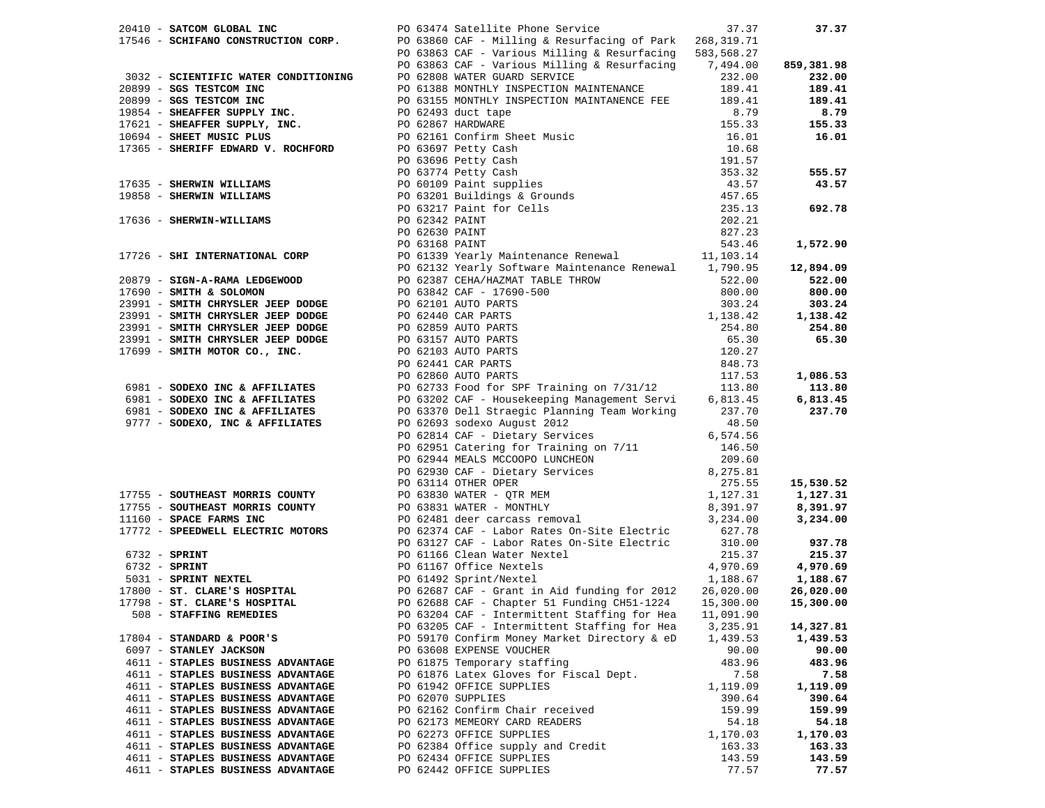| Vendor | PO / Description | Amount | Total |
|---|---|---|---|
| 20410 - **SATCOM GLOBAL INC** | PO 63474 Satellite Phone Service | 37.37 | **37.37** |
| 17546 - **SCHIFANO CONSTRUCTION CORP.** | PO 63860 CAF - Milling & Resurfacing of Park | 268,319.71 | |
| | PO 63863 CAF - Various Milling & Resurfacing | 583,568.27 | |
| | PO 63863 CAF - Various Milling & Resurfacing | 7,494.00 | **859,381.98** |
| 3032 - **SCIENTIFIC WATER CONDITIONING** | PO 62808 WATER GUARD SERVICE | 232.00 | **232.00** |
| 20899 - **SGS TESTCOM INC** | PO 61388 MONTHLY INSPECTION MAINTENANCE | 189.41 | **189.41** |
| 20899 - **SGS TESTCOM INC** | PO 63155 MONTHLY INSPECTION MAINTANENCE FEE | 189.41 | **189.41** |
| 19854 - **SHEAFFER SUPPLY INC.** | PO 62493 duct tape | 8.79 | **8.79** |
| 17621 - **SHEAFFER SUPPLY, INC.** | PO 62867 HARDWARE | 155.33 | **155.33** |
| 10694 - **SHEET MUSIC PLUS** | PO 62161 Confirm Sheet Music | 16.01 | **16.01** |
| 17365 - **SHERIFF EDWARD V. ROCHFORD** | PO 63697 Petty Cash | 10.68 | |
| | PO 63696 Petty Cash | 191.57 | |
| | PO 63774 Petty Cash | 353.32 | **555.57** |
| 17635 - **SHERWIN WILLIAMS** | PO 60109 Paint supplies | 43.57 | **43.57** |
| 19858 - **SHERWIN WILLIAMS** | PO 63201 Buildings & Grounds | 457.65 | |
| | PO 63217 Paint for Cells | 235.13 | **692.78** |
| 17636 - **SHERWIN-WILLIAMS** | PO 62342 PAINT | 202.21 | |
| | PO 62630 PAINT | 827.23 | |
| | PO 63168 PAINT | 543.46 | **1,572.90** |
| 17726 - **SHI INTERNATIONAL CORP** | PO 61339 Yearly Maintenance Renewal | 11,103.14 | |
| | PO 62132 Yearly Software Maintenance Renewal | 1,790.95 | **12,894.09** |
| 20879 - **SIGN-A-RAMA LEDGEWOOD** | PO 62387 CEHA/HAZMAT TABLE THROW | 522.00 | **522.00** |
| 17690 - **SMITH & SOLOMON** | PO 63842 CAF - 17690-500 | 800.00 | **800.00** |
| 23991 - **SMITH CHRYSLER JEEP DODGE** | PO 62101 AUTO PARTS | 303.24 | **303.24** |
| 23991 - **SMITH CHRYSLER JEEP DODGE** | PO 62440 CAR PARTS | 1,138.42 | **1,138.42** |
| 23991 - **SMITH CHRYSLER JEEP DODGE** | PO 62859 AUTO PARTS | 254.80 | **254.80** |
| 23991 - **SMITH CHRYSLER JEEP DODGE** | PO 63157 AUTO PARTS | 65.30 | **65.30** |
| 17699 - **SMITH MOTOR CO., INC.** | PO 62103 AUTO PARTS | 120.27 | |
| | PO 62441 CAR PARTS | 848.73 | |
| | PO 62860 AUTO PARTS | 117.53 | **1,086.53** |
| 6981 - **SODEXO INC & AFFILIATES** | PO 62733 Food for SPF Training on 7/31/12 | 113.80 | **113.80** |
| 6981 - **SODEXO INC & AFFILIATES** | PO 63202 CAF - Housekeeping Management Servi | 6,813.45 | **6,813.45** |
| 6981 - **SODEXO INC & AFFILIATES** | PO 63370 Dell Straegic Planning Team Working | 237.70 | **237.70** |
| 9777 - **SODEXO, INC & AFFILIATES** | PO 62693 sodexo August 2012 | 48.50 | |
| | PO 62814 CAF - Dietary Services | 6,574.56 | |
| | PO 62951 Catering for Training on 7/11 | 146.50 | |
| | PO 62944 MEALS MCCOOPO LUNCHEON | 209.60 | |
| | PO 62930 CAF - Dietary Services | 8,275.81 | |
| | PO 63114 OTHER OPER | 275.55 | **15,530.52** |
| 17755 - **SOUTHEAST MORRIS COUNTY** | PO 63830 WATER - QTR MEM | 1,127.31 | **1,127.31** |
| 17755 - **SOUTHEAST MORRIS COUNTY** | PO 63831 WATER - MONTHLY | 8,391.97 | **8,391.97** |
| 11160 - **SPACE FARMS INC** | PO 62481 deer carcass removal | 3,234.00 | **3,234.00** |
| 17772 - **SPEEDWELL ELECTRIC MOTORS** | PO 62374 CAF - Labor Rates On-Site Electric | 627.78 | |
| | PO 63127 CAF - Labor Rates On-Site Electric | 310.00 | **937.78** |
| 6732 - **SPRINT** | PO 61166 Clean Water Nextel | 215.37 | **215.37** |
| 6732 - **SPRINT** | PO 61167 Office Nextels | 4,970.69 | **4,970.69** |
| 5031 - **SPRINT NEXTEL** | PO 61492 Sprint/Nextel | 1,188.67 | **1,188.67** |
| 17800 - **ST. CLARE'S HOSPITAL** | PO 62687 CAF - Grant in Aid funding for 2012 | 26,020.00 | **26,020.00** |
| 17798 - **ST. CLARE'S HOSPITAL** | PO 62688 CAF - Chapter 51 Funding CH51-1224 | 15,300.00 | **15,300.00** |
| 508 - **STAFFING REMEDIES** | PO 63204 CAF - Intermittent Staffing for Hea | 11,091.90 | |
| | PO 63205 CAF - Intermittent Staffing for Hea | 3,235.91 | **14,327.81** |
| 17804 - **STANDARD & POOR'S** | PO 59170 Confirm Money Market Directory & eD | 1,439.53 | **1,439.53** |
| 6097 - **STANLEY JACKSON** | PO 63608 EXPENSE VOUCHER | 90.00 | **90.00** |
| 4611 - **STAPLES BUSINESS ADVANTAGE** | PO 61875 Temporary staffing | 483.96 | **483.96** |
| 4611 - **STAPLES BUSINESS ADVANTAGE** | PO 61876 Latex Gloves for Fiscal Dept. | 7.58 | **7.58** |
| 4611 - **STAPLES BUSINESS ADVANTAGE** | PO 61942 OFFICE SUPPLIES | 1,119.09 | **1,119.09** |
| 4611 - **STAPLES BUSINESS ADVANTAGE** | PO 62070 SUPPLIES | 390.64 | **390.64** |
| 4611 - **STAPLES BUSINESS ADVANTAGE** | PO 62162 Confirm Chair received | 159.99 | **159.99** |
| 4611 - **STAPLES BUSINESS ADVANTAGE** | PO 62173 MEMEORY CARD READERS | 54.18 | **54.18** |
| 4611 - **STAPLES BUSINESS ADVANTAGE** | PO 62273 OFFICE SUPPLIES | 1,170.03 | **1,170.03** |
| 4611 - **STAPLES BUSINESS ADVANTAGE** | PO 62384 Office supply and Credit | 163.33 | **163.33** |
| 4611 - **STAPLES BUSINESS ADVANTAGE** | PO 62434 OFFICE SUPPLIES | 143.59 | **143.59** |
| 4611 - **STAPLES BUSINESS ADVANTAGE** | PO 62442 OFFICE SUPPLIES | 77.57 | **77.57** |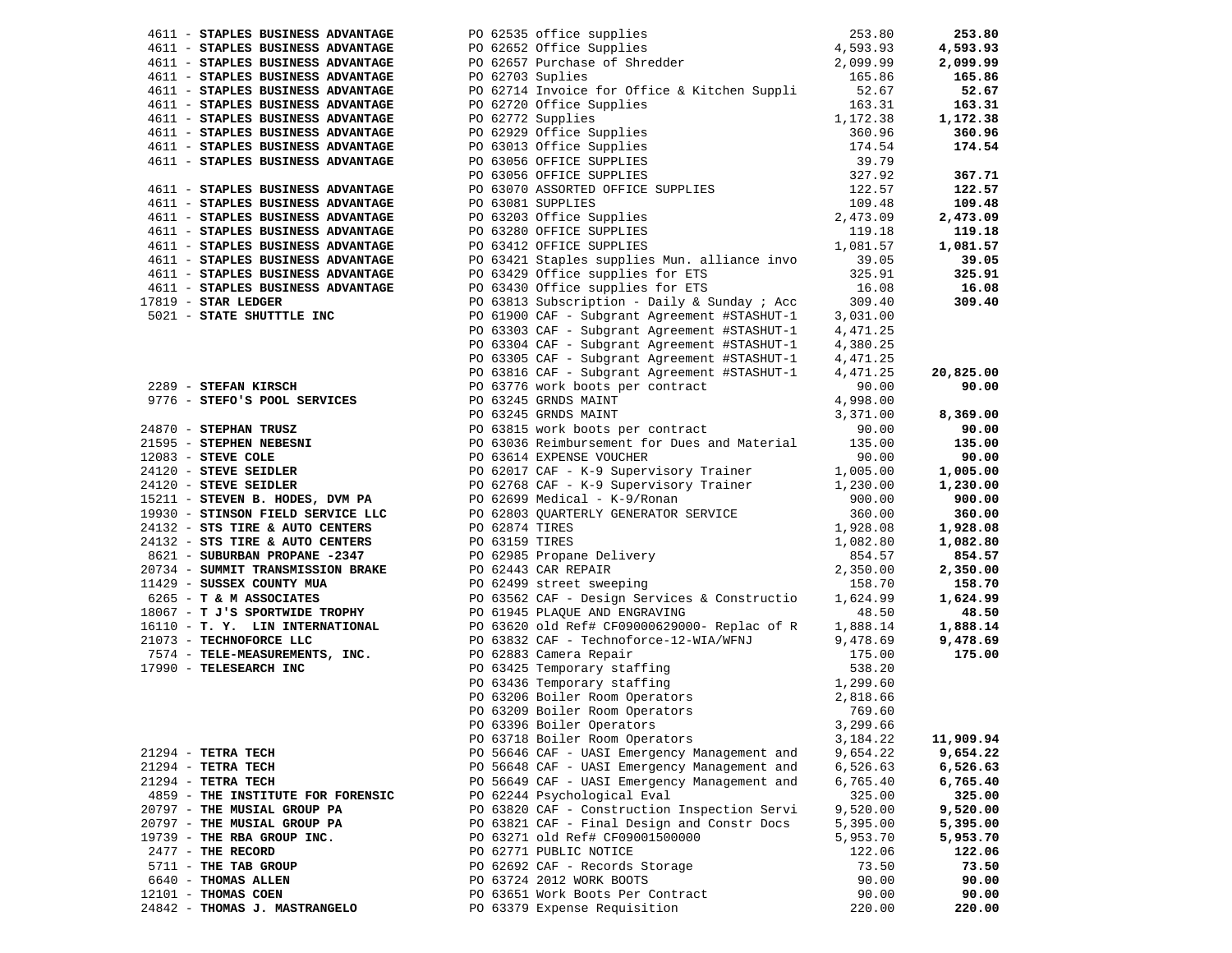| Vendor | PO / Description | Amount | Total |
|---|---|---|---|
| 4611 - **STAPLES BUSINESS ADVANTAGE** | PO 62535 office supplies | 253.80 | **253.80** |
| 4611 - **STAPLES BUSINESS ADVANTAGE** | PO 62652 Office Supplies | 4,593.93 | **4,593.93** |
| 4611 - **STAPLES BUSINESS ADVANTAGE** | PO 62657 Purchase of Shredder | 2,099.99 | **2,099.99** |
| 4611 - **STAPLES BUSINESS ADVANTAGE** | PO 62703 Suplies | 165.86 | **165.86** |
| 4611 - **STAPLES BUSINESS ADVANTAGE** | PO 62714 Invoice for Office & Kitchen Suppli | 52.67 | **52.67** |
| 4611 - **STAPLES BUSINESS ADVANTAGE** | PO 62720 Office Supplies | 163.31 | **163.31** |
| 4611 - **STAPLES BUSINESS ADVANTAGE** | PO 62772 Supplies | 1,172.38 | **1,172.38** |
| 4611 - **STAPLES BUSINESS ADVANTAGE** | PO 62929 Office Supplies | 360.96 | **360.96** |
| 4611 - **STAPLES BUSINESS ADVANTAGE** | PO 63013 Office Supplies | 174.54 | **174.54** |
| 4611 - **STAPLES BUSINESS ADVANTAGE** | PO 63056 OFFICE SUPPLIES | 39.79 | |
| | PO 63056 OFFICE SUPPLIES | 327.92 | **367.71** |
| 4611 - **STAPLES BUSINESS ADVANTAGE** | PO 63070 ASSORTED OFFICE SUPPLIES | 122.57 | **122.57** |
| 4611 - **STAPLES BUSINESS ADVANTAGE** | PO 63081 SUPPLIES | 109.48 | **109.48** |
| 4611 - **STAPLES BUSINESS ADVANTAGE** | PO 63203 Office Supplies | 2,473.09 | **2,473.09** |
| 4611 - **STAPLES BUSINESS ADVANTAGE** | PO 63280 OFFICE SUPPLIES | 119.18 | **119.18** |
| 4611 - **STAPLES BUSINESS ADVANTAGE** | PO 63412 OFFICE SUPPLIES | 1,081.57 | **1,081.57** |
| 4611 - **STAPLES BUSINESS ADVANTAGE** | PO 63421 Staples supplies Mun. alliance invo | 39.05 | **39.05** |
| 4611 - **STAPLES BUSINESS ADVANTAGE** | PO 63429 Office supplies for ETS | 325.91 | **325.91** |
| 4611 - **STAPLES BUSINESS ADVANTAGE** | PO 63430 Office supplies for ETS | 16.08 | **16.08** |
| 17819 - **STAR LEDGER** | PO 63813 Subscription - Daily & Sunday ; Acc | 309.40 | **309.40** |
| 5021 - **STATE SHUTTTLE INC** | PO 61900 CAF - Subgrant Agreement #STASHUT-1 | 3,031.00 | |
| | PO 63303 CAF - Subgrant Agreement #STASHUT-1 | 4,471.25 | |
| | PO 63304 CAF - Subgrant Agreement #STASHUT-1 | 4,380.25 | |
| | PO 63305 CAF - Subgrant Agreement #STASHUT-1 | 4,471.25 | |
| | PO 63816 CAF - Subgrant Agreement #STASHUT-1 | 4,471.25 | **20,825.00** |
| 2289 - **STEFAN KIRSCH** | PO 63776 work boots per contract | 90.00 | **90.00** |
| 9776 - **STEFO'S POOL SERVICES** | PO 63245 GRNDS MAINT | 4,998.00 | |
| | PO 63245 GRNDS MAINT | 3,371.00 | **8,369.00** |
| 24870 - **STEPHAN TRUSZ** | PO 63815 work boots per contract | 90.00 | **90.00** |
| 21595 - **STEPHEN NEBESNI** | PO 63036 Reimbursement for Dues and Material | 135.00 | **135.00** |
| 12083 - **STEVE COLE** | PO 63614 EXPENSE VOUCHER | 90.00 | **90.00** |
| 24120 - **STEVE SEIDLER** | PO 62017 CAF - K-9 Supervisory Trainer | 1,005.00 | **1,005.00** |
| 24120 - **STEVE SEIDLER** | PO 62768 CAF - K-9 Supervisory Trainer | 1,230.00 | **1,230.00** |
| 15211 - **STEVEN B. HODES, DVM PA** | PO 62699 Medical - K-9/Ronan | 900.00 | **900.00** |
| 19930 - **STINSON FIELD SERVICE LLC** | PO 62803 QUARTERLY GENERATOR SERVICE | 360.00 | **360.00** |
| 24132 - **STS TIRE & AUTO CENTERS** | PO 62874 TIRES | 1,928.08 | **1,928.08** |
| 24132 - **STS TIRE & AUTO CENTERS** | PO 63159 TIRES | 1,082.80 | **1,082.80** |
| 8621 - **SUBURBAN PROPANE -2347** | PO 62985 Propane Delivery | 854.57 | **854.57** |
| 20734 - **SUMMIT TRANSMISSION BRAKE** | PO 62443 CAR REPAIR | 2,350.00 | **2,350.00** |
| 11429 - **SUSSEX COUNTY MUA** | PO 62499 street sweeping | 158.70 | **158.70** |
| 6265 - **T & M ASSOCIATES** | PO 63562 CAF - Design Services & Constructio | 1,624.99 | **1,624.99** |
| 18067 - **T J'S SPORTWIDE TROPHY** | PO 61945 PLAQUE AND ENGRAVING | 48.50 | **48.50** |
| 16110 - **T. Y. LIN INTERNATIONAL** | PO 63620 old Ref# CF09000629000- Replac of R | 1,888.14 | **1,888.14** |
| 21073 - **TECHNOFORCE LLC** | PO 63832 CAF - Technoforce-12-WIA/WFNJ | 9,478.69 | **9,478.69** |
| 7574 - **TELE-MEASUREMENTS, INC.** | PO 62883 Camera Repair | 175.00 | **175.00** |
| 17990 - **TELESEARCH INC** | PO 63425 Temporary staffing | 538.20 | |
| | PO 63436 Temporary staffing | 1,299.60 | |
| | PO 63206 Boiler Room Operators | 2,818.66 | |
| | PO 63209 Boiler Room Operators | 769.60 | |
| | PO 63396 Boiler Operators | 3,299.66 | |
| | PO 63718 Boiler Room Operators | 3,184.22 | **11,909.94** |
| 21294 - **TETRA TECH** | PO 56646 CAF - UASI Emergency Management and | 9,654.22 | **9,654.22** |
| 21294 - **TETRA TECH** | PO 56648 CAF - UASI Emergency Management and | 6,526.63 | **6,526.63** |
| 21294 - **TETRA TECH** | PO 56649 CAF - UASI Emergency Management and | 6,765.40 | **6,765.40** |
| 4859 - **THE INSTITUTE FOR FORENSIC** | PO 62244 Psychological Eval | 325.00 | **325.00** |
| 20797 - **THE MUSIAL GROUP PA** | PO 63820 CAF - Construction Inspection Servi | 9,520.00 | **9,520.00** |
| 20797 - **THE MUSIAL GROUP PA** | PO 63821 CAF - Final Design and Constr Docs | 5,395.00 | **5,395.00** |
| 19739 - **THE RBA GROUP INC.** | PO 63271 old Ref# CF09001500000 | 5,953.70 | **5,953.70** |
| 2477 - **THE RECORD** | PO 62771 PUBLIC NOTICE | 122.06 | **122.06** |
| 5711 - **THE TAB GROUP** | PO 62692 CAF - Records Storage | 73.50 | **73.50** |
| 6640 - **THOMAS ALLEN** | PO 63724 2012 WORK BOOTS | 90.00 | **90.00** |
| 12101 - **THOMAS COEN** | PO 63651 Work Boots Per Contract | 90.00 | **90.00** |
| 24842 - **THOMAS J. MASTRANGELO** | PO 63379 Expense Requisition | 220.00 | **220.00** |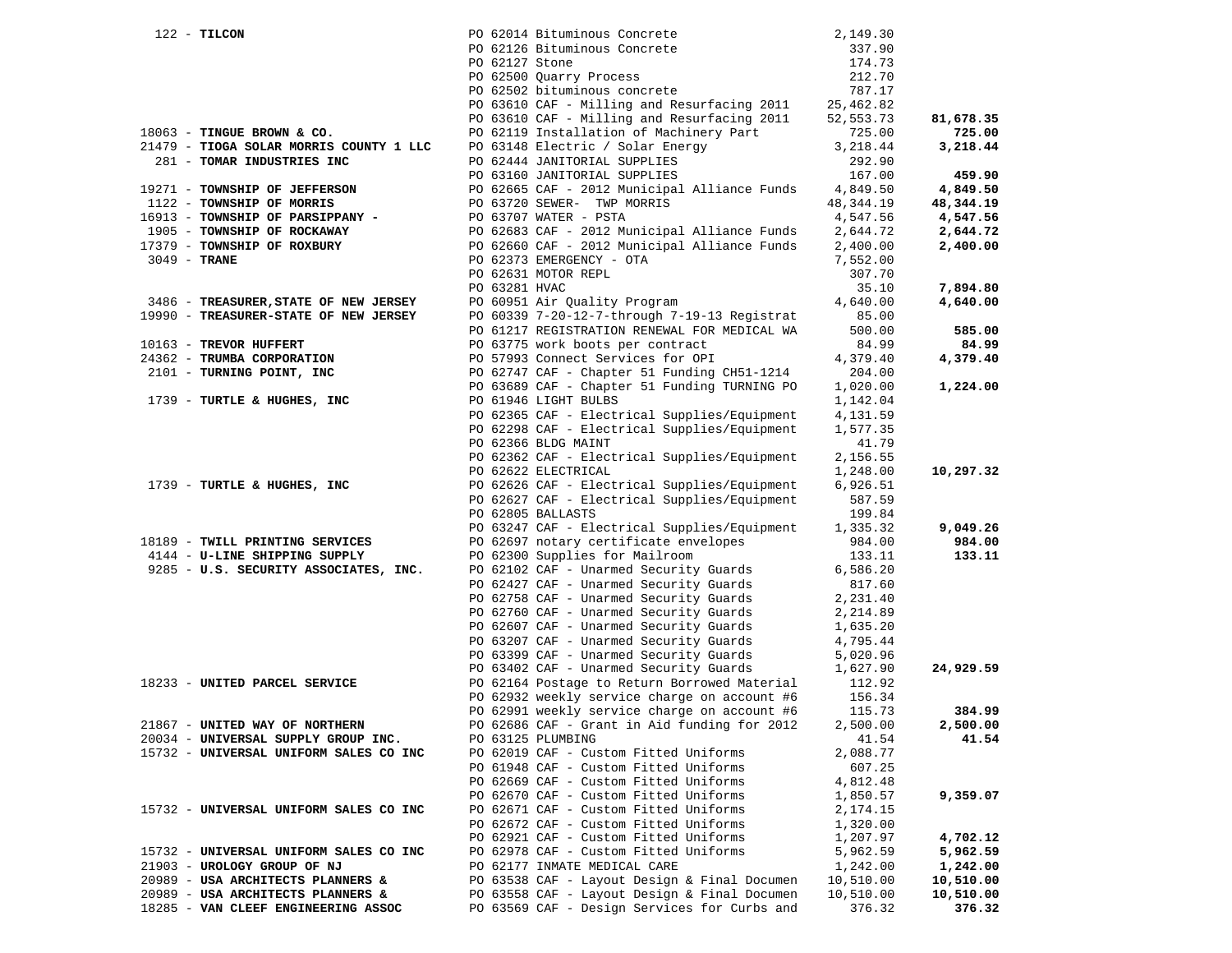| Vendor | PO / Description | Amount | Total |
|---|---|---|---|
| 122 - **TILCON** | PO 62014 Bituminous Concrete | 2,149.30 | |
| | PO 62126 Bituminous Concrete | 337.90 | |
| | PO 62127 Stone | 174.73 | |
| | PO 62500 Quarry Process | 212.70 | |
| | PO 62502 bituminous concrete | 787.17 | |
| | PO 63610 CAF - Milling and Resurfacing 2011 | 25,462.82 | |
| | PO 63610 CAF - Milling and Resurfacing 2011 | 52,553.73 | **81,678.35** |
| 18063 - **TINGUE BROWN & CO.** | PO 62119 Installation of Machinery Part | 725.00 | **725.00** |
| 21479 - **TIOGA SOLAR MORRIS COUNTY 1 LLC** | PO 63148 Electric / Solar Energy | 3,218.44 | **3,218.44** |
| 281 - **TOMAR INDUSTRIES INC** | PO 62444 JANITORIAL SUPPLIES | 292.90 | |
| | PO 63160 JANITORIAL SUPPLIES | 167.00 | **459.90** |
| 19271 - **TOWNSHIP OF JEFFERSON** | PO 62665 CAF - 2012 Municipal Alliance Funds | 4,849.50 | **4,849.50** |
| 1122 - **TOWNSHIP OF MORRIS** | PO 63720 SEWER- TWP MORRIS | 48,344.19 | **48,344.19** |
| 16913 - **TOWNSHIP OF PARSIPPANY -** | PO 63707 WATER - PSTA | 4,547.56 | **4,547.56** |
| 1905 - **TOWNSHIP OF ROCKAWAY** | PO 62683 CAF - 2012 Municipal Alliance Funds | 2,644.72 | **2,644.72** |
| 17379 - **TOWNSHIP OF ROXBURY** | PO 62660 CAF - 2012 Municipal Alliance Funds | 2,400.00 | **2,400.00** |
| 3049 - **TRANE** | PO 62373 EMERGENCY - OTA | 7,552.00 | |
| | PO 62631 MOTOR REPL | 307.70 | |
| | PO 63281 HVAC | 35.10 | **7,894.80** |
| 3486 - **TREASURER,STATE OF NEW JERSEY** | PO 60951 Air Quality Program | 4,640.00 | **4,640.00** |
| 19990 - **TREASURER-STATE OF NEW JERSEY** | PO 60339 7-20-12-7-through 7-19-13 Registrat | 85.00 | |
| | PO 61217 REGISTRATION RENEWAL FOR MEDICAL WA | 500.00 | **585.00** |
| 10163 - **TREVOR HUFFERT** | PO 63775 work boots per contract | 84.99 | **84.99** |
| 24362 - **TRUMBA CORPORATION** | PO 57993 Connect Services for OPI | 4,379.40 | **4,379.40** |
| 2101 - **TURNING POINT, INC** | PO 62747 CAF - Chapter 51 Funding CH51-1214 | 204.00 | |
| | PO 63689 CAF - Chapter 51 Funding TURNING PO | 1,020.00 | **1,224.00** |
| 1739 - **TURTLE & HUGHES, INC** | PO 61946 LIGHT BULBS | 1,142.04 | |
| | PO 62365 CAF - Electrical Supplies/Equipment | 4,131.59 | |
| | PO 62298 CAF - Electrical Supplies/Equipment | 1,577.35 | |
| | PO 62366 BLDG MAINT | 41.79 | |
| | PO 62362 CAF - Electrical Supplies/Equipment | 2,156.55 | |
| | PO 62622 ELECTRICAL | 1,248.00 | **10,297.32** |
| 1739 - **TURTLE & HUGHES, INC** | PO 62626 CAF - Electrical Supplies/Equipment | 6,926.51 | |
| | PO 62627 CAF - Electrical Supplies/Equipment | 587.59 | |
| | PO 62805 BALLASTS | 199.84 | |
| | PO 63247 CAF - Electrical Supplies/Equipment | 1,335.32 | **9,049.26** |
| 18189 - **TWILL PRINTING SERVICES** | PO 62697 notary certificate envelopes | 984.00 | **984.00** |
| 4144 - **U-LINE SHIPPING SUPPLY** | PO 62300 Supplies for Mailroom | 133.11 | **133.11** |
| 9285 - **U.S. SECURITY ASSOCIATES, INC.** | PO 62102 CAF - Unarmed Security Guards | 6,586.20 | |
| | PO 62427 CAF - Unarmed Security Guards | 817.60 | |
| | PO 62758 CAF - Unarmed Security Guards | 2,231.40 | |
| | PO 62760 CAF - Unarmed Security Guards | 2,214.89 | |
| | PO 62607 CAF - Unarmed Security Guards | 1,635.20 | |
| | PO 63207 CAF - Unarmed Security Guards | 4,795.44 | |
| | PO 63399 CAF - Unarmed Security Guards | 5,020.96 | |
| | PO 63402 CAF - Unarmed Security Guards | 1,627.90 | **24,929.59** |
| 18233 - **UNITED PARCEL SERVICE** | PO 62164 Postage to Return Borrowed Material | 112.92 | |
| | PO 62932 weekly service charge on account #6 | 156.34 | |
| | PO 62991 weekly service charge on account #6 | 115.73 | **384.99** |
| 21867 - **UNITED WAY OF NORTHERN** | PO 62686 CAF - Grant in Aid funding for 2012 | 2,500.00 | **2,500.00** |
| 20034 - **UNIVERSAL SUPPLY GROUP INC.** | PO 63125 PLUMBING | 41.54 | **41.54** |
| 15732 - **UNIVERSAL UNIFORM SALES CO INC** | PO 62019 CAF - Custom Fitted Uniforms | 2,088.77 | |
| | PO 61948 CAF - Custom Fitted Uniforms | 607.25 | |
| | PO 62669 CAF - Custom Fitted Uniforms | 4,812.48 | |
| | PO 62670 CAF - Custom Fitted Uniforms | 1,850.57 | **9,359.07** |
| 15732 - **UNIVERSAL UNIFORM SALES CO INC** | PO 62671 CAF - Custom Fitted Uniforms | 2,174.15 | |
| | PO 62672 CAF - Custom Fitted Uniforms | 1,320.00 | |
| | PO 62921 CAF - Custom Fitted Uniforms | 1,207.97 | **4,702.12** |
| 15732 - **UNIVERSAL UNIFORM SALES CO INC** | PO 62978 CAF - Custom Fitted Uniforms | 5,962.59 | **5,962.59** |
| 21903 - **UROLOGY GROUP OF NJ** | PO 62177 INMATE MEDICAL CARE | 1,242.00 | **1,242.00** |
| 20989 - **USA ARCHITECTS PLANNERS &** | PO 63538 CAF - Layout Design & Final Documen | 10,510.00 | **10,510.00** |
| 20989 - **USA ARCHITECTS PLANNERS &** | PO 63558 CAF - Layout Design & Final Documen | 10,510.00 | **10,510.00** |
| 18285 - **VAN CLEEF ENGINEERING ASSOC** | PO 63569 CAF - Design Services for Curbs and | 376.32 | **376.32** |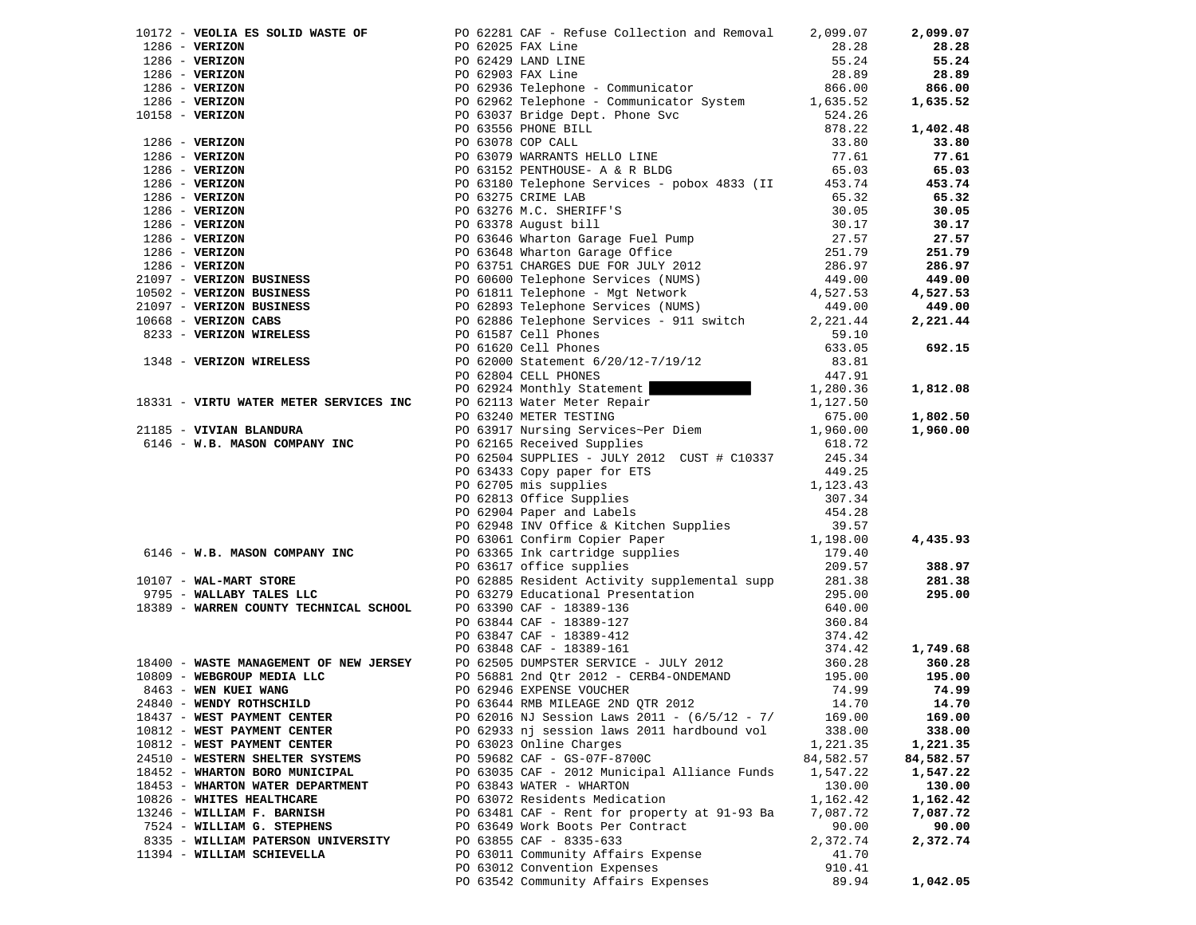| Vendor | PO / Description | Amount | Total |
|---|---|---|---|
| 10172 - **VEOLIA ES SOLID WASTE OF** | PO 62281 CAF - Refuse Collection and Removal | 2,099.07 | **2,099.07** |
| 1286 - **VERIZON** | PO 62025 FAX Line | 28.28 | **28.28** |
| 1286 - **VERIZON** | PO 62429 LAND LINE | 55.24 | **55.24** |
| 1286 - **VERIZON** | PO 62903 FAX Line | 28.89 | **28.89** |
| 1286 - **VERIZON** | PO 62936 Telephone - Communicator | 866.00 | **866.00** |
| 1286 - **VERIZON** | PO 62962 Telephone - Communicator System | 1,635.52 | **1,635.52** |
| 10158 - **VERIZON** | PO 63037 Bridge Dept. Phone Svc | 524.26 | |
| | PO 63556 PHONE BILL | 878.22 | **1,402.48** |
| 1286 - **VERIZON** | PO 63078 COP CALL | 33.80 | **33.80** |
| 1286 - **VERIZON** | PO 63079 WARRANTS HELLO LINE | 77.61 | **77.61** |
| 1286 - **VERIZON** | PO 63152 PENTHOUSE- A & R BLDG | 65.03 | **65.03** |
| 1286 - **VERIZON** | PO 63180 Telephone Services - pobox 4833 (II | 453.74 | **453.74** |
| 1286 - **VERIZON** | PO 63275 CRIME LAB | 65.32 | **65.32** |
| 1286 - **VERIZON** | PO 63276 M.C. SHERIFF'S | 30.05 | **30.05** |
| 1286 - **VERIZON** | PO 63378 August bill | 30.17 | **30.17** |
| 1286 - **VERIZON** | PO 63646 Wharton Garage Fuel Pump | 27.57 | **27.57** |
| 1286 - **VERIZON** | PO 63648 Wharton Garage Office | 251.79 | **251.79** |
| 1286 - **VERIZON** | PO 63751 CHARGES DUE FOR JULY 2012 | 286.97 | **286.97** |
| 21097 - **VERIZON BUSINESS** | PO 60600 Telephone Services (NUMS) | 449.00 | **449.00** |
| 10502 - **VERIZON BUSINESS** | PO 61811 Telephone - Mgt Network | 4,527.53 | **4,527.53** |
| 21097 - **VERIZON BUSINESS** | PO 62893 Telephone Services (NUMS) | 449.00 | **449.00** |
| 10668 - **VERIZON CABS** | PO 62886 Telephone Services - 911 switch | 2,221.44 | **2,221.44** |
| 8233 - **VERIZON WIRELESS** | PO 61587 Cell Phones | 59.10 | |
| | PO 61620 Cell Phones | 633.05 | **692.15** |
| 1348 - **VERIZON WIRELESS** | PO 62000 Statement 6/20/12-7/19/12 | 83.81 | |
| | PO 62804 CELL PHONES | 447.91 | |
| | PO 62924 Monthly Statement [REDACTED] | 1,280.36 | **1,812.08** |
| 18331 - **VIRTU WATER METER SERVICES INC** | PO 62113 Water Meter Repair | 1,127.50 | |
| | PO 63240 METER TESTING | 675.00 | **1,802.50** |
| 21185 - **VIVIAN BLANDURA** | PO 63917 Nursing Services~Per Diem | 1,960.00 | **1,960.00** |
| 6146 - **W.B. MASON COMPANY INC** | PO 62165 Received Supplies | 618.72 | |
| | PO 62504 SUPPLIES - JULY 2012 CUST # C10337 | 245.34 | |
| | PO 63433 Copy paper for ETS | 449.25 | |
| | PO 62705 mis supplies | 1,123.43 | |
| | PO 62813 Office Supplies | 307.34 | |
| | PO 62904 Paper and Labels | 454.28 | |
| | PO 62948 INV Office & Kitchen Supplies | 39.57 | |
| | PO 63061 Confirm Copier Paper | 1,198.00 | **4,435.93** |
| 6146 - **W.B. MASON COMPANY INC** | PO 63365 Ink cartridge supplies | 179.40 | |
| | PO 63617 office supplies | 209.57 | **388.97** |
| 10107 - **WAL-MART STORE** | PO 62885 Resident Activity supplemental supp | 281.38 | **281.38** |
| 9795 - **WALLABY TALES LLC** | PO 63279 Educational Presentation | 295.00 | **295.00** |
| 18389 - **WARREN COUNTY TECHNICAL SCHOOL** | PO 63390 CAF - 18389-136 | 640.00 | |
| | PO 63844 CAF - 18389-127 | 360.84 | |
| | PO 63847 CAF - 18389-412 | 374.42 | |
| | PO 63848 CAF - 18389-161 | 374.42 | **1,749.68** |
| 18400 - **WASTE MANAGEMENT OF NEW JERSEY** | PO 62505 DUMPSTER SERVICE - JULY 2012 | 360.28 | **360.28** |
| 10809 - **WEBGROUP MEDIA LLC** | PO 56881 2nd Qtr 2012 - CERB4-ONDEMAND | 195.00 | **195.00** |
| 8463 - **WEN KUEI WANG** | PO 62946 EXPENSE VOUCHER | 74.99 | **74.99** |
| 24840 - **WENDY ROTHSCHILD** | PO 63644 RMB MILEAGE 2ND QTR 2012 | 14.70 | **14.70** |
| 18437 - **WEST PAYMENT CENTER** | PO 62016 NJ Session Laws 2011 - (6/5/12 - 7/ | 169.00 | **169.00** |
| 10812 - **WEST PAYMENT CENTER** | PO 62933 nj session laws 2011 hardbound vol | 338.00 | **338.00** |
| 10812 - **WEST PAYMENT CENTER** | PO 63023 Online Charges | 1,221.35 | **1,221.35** |
| 24510 - **WESTERN SHELTER SYSTEMS** | PO 59682 CAF - GS-07F-8700C | 84,582.57 | **84,582.57** |
| 18452 - **WHARTON BORO MUNICIPAL** | PO 63035 CAF - 2012 Municipal Alliance Funds | 1,547.22 | **1,547.22** |
| 18453 - **WHARTON WATER DEPARTMENT** | PO 63843 WATER - WHARTON | 130.00 | **130.00** |
| 10826 - **WHITES HEALTHCARE** | PO 63072 Residents Medication | 1,162.42 | **1,162.42** |
| 13246 - **WILLIAM F. BARNISH** | PO 63481 CAF - Rent for property at 91-93 Ba | 7,087.72 | **7,087.72** |
| 7524 - **WILLIAM G. STEPHENS** | PO 63649 Work Boots Per Contract | 90.00 | **90.00** |
| 8335 - **WILLIAM PATERSON UNIVERSITY** | PO 63855 CAF - 8335-633 | 2,372.74 | **2,372.74** |
| 11394 - **WILLIAM SCHIEVELLA** | PO 63011 Community Affairs Expense | 41.70 | |
| | PO 63012 Convention Expenses | 910.41 | |
| | PO 63542 Community Affairs Expenses | 89.94 | **1,042.05** |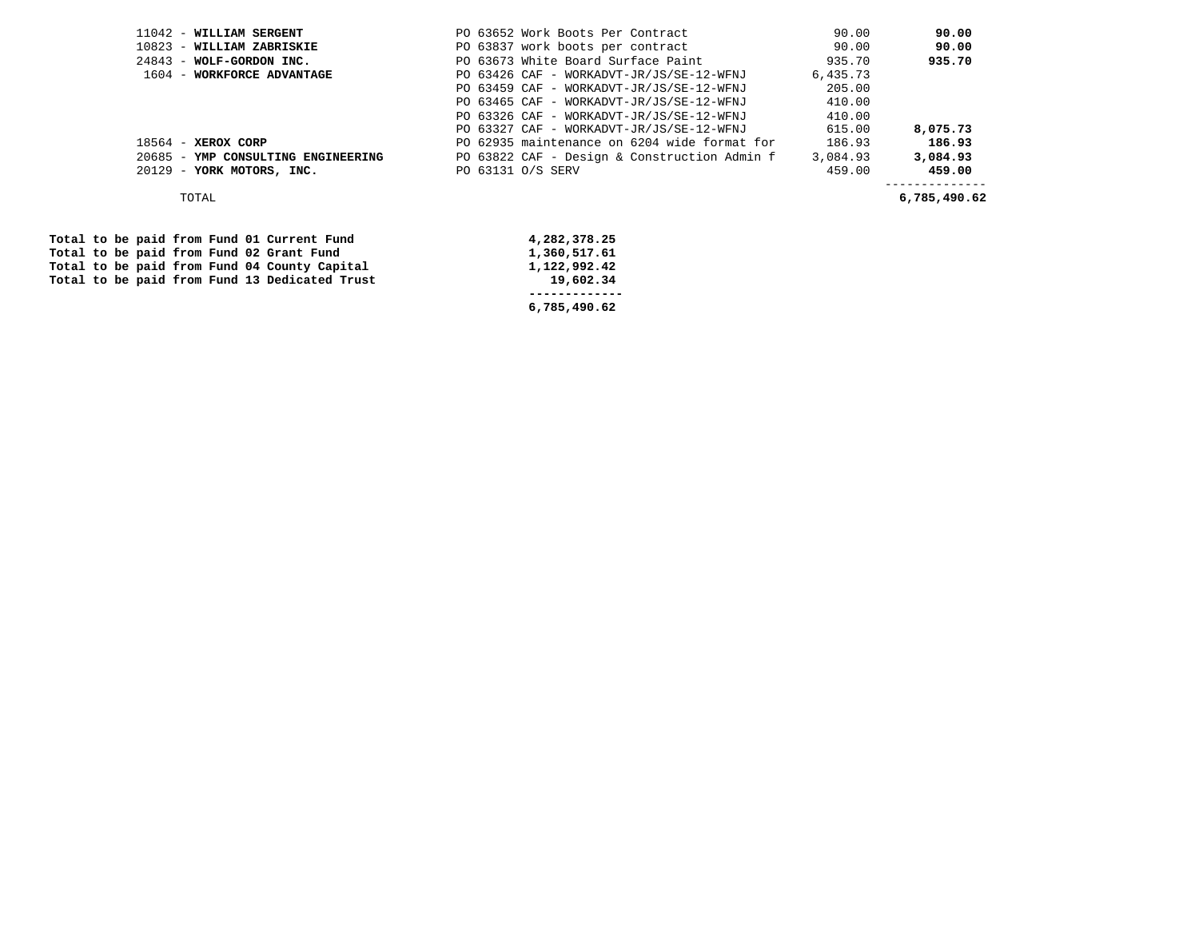| Vendor | Description | Amount | Total |
|---|---|---|---|
| 11042 - **WILLIAM SERGENT** | PO 63652 Work Boots Per Contract | 90.00 | **90.00** |
| 10823 - **WILLIAM ZABRISKIE** | PO 63837 work boots per contract | 90.00 | **90.00** |
| 24843 - **WOLF-GORDON INC.** | PO 63673 White Board Surface Paint | 935.70 | **935.70** |
| 1604 - **WORKFORCE ADVANTAGE** | PO 63426 CAF - WORKADVT-JR/JS/SE-12-WFNJ | 6,435.73 | |
| | PO 63459 CAF - WORKADVT-JR/JS/SE-12-WFNJ | 205.00 | |
| | PO 63465 CAF - WORKADVT-JR/JS/SE-12-WFNJ | 410.00 | |
| | PO 63326 CAF - WORKADVT-JR/JS/SE-12-WFNJ | 410.00 | |
| | PO 63327 CAF - WORKADVT-JR/JS/SE-12-WFNJ | 615.00 | **8,075.73** |
| 18564 - **XEROX CORP** | PO 62935 maintenance on 6204 wide format for | 186.93 | **186.93** |
| 20685 - **YMP CONSULTING ENGINEERING** | PO 63822 CAF - Design & Construction Admin f | 3,084.93 | **3,084.93** |
| 20129 - **YORK MOTORS, INC.** | PO 63131 O/S SERV | 459.00 | **459.00** |
| TOTAL | | | **6,785,490.62** |

| Fund | Amount |
|---|---|
| **Total to be paid from Fund 01 Current Fund** | **4,282,378.25** |
| **Total to be paid from Fund 02 Grant Fund** | **1,360,517.61** |
| **Total to be paid from Fund 04 County Capital** | **1,122,992.42** |
| **Total to be paid from Fund 13 Dedicated Trust** | **19,602.34** |
| | **6,785,490.62** |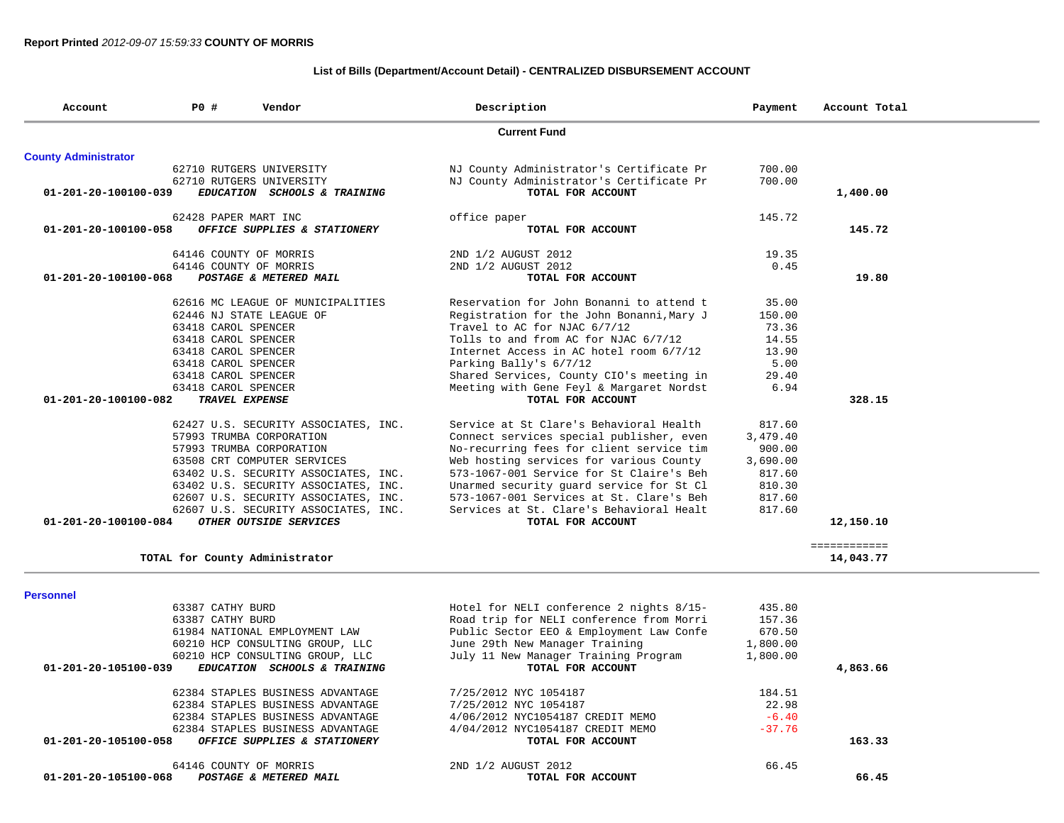**Report Printed** *2012-09-07 15:59:33* **COUNTY OF MORRIS**

**List of Bills (Department/Account Detail) - CENTRALIZED DISBURSEMENT ACCOUNT**

| Account | PO # | Vendor | Description | Payment | Account Total |
|---|---|---|---|---|---|
| | | **Current Fund** | | | |
| **County Administrator** | | | | | |
| | 62710 | RUTGERS UNIVERSITY | NJ County Administrator's Certificate Pr | 700.00 | |
| | 62710 | RUTGERS UNIVERSITY | NJ County Administrator's Certificate Pr | 700.00 | |
| **01-201-20-100100-039** | | ***EDUCATION SCHOOLS & TRAINING*** | **TOTAL FOR ACCOUNT** | | **1,400.00** |
| | 62428 | PAPER MART INC | office paper | 145.72 | |
| **01-201-20-100100-058** | | ***OFFICE SUPPLIES & STATIONERY*** | **TOTAL FOR ACCOUNT** | | **145.72** |
| | 64146 | COUNTY OF MORRIS | 2ND 1/2 AUGUST 2012 | 19.35 | |
| | 64146 | COUNTY OF MORRIS | 2ND 1/2 AUGUST 2012 | 0.45 | |
| **01-201-20-100100-068** | | ***POSTAGE & METERED MAIL*** | **TOTAL FOR ACCOUNT** | | **19.80** |
| | 62616 | MC LEAGUE OF MUNICIPALITIES | Reservation for John Bonanni to attend t | 35.00 | |
| | 62446 | NJ STATE LEAGUE OF | Registration for the John Bonanni,Mary J | 150.00 | |
| | 63418 | CAROL SPENCER | Travel to AC for NJAC 6/7/12 | 73.36 | |
| | 63418 | CAROL SPENCER | Tolls to and from AC for NJAC 6/7/12 | 14.55 | |
| | 63418 | CAROL SPENCER | Internet Access in AC hotel room 6/7/12 | 13.90 | |
| | 63418 | CAROL SPENCER | Parking Bally's 6/7/12 | 5.00 | |
| | 63418 | CAROL SPENCER | Shared Services, County CIO's meeting in | 29.40 | |
| | 63418 | CAROL SPENCER | Meeting with Gene Feyl & Margaret Nordst | 6.94 | |
| **01-201-20-100100-082** | | ***TRAVEL EXPENSE*** | **TOTAL FOR ACCOUNT** | | **328.15** |
| | 62427 | U.S. SECURITY ASSOCIATES, INC. | Service at St Clare's Behavioral Health | 817.60 | |
| | 57993 | TRUMBA CORPORATION | Connect services special publisher, even | 3,479.40 | |
| | 57993 | TRUMBA CORPORATION | No-recurring fees for client service tim | 900.00 | |
| | 63508 | CRT COMPUTER SERVICES | Web hosting services for various County | 3,690.00 | |
| | 63402 | U.S. SECURITY ASSOCIATES, INC. | 573-1067-001 Service for St Claire's Beh | 817.60 | |
| | 63402 | U.S. SECURITY ASSOCIATES, INC. | Unarmed security guard service for St Cl | 810.30 | |
| | 62607 | U.S. SECURITY ASSOCIATES, INC. | 573-1067-001 Services at St. Clare's Beh | 817.60 | |
| | 62607 | U.S. SECURITY ASSOCIATES, INC. | Services at St. Clare's Behavioral Healt | 817.60 | |
| **01-201-20-100100-084** | | ***OTHER OUTSIDE SERVICES*** | **TOTAL FOR ACCOUNT** | | **12,150.10** |
| | | **TOTAL for County Administrator** | | | **14,043.77** |
| **Personnel** | | | | | |
| | 63387 | CATHY BURD | Hotel for NELI conference 2 nights 8/15- | 435.80 | |
| | 63387 | CATHY BURD | Road trip for NELI conference from Morri | 157.36 | |
| | 61984 | NATIONAL EMPLOYMENT LAW | Public Sector EEO & Employment Law Confe | 670.50 | |
| | 60210 | HCP CONSULTING GROUP, LLC | June 29th New Manager Training | 1,800.00 | |
| | 60210 | HCP CONSULTING GROUP, LLC | July 11 New Manager Training Program | 1,800.00 | |
| **01-201-20-105100-039** | | ***EDUCATION SCHOOLS & TRAINING*** | **TOTAL FOR ACCOUNT** | | **4,863.66** |
| | 62384 | STAPLES BUSINESS ADVANTAGE | 7/25/2012 NYC 1054187 | 184.51 | |
| | 62384 | STAPLES BUSINESS ADVANTAGE | 7/25/2012 NYC 1054187 | 22.98 | |
| | 62384 | STAPLES BUSINESS ADVANTAGE | 4/06/2012 NYC1054187 CREDIT MEMO | -6.40 | |
| | 62384 | STAPLES BUSINESS ADVANTAGE | 4/04/2012 NYC1054187 CREDIT MEMO | -37.76 | |
| **01-201-20-105100-058** | | ***OFFICE SUPPLIES & STATIONERY*** | **TOTAL FOR ACCOUNT** | | **163.33** |
| | 64146 | COUNTY OF MORRIS | 2ND 1/2 AUGUST 2012 | 66.45 | |
| **01-201-20-105100-068** | | ***POSTAGE & METERED MAIL*** | **TOTAL FOR ACCOUNT** | | **66.45** |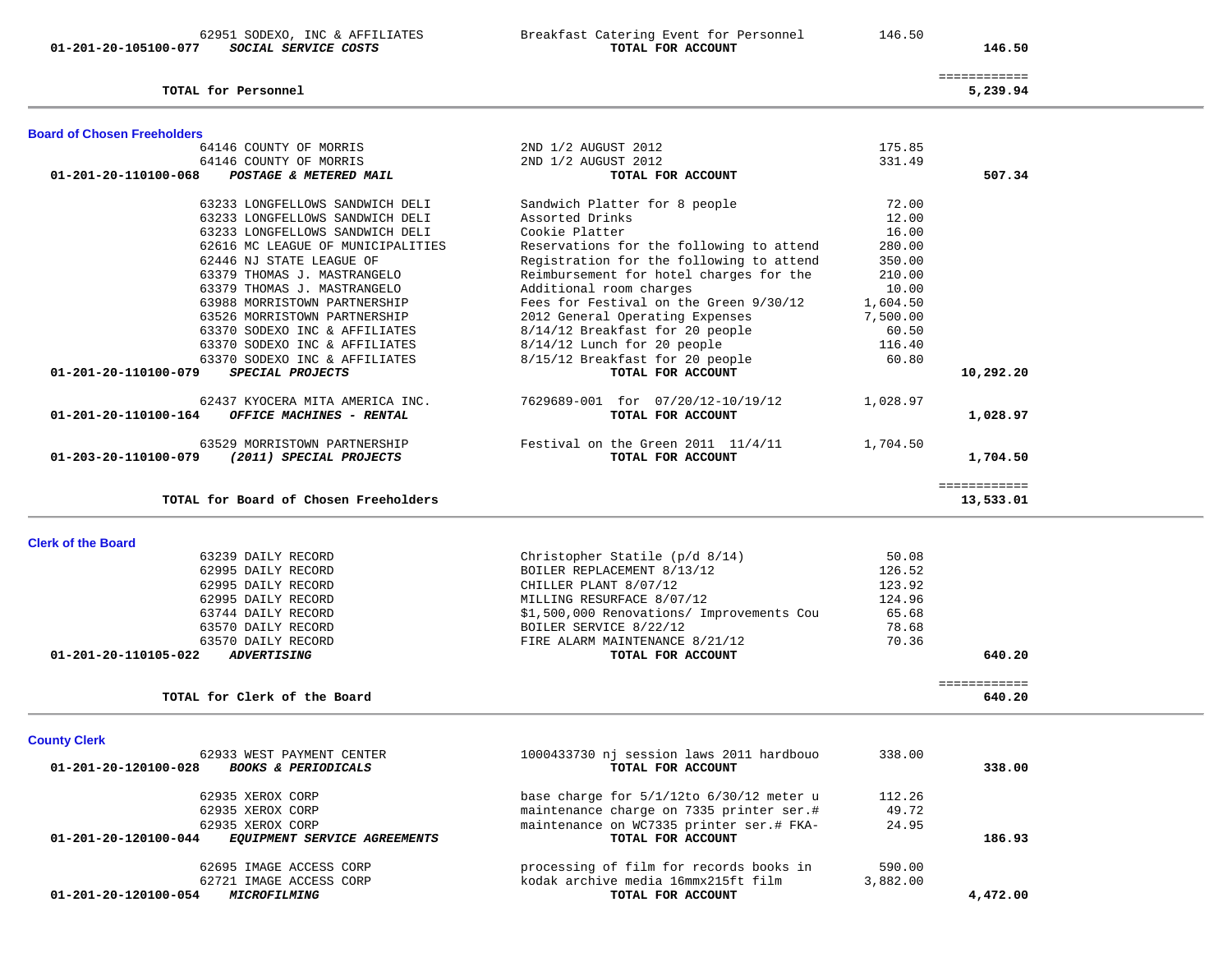| Account | Vendor | Description | Amount | Total |
|---|---|---|---|---|
| | 62951 SODEXO, INC & AFFILIATES | Breakfast Catering Event for Personnel | 146.50 | |
| 01-201-20-105100-077 | ***SOCIAL SERVICE COSTS*** | **TOTAL FOR ACCOUNT** | | **146.50** |
| | | | | ============ |
| | **TOTAL for Personnel** | | | **5,239.94** |

## Board of Chosen Freeholders

| Account | Vendor | Description | Amount | Total |
|---|---|---|---|---|
| | 64146 COUNTY OF MORRIS | 2ND 1/2 AUGUST 2012 | 175.85 | |
| | 64146 COUNTY OF MORRIS | 2ND 1/2 AUGUST 2012 | 331.49 | |
| 01-201-20-110100-068 | ***POSTAGE & METERED MAIL*** | **TOTAL FOR ACCOUNT** | | **507.34** |
| | 63233 LONGFELLOWS SANDWICH DELI | Sandwich Platter for 8 people | 72.00 | |
| | 63233 LONGFELLOWS SANDWICH DELI | Assorted Drinks | 12.00 | |
| | 63233 LONGFELLOWS SANDWICH DELI | Cookie Platter | 16.00 | |
| | 62616 MC LEAGUE OF MUNICIPALITIES | Reservations for the following to attend | 280.00 | |
| | 62446 NJ STATE LEAGUE OF | Registration for the following to attend | 350.00 | |
| | 63379 THOMAS J. MASTRANGELO | Reimbursement for hotel charges for the | 210.00 | |
| | 63379 THOMAS J. MASTRANGELO | Additional room charges | 10.00 | |
| | 63988 MORRISTOWN PARTNERSHIP | Fees for Festival on the Green 9/30/12 | 1,604.50 | |
| | 63526 MORRISTOWN PARTNERSHIP | 2012 General Operating Expenses | 7,500.00 | |
| | 63370 SODEXO INC & AFFILIATES | 8/14/12 Breakfast for 20 people | 60.50 | |
| | 63370 SODEXO INC & AFFILIATES | 8/14/12 Lunch for 20 people | 116.40 | |
| | 63370 SODEXO INC & AFFILIATES | 8/15/12 Breakfast for 20 people | 60.80 | |
| 01-201-20-110100-079 | ***SPECIAL PROJECTS*** | **TOTAL FOR ACCOUNT** | | **10,292.20** |
| | 62437 KYOCERA MITA AMERICA INC. | 7629689-001 for 07/20/12-10/19/12 | 1,028.97 | |
| 01-201-20-110100-164 | ***OFFICE MACHINES - RENTAL*** | **TOTAL FOR ACCOUNT** | | **1,028.97** |
| | 63529 MORRISTOWN PARTNERSHIP | Festival on the Green 2011 11/4/11 | 1,704.50 | |
| 01-203-20-110100-079 | ***(2011) SPECIAL PROJECTS*** | **TOTAL FOR ACCOUNT** | | **1,704.50** |
| | | | | ============ |
| | **TOTAL for Board of Chosen Freeholders** | | | **13,533.01** |

## Clerk of the Board

| Account | Vendor | Description | Amount | Total |
|---|---|---|---|---|
| | 63239 DAILY RECORD | Christopher Statile (p/d 8/14) | 50.08 | |
| | 62995 DAILY RECORD | BOILER REPLACEMENT 8/13/12 | 126.52 | |
| | 62995 DAILY RECORD | CHILLER PLANT 8/07/12 | 123.92 | |
| | 62995 DAILY RECORD | MILLING RESURFACE 8/07/12 | 124.96 | |
| | 63744 DAILY RECORD | $1,500,000 Renovations/ Improvements Cou | 65.68 | |
| | 63570 DAILY RECORD | BOILER SERVICE 8/22/12 | 78.68 | |
| | 63570 DAILY RECORD | FIRE ALARM MAINTENANCE 8/21/12 | 70.36 | |
| 01-201-20-110105-022 | ***ADVERTISING*** | **TOTAL FOR ACCOUNT** | | **640.20** |
| | | | | ============ |
| | **TOTAL for Clerk of the Board** | | | **640.20** |

## County Clerk

| Account | Vendor | Description | Amount | Total |
|---|---|---|---|---|
| | 62933 WEST PAYMENT CENTER | 1000433730 nj session laws 2011 hardbouo | 338.00 | |
| 01-201-20-120100-028 | ***BOOKS & PERIODICALS*** | **TOTAL FOR ACCOUNT** | | **338.00** |
| | 62935 XEROX CORP | base charge for 5/1/12to 6/30/12 meter u | 112.26 | |
| | 62935 XEROX CORP | maintenance charge on 7335 printer ser.# | 49.72 | |
| | 62935 XEROX CORP | maintenance on WC7335 printer ser.# FKA- | 24.95 | |
| 01-201-20-120100-044 | ***EQUIPMENT SERVICE AGREEMENTS*** | **TOTAL FOR ACCOUNT** | | **186.93** |
| | 62695 IMAGE ACCESS CORP | processing of film for records books in | 590.00 | |
| | 62721 IMAGE ACCESS CORP | kodak archive media 16mmx215ft film | 3,882.00 | |
| 01-201-20-120100-054 | ***MICROFILMING*** | **TOTAL FOR ACCOUNT** | | **4,472.00** |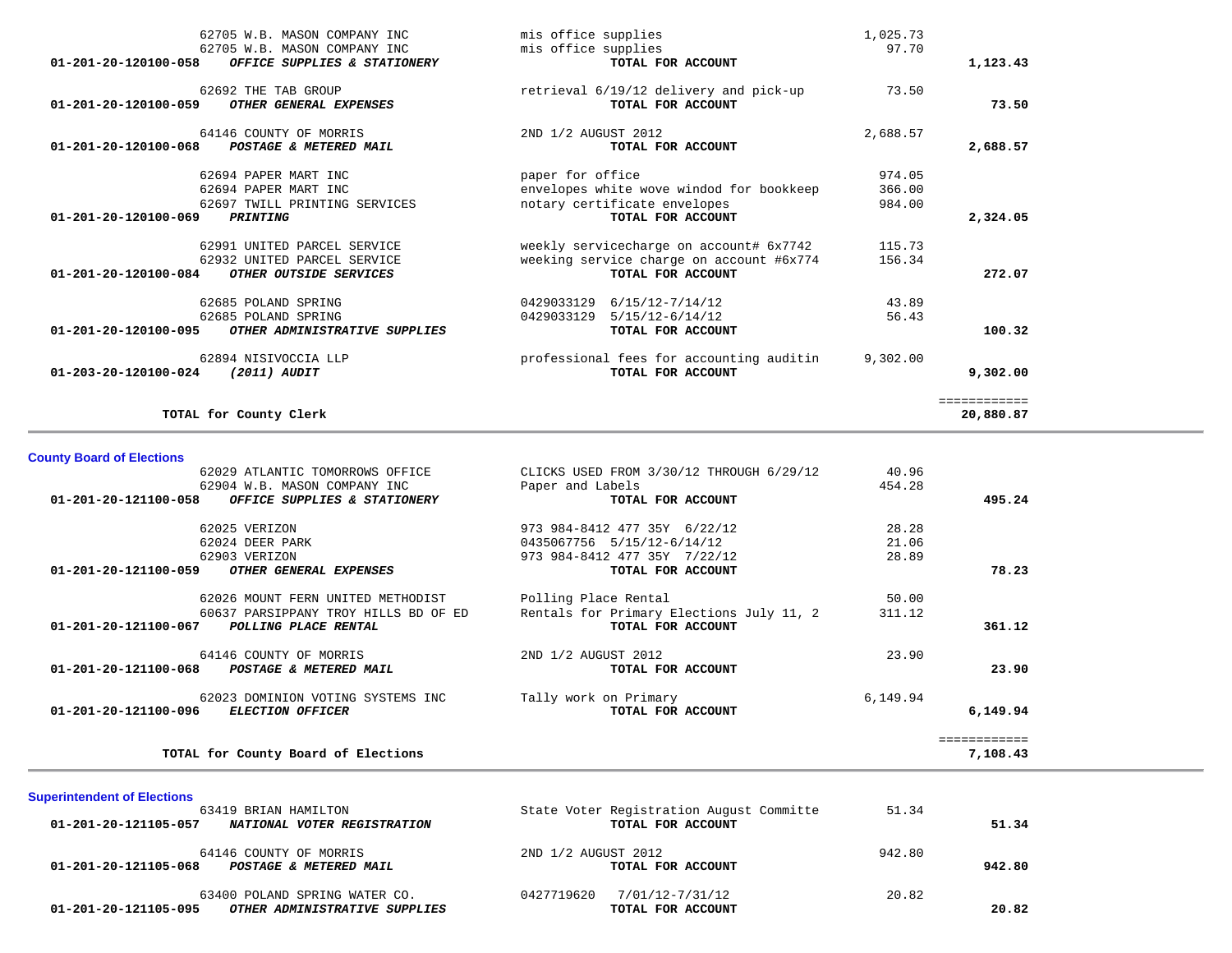| Account | Vendor / Description | Detail | Amount | Total |
|---|---|---|---|---|
| | 62705 W.B. MASON COMPANY INC | mis office supplies | 1,025.73 | |
| | 62705 W.B. MASON COMPANY INC | mis office supplies | 97.70 | |
| 01-201-20-120100-058 | ***OFFICE SUPPLIES & STATIONERY*** | **TOTAL FOR ACCOUNT** | | **1,123.43** |
| | 62692 THE TAB GROUP | retrieval 6/19/12 delivery and pick-up | 73.50 | |
| 01-201-20-120100-059 | ***OTHER GENERAL EXPENSES*** | **TOTAL FOR ACCOUNT** | | **73.50** |
| | 64146 COUNTY OF MORRIS | 2ND 1/2 AUGUST 2012 | 2,688.57 | |
| 01-201-20-120100-068 | ***POSTAGE & METERED MAIL*** | **TOTAL FOR ACCOUNT** | | **2,688.57** |
| | 62694 PAPER MART INC | paper for office | 974.05 | |
| | 62694 PAPER MART INC | envelopes white wove windod for bookkeep | 366.00 | |
| | 62697 TWILL PRINTING SERVICES | notary certificate envelopes | 984.00 | |
| 01-201-20-120100-069 | ***PRINTING*** | **TOTAL FOR ACCOUNT** | | **2,324.05** |
| | 62991 UNITED PARCEL SERVICE | weekly servicecharge on account# 6x7742 | 115.73 | |
| | 62932 UNITED PARCEL SERVICE | weeking service charge on account #6x774 | 156.34 | |
| 01-201-20-120100-084 | ***OTHER OUTSIDE SERVICES*** | **TOTAL FOR ACCOUNT** | | **272.07** |
| | 62685 POLAND SPRING | 0429033129 6/15/12-7/14/12 | 43.89 | |
| | 62685 POLAND SPRING | 0429033129 5/15/12-6/14/12 | 56.43 | |
| 01-201-20-120100-095 | ***OTHER ADMINISTRATIVE SUPPLIES*** | **TOTAL FOR ACCOUNT** | | **100.32** |
| | 62894 NISIVOCCIA LLP | professional fees for accounting auditin | 9,302.00 | |
| 01-203-20-120100-024 | ***(2011) AUDIT*** | **TOTAL FOR ACCOUNT** | | **9,302.00** |
| | | | | ============ |
| | **TOTAL for County Clerk** | | | **20,880.87** |

## County Board of Elections

| Account | Vendor / Description | Detail | Amount | Total |
|---|---|---|---|---|
| | 62029 ATLANTIC TOMORROWS OFFICE | CLICKS USED FROM 3/30/12 THROUGH 6/29/12 | 40.96 | |
| | 62904 W.B. MASON COMPANY INC | Paper and Labels | 454.28 | |
| 01-201-20-121100-058 | ***OFFICE SUPPLIES & STATIONERY*** | **TOTAL FOR ACCOUNT** | | **495.24** |
| | 62025 VERIZON | 973 984-8412 477 35Y 6/22/12 | 28.28 | |
| | 62024 DEER PARK | 0435067756 5/15/12-6/14/12 | 21.06 | |
| | 62903 VERIZON | 973 984-8412 477 35Y 7/22/12 | 28.89 | |
| 01-201-20-121100-059 | ***OTHER GENERAL EXPENSES*** | **TOTAL FOR ACCOUNT** | | **78.23** |
| | 62026 MOUNT FERN UNITED METHODIST | Polling Place Rental | 50.00 | |
| | 60637 PARSIPPANY TROY HILLS BD OF ED | Rentals for Primary Elections July 11, 2 | 311.12 | |
| 01-201-20-121100-067 | ***POLLING PLACE RENTAL*** | **TOTAL FOR ACCOUNT** | | **361.12** |
| | 64146 COUNTY OF MORRIS | 2ND 1/2 AUGUST 2012 | 23.90 | |
| 01-201-20-121100-068 | ***POSTAGE & METERED MAIL*** | **TOTAL FOR ACCOUNT** | | **23.90** |
| | 62023 DOMINION VOTING SYSTEMS INC | Tally work on Primary | 6,149.94 | |
| 01-201-20-121100-096 | ***ELECTION OFFICER*** | **TOTAL FOR ACCOUNT** | | **6,149.94** |
| | | | | ============ |
| | **TOTAL for County Board of Elections** | | | **7,108.43** |

## Superintendent of Elections

| Account | Vendor / Description | Detail | Amount | Total |
|---|---|---|---|---|
| | 63419 BRIAN HAMILTON | State Voter Registration August Committe | 51.34 | |
| 01-201-20-121105-057 | ***NATIONAL VOTER REGISTRATION*** | **TOTAL FOR ACCOUNT** | | **51.34** |
| | 64146 COUNTY OF MORRIS | 2ND 1/2 AUGUST 2012 | 942.80 | |
| 01-201-20-121105-068 | ***POSTAGE & METERED MAIL*** | **TOTAL FOR ACCOUNT** | | **942.80** |
| | 63400 POLAND SPRING WATER CO. | 0427719620 7/01/12-7/31/12 | 20.82 | |
| 01-201-20-121105-095 | ***OTHER ADMINISTRATIVE SUPPLIES*** | **TOTAL FOR ACCOUNT** | | **20.82** |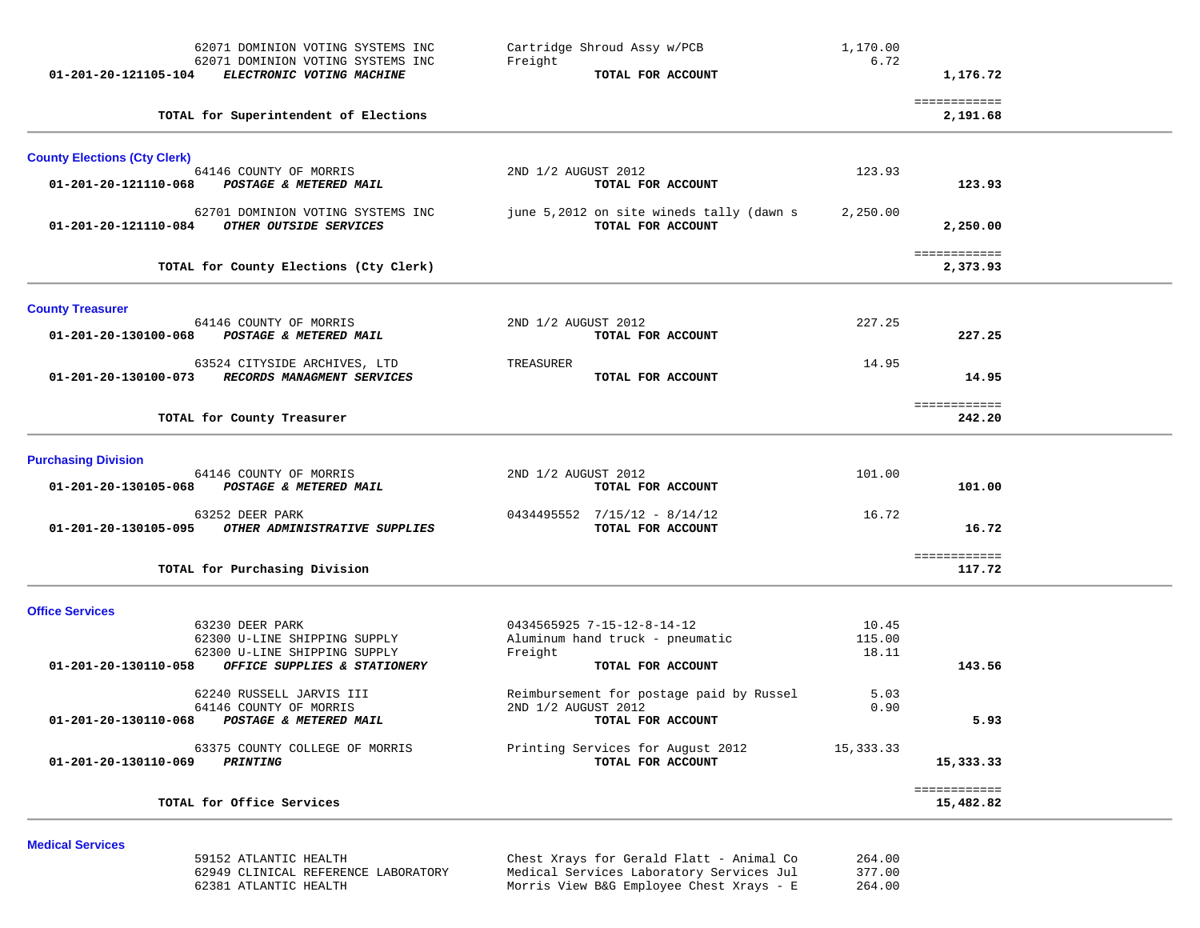| Account | Vendor / Account Name | Description | Amount | Total |
|---|---|---|---|---|
| | 62071 DOMINION VOTING SYSTEMS INC | Cartridge Shroud Assy w/PCB | 1,170.00 | |
| | 62071 DOMINION VOTING SYSTEMS INC | Freight | 6.72 | |
| 01-201-20-121105-104 | ***ELECTRONIC VOTING MACHINE*** | **TOTAL FOR ACCOUNT** | | **1,176.72** |
| | **TOTAL for Superintendent of Elections** | | | ============ **2,191.68** |

## County Elections (Cty Clerk)

| Account | Vendor / Account Name | Description | Amount | Total |
|---|---|---|---|---|
| | 64146 COUNTY OF MORRIS | 2ND 1/2 AUGUST 2012 | 123.93 | |
| 01-201-20-121110-068 | ***POSTAGE & METERED MAIL*** | **TOTAL FOR ACCOUNT** | | **123.93** |
| | 62701 DOMINION VOTING SYSTEMS INC | june 5,2012 on site wineds tally (dawn s | 2,250.00 | |
| 01-201-20-121110-084 | ***OTHER OUTSIDE SERVICES*** | **TOTAL FOR ACCOUNT** | | **2,250.00** |
| | **TOTAL for County Elections (Cty Clerk)** | | | ============ **2,373.93** |

## County Treasurer

| Account | Vendor / Account Name | Description | Amount | Total |
|---|---|---|---|---|
| | 64146 COUNTY OF MORRIS | 2ND 1/2 AUGUST 2012 | 227.25 | |
| 01-201-20-130100-068 | ***POSTAGE & METERED MAIL*** | **TOTAL FOR ACCOUNT** | | **227.25** |
| | 63524 CITYSIDE ARCHIVES, LTD | TREASURER | 14.95 | |
| 01-201-20-130100-073 | ***RECORDS MANAGMENT SERVICES*** | **TOTAL FOR ACCOUNT** | | **14.95** |
| | **TOTAL for County Treasurer** | | | ============ **242.20** |

## Purchasing Division

| Account | Vendor / Account Name | Description | Amount | Total |
|---|---|---|---|---|
| | 64146 COUNTY OF MORRIS | 2ND 1/2 AUGUST 2012 | 101.00 | |
| 01-201-20-130105-068 | ***POSTAGE & METERED MAIL*** | **TOTAL FOR ACCOUNT** | | **101.00** |
| | 63252 DEER PARK | 0434495552 7/15/12 - 8/14/12 | 16.72 | |
| 01-201-20-130105-095 | ***OTHER ADMINISTRATIVE SUPPLIES*** | **TOTAL FOR ACCOUNT** | | **16.72** |
| | **TOTAL for Purchasing Division** | | | ============ **117.72** |

## Office Services

| Account | Vendor / Account Name | Description | Amount | Total |
|---|---|---|---|---|
| | 63230 DEER PARK | 0434565925 7-15-12-8-14-12 | 10.45 | |
| | 62300 U-LINE SHIPPING SUPPLY | Aluminum hand truck - pneumatic | 115.00 | |
| | 62300 U-LINE SHIPPING SUPPLY | Freight | 18.11 | |
| 01-201-20-130110-058 | ***OFFICE SUPPLIES & STATIONERY*** | **TOTAL FOR ACCOUNT** | | **143.56** |
| | 62240 RUSSELL JARVIS III | Reimbursement for postage paid by Russel | 5.03 | |
| | 64146 COUNTY OF MORRIS | 2ND 1/2 AUGUST 2012 | 0.90 | |
| 01-201-20-130110-068 | ***POSTAGE & METERED MAIL*** | **TOTAL FOR ACCOUNT** | | **5.93** |
| | 63375 COUNTY COLLEGE OF MORRIS | Printing Services for August 2012 | 15,333.33 | |
| 01-201-20-130110-069 | ***PRINTING*** | **TOTAL FOR ACCOUNT** | | **15,333.33** |
| | **TOTAL for Office Services** | | | ============ **15,482.82** |

## Medical Services

| Account | Vendor / Account Name | Description | Amount | Total |
|---|---|---|---|---|
| | 59152 ATLANTIC HEALTH | Chest Xrays for Gerald Flatt - Animal Co | 264.00 | |
| | 62949 CLINICAL REFERENCE LABORATORY | Medical Services Laboratory Services Jul | 377.00 | |
| | 62381 ATLANTIC HEALTH | Morris View B&G Employee Chest Xrays - E | 264.00 | |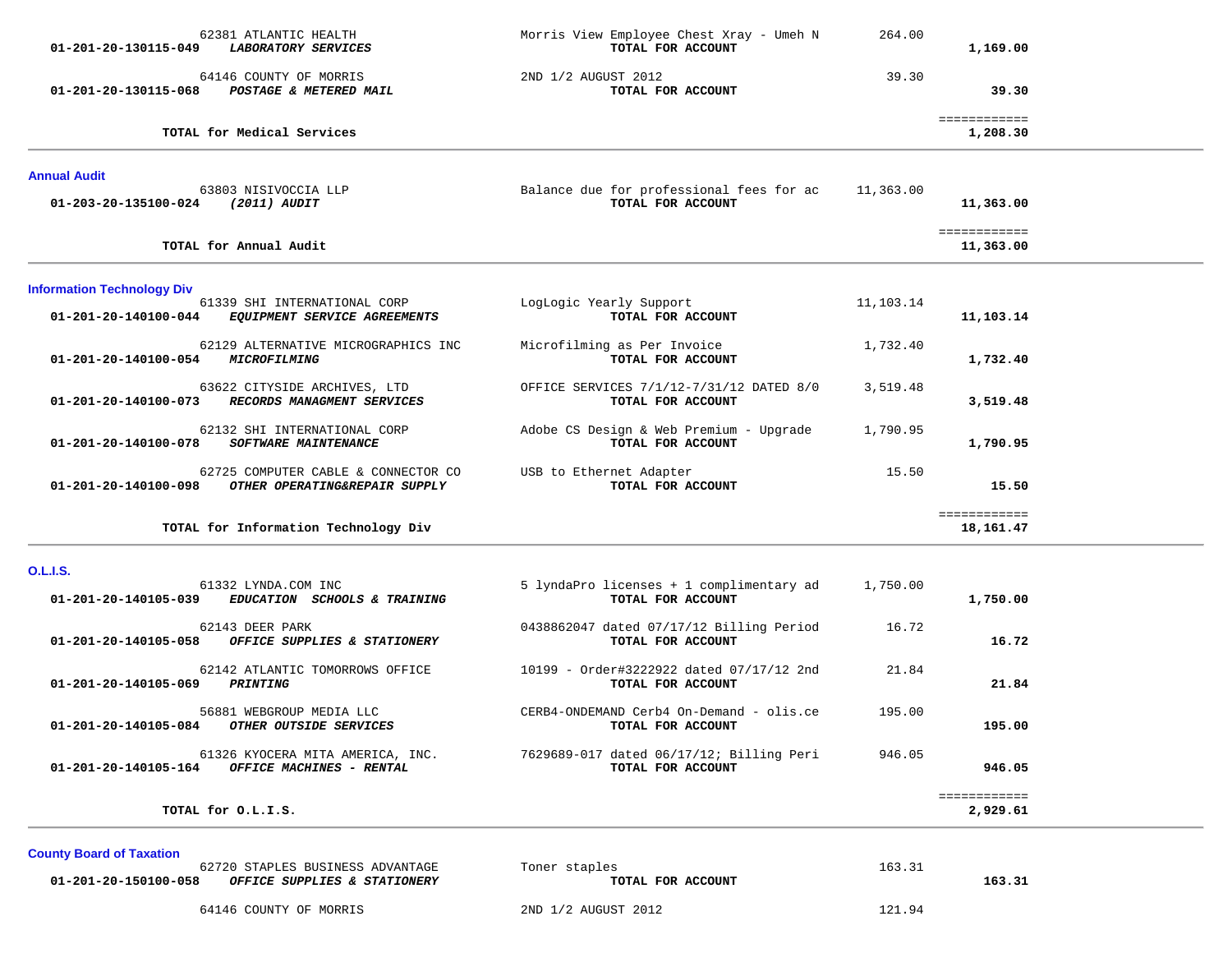| Account | Vendor / Description | Item Description | Amount | Total |
|---|---|---|---|---|
| | 62381 ATLANTIC HEALTH | Morris View Employee Chest Xray - Umeh N | 264.00 | |
| 01-201-20-130115-049 | *LABORATORY SERVICES* | TOTAL FOR ACCOUNT | | 1,169.00 |
| | 64146 COUNTY OF MORRIS | 2ND 1/2 AUGUST 2012 | 39.30 | |
| 01-201-20-130115-068 | *POSTAGE & METERED MAIL* | TOTAL FOR ACCOUNT | | 39.30 |
| | **TOTAL for Medical Services** | | | ============ 1,208.30 |

## Annual Audit

| Account | Vendor / Description | Item Description | Amount | Total |
|---|---|---|---|---|
| | 63803 NISIVOCCIA LLP | Balance due for professional fees for ac | 11,363.00 | |
| 01-203-20-135100-024 | *(2011) AUDIT* | TOTAL FOR ACCOUNT | | 11,363.00 |
| | **TOTAL for Annual Audit** | | | ============ 11,363.00 |

## Information Technology Div

| Account | Vendor / Description | Item Description | Amount | Total |
|---|---|---|---|---|
| | 61339 SHI INTERNATIONAL CORP | LogLogic Yearly Support | 11,103.14 | |
| 01-201-20-140100-044 | *EQUIPMENT SERVICE AGREEMENTS* | TOTAL FOR ACCOUNT | | 11,103.14 |
| | 62129 ALTERNATIVE MICROGRAPHICS INC | Microfilming as Per Invoice | 1,732.40 | |
| 01-201-20-140100-054 | *MICROFILMING* | TOTAL FOR ACCOUNT | | 1,732.40 |
| | 63622 CITYSIDE ARCHIVES, LTD | OFFICE SERVICES 7/1/12-7/31/12 DATED 8/0 | 3,519.48 | |
| 01-201-20-140100-073 | *RECORDS MANAGMENT SERVICES* | TOTAL FOR ACCOUNT | | 3,519.48 |
| | 62132 SHI INTERNATIONAL CORP | Adobe CS Design & Web Premium - Upgrade | 1,790.95 | |
| 01-201-20-140100-078 | *SOFTWARE MAINTENANCE* | TOTAL FOR ACCOUNT | | 1,790.95 |
| | 62725 COMPUTER CABLE & CONNECTOR CO | USB to Ethernet Adapter | 15.50 | |
| 01-201-20-140100-098 | *OTHER OPERATING&REPAIR SUPPLY* | TOTAL FOR ACCOUNT | | 15.50 |
| | **TOTAL for Information Technology Div** | | | ============ 18,161.47 |

## O.L.I.S.

| Account | Vendor / Description | Item Description | Amount | Total |
|---|---|---|---|---|
| | 61332 LYNDA.COM INC | 5 lyndaPro licenses + 1 complimentary ad | 1,750.00 | |
| 01-201-20-140105-039 | *EDUCATION SCHOOLS & TRAINING* | TOTAL FOR ACCOUNT | | 1,750.00 |
| | 62143 DEER PARK | 0438862047 dated 07/17/12 Billing Period | 16.72 | |
| 01-201-20-140105-058 | *OFFICE SUPPLIES & STATIONERY* | TOTAL FOR ACCOUNT | | 16.72 |
| | 62142 ATLANTIC TOMORROWS OFFICE | 10199 - Order#3222922 dated 07/17/12 2nd | 21.84 | |
| 01-201-20-140105-069 | *PRINTING* | TOTAL FOR ACCOUNT | | 21.84 |
| | 56881 WEBGROUP MEDIA LLC | CERB4-ONDEMAND Cerb4 On-Demand - olis.ce | 195.00 | |
| 01-201-20-140105-084 | *OTHER OUTSIDE SERVICES* | TOTAL FOR ACCOUNT | | 195.00 |
| | 61326 KYOCERA MITA AMERICA, INC. | 7629689-017 dated 06/17/12; Billing Peri | 946.05 | |
| 01-201-20-140105-164 | *OFFICE MACHINES - RENTAL* | TOTAL FOR ACCOUNT | | 946.05 |
| | **TOTAL for O.L.I.S.** | | | ============ 2,929.61 |

## County Board of Taxation

| Account | Vendor / Description | Item Description | Amount | Total |
|---|---|---|---|---|
| | 62720 STAPLES BUSINESS ADVANTAGE | Toner staples | 163.31 | |
| 01-201-20-150100-058 | *OFFICE SUPPLIES & STATIONERY* | TOTAL FOR ACCOUNT | | 163.31 |
| | 64146 COUNTY OF MORRIS | 2ND 1/2 AUGUST 2012 | 121.94 | |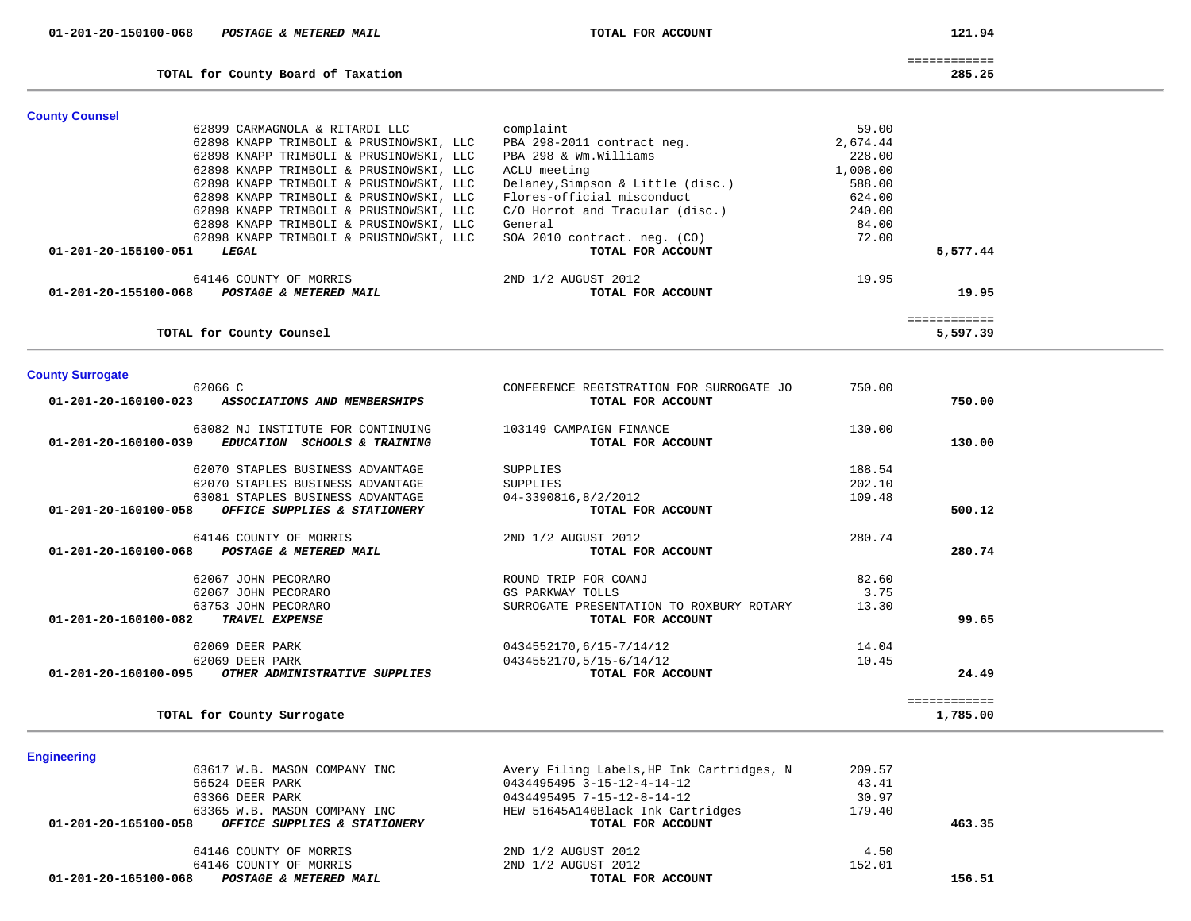| Account | Vendor / Description | Detail | Amount | Total |
|---|---|---|---|---|
| 01-201-20-150100-068 | ***POSTAGE & METERED MAIL*** | **TOTAL FOR ACCOUNT** | | **121.94** |
| | **TOTAL for County Board of Taxation** | | | ============ **285.25** |

## County Counsel

| Account | Vendor / Description | Detail | Amount | Total |
|---|---|---|---|---|
| | 62899 CARMAGNOLA & RITARDI LLC | complaint | 59.00 | |
| | 62898 KNAPP TRIMBOLI & PRUSINOWSKI, LLC | PBA 298-2011 contract neg. | 2,674.44 | |
| | 62898 KNAPP TRIMBOLI & PRUSINOWSKI, LLC | PBA 298 & Wm.Williams | 228.00 | |
| | 62898 KNAPP TRIMBOLI & PRUSINOWSKI, LLC | ACLU meeting | 1,008.00 | |
| | 62898 KNAPP TRIMBOLI & PRUSINOWSKI, LLC | Delaney,Simpson & Little (disc.) | 588.00 | |
| | 62898 KNAPP TRIMBOLI & PRUSINOWSKI, LLC | Flores-official misconduct | 624.00 | |
| | 62898 KNAPP TRIMBOLI & PRUSINOWSKI, LLC | C/O Horrot and Tracular (disc.) | 240.00 | |
| | 62898 KNAPP TRIMBOLI & PRUSINOWSKI, LLC | General | 84.00 | |
| | 62898 KNAPP TRIMBOLI & PRUSINOWSKI, LLC | SOA 2010 contract. neg. (CO) | 72.00 | |
| 01-201-20-155100-051 | ***LEGAL*** | **TOTAL FOR ACCOUNT** | | **5,577.44** |
| | 64146 COUNTY OF MORRIS | 2ND 1/2 AUGUST 2012 | 19.95 | |
| 01-201-20-155100-068 | ***POSTAGE & METERED MAIL*** | **TOTAL FOR ACCOUNT** | | **19.95** |
| | **TOTAL for County Counsel** | | | ============ **5,597.39** |

## County Surrogate

| Account | Vendor / Description | Detail | Amount | Total |
|---|---|---|---|---|
| | 62066 C | CONFERENCE REGISTRATION FOR SURROGATE JO | 750.00 | |
| 01-201-20-160100-023 | ***ASSOCIATIONS AND MEMBERSHIPS*** | **TOTAL FOR ACCOUNT** | | **750.00** |
| | 63082 NJ INSTITUTE FOR CONTINUING | 103149 CAMPAIGN FINANCE | 130.00 | |
| 01-201-20-160100-039 | ***EDUCATION SCHOOLS & TRAINING*** | **TOTAL FOR ACCOUNT** | | **130.00** |
| | 62070 STAPLES BUSINESS ADVANTAGE | SUPPLIES | 188.54 | |
| | 62070 STAPLES BUSINESS ADVANTAGE | SUPPLIES | 202.10 | |
| | 63081 STAPLES BUSINESS ADVANTAGE | 04-3390816,8/2/2012 | 109.48 | |
| 01-201-20-160100-058 | ***OFFICE SUPPLIES & STATIONERY*** | **TOTAL FOR ACCOUNT** | | **500.12** |
| | 64146 COUNTY OF MORRIS | 2ND 1/2 AUGUST 2012 | 280.74 | |
| 01-201-20-160100-068 | ***POSTAGE & METERED MAIL*** | **TOTAL FOR ACCOUNT** | | **280.74** |
| | 62067 JOHN PECORARO | ROUND TRIP FOR COANJ | 82.60 | |
| | 62067 JOHN PECORARO | GS PARKWAY TOLLS | 3.75 | |
| | 63753 JOHN PECORARO | SURROGATE PRESENTATION TO ROXBURY ROTARY | 13.30 | |
| 01-201-20-160100-082 | ***TRAVEL EXPENSE*** | **TOTAL FOR ACCOUNT** | | **99.65** |
| | 62069 DEER PARK | 0434552170,6/15-7/14/12 | 14.04 | |
| | 62069 DEER PARK | 0434552170,5/15-6/14/12 | 10.45 | |
| 01-201-20-160100-095 | ***OTHER ADMINISTRATIVE SUPPLIES*** | **TOTAL FOR ACCOUNT** | | **24.49** |
| | **TOTAL for County Surrogate** | | | ============ **1,785.00** |

## Engineering

| Account | Vendor / Description | Detail | Amount | Total |
|---|---|---|---|---|
| | 63617 W.B. MASON COMPANY INC | Avery Filing Labels,HP Ink Cartridges, N | 209.57 | |
| | 56524 DEER PARK | 0434495495 3-15-12-4-14-12 | 43.41 | |
| | 63366 DEER PARK | 0434495495 7-15-12-8-14-12 | 30.97 | |
| | 63365 W.B. MASON COMPANY INC | HEW 51645A140Black Ink Cartridges | 179.40 | |
| 01-201-20-165100-058 | ***OFFICE SUPPLIES & STATIONERY*** | **TOTAL FOR ACCOUNT** | | **463.35** |
| | 64146 COUNTY OF MORRIS | 2ND 1/2 AUGUST 2012 | 4.50 | |
| | 64146 COUNTY OF MORRIS | 2ND 1/2 AUGUST 2012 | 152.01 | |
| 01-201-20-165100-068 | ***POSTAGE & METERED MAIL*** | **TOTAL FOR ACCOUNT** | | **156.51** |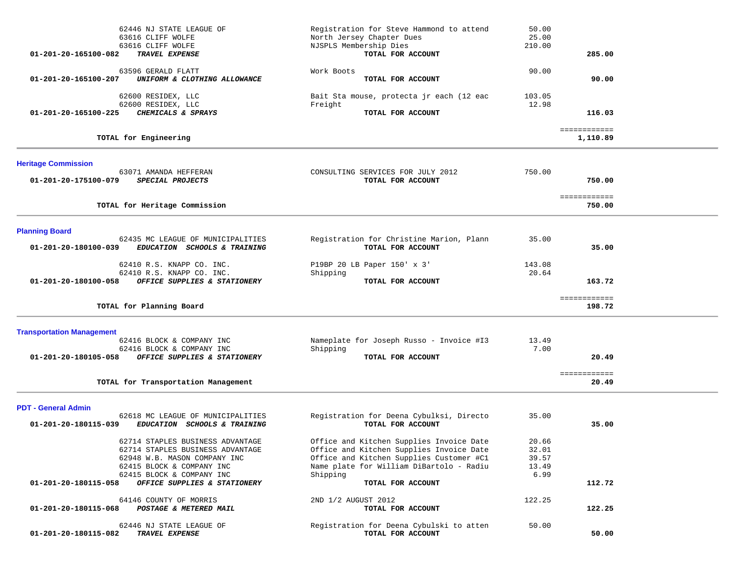| Account | Vendor / Account Name | Description | Amount | Total |
|---|---|---|---|---|
| | 62446 NJ STATE LEAGUE OF | Registration for Steve Hammond to attend | 50.00 | |
| | 63616 CLIFF WOLFE | North Jersey Chapter Dues | 25.00 | |
| | 63616 CLIFF WOLFE | NJSPLS Membership Dies | 210.00 | |
| **01-201-20-165100-082** | ***TRAVEL EXPENSE*** | **TOTAL FOR ACCOUNT** | | **285.00** |
| | 63596 GERALD FLATT | Work Boots | 90.00 | |
| **01-201-20-165100-207** | ***UNIFORM & CLOTHING ALLOWANCE*** | **TOTAL FOR ACCOUNT** | | **90.00** |
| | 62600 RESIDEX, LLC | Bait Sta mouse, protecta jr each (12 eac | 103.05 | |
| | 62600 RESIDEX, LLC | Freight | 12.98 | |
| **01-201-20-165100-225** | ***CHEMICALS & SPRAYS*** | **TOTAL FOR ACCOUNT** | | **116.03** |
| | **TOTAL for Engineering** | | | **1,110.89** |

## Heritage Commission

| Account | Vendor / Account Name | Description | Amount | Total |
|---|---|---|---|---|
| | 63071 AMANDA HEFFERAN | CONSULTING SERVICES FOR JULY 2012 | 750.00 | |
| **01-201-20-175100-079** | ***SPECIAL PROJECTS*** | **TOTAL FOR ACCOUNT** | | **750.00** |
| | **TOTAL for Heritage Commission** | | | **750.00** |

## Planning Board

| Account | Vendor / Account Name | Description | Amount | Total |
|---|---|---|---|---|
| | 62435 MC LEAGUE OF MUNICIPALITIES | Registration for Christine Marion, Plann | 35.00 | |
| **01-201-20-180100-039** | ***EDUCATION SCHOOLS & TRAINING*** | **TOTAL FOR ACCOUNT** | | **35.00** |
| | 62410 R.S. KNAPP CO. INC. | P19BP 20 LB Paper 150' x 3' | 143.08 | |
| | 62410 R.S. KNAPP CO. INC. | Shipping | 20.64 | |
| **01-201-20-180100-058** | ***OFFICE SUPPLIES & STATIONERY*** | **TOTAL FOR ACCOUNT** | | **163.72** |
| | **TOTAL for Planning Board** | | | **198.72** |

## Transportation Management

| Account | Vendor / Account Name | Description | Amount | Total |
|---|---|---|---|---|
| | 62416 BLOCK & COMPANY INC | Nameplate for Joseph Russo - Invoice #I3 | 13.49 | |
| | 62416 BLOCK & COMPANY INC | Shipping | 7.00 | |
| **01-201-20-180105-058** | ***OFFICE SUPPLIES & STATIONERY*** | **TOTAL FOR ACCOUNT** | | **20.49** |
| | **TOTAL for Transportation Management** | | | **20.49** |

## PDT - General Admin

| Account | Vendor / Account Name | Description | Amount | Total |
|---|---|---|---|---|
| | 62618 MC LEAGUE OF MUNICIPALITIES | Registration for Deena Cybulksi, Directo | 35.00 | |
| **01-201-20-180115-039** | ***EDUCATION SCHOOLS & TRAINING*** | **TOTAL FOR ACCOUNT** | | **35.00** |
| | 62714 STAPLES BUSINESS ADVANTAGE | Office and Kitchen Supplies Invoice Date | 20.66 | |
| | 62714 STAPLES BUSINESS ADVANTAGE | Office and Kitchen Supplies Invoice Date | 32.01 | |
| | 62948 W.B. MASON COMPANY INC | Office and Kitchen Supplies Customer #C1 | 39.57 | |
| | 62415 BLOCK & COMPANY INC | Name plate for William DiBartolo - Radiu | 13.49 | |
| | 62415 BLOCK & COMPANY INC | Shipping | 6.99 | |
| **01-201-20-180115-058** | ***OFFICE SUPPLIES & STATIONERY*** | **TOTAL FOR ACCOUNT** | | **112.72** |
| | 64146 COUNTY OF MORRIS | 2ND 1/2 AUGUST 2012 | 122.25 | |
| **01-201-20-180115-068** | ***POSTAGE & METERED MAIL*** | **TOTAL FOR ACCOUNT** | | **122.25** |
| | 62446 NJ STATE LEAGUE OF | Registration for Deena Cybulski to atten | 50.00 | |
| **01-201-20-180115-082** | ***TRAVEL EXPENSE*** | **TOTAL FOR ACCOUNT** | | **50.00** |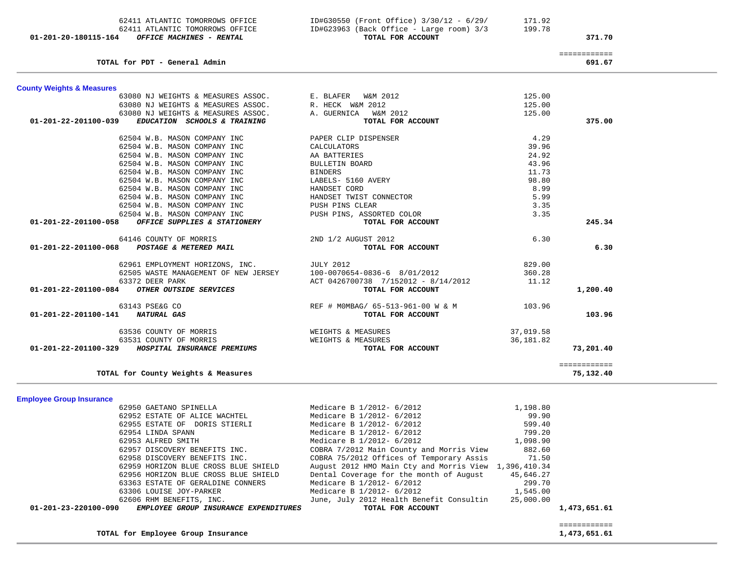| Vendor | Description | Amount | Total |
|---|---|---|---|
| 62411 ATLANTIC TOMORROWS OFFICE | ID#G30550 (Front Office) 3/30/12 - 6/29/ | 171.92 | |
| 62411 ATLANTIC TOMORROWS OFFICE | ID#G23963 (Back Office - Large room) 3/3 | 199.78 | |
| **01-201-20-180115-164** ***OFFICE MACHINES - RENTAL*** | **TOTAL FOR ACCOUNT** | | **371.70** |

| | | | ============ |
|---|---|---|---|
| **TOTAL for PDT - General Admin** | | | **691.67** |

## County Weights & Measures

| Vendor | Description | Amount | Total |
|---|---|---|---|
| 63080 NJ WEIGHTS & MEASURES ASSOC. | E. BLAFER W&M 2012 | 125.00 | |
| 63080 NJ WEIGHTS & MEASURES ASSOC. | R. HECK W&M 2012 | 125.00 | |
| 63080 NJ WEIGHTS & MEASURES ASSOC. | A. GUERNICA W&M 2012 | 125.00 | |
| **01-201-22-201100-039** ***EDUCATION SCHOOLS & TRAINING*** | **TOTAL FOR ACCOUNT** | | **375.00** |
| 62504 W.B. MASON COMPANY INC | PAPER CLIP DISPENSER | 4.29 | |
| 62504 W.B. MASON COMPANY INC | CALCULATORS | 39.96 | |
| 62504 W.B. MASON COMPANY INC | AA BATTERIES | 24.92 | |
| 62504 W.B. MASON COMPANY INC | BULLETIN BOARD | 43.96 | |
| 62504 W.B. MASON COMPANY INC | BINDERS | 11.73 | |
| 62504 W.B. MASON COMPANY INC | LABELS- 5160 AVERY | 98.80 | |
| 62504 W.B. MASON COMPANY INC | HANDSET CORD | 8.99 | |
| 62504 W.B. MASON COMPANY INC | HANDSET TWIST CONNECTOR | 5.99 | |
| 62504 W.B. MASON COMPANY INC | PUSH PINS CLEAR | 3.35 | |
| 62504 W.B. MASON COMPANY INC | PUSH PINS, ASSORTED COLOR | 3.35 | |
| **01-201-22-201100-058** ***OFFICE SUPPLIES & STATIONERY*** | **TOTAL FOR ACCOUNT** | | **245.34** |
| 64146 COUNTY OF MORRIS | 2ND 1/2 AUGUST 2012 | 6.30 | |
| **01-201-22-201100-068** ***POSTAGE & METERED MAIL*** | **TOTAL FOR ACCOUNT** | | **6.30** |
| 62961 EMPLOYMENT HORIZONS, INC. | JULY 2012 | 829.00 | |
| 62505 WASTE MANAGEMENT OF NEW JERSEY | 100-0070654-0836-6 8/01/2012 | 360.28 | |
| 63372 DEER PARK | ACT 0426700738 7/152012 - 8/14/2012 | 11.12 | |
| **01-201-22-201100-084** ***OTHER OUTSIDE SERVICES*** | **TOTAL FOR ACCOUNT** | | **1,200.40** |
| 63143 PSE&G CO | REF # M0MBAG/ 65-513-961-00 W & M | 103.96 | |
| **01-201-22-201100-141** ***NATURAL GAS*** | **TOTAL FOR ACCOUNT** | | **103.96** |
| 63536 COUNTY OF MORRIS | WEIGHTS & MEASURES | 37,019.58 | |
| 63531 COUNTY OF MORRIS | WEIGHTS & MEASURES | 36,181.82 | |
| **01-201-22-201100-329** ***HOSPITAL INSURANCE PREMIUMS*** | **TOTAL FOR ACCOUNT** | | **73,201.40** |

| | | | ============ |
|---|---|---|---|
| **TOTAL for County Weights & Measures** | | | **75,132.40** |

## Employee Group Insurance

| Vendor | Description | Amount | Total |
|---|---|---|---|
| 62950 GAETANO SPINELLA | Medicare B 1/2012- 6/2012 | 1,198.80 | |
| 62952 ESTATE OF ALICE WACHTEL | Medicare B 1/2012- 6/2012 | 99.90 | |
| 62955 ESTATE OF DORIS STIERLI | Medicare B 1/2012- 6/2012 | 599.40 | |
| 62954 LINDA SPANN | Medicare B 1/2012- 6/2012 | 799.20 | |
| 62953 ALFRED SMITH | Medicare B 1/2012- 6/2012 | 1,098.90 | |
| 62957 DISCOVERY BENEFITS INC. | COBRA 7/2012 Main County and Morris View | 882.60 | |
| 62958 DISCOVERY BENEFITS INC. | COBRA 75/2012 Offices of Temporary Assis | 71.50 | |
| 62959 HORIZON BLUE CROSS BLUE SHIELD | August 2012 HMO Main Cty and Morris View | 1,396,410.34 | |
| 62956 HORIZON BLUE CROSS BLUE SHIELD | Dental Coverage for the month of August | 45,646.27 | |
| 63363 ESTATE OF GERALDINE CONNERS | Medicare B 1/2012- 6/2012 | 299.70 | |
| 63306 LOUISE JOY-PARKER | Medicare B 1/2012- 6/2012 | 1,545.00 | |
| 62606 RHM BENEFITS, INC. | June, July 2012 Health Benefit Consultin | 25,000.00 | |
| **01-201-23-220100-090** ***EMPLOYEE GROUP INSURANCE EXPENDITURES*** | **TOTAL FOR ACCOUNT** | | **1,473,651.61** |

| | | | ============ |
|---|---|---|---|
| **TOTAL for Employee Group Insurance** | | | **1,473,651.61** |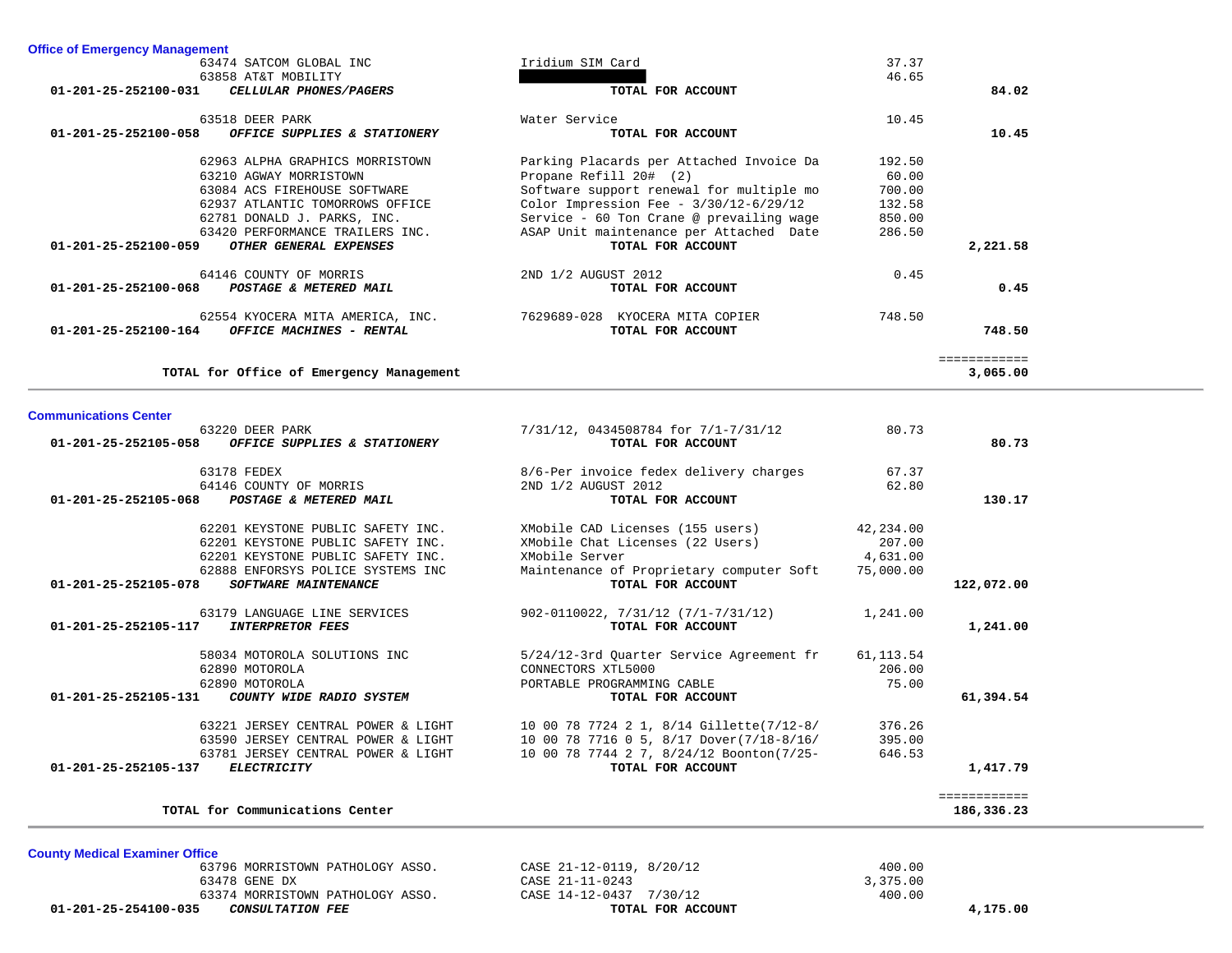### Office of Emergency Management

| Account | Vendor / Account Name | Description | Amount | Total |
|---|---|---|---|---|
| | 63474 SATCOM GLOBAL INC | Iridium SIM Card | 37.37 | |
| | 63858 AT&T MOBILITY | | 46.65 | |
| 01-201-25-252100-031 | ***CELLULAR PHONES/PAGERS*** | **TOTAL FOR ACCOUNT** | | **84.02** |
| | 63518 DEER PARK | Water Service | 10.45 | |
| 01-201-25-252100-058 | ***OFFICE SUPPLIES & STATIONERY*** | **TOTAL FOR ACCOUNT** | | **10.45** |
| | 62963 ALPHA GRAPHICS MORRISTOWN | Parking Placards per Attached Invoice Da | 192.50 | |
| | 63210 AGWAY MORRISTOWN | Propane Refill 20# (2) | 60.00 | |
| | 63084 ACS FIREHOUSE SOFTWARE | Software support renewal for multiple mo | 700.00 | |
| | 62937 ATLANTIC TOMORROWS OFFICE | Color Impression Fee - 3/30/12-6/29/12 | 132.58 | |
| | 62781 DONALD J. PARKS, INC. | Service - 60 Ton Crane @ prevailing wage | 850.00 | |
| | 63420 PERFORMANCE TRAILERS INC. | ASAP Unit maintenance per Attached Date | 286.50 | |
| 01-201-25-252100-059 | ***OTHER GENERAL EXPENSES*** | **TOTAL FOR ACCOUNT** | | **2,221.58** |
| | 64146 COUNTY OF MORRIS | 2ND 1/2 AUGUST 2012 | 0.45 | |
| 01-201-25-252100-068 | ***POSTAGE & METERED MAIL*** | **TOTAL FOR ACCOUNT** | | **0.45** |
| | 62554 KYOCERA MITA AMERICA, INC. | 7629689-028 KYOCERA MITA COPIER | 748.50 | |
| 01-201-25-252100-164 | ***OFFICE MACHINES - RENTAL*** | **TOTAL FOR ACCOUNT** | | **748.50** |
| | **TOTAL for Office of Emergency Management** | | | **3,065.00** |

### Communications Center

| Account | Vendor / Account Name | Description | Amount | Total |
|---|---|---|---|---|
| | 63220 DEER PARK | 7/31/12, 0434508784 for 7/1-7/31/12 | 80.73 | |
| 01-201-25-252105-058 | ***OFFICE SUPPLIES & STATIONERY*** | **TOTAL FOR ACCOUNT** | | **80.73** |
| | 63178 FEDEX | 8/6-Per invoice fedex delivery charges | 67.37 | |
| | 64146 COUNTY OF MORRIS | 2ND 1/2 AUGUST 2012 | 62.80 | |
| 01-201-25-252105-068 | ***POSTAGE & METERED MAIL*** | **TOTAL FOR ACCOUNT** | | **130.17** |
| | 62201 KEYSTONE PUBLIC SAFETY INC. | XMobile CAD Licenses (155 users) | 42,234.00 | |
| | 62201 KEYSTONE PUBLIC SAFETY INC. | XMobile Chat Licenses (22 Users) | 207.00 | |
| | 62201 KEYSTONE PUBLIC SAFETY INC. | XMobile Server | 4,631.00 | |
| | 62888 ENFORSYS POLICE SYSTEMS INC | Maintenance of Proprietary computer Soft | 75,000.00 | |
| 01-201-25-252105-078 | ***SOFTWARE MAINTENANCE*** | **TOTAL FOR ACCOUNT** | | **122,072.00** |
| | 63179 LANGUAGE LINE SERVICES | 902-0110022, 7/31/12 (7/1-7/31/12) | 1,241.00 | |
| 01-201-25-252105-117 | ***INTERPRETOR FEES*** | **TOTAL FOR ACCOUNT** | | **1,241.00** |
| | 58034 MOTOROLA SOLUTIONS INC | 5/24/12-3rd Quarter Service Agreement fr | 61,113.54 | |
| | 62890 MOTOROLA | CONNECTORS XTL5000 | 206.00 | |
| | 62890 MOTOROLA | PORTABLE PROGRAMMING CABLE | 75.00 | |
| 01-201-25-252105-131 | ***COUNTY WIDE RADIO SYSTEM*** | **TOTAL FOR ACCOUNT** | | **61,394.54** |
| | 63221 JERSEY CENTRAL POWER & LIGHT | 10 00 78 7724 2 1, 8/14 Gillette(7/12-8/ | 376.26 | |
| | 63590 JERSEY CENTRAL POWER & LIGHT | 10 00 78 7716 0 5, 8/17 Dover(7/18-8/16/ | 395.00 | |
| | 63781 JERSEY CENTRAL POWER & LIGHT | 10 00 78 7744 2 7, 8/24/12 Boonton(7/25- | 646.53 | |
| 01-201-25-252105-137 | ***ELECTRICITY*** | **TOTAL FOR ACCOUNT** | | **1,417.79** |
| | **TOTAL for Communications Center** | | | **186,336.23** |

### County Medical Examiner Office

| Account | Vendor / Account Name | Description | Amount | Total |
|---|---|---|---|---|
| | 63796 MORRISTOWN PATHOLOGY ASSO. | CASE 21-12-0119, 8/20/12 | 400.00 | |
| | 63478 GENE DX | CASE 21-11-0243 | 3,375.00 | |
| | 63374 MORRISTOWN PATHOLOGY ASSO. | CASE 14-12-0437 7/30/12 | 400.00 | |
| 01-201-25-254100-035 | ***CONSULTATION FEE*** | **TOTAL FOR ACCOUNT** | | **4,175.00** |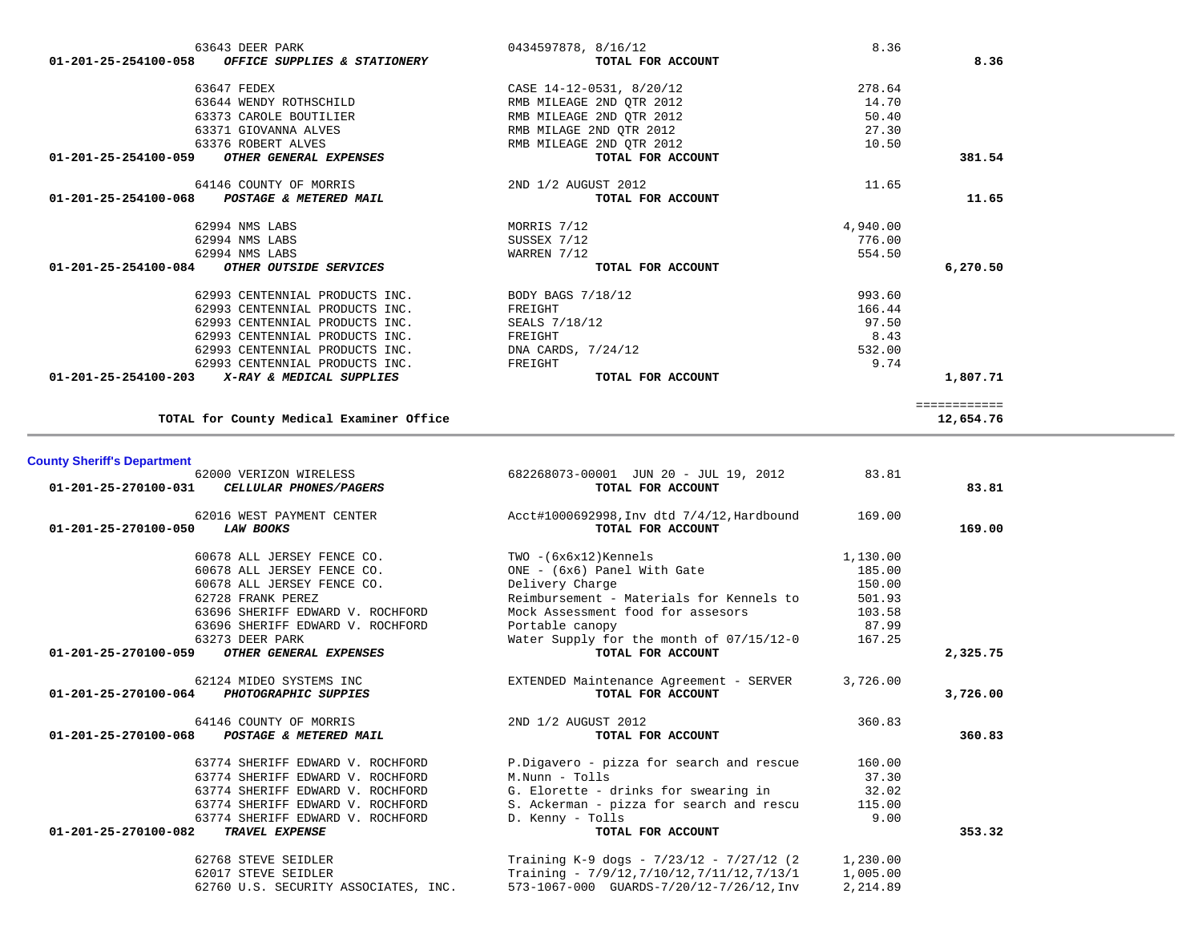| Account | Vendor / Account Description | Description | Amount | Total |
|---|---|---|---|---|
| | 63643 DEER PARK | 0434597878, 8/16/12 | 8.36 | |
| 01-201-25-254100-058 | *OFFICE SUPPLIES & STATIONERY* | **TOTAL FOR ACCOUNT** | | **8.36** |
| | 63647 FEDEX | CASE 14-12-0531, 8/20/12 | 278.64 | |
| | 63644 WENDY ROTHSCHILD | RMB MILEAGE 2ND QTR 2012 | 14.70 | |
| | 63373 CAROLE BOUTILIER | RMB MILEAGE 2ND QTR 2012 | 50.40 | |
| | 63371 GIOVANNA ALVES | RMB MILAGE 2ND QTR 2012 | 27.30 | |
| | 63376 ROBERT ALVES | RMB MILEAGE 2ND QTR 2012 | 10.50 | |
| 01-201-25-254100-059 | *OTHER GENERAL EXPENSES* | **TOTAL FOR ACCOUNT** | | **381.54** |
| | 64146 COUNTY OF MORRIS | 2ND 1/2 AUGUST 2012 | 11.65 | |
| 01-201-25-254100-068 | *POSTAGE & METERED MAIL* | **TOTAL FOR ACCOUNT** | | **11.65** |
| | 62994 NMS LABS | MORRIS 7/12 | 4,940.00 | |
| | 62994 NMS LABS | SUSSEX 7/12 | 776.00 | |
| | 62994 NMS LABS | WARREN 7/12 | 554.50 | |
| 01-201-25-254100-084 | *OTHER OUTSIDE SERVICES* | **TOTAL FOR ACCOUNT** | | **6,270.50** |
| | 62993 CENTENNIAL PRODUCTS INC. | BODY BAGS 7/18/12 | 993.60 | |
| | 62993 CENTENNIAL PRODUCTS INC. | FREIGHT | 166.44 | |
| | 62993 CENTENNIAL PRODUCTS INC. | SEALS 7/18/12 | 97.50 | |
| | 62993 CENTENNIAL PRODUCTS INC. | FREIGHT | 8.43 | |
| | 62993 CENTENNIAL PRODUCTS INC. | DNA CARDS, 7/24/12 | 532.00 | |
| | 62993 CENTENNIAL PRODUCTS INC. | FREIGHT | 9.74 | |
| 01-201-25-254100-203 | *X-RAY & MEDICAL SUPPLIES* | **TOTAL FOR ACCOUNT** | | **1,807.71** |
| | **TOTAL for County Medical Examiner Office** | | | **12,654.76** |

**County Sheriff's Department**

| Account | Vendor / Account Description | Description | Amount | Total |
|---|---|---|---|---|
| | 62000 VERIZON WIRELESS | 682268073-00001 JUN 20 - JUL 19, 2012 | 83.81 | |
| 01-201-25-270100-031 | *CELLULAR PHONES/PAGERS* | **TOTAL FOR ACCOUNT** | | **83.81** |
| | 62016 WEST PAYMENT CENTER | Acct#1000692998,Inv dtd 7/4/12,Hardbound | 169.00 | |
| 01-201-25-270100-050 | *LAW BOOKS* | **TOTAL FOR ACCOUNT** | | **169.00** |
| | 60678 ALL JERSEY FENCE CO. | TWO -(6x6x12)Kennels | 1,130.00 | |
| | 60678 ALL JERSEY FENCE CO. | ONE - (6x6) Panel With Gate | 185.00 | |
| | 60678 ALL JERSEY FENCE CO. | Delivery Charge | 150.00 | |
| | 62728 FRANK PEREZ | Reimbursement - Materials for Kennels to | 501.93 | |
| | 63696 SHERIFF EDWARD V. ROCHFORD | Mock Assessment food for assesors | 103.58 | |
| | 63696 SHERIFF EDWARD V. ROCHFORD | Portable canopy | 87.99 | |
| | 63273 DEER PARK | Water Supply for the month of 07/15/12-0 | 167.25 | |
| 01-201-25-270100-059 | *OTHER GENERAL EXPENSES* | **TOTAL FOR ACCOUNT** | | **2,325.75** |
| | 62124 MIDEO SYSTEMS INC | EXTENDED Maintenance Agreement - SERVER | 3,726.00 | |
| 01-201-25-270100-064 | *PHOTOGRAPHIC SUPPIES* | **TOTAL FOR ACCOUNT** | | **3,726.00** |
| | 64146 COUNTY OF MORRIS | 2ND 1/2 AUGUST 2012 | 360.83 | |
| 01-201-25-270100-068 | *POSTAGE & METERED MAIL* | **TOTAL FOR ACCOUNT** | | **360.83** |
| | 63774 SHERIFF EDWARD V. ROCHFORD | P.Digavero - pizza for search and rescue | 160.00 | |
| | 63774 SHERIFF EDWARD V. ROCHFORD | M.Nunn - Tolls | 37.30 | |
| | 63774 SHERIFF EDWARD V. ROCHFORD | G. Elorette - drinks for swearing in | 32.02 | |
| | 63774 SHERIFF EDWARD V. ROCHFORD | S. Ackerman - pizza for search and rescu | 115.00 | |
| | 63774 SHERIFF EDWARD V. ROCHFORD | D. Kenny - Tolls | 9.00 | |
| 01-201-25-270100-082 | *TRAVEL EXPENSE* | **TOTAL FOR ACCOUNT** | | **353.32** |
| | 62768 STEVE SEIDLER | Training K-9 dogs - 7/23/12 - 7/27/12 (2 | 1,230.00 | |
| | 62017 STEVE SEIDLER | Training - 7/9/12,7/10/12,7/11/12,7/13/1 | 1,005.00 | |
| | 62760 U.S. SECURITY ASSOCIATES, INC. | 573-1067-000 GUARDS-7/20/12-7/26/12,Inv | 2,214.89 | |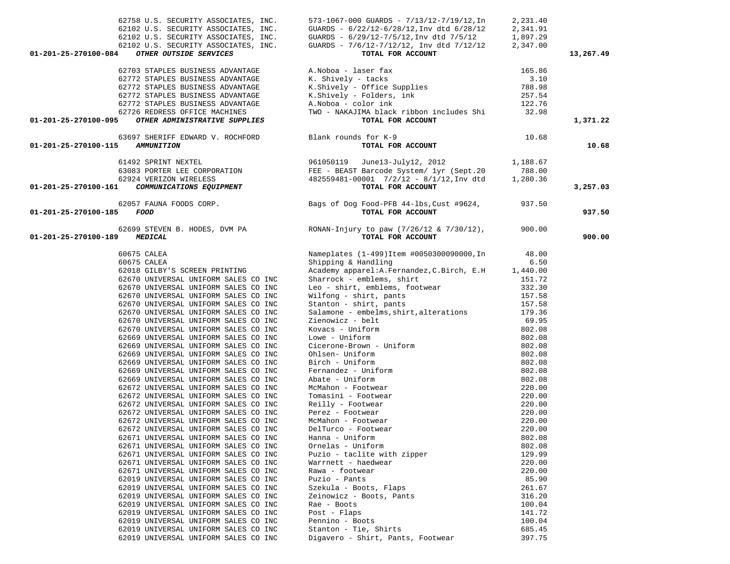| Account | Vendor | Description | Amount | Total |
|---|---|---|---|---|
| | 62758 U.S. SECURITY ASSOCIATES, INC. | 573-1067-000 GUARDS - 7/13/12-7/19/12,In | 2,231.40 | |
| | 62102 U.S. SECURITY ASSOCIATES, INC. | GUARDS - 6/22/12-6/28/12,Inv dtd 6/28/12 | 2,341.91 | |
| | 62102 U.S. SECURITY ASSOCIATES, INC. | GUARDS - 6/29/12-7/5/12,Inv dtd 7/5/12 | 1,897.29 | |
| | 62102 U.S. SECURITY ASSOCIATES, INC. | GUARDS - 7/6/12-7/12/12, Inv dtd 7/12/12 | 2,347.00 | |
| 01-201-25-270100-084 | ***OTHER OUTSIDE SERVICES*** | **TOTAL FOR ACCOUNT** | | **13,267.49** |
| | 62703 STAPLES BUSINESS ADVANTAGE | A.Noboa - laser fax | 165.86 | |
| | 62772 STAPLES BUSINESS ADVANTAGE | K. Shively - tacks | 3.10 | |
| | 62772 STAPLES BUSINESS ADVANTAGE | K.Shively - Office Supplies | 788.98 | |
| | 62772 STAPLES BUSINESS ADVANTAGE | K.Shively - Folders, ink | 257.54 | |
| | 62772 STAPLES BUSINESS ADVANTAGE | A.Noboa - color ink | 122.76 | |
| | 62726 REDRESS OFFICE MACHINES | TWO - NAKAJIMA black ribbon includes Shi | 32.98 | |
| 01-201-25-270100-095 | ***OTHER ADMINISTRATIVE SUPPLIES*** | **TOTAL FOR ACCOUNT** | | **1,371.22** |
| | 63697 SHERIFF EDWARD V. ROCHFORD | Blank rounds for K-9 | 10.68 | |
| 01-201-25-270100-115 | ***AMMUNITION*** | **TOTAL FOR ACCOUNT** | | **10.68** |
| | 61492 SPRINT NEXTEL | 961050119 June13-July12, 2012 | 1,188.67 | |
| | 63083 PORTER LEE CORPORATION | FEE - BEAST Barcode System/ 1yr (Sept.20 | 788.00 | |
| | 62924 VERIZON WIRELESS | 482559481-00001 7/2/12 - 8/1/12,Inv dtd | 1,280.36 | |
| 01-201-25-270100-161 | ***COMMUNICATIONS EQUIPMENT*** | **TOTAL FOR ACCOUNT** | | **3,257.03** |
| | 62057 FAUNA FOODS CORP. | Bags of Dog Food-PFB 44-lbs,Cust #9624, | 937.50 | |
| 01-201-25-270100-185 | ***FOOD*** | **TOTAL FOR ACCOUNT** | | **937.50** |
| | 62699 STEVEN B. HODES, DVM PA | RONAN-Injury to paw (7/26/12 & 7/30/12), | 900.00 | |
| 01-201-25-270100-189 | ***MEDICAL*** | **TOTAL FOR ACCOUNT** | | **900.00** |
| | 60675 CALEA | Nameplates (1-499)Item #0050300090000,In | 48.00 | |
| | 60675 CALEA | Shipping & Handling | 6.50 | |
| | 62018 GILBY'S SCREEN PRINTING | Academy apparel:A.Fernandez,C.Birch, E.H | 1,440.00 | |
| | 62670 UNIVERSAL UNIFORM SALES CO INC | Sharrock - emblems, shirt | 151.72 | |
| | 62670 UNIVERSAL UNIFORM SALES CO INC | Leo - shirt, emblems, footwear | 332.30 | |
| | 62670 UNIVERSAL UNIFORM SALES CO INC | Wilfong - shirt, pants | 157.58 | |
| | 62670 UNIVERSAL UNIFORM SALES CO INC | Stanton - shirt, pants | 157.58 | |
| | 62670 UNIVERSAL UNIFORM SALES CO INC | Salamone - embelms,shirt,alterations | 179.36 | |
| | 62670 UNIVERSAL UNIFORM SALES CO INC | Zienowicz - belt | 69.95 | |
| | 62670 UNIVERSAL UNIFORM SALES CO INC | Kovacs - Uniform | 802.08 | |
| | 62669 UNIVERSAL UNIFORM SALES CO INC | Lowe - Uniform | 802.08 | |
| | 62669 UNIVERSAL UNIFORM SALES CO INC | Cicerone-Brown - Uniform | 802.08 | |
| | 62669 UNIVERSAL UNIFORM SALES CO INC | Ohlsen- Uniform | 802.08 | |
| | 62669 UNIVERSAL UNIFORM SALES CO INC | Birch - Uniform | 802.08 | |
| | 62669 UNIVERSAL UNIFORM SALES CO INC | Fernandez - Uniform | 802.08 | |
| | 62669 UNIVERSAL UNIFORM SALES CO INC | Abate - Uniform | 802.08 | |
| | 62672 UNIVERSAL UNIFORM SALES CO INC | McMahon - Footwear | 220.00 | |
| | 62672 UNIVERSAL UNIFORM SALES CO INC | Tomasini - Footwear | 220.00 | |
| | 62672 UNIVERSAL UNIFORM SALES CO INC | Reilly - Footwear | 220.00 | |
| | 62672 UNIVERSAL UNIFORM SALES CO INC | Perez - Footwear | 220.00 | |
| | 62672 UNIVERSAL UNIFORM SALES CO INC | McMahon - Footwear | 220.00 | |
| | 62672 UNIVERSAL UNIFORM SALES CO INC | DelTurco - Footwear | 220.00 | |
| | 62671 UNIVERSAL UNIFORM SALES CO INC | Hanna - Uniform | 802.08 | |
| | 62671 UNIVERSAL UNIFORM SALES CO INC | Ornelas - Uniform | 802.08 | |
| | 62671 UNIVERSAL UNIFORM SALES CO INC | Puzio - taclite with zipper | 129.99 | |
| | 62671 UNIVERSAL UNIFORM SALES CO INC | Warrnett - haedwear | 220.00 | |
| | 62671 UNIVERSAL UNIFORM SALES CO INC | Rawa - footwear | 220.00 | |
| | 62019 UNIVERSAL UNIFORM SALES CO INC | Puzio - Pants | 85.90 | |
| | 62019 UNIVERSAL UNIFORM SALES CO INC | Szekula - Boots, Flaps | 261.67 | |
| | 62019 UNIVERSAL UNIFORM SALES CO INC | Zeinowicz - Boots, Pants | 316.20 | |
| | 62019 UNIVERSAL UNIFORM SALES CO INC | Rae - Boots | 100.04 | |
| | 62019 UNIVERSAL UNIFORM SALES CO INC | Post - Flaps | 141.72 | |
| | 62019 UNIVERSAL UNIFORM SALES CO INC | Pennino - Boots | 100.04 | |
| | 62019 UNIVERSAL UNIFORM SALES CO INC | Stanton - Tie, Shirts | 685.45 | |
| | 62019 UNIVERSAL UNIFORM SALES CO INC | Digavero - Shirt, Pants, Footwear | 397.75 | |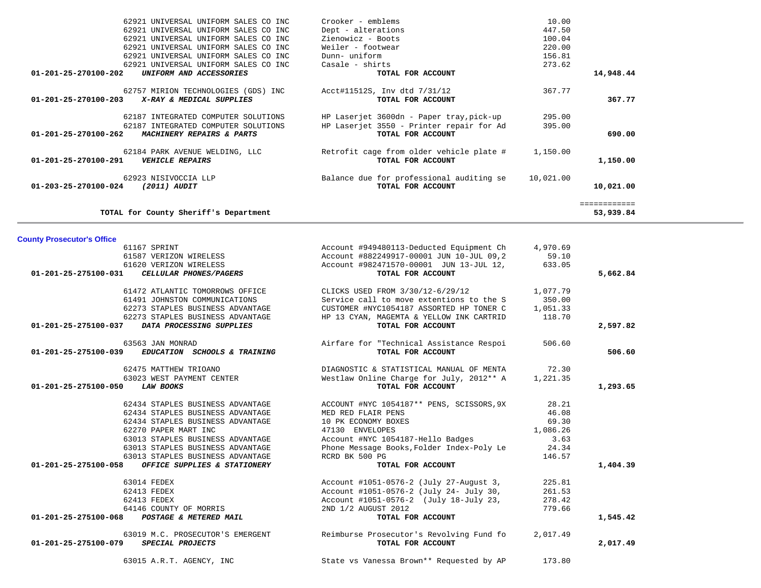| Account | Vendor / Account Name | Description | Amount | Total |
|---|---|---|---|---|
| | 62921 UNIVERSAL UNIFORM SALES CO INC | Crooker - emblems | 10.00 | |
| | 62921 UNIVERSAL UNIFORM SALES CO INC | Dept - alterations | 447.50 | |
| | 62921 UNIVERSAL UNIFORM SALES CO INC | Zienowicz - Boots | 100.04 | |
| | 62921 UNIVERSAL UNIFORM SALES CO INC | Weiler - footwear | 220.00 | |
| | 62921 UNIVERSAL UNIFORM SALES CO INC | Dunn- uniform | 156.81 | |
| | 62921 UNIVERSAL UNIFORM SALES CO INC | Casale - shirts | 273.62 | |
| **01-201-25-270100-202** | ***UNIFORM AND ACCESSORIES*** | **TOTAL FOR ACCOUNT** | | **14,948.44** |
| | 62757 MIRION TECHNOLOGIES (GDS) INC | Acct#11512S, Inv dtd 7/31/12 | 367.77 | |
| **01-201-25-270100-203** | ***X-RAY & MEDICAL SUPPLIES*** | **TOTAL FOR ACCOUNT** | | **367.77** |
| | 62187 INTEGRATED COMPUTER SOLUTIONS | HP Laserjet 3600dn - Paper tray,pick-up | 295.00 | |
| | 62187 INTEGRATED COMPUTER SOLUTIONS | HP Laserjet 3550 - Printer repair for Ad | 395.00 | |
| **01-201-25-270100-262** | ***MACHINERY REPAIRS & PARTS*** | **TOTAL FOR ACCOUNT** | | **690.00** |
| | 62184 PARK AVENUE WELDING, LLC | Retrofit cage from older vehicle plate # | 1,150.00 | |
| **01-201-25-270100-291** | ***VEHICLE REPAIRS*** | **TOTAL FOR ACCOUNT** | | **1,150.00** |
| | 62923 NISIVOCCIA LLP | Balance due for professional auditing se | 10,021.00 | |
| **01-203-25-270100-024** | ***(2011) AUDIT*** | **TOTAL FOR ACCOUNT** | | **10,021.00** |
| | | | | ============ |
| | **TOTAL for County Sheriff's Department** | | | **53,939.84** |

**County Prosecutor's Office**

| Account | Vendor / Account Name | Description | Amount | Total |
|---|---|---|---|---|
| | 61167 SPRINT | Account #949480113-Deducted Equipment Ch | 4,970.69 | |
| | 61587 VERIZON WIRELESS | Account #882249917-00001 JUN 10-JUL 09,2 | 59.10 | |
| | 61620 VERIZON WIRELESS | Account #982471570-00001 JUN 13-JUL 12, | 633.05 | |
| **01-201-25-275100-031** | ***CELLULAR PHONES/PAGERS*** | **TOTAL FOR ACCOUNT** | | **5,662.84** |
| | 61472 ATLANTIC TOMORROWS OFFICE | CLICKS USED FROM 3/30/12-6/29/12 | 1,077.79 | |
| | 61491 JOHNSTON COMMUNICATIONS | Service call to move extentions to the S | 350.00 | |
| | 62273 STAPLES BUSINESS ADVANTAGE | CUSTOMER #NYC1054187 ASSORTED HP TONER C | 1,051.33 | |
| | 62273 STAPLES BUSINESS ADVANTAGE | HP 13 CYAN, MAGEMTA & YELLOW INK CARTRID | 118.70 | |
| **01-201-25-275100-037** | ***DATA PROCESSING SUPPLIES*** | **TOTAL FOR ACCOUNT** | | **2,597.82** |
| | 63563 JAN MONRAD | Airfare for "Technical Assistance Respoi | 506.60 | |
| **01-201-25-275100-039** | ***EDUCATION SCHOOLS & TRAINING*** | **TOTAL FOR ACCOUNT** | | **506.60** |
| | 62475 MATTHEW TRIOANO | DIAGNOSTIC & STATISTICAL MANUAL OF MENTA | 72.30 | |
| | 63023 WEST PAYMENT CENTER | Westlaw Online Charge for July, 2012** A | 1,221.35 | |
| **01-201-25-275100-050** | ***LAW BOOKS*** | **TOTAL FOR ACCOUNT** | | **1,293.65** |
| | 62434 STAPLES BUSINESS ADVANTAGE | ACCOUNT #NYC 1054187** PENS, SCISSORS,9X | 28.21 | |
| | 62434 STAPLES BUSINESS ADVANTAGE | MED RED FLAIR PENS | 46.08 | |
| | 62434 STAPLES BUSINESS ADVANTAGE | 10 PK ECONOMY BOXES | 69.30 | |
| | 62270 PAPER MART INC | 47130 ENVELOPES | 1,086.26 | |
| | 63013 STAPLES BUSINESS ADVANTAGE | Account #NYC 1054187-Hello Badges | 3.63 | |
| | 63013 STAPLES BUSINESS ADVANTAGE | Phone Message Books,Folder Index-Poly Le | 24.34 | |
| | 63013 STAPLES BUSINESS ADVANTAGE | RCRD BK 500 PG | 146.57 | |
| **01-201-25-275100-058** | ***OFFICE SUPPLIES & STATIONERY*** | **TOTAL FOR ACCOUNT** | | **1,404.39** |
| | 63014 FEDEX | Account #1051-0576-2 (July 27-August 3, | 225.81 | |
| | 62413 FEDEX | Account #1051-0576-2 (July 24- July 30, | 261.53 | |
| | 62413 FEDEX | Account #1051-0576-2 (July 18-July 23, | 278.42 | |
| | 64146 COUNTY OF MORRIS | 2ND 1/2 AUGUST 2012 | 779.66 | |
| **01-201-25-275100-068** | ***POSTAGE & METERED MAIL*** | **TOTAL FOR ACCOUNT** | | **1,545.42** |
| | 63019 M.C. PROSECUTOR'S EMERGENT | Reimburse Prosecutor's Revolving Fund fo | 2,017.49 | |
| **01-201-25-275100-079** | ***SPECIAL PROJECTS*** | **TOTAL FOR ACCOUNT** | | **2,017.49** |
| | 63015 A.R.T. AGENCY, INC | State vs Vanessa Brown** Requested by AP | 173.80 | |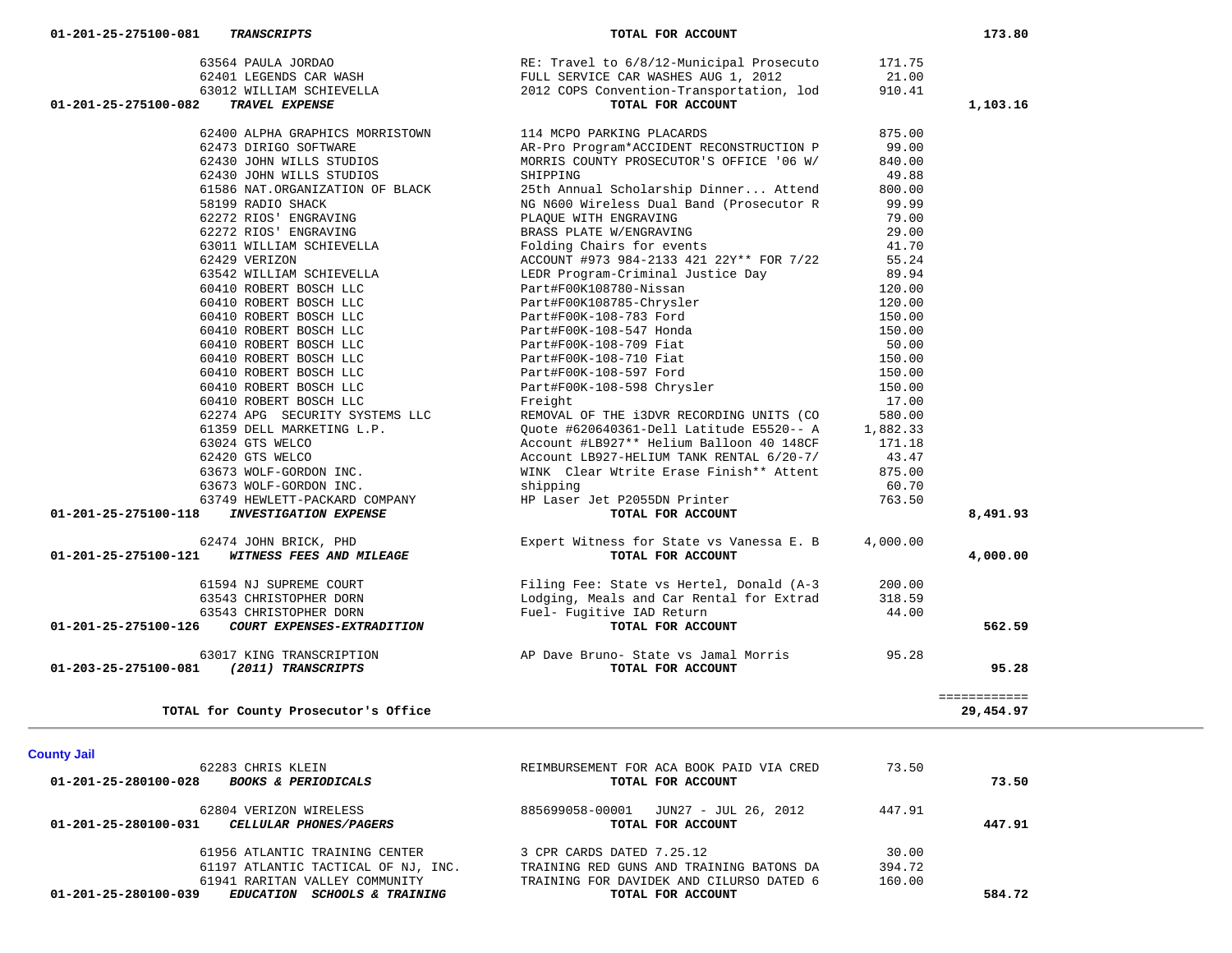| Account | Vendor / Description | | Amount | Total |
|---|---|---|---|---|
| 01-201-25-275100-081 ***TRANSCRIPTS*** | | **TOTAL FOR ACCOUNT** | | **173.80** |
| | 63564 PAULA JORDAO | RE: Travel to 6/8/12-Municipal Prosecuto | 171.75 | |
| | 62401 LEGENDS CAR WASH | FULL SERVICE CAR WASHES AUG 1, 2012 | 21.00 | |
| | 63012 WILLIAM SCHIEVELLA | 2012 COPS Convention-Transportation, lod | 910.41 | |
| 01-201-25-275100-082 ***TRAVEL EXPENSE*** | | **TOTAL FOR ACCOUNT** | | **1,103.16** |
| | 62400 ALPHA GRAPHICS MORRISTOWN | 114 MCPO PARKING PLACARDS | 875.00 | |
| | 62473 DIRIGO SOFTWARE | AR-Pro Program*ACCIDENT RECONSTRUCTION P | 99.00 | |
| | 62430 JOHN WILLS STUDIOS | MORRIS COUNTY PROSECUTOR'S OFFICE '06 W/ | 840.00 | |
| | 62430 JOHN WILLS STUDIOS | SHIPPING | 49.88 | |
| | 61586 NAT.ORGANIZATION OF BLACK | 25th Annual Scholarship Dinner... Attend | 800.00 | |
| | 58199 RADIO SHACK | NG N600 Wireless Dual Band (Prosecutor R | 99.99 | |
| | 62272 RIOS' ENGRAVING | PLAQUE WITH ENGRAVING | 79.00 | |
| | 62272 RIOS' ENGRAVING | BRASS PLATE W/ENGRAVING | 29.00 | |
| | 63011 WILLIAM SCHIEVELLA | Folding Chairs for events | 41.70 | |
| | 62429 VERIZON | ACCOUNT #973 984-2133 421 22Y** FOR 7/22 | 55.24 | |
| | 63542 WILLIAM SCHIEVELLA | LEDR Program-Criminal Justice Day | 89.94 | |
| | 60410 ROBERT BOSCH LLC | Part#F00K108780-Nissan | 120.00 | |
| | 60410 ROBERT BOSCH LLC | Part#F00K108785-Chrysler | 120.00 | |
| | 60410 ROBERT BOSCH LLC | Part#F00K-108-783 Ford | 150.00 | |
| | 60410 ROBERT BOSCH LLC | Part#F00K-108-547 Honda | 150.00 | |
| | 60410 ROBERT BOSCH LLC | Part#F00K-108-709 Fiat | 50.00 | |
| | 60410 ROBERT BOSCH LLC | Part#F00K-108-710 Fiat | 150.00 | |
| | 60410 ROBERT BOSCH LLC | Part#F00K-108-597 Ford | 150.00 | |
| | 60410 ROBERT BOSCH LLC | Part#F00K-108-598 Chrysler | 150.00 | |
| | 60410 ROBERT BOSCH LLC | Freight | 17.00 | |
| | 62274 APG SECURITY SYSTEMS LLC | REMOVAL OF THE i3DVR RECORDING UNITS (CO | 580.00 | |
| | 61359 DELL MARKETING L.P. | Quote #620640361-Dell Latitude E5520-- A | 1,882.33 | |
| | 63024 GTS WELCO | Account #LB927** Helium Balloon 40 148CF | 171.18 | |
| | 62420 GTS WELCO | Account LB927-HELIUM TANK RENTAL 6/20-7/ | 43.47 | |
| | 63673 WOLF-GORDON INC. | WINK Clear Wtrite Erase Finish** Attent | 875.00 | |
| | 63673 WOLF-GORDON INC. | shipping | 60.70 | |
| | 63749 HEWLETT-PACKARD COMPANY | HP Laser Jet P2055DN Printer | 763.50 | |
| 01-201-25-275100-118 ***INVESTIGATION EXPENSE*** | | **TOTAL FOR ACCOUNT** | | **8,491.93** |
| | 62474 JOHN BRICK, PHD | Expert Witness for State vs Vanessa E. B | 4,000.00 | |
| 01-201-25-275100-121 ***WITNESS FEES AND MILEAGE*** | | **TOTAL FOR ACCOUNT** | | **4,000.00** |
| | 61594 NJ SUPREME COURT | Filing Fee: State vs Hertel, Donald (A-3 | 200.00 | |
| | 63543 CHRISTOPHER DORN | Lodging, Meals and Car Rental for Extrad | 318.59 | |
| | 63543 CHRISTOPHER DORN | Fuel- Fugitive IAD Return | 44.00 | |
| 01-201-25-275100-126 ***COURT EXPENSES-EXTRADITION*** | | **TOTAL FOR ACCOUNT** | | **562.59** |
| | 63017 KING TRANSCRIPTION | AP Dave Bruno- State vs Jamal Morris | 95.28 | |
| 01-203-25-275100-081 ***(2011) TRANSCRIPTS*** | | **TOTAL FOR ACCOUNT** | | **95.28** |
| | | | | ============ |
| **TOTAL for County Prosecutor's Office** | | | | **29,454.97** |

**County Jail**

| Account | Vendor / Description | | Amount | Total |
|---|---|---|---|---|
| | 62283 CHRIS KLEIN | REIMBURSEMENT FOR ACA BOOK PAID VIA CRED | 73.50 | |
| 01-201-25-280100-028 ***BOOKS & PERIODICALS*** | | **TOTAL FOR ACCOUNT** | | **73.50** |
| | 62804 VERIZON WIRELESS | 885699058-00001 JUN27 - JUL 26, 2012 | 447.91 | |
| 01-201-25-280100-031 ***CELLULAR PHONES/PAGERS*** | | **TOTAL FOR ACCOUNT** | | **447.91** |
| | 61956 ATLANTIC TRAINING CENTER | 3 CPR CARDS DATED 7.25.12 | 30.00 | |
| | 61197 ATLANTIC TACTICAL OF NJ, INC. | TRAINING RED GUNS AND TRAINING BATONS DA | 394.72 | |
| | 61941 RARITAN VALLEY COMMUNITY | TRAINING FOR DAVIDEK AND CILURSO DATED 6 | 160.00 | |
| 01-201-25-280100-039 ***EDUCATION SCHOOLS & TRAINING*** | | **TOTAL FOR ACCOUNT** | | **584.72** |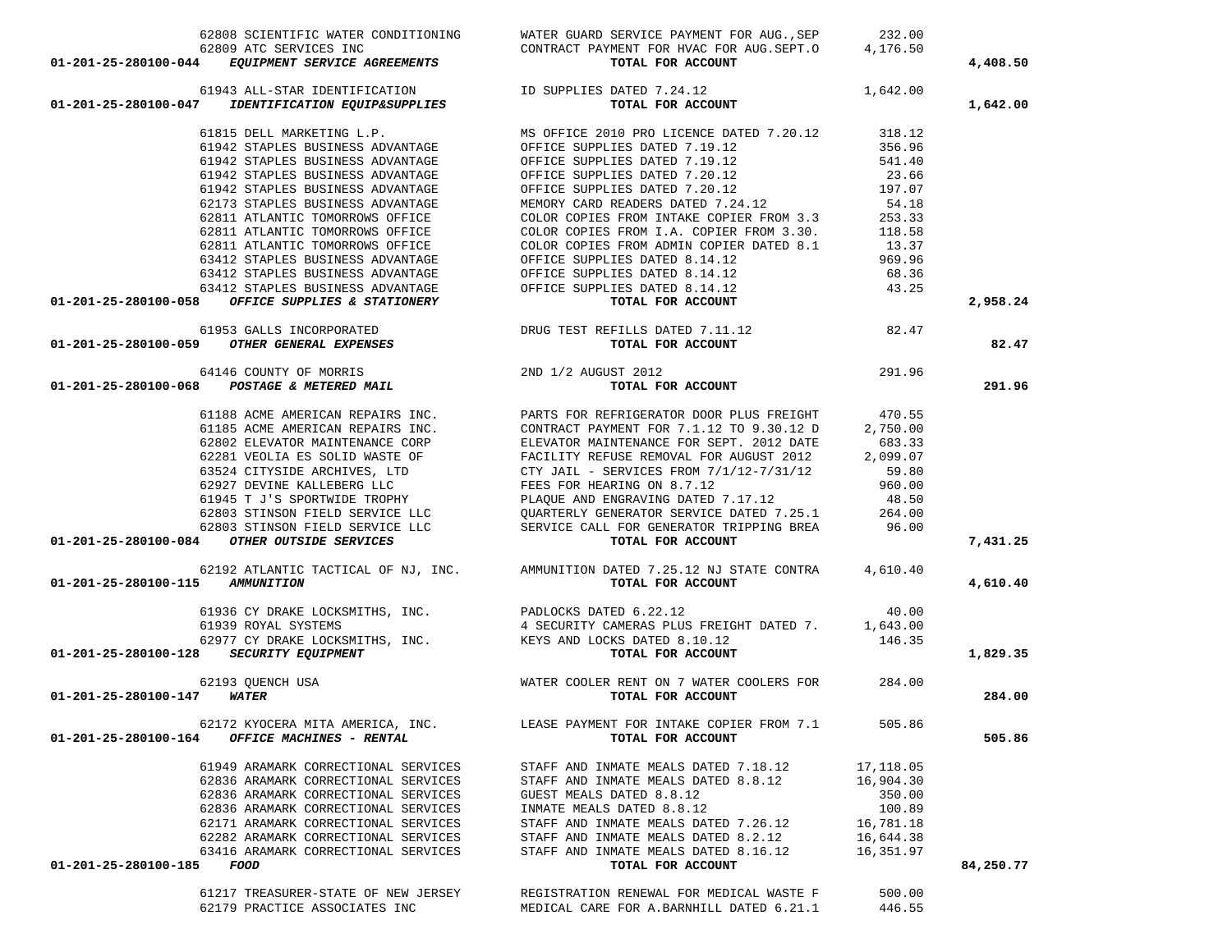| Account | Vendor | Description | Amount | Total |
|---|---|---|---|---|
| | 62808 SCIENTIFIC WATER CONDITIONING | WATER GUARD SERVICE PAYMENT FOR AUG.,SEP | 232.00 | |
| | 62809 ATC SERVICES INC | CONTRACT PAYMENT FOR HVAC FOR AUG.SEPT.O | 4,176.50 | |
| **01-201-25-280100-044** | ***EQUIPMENT SERVICE AGREEMENTS*** | **TOTAL FOR ACCOUNT** | | **4,408.50** |
| | 61943 ALL-STAR IDENTIFICATION | ID SUPPLIES DATED 7.24.12 | 1,642.00 | |
| **01-201-25-280100-047** | ***IDENTIFICATION EQUIP&SUPPLIES*** | **TOTAL FOR ACCOUNT** | | **1,642.00** |
| | 61815 DELL MARKETING L.P. | MS OFFICE 2010 PRO LICENCE DATED 7.20.12 | 318.12 | |
| | 61942 STAPLES BUSINESS ADVANTAGE | OFFICE SUPPLIES DATED 7.19.12 | 356.96 | |
| | 61942 STAPLES BUSINESS ADVANTAGE | OFFICE SUPPLIES DATED 7.19.12 | 541.40 | |
| | 61942 STAPLES BUSINESS ADVANTAGE | OFFICE SUPPLIES DATED 7.20.12 | 23.66 | |
| | 61942 STAPLES BUSINESS ADVANTAGE | OFFICE SUPPLIES DATED 7.20.12 | 197.07 | |
| | 62173 STAPLES BUSINESS ADVANTAGE | MEMORY CARD READERS DATED 7.24.12 | 54.18 | |
| | 62811 ATLANTIC TOMORROWS OFFICE | COLOR COPIES FROM INTAKE COPIER FROM 3.3 | 253.33 | |
| | 62811 ATLANTIC TOMORROWS OFFICE | COLOR COPIES FROM I.A. COPIER FROM 3.30. | 118.58 | |
| | 62811 ATLANTIC TOMORROWS OFFICE | COLOR COPIES FROM ADMIN COPIER DATED 8.1 | 13.37 | |
| | 63412 STAPLES BUSINESS ADVANTAGE | OFFICE SUPPLIES DATED 8.14.12 | 969.96 | |
| | 63412 STAPLES BUSINESS ADVANTAGE | OFFICE SUPPLIES DATED 8.14.12 | 68.36 | |
| | 63412 STAPLES BUSINESS ADVANTAGE | OFFICE SUPPLIES DATED 8.14.12 | 43.25 | |
| **01-201-25-280100-058** | ***OFFICE SUPPLIES & STATIONERY*** | **TOTAL FOR ACCOUNT** | | **2,958.24** |
| | 61953 GALLS INCORPORATED | DRUG TEST REFILLS DATED 7.11.12 | 82.47 | |
| **01-201-25-280100-059** | ***OTHER GENERAL EXPENSES*** | **TOTAL FOR ACCOUNT** | | **82.47** |
| | 64146 COUNTY OF MORRIS | 2ND 1/2 AUGUST 2012 | 291.96 | |
| **01-201-25-280100-068** | ***POSTAGE & METERED MAIL*** | **TOTAL FOR ACCOUNT** | | **291.96** |
| | 61188 ACME AMERICAN REPAIRS INC. | PARTS FOR REFRIGERATOR DOOR PLUS FREIGHT | 470.55 | |
| | 61185 ACME AMERICAN REPAIRS INC. | CONTRACT PAYMENT FOR 7.1.12 TO 9.30.12 D | 2,750.00 | |
| | 62802 ELEVATOR MAINTENANCE CORP | ELEVATOR MAINTENANCE FOR SEPT. 2012 DATE | 683.33 | |
| | 62281 VEOLIA ES SOLID WASTE OF | FACILITY REFUSE REMOVAL FOR AUGUST 2012 | 2,099.07 | |
| | 63524 CITYSIDE ARCHIVES, LTD | CTY JAIL - SERVICES FROM 7/1/12-7/31/12 | 59.80 | |
| | 62927 DEVINE KALLEBERG LLC | FEES FOR HEARING ON 8.7.12 | 960.00 | |
| | 61945 T J'S SPORTWIDE TROPHY | PLAQUE AND ENGRAVING DATED 7.17.12 | 48.50 | |
| | 62803 STINSON FIELD SERVICE LLC | QUARTERLY GENERATOR SERVICE DATED 7.25.1 | 264.00 | |
| | 62803 STINSON FIELD SERVICE LLC | SERVICE CALL FOR GENERATOR TRIPPING BREA | 96.00 | |
| **01-201-25-280100-084** | ***OTHER OUTSIDE SERVICES*** | **TOTAL FOR ACCOUNT** | | **7,431.25** |
| | 62192 ATLANTIC TACTICAL OF NJ, INC. | AMMUNITION DATED 7.25.12 NJ STATE CONTRA | 4,610.40 | |
| **01-201-25-280100-115** | ***AMMUNITION*** | **TOTAL FOR ACCOUNT** | | **4,610.40** |
| | 61936 CY DRAKE LOCKSMITHS, INC. | PADLOCKS DATED 6.22.12 | 40.00 | |
| | 61939 ROYAL SYSTEMS | 4 SECURITY CAMERAS PLUS FREIGHT DATED 7. | 1,643.00 | |
| | 62977 CY DRAKE LOCKSMITHS, INC. | KEYS AND LOCKS DATED 8.10.12 | 146.35 | |
| **01-201-25-280100-128** | ***SECURITY EQUIPMENT*** | **TOTAL FOR ACCOUNT** | | **1,829.35** |
| | 62193 QUENCH USA | WATER COOLER RENT ON 7 WATER COOLERS FOR | 284.00 | |
| **01-201-25-280100-147** | ***WATER*** | **TOTAL FOR ACCOUNT** | | **284.00** |
| | 62172 KYOCERA MITA AMERICA, INC. | LEASE PAYMENT FOR INTAKE COPIER FROM 7.1 | 505.86 | |
| **01-201-25-280100-164** | ***OFFICE MACHINES - RENTAL*** | **TOTAL FOR ACCOUNT** | | **505.86** |
| | 61949 ARAMARK CORRECTIONAL SERVICES | STAFF AND INMATE MEALS DATED 7.18.12 | 17,118.05 | |
| | 62836 ARAMARK CORRECTIONAL SERVICES | STAFF AND INMATE MEALS DATED 8.8.12 | 16,904.30 | |
| | 62836 ARAMARK CORRECTIONAL SERVICES | GUEST MEALS DATED 8.8.12 | 350.00 | |
| | 62836 ARAMARK CORRECTIONAL SERVICES | INMATE MEALS DATED 8.8.12 | 100.89 | |
| | 62171 ARAMARK CORRECTIONAL SERVICES | STAFF AND INMATE MEALS DATED 7.26.12 | 16,781.18 | |
| | 62282 ARAMARK CORRECTIONAL SERVICES | STAFF AND INMATE MEALS DATED 8.2.12 | 16,644.38 | |
| | 63416 ARAMARK CORRECTIONAL SERVICES | STAFF AND INMATE MEALS DATED 8.16.12 | 16,351.97 | |
| **01-201-25-280100-185** | ***FOOD*** | **TOTAL FOR ACCOUNT** | | **84,250.77** |
| | 61217 TREASURER-STATE OF NEW JERSEY | REGISTRATION RENEWAL FOR MEDICAL WASTE F | 500.00 | |
| | 62179 PRACTICE ASSOCIATES INC | MEDICAL CARE FOR A.BARNHILL DATED 6.21.1 | 446.55 | |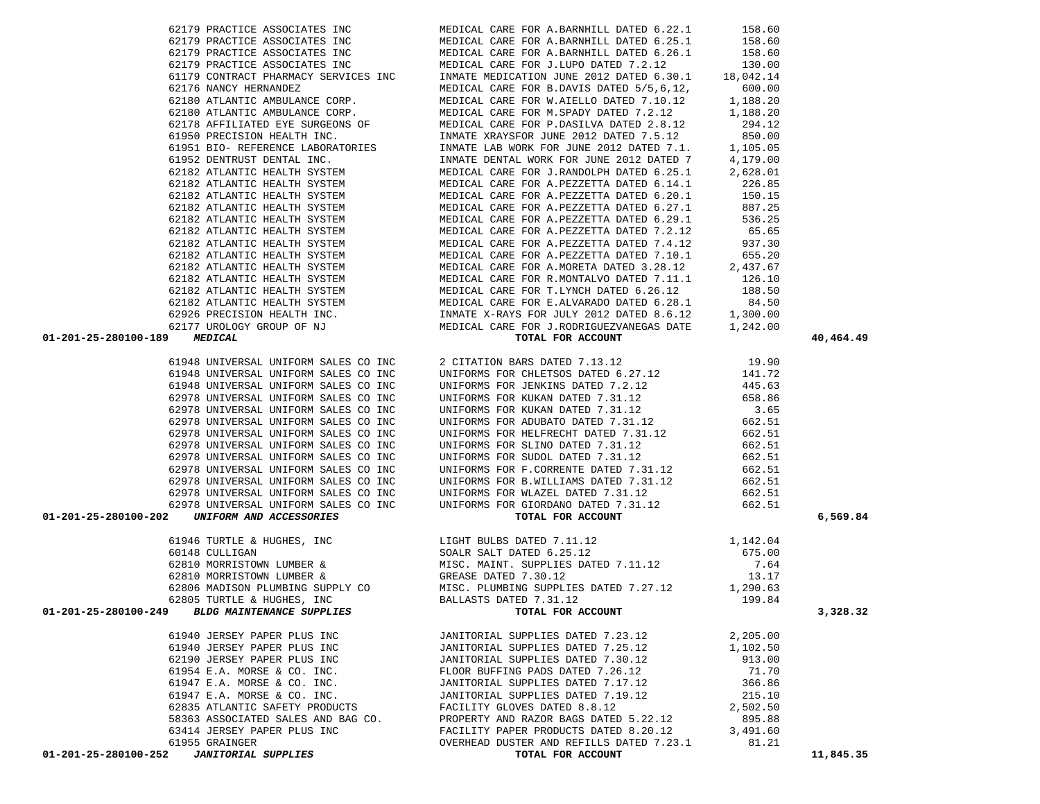| Account | Vendor | Description | Amount | Total |
|---|---|---|---|---|
| | 62179 PRACTICE ASSOCIATES INC | MEDICAL CARE FOR A.BARNHILL DATED 6.22.1 | 158.60 | |
| | 62179 PRACTICE ASSOCIATES INC | MEDICAL CARE FOR A.BARNHILL DATED 6.25.1 | 158.60 | |
| | 62179 PRACTICE ASSOCIATES INC | MEDICAL CARE FOR A.BARNHILL DATED 6.26.1 | 158.60 | |
| | 62179 PRACTICE ASSOCIATES INC | MEDICAL CARE FOR J.LUPO DATED 7.2.12 | 130.00 | |
| | 61179 CONTRACT PHARMACY SERVICES INC | INMATE MEDICATION JUNE 2012 DATED 6.30.1 | 18,042.14 | |
| | 62176 NANCY HERNANDEZ | MEDICAL CARE FOR B.DAVIS DATED 5/5,6,12, | 600.00 | |
| | 62180 ATLANTIC AMBULANCE CORP. | MEDICAL CARE FOR W.AIELLO DATED 7.10.12 | 1,188.20 | |
| | 62180 ATLANTIC AMBULANCE CORP. | MEDICAL CARE FOR M.SPADY DATED 7.2.12 | 1,188.20 | |
| | 62178 AFFILIATED EYE SURGEONS OF | MEDICAL CARE FOR P.DASILVA DATED 2.8.12 | 294.12 | |
| | 61950 PRECISION HEALTH INC. | INMATE XRAYSFOR JUNE 2012 DATED 7.5.12 | 850.00 | |
| | 61951 BIO- REFERENCE LABORATORIES | INMATE LAB WORK FOR JUNE 2012 DATED 7.1. | 1,105.05 | |
| | 61952 DENTRUST DENTAL INC. | INMATE DENTAL WORK FOR JUNE 2012 DATED 7 | 4,179.00 | |
| | 62182 ATLANTIC HEALTH SYSTEM | MEDICAL CARE FOR J.RANDOLPH DATED 6.25.1 | 2,628.01 | |
| | 62182 ATLANTIC HEALTH SYSTEM | MEDICAL CARE FOR A.PEZZETTA DATED 6.14.1 | 226.85 | |
| | 62182 ATLANTIC HEALTH SYSTEM | MEDICAL CARE FOR A.PEZZETTA DATED 6.20.1 | 150.15 | |
| | 62182 ATLANTIC HEALTH SYSTEM | MEDICAL CARE FOR A.PEZZETTA DATED 6.27.1 | 887.25 | |
| | 62182 ATLANTIC HEALTH SYSTEM | MEDICAL CARE FOR A.PEZZETTA DATED 6.29.1 | 536.25 | |
| | 62182 ATLANTIC HEALTH SYSTEM | MEDICAL CARE FOR A.PEZZETTA DATED 7.2.12 | 65.65 | |
| | 62182 ATLANTIC HEALTH SYSTEM | MEDICAL CARE FOR A.PEZZETTA DATED 7.4.12 | 937.30 | |
| | 62182 ATLANTIC HEALTH SYSTEM | MEDICAL CARE FOR A.PEZZETTA DATED 7.10.1 | 655.20 | |
| | 62182 ATLANTIC HEALTH SYSTEM | MEDICAL CARE FOR A.MORETA DATED 3.28.12 | 2,437.67 | |
| | 62182 ATLANTIC HEALTH SYSTEM | MEDICAL CARE FOR R.MONTALVO DATED 7.11.1 | 126.10 | |
| | 62182 ATLANTIC HEALTH SYSTEM | MEDICAL CARE FOR T.LYNCH DATED 6.26.12 | 188.50 | |
| | 62182 ATLANTIC HEALTH SYSTEM | MEDICAL CARE FOR E.ALVARADO DATED 6.28.1 | 84.50 | |
| | 62926 PRECISION HEALTH INC. | INMATE X-RAYS FOR JULY 2012 DATED 8.6.12 | 1,300.00 | |
| | 62177 UROLOGY GROUP OF NJ | MEDICAL CARE FOR J.RODRIGUEZVANEGAS DATE | 1,242.00 | |
| **01-201-25-280100-189** | ***MEDICAL*** | **TOTAL FOR ACCOUNT** | | **40,464.49** |
| | 61948 UNIVERSAL UNIFORM SALES CO INC | 2 CITATION BARS DATED 7.13.12 | 19.90 | |
| | 61948 UNIVERSAL UNIFORM SALES CO INC | UNIFORMS FOR CHLETSOS DATED 6.27.12 | 141.72 | |
| | 61948 UNIVERSAL UNIFORM SALES CO INC | UNIFORMS FOR JENKINS DATED 7.2.12 | 445.63 | |
| | 62978 UNIVERSAL UNIFORM SALES CO INC | UNIFORMS FOR KUKAN DATED 7.31.12 | 658.86 | |
| | 62978 UNIVERSAL UNIFORM SALES CO INC | UNIFORMS FOR KUKAN DATED 7.31.12 | 3.65 | |
| | 62978 UNIVERSAL UNIFORM SALES CO INC | UNIFORMS FOR ADUBATO DATED 7.31.12 | 662.51 | |
| | 62978 UNIVERSAL UNIFORM SALES CO INC | UNIFORMS FOR HELFRECHT DATED 7.31.12 | 662.51 | |
| | 62978 UNIVERSAL UNIFORM SALES CO INC | UNIFORMS FOR SLINO DATED 7.31.12 | 662.51 | |
| | 62978 UNIVERSAL UNIFORM SALES CO INC | UNIFORMS FOR SUDOL DATED 7.31.12 | 662.51 | |
| | 62978 UNIVERSAL UNIFORM SALES CO INC | UNIFORMS FOR F.CORRENTE DATED 7.31.12 | 662.51 | |
| | 62978 UNIVERSAL UNIFORM SALES CO INC | UNIFORMS FOR B.WILLIAMS DATED 7.31.12 | 662.51 | |
| | 62978 UNIVERSAL UNIFORM SALES CO INC | UNIFORMS FOR WLAZEL DATED 7.31.12 | 662.51 | |
| | 62978 UNIVERSAL UNIFORM SALES CO INC | UNIFORMS FOR GIORDANO DATED 7.31.12 | 662.51 | |
| **01-201-25-280100-202** | ***UNIFORM AND ACCESSORIES*** | **TOTAL FOR ACCOUNT** | | **6,569.84** |
| | 61946 TURTLE & HUGHES, INC | LIGHT BULBS DATED 7.11.12 | 1,142.04 | |
| | 60148 CULLIGAN | SOALR SALT DATED 6.25.12 | 675.00 | |
| | 62810 MORRISTOWN LUMBER & | MISC. MAINT. SUPPLIES DATED 7.11.12 | 7.64 | |
| | 62810 MORRISTOWN LUMBER & | GREASE DATED 7.30.12 | 13.17 | |
| | 62806 MADISON PLUMBING SUPPLY CO | MISC. PLUMBING SUPPLIES DATED 7.27.12 | 1,290.63 | |
| | 62805 TURTLE & HUGHES, INC | BALLASTS DATED 7.31.12 | 199.84 | |
| **01-201-25-280100-249** | ***BLDG MAINTENANCE SUPPLIES*** | **TOTAL FOR ACCOUNT** | | **3,328.32** |
| | 61940 JERSEY PAPER PLUS INC | JANITORIAL SUPPLIES DATED 7.23.12 | 2,205.00 | |
| | 61940 JERSEY PAPER PLUS INC | JANITORIAL SUPPLIES DATED 7.25.12 | 1,102.50 | |
| | 62190 JERSEY PAPER PLUS INC | JANITORIAL SUPPLIES DATED 7.30.12 | 913.00 | |
| | 61954 E.A. MORSE & CO. INC. | FLOOR BUFFING PADS DATED 7.26.12 | 71.70 | |
| | 61947 E.A. MORSE & CO. INC. | JANITORIAL SUPPLIES DATED 7.17.12 | 366.86 | |
| | 61947 E.A. MORSE & CO. INC. | JANITORIAL SUPPLIES DATED 7.19.12 | 215.10 | |
| | 62835 ATLANTIC SAFETY PRODUCTS | FACILITY GLOVES DATED 8.8.12 | 2,502.50 | |
| | 58363 ASSOCIATED SALES AND BAG CO. | PROPERTY AND RAZOR BAGS DATED 5.22.12 | 895.88 | |
| | 63414 JERSEY PAPER PLUS INC | FACILITY PAPER PRODUCTS DATED 8.20.12 | 3,491.60 | |
| | 61955 GRAINGER | OVERHEAD DUSTER AND REFILLS DATED 7.23.1 | 81.21 | |
| **01-201-25-280100-252** | ***JANITORIAL SUPPLIES*** | **TOTAL FOR ACCOUNT** | | **11,845.35** |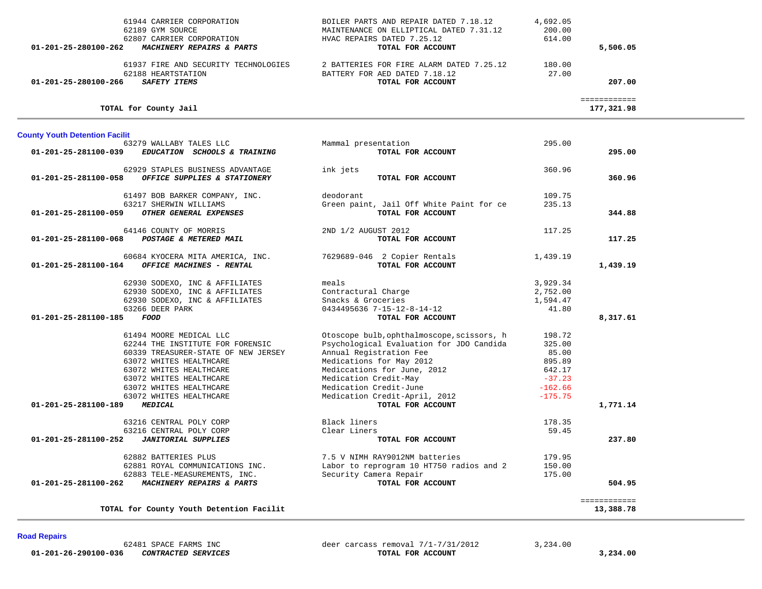| Account | Vendor | Description | Amount | Total |
|---|---|---|---|---|
| | 61944 CARRIER CORPORATION | BOILER PARTS AND REPAIR DATED 7.18.12 | 4,692.05 | |
| | 62189 GYM SOURCE | MAINTENANCE ON ELLIPTICAL DATED 7.31.12 | 200.00 | |
| | 62807 CARRIER CORPORATION | HVAC REPAIRS DATED 7.25.12 | 614.00 | |
| 01-201-25-280100-262 | ***MACHINERY REPAIRS & PARTS*** | **TOTAL FOR ACCOUNT** | | **5,506.05** |
| | 61937 FIRE AND SECURITY TECHNOLOGIES | 2 BATTERIES FOR FIRE ALARM DATED 7.25.12 | 180.00 | |
| | 62188 HEARTSTATION | BATTERY FOR AED DATED 7.18.12 | 27.00 | |
| 01-201-25-280100-266 | ***SAFETY ITEMS*** | **TOTAL FOR ACCOUNT** | | **207.00** |
| | | | | ============ |
| | **TOTAL for County Jail** | | | **177,321.98** |

## County Youth Detention Facilit

| Account | Vendor | Description | Amount | Total |
|---|---|---|---|---|
| | 63279 WALLABY TALES LLC | Mammal presentation | 295.00 | |
| 01-201-25-281100-039 | ***EDUCATION SCHOOLS & TRAINING*** | **TOTAL FOR ACCOUNT** | | **295.00** |
| | 62929 STAPLES BUSINESS ADVANTAGE | ink jets | 360.96 | |
| 01-201-25-281100-058 | ***OFFICE SUPPLIES & STATIONERY*** | **TOTAL FOR ACCOUNT** | | **360.96** |
| | 61497 BOB BARKER COMPANY, INC. | deodorant | 109.75 | |
| | 63217 SHERWIN WILLIAMS | Green paint, Jail Off White Paint for ce | 235.13 | |
| 01-201-25-281100-059 | ***OTHER GENERAL EXPENSES*** | **TOTAL FOR ACCOUNT** | | **344.88** |
| | 64146 COUNTY OF MORRIS | 2ND 1/2 AUGUST 2012 | 117.25 | |
| 01-201-25-281100-068 | ***POSTAGE & METERED MAIL*** | **TOTAL FOR ACCOUNT** | | **117.25** |
| | 60684 KYOCERA MITA AMERICA, INC. | 7629689-046 2 Copier Rentals | 1,439.19 | |
| 01-201-25-281100-164 | ***OFFICE MACHINES - RENTAL*** | **TOTAL FOR ACCOUNT** | | **1,439.19** |
| | 62930 SODEXO, INC & AFFILIATES | meals | 3,929.34 | |
| | 62930 SODEXO, INC & AFFILIATES | Contractural Charge | 2,752.00 | |
| | 62930 SODEXO, INC & AFFILIATES | Snacks & Groceries | 1,594.47 | |
| | 63266 DEER PARK | 0434495636 7-15-12-8-14-12 | 41.80 | |
| 01-201-25-281100-185 | ***FOOD*** | **TOTAL FOR ACCOUNT** | | **8,317.61** |
| | 61494 MOORE MEDICAL LLC | Otoscope bulb,ophthalmoscope,scissors, h | 198.72 | |
| | 62244 THE INSTITUTE FOR FORENSIC | Psychological Evaluation for JDO Candida | 325.00 | |
| | 60339 TREASURER-STATE OF NEW JERSEY | Annual Registration Fee | 85.00 | |
| | 63072 WHITES HEALTHCARE | Medications for May 2012 | 895.89 | |
| | 63072 WHITES HEALTHCARE | Mediccations for June, 2012 | 642.17 | |
| | 63072 WHITES HEALTHCARE | Medication Credit-May | -37.23 | |
| | 63072 WHITES HEALTHCARE | Medication Credit-June | -162.66 | |
| | 63072 WHITES HEALTHCARE | Medication Credit-April, 2012 | -175.75 | |
| 01-201-25-281100-189 | ***MEDICAL*** | **TOTAL FOR ACCOUNT** | | **1,771.14** |
| | 63216 CENTRAL POLY CORP | Black liners | 178.35 | |
| | 63216 CENTRAL POLY CORP | Clear Liners | 59.45 | |
| 01-201-25-281100-252 | ***JANITORIAL SUPPLIES*** | **TOTAL FOR ACCOUNT** | | **237.80** |
| | 62882 BATTERIES PLUS | 7.5 V NIMH RAY9012NM batteries | 179.95 | |
| | 62881 ROYAL COMMUNICATIONS INC. | Labor to reprogram 10 HT750 radios and 2 | 150.00 | |
| | 62883 TELE-MEASUREMENTS, INC. | Security Camera Repair | 175.00 | |
| 01-201-25-281100-262 | ***MACHINERY REPAIRS & PARTS*** | **TOTAL FOR ACCOUNT** | | **504.95** |
| | | | | ============ |
| | **TOTAL for County Youth Detention Facilit** | | | **13,388.78** |

## Road Repairs

| Account | Vendor | Description | Amount | Total |
|---|---|---|---|---|
| | 62481 SPACE FARMS INC | deer carcass removal 7/1-7/31/2012 | 3,234.00 | |
| 01-201-26-290100-036 | ***CONTRACTED SERVICES*** | **TOTAL FOR ACCOUNT** | | **3,234.00** |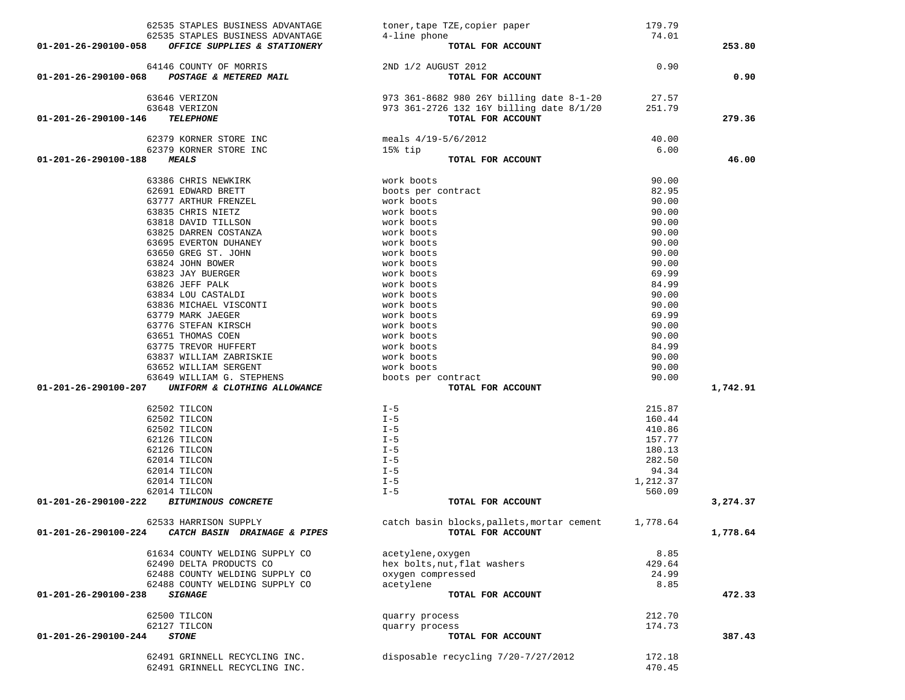| Account | Vendor | Description | Amount | Total |
|---|---|---|---|---|
| | 62535 STAPLES BUSINESS ADVANTAGE | toner,tape TZE,copier paper | 179.79 | |
| | 62535 STAPLES BUSINESS ADVANTAGE | 4-line phone | 74.01 | |
| **01-201-26-290100-058** | ***OFFICE SUPPLIES & STATIONERY*** | **TOTAL FOR ACCOUNT** | | **253.80** |
| | 64146 COUNTY OF MORRIS | 2ND 1/2 AUGUST 2012 | 0.90 | |
| **01-201-26-290100-068** | ***POSTAGE & METERED MAIL*** | **TOTAL FOR ACCOUNT** | | **0.90** |
| | 63646 VERIZON | 973 361-8682 980 26Y billing date 8-1-20 | 27.57 | |
| | 63648 VERIZON | 973 361-2726 132 16Y billing date 8/1/20 | 251.79 | |
| **01-201-26-290100-146** | ***TELEPHONE*** | **TOTAL FOR ACCOUNT** | | **279.36** |
| | 62379 KORNER STORE INC | meals 4/19-5/6/2012 | 40.00 | |
| | 62379 KORNER STORE INC | 15% tip | 6.00 | |
| **01-201-26-290100-188** | ***MEALS*** | **TOTAL FOR ACCOUNT** | | **46.00** |
| | 63386 CHRIS NEWKIRK | work boots | 90.00 | |
| | 62691 EDWARD BRETT | boots per contract | 82.95 | |
| | 63777 ARTHUR FRENZEL | work boots | 90.00 | |
| | 63835 CHRIS NIETZ | work boots | 90.00 | |
| | 63818 DAVID TILLSON | work boots | 90.00 | |
| | 63825 DARREN COSTANZA | work boots | 90.00 | |
| | 63695 EVERTON DUHANEY | work boots | 90.00 | |
| | 63650 GREG ST. JOHN | work boots | 90.00 | |
| | 63824 JOHN BOWER | work boots | 90.00 | |
| | 63823 JAY BUERGER | work boots | 69.99 | |
| | 63826 JEFF PALK | work boots | 84.99 | |
| | 63834 LOU CASTALDI | work boots | 90.00 | |
| | 63836 MICHAEL VISCONTI | work boots | 90.00 | |
| | 63779 MARK JAEGER | work boots | 69.99 | |
| | 63776 STEFAN KIRSCH | work boots | 90.00 | |
| | 63651 THOMAS COEN | work boots | 90.00 | |
| | 63775 TREVOR HUFFERT | work boots | 84.99 | |
| | 63837 WILLIAM ZABRISKIE | work boots | 90.00 | |
| | 63652 WILLIAM SERGENT | work boots | 90.00 | |
| | 63649 WILLIAM G. STEPHENS | boots per contract | 90.00 | |
| **01-201-26-290100-207** | ***UNIFORM & CLOTHING ALLOWANCE*** | **TOTAL FOR ACCOUNT** | | **1,742.91** |
| | 62502 TILCON | I-5 | 215.87 | |
| | 62502 TILCON | I-5 | 160.44 | |
| | 62502 TILCON | I-5 | 410.86 | |
| | 62126 TILCON | I-5 | 157.77 | |
| | 62126 TILCON | I-5 | 180.13 | |
| | 62014 TILCON | I-5 | 282.50 | |
| | 62014 TILCON | I-5 | 94.34 | |
| | 62014 TILCON | I-5 | 1,212.37 | |
| | 62014 TILCON | I-5 | 560.09 | |
| **01-201-26-290100-222** | ***BITUMINOUS CONCRETE*** | **TOTAL FOR ACCOUNT** | | **3,274.37** |
| | 62533 HARRISON SUPPLY | catch basin blocks,pallets,mortar cement | 1,778.64 | |
| **01-201-26-290100-224** | ***CATCH BASIN DRAINAGE & PIPES*** | **TOTAL FOR ACCOUNT** | | **1,778.64** |
| | 61634 COUNTY WELDING SUPPLY CO | acetylene,oxygen | 8.85 | |
| | 62490 DELTA PRODUCTS CO | hex bolts,nut,flat washers | 429.64 | |
| | 62488 COUNTY WELDING SUPPLY CO | oxygen compressed | 24.99 | |
| | 62488 COUNTY WELDING SUPPLY CO | acetylene | 8.85 | |
| **01-201-26-290100-238** | ***SIGNAGE*** | **TOTAL FOR ACCOUNT** | | **472.33** |
| | 62500 TILCON | quarry process | 212.70 | |
| | 62127 TILCON | quarry process | 174.73 | |
| **01-201-26-290100-244** | ***STONE*** | **TOTAL FOR ACCOUNT** | | **387.43** |
| | 62491 GRINNELL RECYCLING INC. | disposable recycling 7/20-7/27/2012 | 172.18 | |
| | 62491 GRINNELL RECYCLING INC. | | 470.45 | |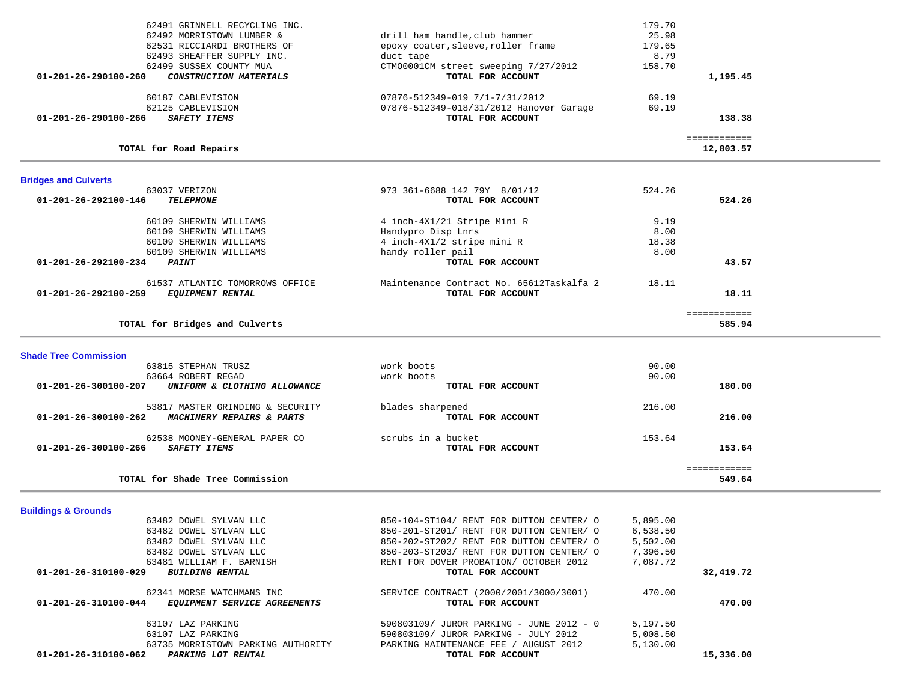| Account | Vendor / Account Name | Description | Amount | Total |
|---|---|---|---|---|
| | 62491 GRINNELL RECYCLING INC. | | 179.70 | |
| | 62492 MORRISTOWN LUMBER & | drill ham handle,club hammer | 25.98 | |
| | 62531 RICCIARDI BROTHERS OF | epoxy coater,sleeve,roller frame | 179.65 | |
| | 62493 SHEAFFER SUPPLY INC. | duct tape | 8.79 | |
| | 62499 SUSSEX COUNTY MUA | CTMO0001CM street sweeping 7/27/2012 | 158.70 | |
| **01-201-26-290100-260** | ***CONSTRUCTION MATERIALS*** | **TOTAL FOR ACCOUNT** | | **1,195.45** |
| | 60187 CABLEVISION | 07876-512349-019 7/1-7/31/2012 | 69.19 | |
| | 62125 CABLEVISION | 07876-512349-018/31/2012 Hanover Garage | 69.19 | |
| **01-201-26-290100-266** | ***SAFETY ITEMS*** | **TOTAL FOR ACCOUNT** | | **138.38** |
| | | | | ============ |
| | **TOTAL for Road Repairs** | | | **12,803.57** |

## Bridges and Culverts

| Account | Vendor / Account Name | Description | Amount | Total |
|---|---|---|---|---|
| | 63037 VERIZON | 973 361-6688 142 79Y 8/01/12 | 524.26 | |
| **01-201-26-292100-146** | ***TELEPHONE*** | **TOTAL FOR ACCOUNT** | | **524.26** |
| | 60109 SHERWIN WILLIAMS | 4 inch-4X1/21 Stripe Mini R | 9.19 | |
| | 60109 SHERWIN WILLIAMS | Handypro Disp Lnrs | 8.00 | |
| | 60109 SHERWIN WILLIAMS | 4 inch-4X1/2 stripe mini R | 18.38 | |
| | 60109 SHERWIN WILLIAMS | handy roller pail | 8.00 | |
| **01-201-26-292100-234** | ***PAINT*** | **TOTAL FOR ACCOUNT** | | **43.57** |
| | 61537 ATLANTIC TOMORROWS OFFICE | Maintenance Contract No. 65612Taskalfa 2 | 18.11 | |
| **01-201-26-292100-259** | ***EQUIPMENT RENTAL*** | **TOTAL FOR ACCOUNT** | | **18.11** |
| | | | | ============ |
| | **TOTAL for Bridges and Culverts** | | | **585.94** |

## Shade Tree Commission

| Account | Vendor / Account Name | Description | Amount | Total |
|---|---|---|---|---|
| | 63815 STEPHAN TRUSZ | work boots | 90.00 | |
| | 63664 ROBERT REGAD | work boots | 90.00 | |
| **01-201-26-300100-207** | ***UNIFORM & CLOTHING ALLOWANCE*** | **TOTAL FOR ACCOUNT** | | **180.00** |
| | 53817 MASTER GRINDING & SECURITY | blades sharpened | 216.00 | |
| **01-201-26-300100-262** | ***MACHINERY REPAIRS & PARTS*** | **TOTAL FOR ACCOUNT** | | **216.00** |
| | 62538 MOONEY-GENERAL PAPER CO | scrubs in a bucket | 153.64 | |
| **01-201-26-300100-266** | ***SAFETY ITEMS*** | **TOTAL FOR ACCOUNT** | | **153.64** |
| | | | | ============ |
| | **TOTAL for Shade Tree Commission** | | | **549.64** |

## Buildings & Grounds

| Account | Vendor / Account Name | Description | Amount | Total |
|---|---|---|---|---|
| | 63482 DOWEL SYLVAN LLC | 850-104-ST104/ RENT FOR DUTTON CENTER/ O | 5,895.00 | |
| | 63482 DOWEL SYLVAN LLC | 850-201-ST201/ RENT FOR DUTTON CENTER/ O | 6,538.50 | |
| | 63482 DOWEL SYLVAN LLC | 850-202-ST202/ RENT FOR DUTTON CENTER/ O | 5,502.00 | |
| | 63482 DOWEL SYLVAN LLC | 850-203-ST203/ RENT FOR DUTTON CENTER/ O | 7,396.50 | |
| | 63481 WILLIAM F. BARNISH | RENT FOR DOVER PROBATION/ OCTOBER 2012 | 7,087.72 | |
| **01-201-26-310100-029** | ***BUILDING RENTAL*** | **TOTAL FOR ACCOUNT** | | **32,419.72** |
| | 62341 MORSE WATCHMANS INC | SERVICE CONTRACT (2000/2001/3000/3001) | 470.00 | |
| **01-201-26-310100-044** | ***EQUIPMENT SERVICE AGREEMENTS*** | **TOTAL FOR ACCOUNT** | | **470.00** |
| | 63107 LAZ PARKING | 590803109/ JUROR PARKING - JUNE 2012 - 0 | 5,197.50 | |
| | 63107 LAZ PARKING | 590803109/ JUROR PARKING - JULY 2012 | 5,008.50 | |
| | 63735 MORRISTOWN PARKING AUTHORITY | PARKING MAINTENANCE FEE / AUGUST 2012 | 5,130.00 | |
| **01-201-26-310100-062** | ***PARKING LOT RENTAL*** | **TOTAL FOR ACCOUNT** | | **15,336.00** |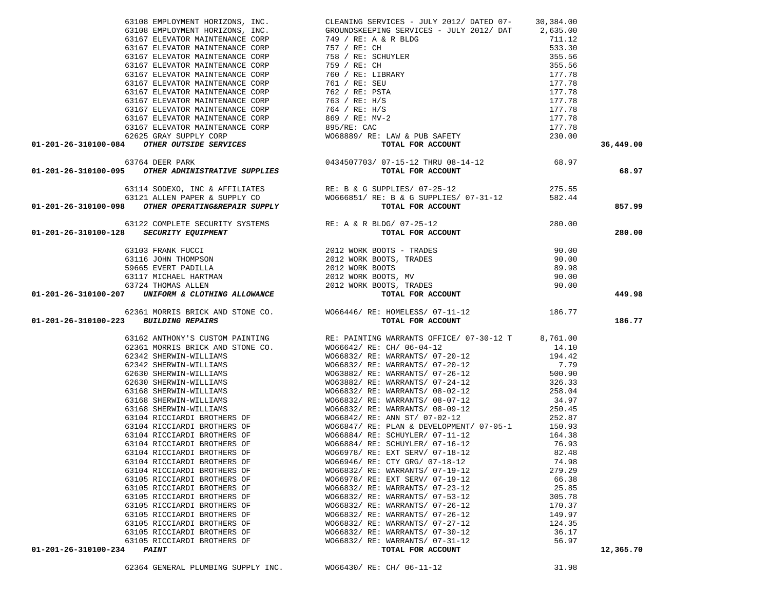| Account | Vendor | Description | Amount | Total |
|---|---|---|---|---|
| | 63108 EMPLOYMENT HORIZONS, INC. | CLEANING SERVICES - JULY 2012/ DATED 07- | 30,384.00 | |
| | 63108 EMPLOYMENT HORIZONS, INC. | GROUNDSKEEPING SERVICES - JULY 2012/ DAT | 2,635.00 | |
| | 63167 ELEVATOR MAINTENANCE CORP | 749 / RE: A & R BLDG | 711.12 | |
| | 63167 ELEVATOR MAINTENANCE CORP | 757 / RE: CH | 533.30 | |
| | 63167 ELEVATOR MAINTENANCE CORP | 758 / RE: SCHUYLER | 355.56 | |
| | 63167 ELEVATOR MAINTENANCE CORP | 759 / RE: CH | 355.56 | |
| | 63167 ELEVATOR MAINTENANCE CORP | 760 / RE: LIBRARY | 177.78 | |
| | 63167 ELEVATOR MAINTENANCE CORP | 761 / RE: SEU | 177.78 | |
| | 63167 ELEVATOR MAINTENANCE CORP | 762 / RE: PSTA | 177.78 | |
| | 63167 ELEVATOR MAINTENANCE CORP | 763 / RE: H/S | 177.78 | |
| | 63167 ELEVATOR MAINTENANCE CORP | 764 / RE: H/S | 177.78 | |
| | 63167 ELEVATOR MAINTENANCE CORP | 869 / RE: MV-2 | 177.78 | |
| | 63167 ELEVATOR MAINTENANCE CORP | 895/RE: CAC | 177.78 | |
| | 62625 GRAY SUPPLY CORP | WO68889/ RE: LAW & PUB SAFETY | 230.00 | |
| **01-201-26-310100-084** | ***OTHER OUTSIDE SERVICES*** | **TOTAL FOR ACCOUNT** | | **36,449.00** |
| | 63764 DEER PARK | 0434507703/ 07-15-12 THRU 08-14-12 | 68.97 | |
| **01-201-26-310100-095** | ***OTHER ADMINISTRATIVE SUPPLIES*** | **TOTAL FOR ACCOUNT** | | **68.97** |
| | 63114 SODEXO, INC & AFFILIATES | RE: B & G SUPPLIES/ 07-25-12 | 275.55 | |
| | 63121 ALLEN PAPER & SUPPLY CO | WO666851/ RE: B & G SUPPLIES/ 07-31-12 | 582.44 | |
| **01-201-26-310100-098** | ***OTHER OPERATING&REPAIR SUPPLY*** | **TOTAL FOR ACCOUNT** | | **857.99** |
| | 63122 COMPLETE SECURITY SYSTEMS | RE: A & R BLDG/ 07-25-12 | 280.00 | |
| **01-201-26-310100-128** | ***SECURITY EQUIPMENT*** | **TOTAL FOR ACCOUNT** | | **280.00** |
| | 63103 FRANK FUCCI | 2012 WORK BOOTS - TRADES | 90.00 | |
| | 63116 JOHN THOMPSON | 2012 WORK BOOTS, TRADES | 90.00 | |
| | 59665 EVERT PADILLA | 2012 WORK BOOTS | 89.98 | |
| | 63117 MICHAEL HARTMAN | 2012 WORK BOOTS, MV | 90.00 | |
| | 63724 THOMAS ALLEN | 2012 WORK BOOTS, TRADES | 90.00 | |
| **01-201-26-310100-207** | ***UNIFORM & CLOTHING ALLOWANCE*** | **TOTAL FOR ACCOUNT** | | **449.98** |
| | 62361 MORRIS BRICK AND STONE CO. | WO66446/ RE: HOMELESS/ 07-11-12 | 186.77 | |
| **01-201-26-310100-223** | ***BUILDING REPAIRS*** | **TOTAL FOR ACCOUNT** | | **186.77** |
| | 63162 ANTHONY'S CUSTOM PAINTING | RE: PAINTING WARRANTS OFFICE/ 07-30-12 T | 8,761.00 | |
| | 62361 MORRIS BRICK AND STONE CO. | WO66642/ RE: CH/ 06-04-12 | 14.10 | |
| | 62342 SHERWIN-WILLIAMS | WO66832/ RE: WARRANTS/ 07-20-12 | 194.42 | |
| | 62342 SHERWIN-WILLIAMS | WO66832/ RE: WARRANTS/ 07-20-12 | 7.79 | |
| | 62630 SHERWIN-WILLIAMS | WO63882/ RE: WARRANTS/ 07-26-12 | 500.90 | |
| | 62630 SHERWIN-WILLIAMS | WO63882/ RE: WARRANTS/ 07-24-12 | 326.33 | |
| | 63168 SHERWIN-WILLIAMS | WO66832/ RE: WARRANTS/ 08-02-12 | 258.04 | |
| | 63168 SHERWIN-WILLIAMS | WO66832/ RE: WARRANTS/ 08-07-12 | 34.97 | |
| | 63168 SHERWIN-WILLIAMS | WO66832/ RE: WARRANTS/ 08-09-12 | 250.45 | |
| | 63104 RICCIARDI BROTHERS OF | WO66842/ RE: ANN ST/ 07-02-12 | 252.87 | |
| | 63104 RICCIARDI BROTHERS OF | WO66847/ RE: PLAN & DEVELOPMENT/ 07-05-1 | 150.93 | |
| | 63104 RICCIARDI BROTHERS OF | WO66884/ RE: SCHUYLER/ 07-11-12 | 164.38 | |
| | 63104 RICCIARDI BROTHERS OF | WO66884/ RE: SCHUYLER/ 07-16-12 | 76.93 | |
| | 63104 RICCIARDI BROTHERS OF | WO66978/ RE: EXT SERV/ 07-18-12 | 82.48 | |
| | 63104 RICCIARDI BROTHERS OF | WO66946/ RE: CTY GRG/ 07-18-12 | 74.98 | |
| | 63104 RICCIARDI BROTHERS OF | WO66832/ RE: WARRANTS/ 07-19-12 | 279.29 | |
| | 63105 RICCIARDI BROTHERS OF | WO66978/ RE: EXT SERV/ 07-19-12 | 66.38 | |
| | 63105 RICCIARDI BROTHERS OF | WO66832/ RE: WARRANTS/ 07-23-12 | 25.85 | |
| | 63105 RICCIARDI BROTHERS OF | WO66832/ RE: WARRANTS/ 07-53-12 | 305.78 | |
| | 63105 RICCIARDI BROTHERS OF | WO66832/ RE: WARRANTS/ 07-26-12 | 170.37 | |
| | 63105 RICCIARDI BROTHERS OF | WO66832/ RE: WARRANTS/ 07-26-12 | 149.97 | |
| | 63105 RICCIARDI BROTHERS OF | WO66832/ RE: WARRANTS/ 07-27-12 | 124.35 | |
| | 63105 RICCIARDI BROTHERS OF | WO66832/ RE: WARRANTS/ 07-30-12 | 36.17 | |
| | 63105 RICCIARDI BROTHERS OF | WO66832/ RE: WARRANTS/ 07-31-12 | 56.97 | |
| **01-201-26-310100-234** | ***PAINT*** | **TOTAL FOR ACCOUNT** | | **12,365.70** |
| | 62364 GENERAL PLUMBING SUPPLY INC. | WO66430/ RE: CH/ 06-11-12 | 31.98 | |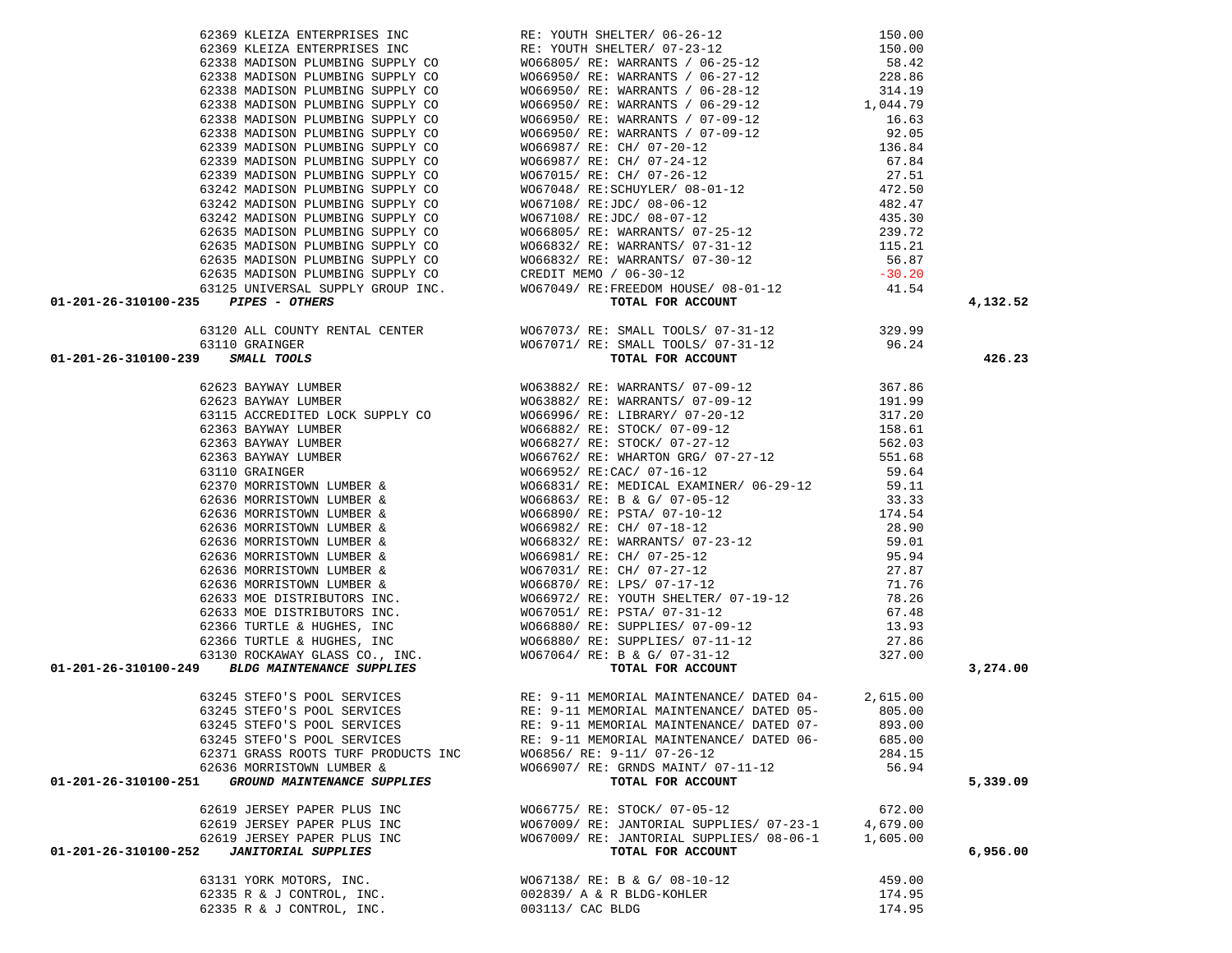| Account | Vendor | Description | Amount | Total |
|---|---|---|---|---|
| | 62369 KLEIZA ENTERPRISES INC | RE: YOUTH SHELTER/ 06-26-12 | 150.00 | |
| | 62369 KLEIZA ENTERPRISES INC | RE: YOUTH SHELTER/ 07-23-12 | 150.00 | |
| | 62338 MADISON PLUMBING SUPPLY CO | WO66805/ RE: WARRANTS / 06-25-12 | 58.42 | |
| | 62338 MADISON PLUMBING SUPPLY CO | WO66950/ RE: WARRANTS / 06-27-12 | 228.86 | |
| | 62338 MADISON PLUMBING SUPPLY CO | WO66950/ RE: WARRANTS / 06-28-12 | 314.19 | |
| | 62338 MADISON PLUMBING SUPPLY CO | WO66950/ RE: WARRANTS / 06-29-12 | 1,044.79 | |
| | 62338 MADISON PLUMBING SUPPLY CO | WO66950/ RE: WARRANTS / 07-09-12 | 16.63 | |
| | 62338 MADISON PLUMBING SUPPLY CO | WO66950/ RE: WARRANTS / 07-09-12 | 92.05 | |
| | 62339 MADISON PLUMBING SUPPLY CO | WO66987/ RE: CH/ 07-20-12 | 136.84 | |
| | 62339 MADISON PLUMBING SUPPLY CO | WO66987/ RE: CH/ 07-24-12 | 67.84 | |
| | 62339 MADISON PLUMBING SUPPLY CO | WO67015/ RE: CH/ 07-26-12 | 27.51 | |
| | 63242 MADISON PLUMBING SUPPLY CO | WO67048/ RE:SCHUYLER/ 08-01-12 | 472.50 | |
| | 63242 MADISON PLUMBING SUPPLY CO | WO67108/ RE:JDC/ 08-06-12 | 482.47 | |
| | 63242 MADISON PLUMBING SUPPLY CO | WO67108/ RE:JDC/ 08-07-12 | 435.30 | |
| | 62635 MADISON PLUMBING SUPPLY CO | WO66805/ RE: WARRANTS/ 07-25-12 | 239.72 | |
| | 62635 MADISON PLUMBING SUPPLY CO | WO66832/ RE: WARRANTS/ 07-31-12 | 115.21 | |
| | 62635 MADISON PLUMBING SUPPLY CO | WO66832/ RE: WARRANTS/ 07-30-12 | 56.87 | |
| | 62635 MADISON PLUMBING SUPPLY CO | CREDIT MEMO / 06-30-12 | -30.20 | |
| | 63125 UNIVERSAL SUPPLY GROUP INC. | WO67049/ RE:FREEDOM HOUSE/ 08-01-12 | 41.54 | |
| **01-201-26-310100-235** | ***PIPES - OTHERS*** | **TOTAL FOR ACCOUNT** | | **4,132.52** |
| | 63120 ALL COUNTY RENTAL CENTER | WO67073/ RE: SMALL TOOLS/ 07-31-12 | 329.99 | |
| | 63110 GRAINGER | WO67071/ RE: SMALL TOOLS/ 07-31-12 | 96.24 | |
| **01-201-26-310100-239** | ***SMALL TOOLS*** | **TOTAL FOR ACCOUNT** | | **426.23** |
| | 62623 BAYWAY LUMBER | WO63882/ RE: WARRANTS/ 07-09-12 | 367.86 | |
| | 62623 BAYWAY LUMBER | WO63882/ RE: WARRANTS/ 07-09-12 | 191.99 | |
| | 63115 ACCREDITED LOCK SUPPLY CO | WO66996/ RE: LIBRARY/ 07-20-12 | 317.20 | |
| | 62363 BAYWAY LUMBER | WO66882/ RE: STOCK/ 07-09-12 | 158.61 | |
| | 62363 BAYWAY LUMBER | WO66827/ RE: STOCK/ 07-27-12 | 562.03 | |
| | 62363 BAYWAY LUMBER | WO66762/ RE: WHARTON GRG/ 07-27-12 | 551.68 | |
| | 63110 GRAINGER | WO66952/ RE:CAC/ 07-16-12 | 59.64 | |
| | 62370 MORRISTOWN LUMBER & | WO66831/ RE: MEDICAL EXAMINER/ 06-29-12 | 59.11 | |
| | 62636 MORRISTOWN LUMBER & | WO66863/ RE: B & G/ 07-05-12 | 33.33 | |
| | 62636 MORRISTOWN LUMBER & | WO66890/ RE: PSTA/ 07-10-12 | 174.54 | |
| | 62636 MORRISTOWN LUMBER & | WO66982/ RE: CH/ 07-18-12 | 28.90 | |
| | 62636 MORRISTOWN LUMBER & | WO66832/ RE: WARRANTS/ 07-23-12 | 59.01 | |
| | 62636 MORRISTOWN LUMBER & | WO66981/ RE: CH/ 07-25-12 | 95.94 | |
| | 62636 MORRISTOWN LUMBER & | WO67031/ RE: CH/ 07-27-12 | 27.87 | |
| | 62636 MORRISTOWN LUMBER & | WO66870/ RE: LPS/ 07-17-12 | 71.76 | |
| | 62633 MOE DISTRIBUTORS INC. | WO66972/ RE: YOUTH SHELTER/ 07-19-12 | 78.26 | |
| | 62633 MOE DISTRIBUTORS INC. | WO67051/ RE: PSTA/ 07-31-12 | 67.48 | |
| | 62366 TURTLE & HUGHES, INC | WO66880/ RE: SUPPLIES/ 07-09-12 | 13.93 | |
| | 62366 TURTLE & HUGHES, INC | WO66880/ RE: SUPPLIES/ 07-11-12 | 27.86 | |
| | 63130 ROCKAWAY GLASS CO., INC. | WO67064/ RE: B & G/ 07-31-12 | 327.00 | |
| **01-201-26-310100-249** | ***BLDG MAINTENANCE SUPPLIES*** | **TOTAL FOR ACCOUNT** | | **3,274.00** |
| | 63245 STEFO'S POOL SERVICES | RE: 9-11 MEMORIAL MAINTENANCE/ DATED 04- | 2,615.00 | |
| | 63245 STEFO'S POOL SERVICES | RE: 9-11 MEMORIAL MAINTENANCE/ DATED 05- | 805.00 | |
| | 63245 STEFO'S POOL SERVICES | RE: 9-11 MEMORIAL MAINTENANCE/ DATED 07- | 893.00 | |
| | 63245 STEFO'S POOL SERVICES | RE: 9-11 MEMORIAL MAINTENANCE/ DATED 06- | 685.00 | |
| | 62371 GRASS ROOTS TURF PRODUCTS INC | WO6856/ RE: 9-11/ 07-26-12 | 284.15 | |
| | 62636 MORRISTOWN LUMBER & | WO66907/ RE: GRNDS MAINT/ 07-11-12 | 56.94 | |
| **01-201-26-310100-251** | ***GROUND MAINTENANCE SUPPLIES*** | **TOTAL FOR ACCOUNT** | | **5,339.09** |
| | 62619 JERSEY PAPER PLUS INC | WO66775/ RE: STOCK/ 07-05-12 | 672.00 | |
| | 62619 JERSEY PAPER PLUS INC | WO67009/ RE: JANTORIAL SUPPLIES/ 07-23-1 | 4,679.00 | |
| | 62619 JERSEY PAPER PLUS INC | WO67009/ RE: JANTORIAL SUPPLIES/ 08-06-1 | 1,605.00 | |
| **01-201-26-310100-252** | ***JANITORIAL SUPPLIES*** | **TOTAL FOR ACCOUNT** | | **6,956.00** |
| | 63131 YORK MOTORS, INC. | WO67138/ RE: B & G/ 08-10-12 | 459.00 | |
| | 62335 R & J CONTROL, INC. | 002839/ A & R BLDG-KOHLER | 174.95 | |
| | 62335 R & J CONTROL, INC. | 003113/ CAC BLDG | 174.95 | |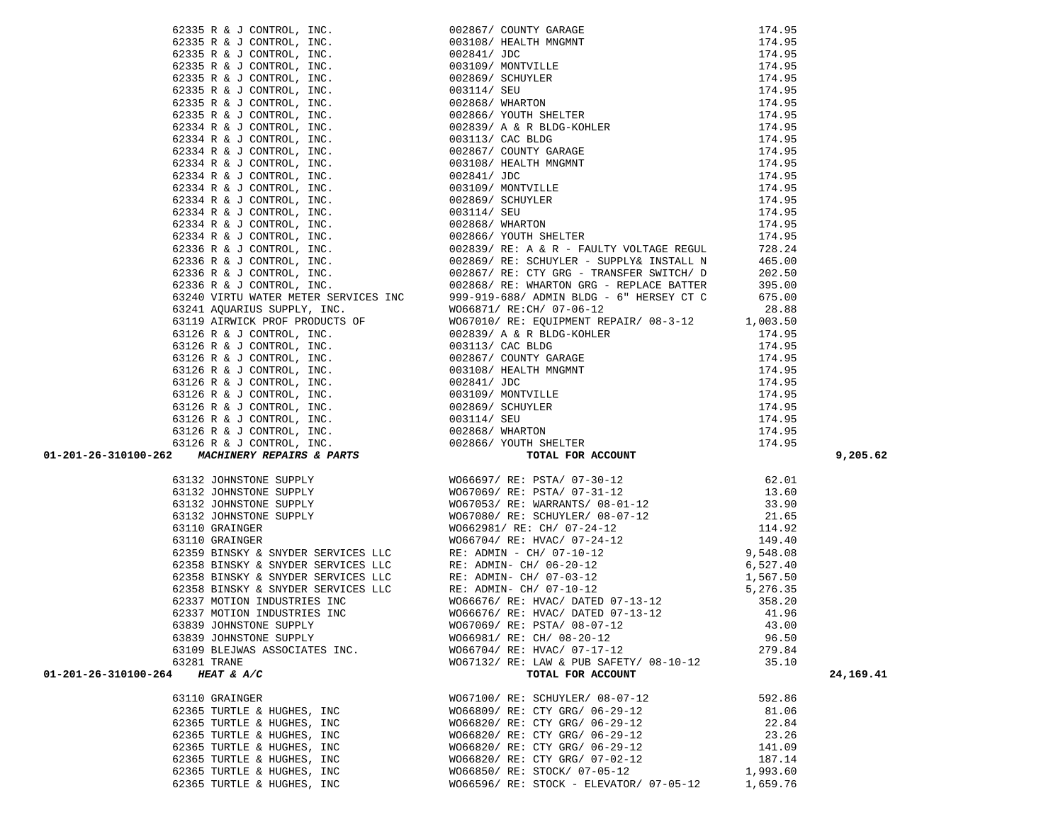| Account | Vendor | Description | Amount | Total |
|---|---|---|---|---|
| | 62335 R & J CONTROL, INC. | 002867/ COUNTY GARAGE | 174.95 | |
| | 62335 R & J CONTROL, INC. | 003108/ HEALTH MNGMNT | 174.95 | |
| | 62335 R & J CONTROL, INC. | 002841/ JDC | 174.95 | |
| | 62335 R & J CONTROL, INC. | 003109/ MONTVILLE | 174.95 | |
| | 62335 R & J CONTROL, INC. | 002869/ SCHUYLER | 174.95 | |
| | 62335 R & J CONTROL, INC. | 003114/ SEU | 174.95 | |
| | 62335 R & J CONTROL, INC. | 002868/ WHARTON | 174.95 | |
| | 62335 R & J CONTROL, INC. | 002866/ YOUTH SHELTER | 174.95 | |
| | 62334 R & J CONTROL, INC. | 002839/ A & R BLDG-KOHLER | 174.95 | |
| | 62334 R & J CONTROL, INC. | 003113/ CAC BLDG | 174.95 | |
| | 62334 R & J CONTROL, INC. | 002867/ COUNTY GARAGE | 174.95 | |
| | 62334 R & J CONTROL, INC. | 003108/ HEALTH MNGMNT | 174.95 | |
| | 62334 R & J CONTROL, INC. | 002841/ JDC | 174.95 | |
| | 62334 R & J CONTROL, INC. | 003109/ MONTVILLE | 174.95 | |
| | 62334 R & J CONTROL, INC. | 002869/ SCHUYLER | 174.95 | |
| | 62334 R & J CONTROL, INC. | 003114/ SEU | 174.95 | |
| | 62334 R & J CONTROL, INC. | 002868/ WHARTON | 174.95 | |
| | 62334 R & J CONTROL, INC. | 002866/ YOUTH SHELTER | 174.95 | |
| | 62336 R & J CONTROL, INC. | 002839/ RE: A & R - FAULTY VOLTAGE REGUL | 728.24 | |
| | 62336 R & J CONTROL, INC. | 002869/ RE: SCHUYLER - SUPPLY& INSTALL N | 465.00 | |
| | 62336 R & J CONTROL, INC. | 002867/ RE: CTY GRG - TRANSFER SWITCH/ D | 202.50 | |
| | 62336 R & J CONTROL, INC. | 002868/ RE: WHARTON GRG - REPLACE BATTER | 395.00 | |
| | 63240 VIRTU WATER METER SERVICES INC | 999-919-688/ ADMIN BLDG - 6" HERSEY CT C | 675.00 | |
| | 63241 AQUARIUS SUPPLY, INC. | WO66871/ RE:CH/ 07-06-12 | 28.88 | |
| | 63119 AIRWICK PROF PRODUCTS OF | WO67010/ RE: EQUIPMENT REPAIR/ 08-3-12 | 1,003.50 | |
| | 63126 R & J CONTROL, INC. | 002839/ A & R BLDG-KOHLER | 174.95 | |
| | 63126 R & J CONTROL, INC. | 003113/ CAC BLDG | 174.95 | |
| | 63126 R & J CONTROL, INC. | 002867/ COUNTY GARAGE | 174.95 | |
| | 63126 R & J CONTROL, INC. | 003108/ HEALTH MNGMNT | 174.95 | |
| | 63126 R & J CONTROL, INC. | 002841/ JDC | 174.95 | |
| | 63126 R & J CONTROL, INC. | 003109/ MONTVILLE | 174.95 | |
| | 63126 R & J CONTROL, INC. | 002869/ SCHUYLER | 174.95 | |
| | 63126 R & J CONTROL, INC. | 003114/ SEU | 174.95 | |
| | 63126 R & J CONTROL, INC. | 002868/ WHARTON | 174.95 | |
| | 63126 R & J CONTROL, INC. | 002866/ YOUTH SHELTER | 174.95 | |
| **01-201-26-310100-262** | ***MACHINERY REPAIRS & PARTS*** | **TOTAL FOR ACCOUNT** | | **9,205.62** |
| | 63132 JOHNSTONE SUPPLY | WO66697/ RE: PSTA/ 07-30-12 | 62.01 | |
| | 63132 JOHNSTONE SUPPLY | WO67069/ RE: PSTA/ 07-31-12 | 13.60 | |
| | 63132 JOHNSTONE SUPPLY | WO67053/ RE: WARRANTS/ 08-01-12 | 33.90 | |
| | 63132 JOHNSTONE SUPPLY | WO67080/ RE: SCHUYLER/ 08-07-12 | 21.65 | |
| | 63110 GRAINGER | WO662981/ RE: CH/ 07-24-12 | 114.92 | |
| | 63110 GRAINGER | WO66704/ RE: HVAC/ 07-24-12 | 149.40 | |
| | 62359 BINSKY & SNYDER SERVICES LLC | RE: ADMIN - CH/ 07-10-12 | 9,548.08 | |
| | 62358 BINSKY & SNYDER SERVICES LLC | RE: ADMIN- CH/ 06-20-12 | 6,527.40 | |
| | 62358 BINSKY & SNYDER SERVICES LLC | RE: ADMIN- CH/ 07-03-12 | 1,567.50 | |
| | 62358 BINSKY & SNYDER SERVICES LLC | RE: ADMIN- CH/ 07-10-12 | 5,276.35 | |
| | 62337 MOTION INDUSTRIES INC | WO66676/ RE: HVAC/ DATED 07-13-12 | 358.20 | |
| | 62337 MOTION INDUSTRIES INC | WO66676/ RE: HVAC/ DATED 07-13-12 | 41.96 | |
| | 63839 JOHNSTONE SUPPLY | WO67069/ RE: PSTA/ 08-07-12 | 43.00 | |
| | 63839 JOHNSTONE SUPPLY | WO66981/ RE: CH/ 08-20-12 | 96.50 | |
| | 63109 BLEJWAS ASSOCIATES INC. | WO66704/ RE: HVAC/ 07-17-12 | 279.84 | |
| | 63281 TRANE | WO67132/ RE: LAW & PUB SAFETY/ 08-10-12 | 35.10 | |
| **01-201-26-310100-264** | ***HEAT & A/C*** | **TOTAL FOR ACCOUNT** | | **24,169.41** |
| | 63110 GRAINGER | WO67100/ RE: SCHUYLER/ 08-07-12 | 592.86 | |
| | 62365 TURTLE & HUGHES, INC | WO66809/ RE: CTY GRG/ 06-29-12 | 81.06 | |
| | 62365 TURTLE & HUGHES, INC | WO66820/ RE: CTY GRG/ 06-29-12 | 22.84 | |
| | 62365 TURTLE & HUGHES, INC | WO66820/ RE: CTY GRG/ 06-29-12 | 23.26 | |
| | 62365 TURTLE & HUGHES, INC | WO66820/ RE: CTY GRG/ 06-29-12 | 141.09 | |
| | 62365 TURTLE & HUGHES, INC | WO66820/ RE: CTY GRG/ 07-02-12 | 187.14 | |
| | 62365 TURTLE & HUGHES, INC | WO66850/ RE: STOCK/ 07-05-12 | 1,993.60 | |
| | 62365 TURTLE & HUGHES, INC | WO66596/ RE: STOCK - ELEVATOR/ 07-05-12 | 1,659.76 | |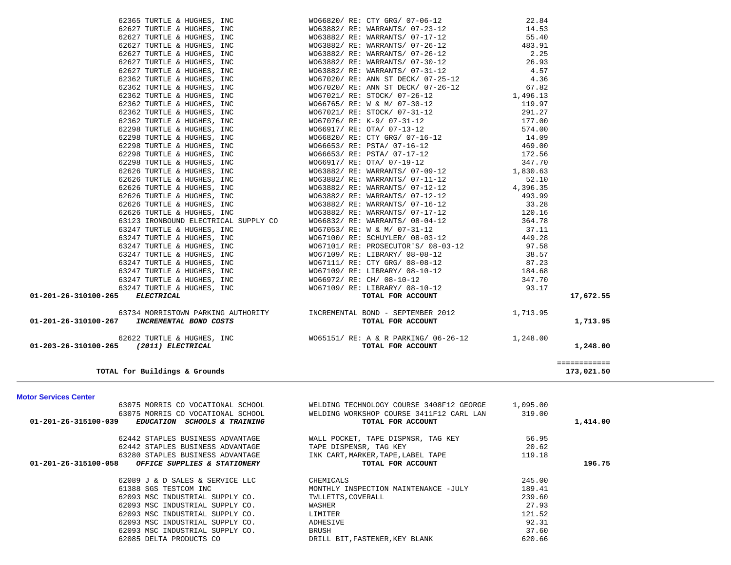| Account | Vendor | Description | Amount | Total |
|---|---|---|---|---|
| | 62365 TURTLE & HUGHES, INC | WO66820/ RE: CTY GRG/ 07-06-12 | 22.84 | |
| | 62627 TURTLE & HUGHES, INC | WO63882/ RE: WARRANTS/ 07-23-12 | 14.53 | |
| | 62627 TURTLE & HUGHES, INC | WO63882/ RE: WARRANTS/ 07-17-12 | 55.40 | |
| | 62627 TURTLE & HUGHES, INC | WO63882/ RE: WARRANTS/ 07-26-12 | 483.91 | |
| | 62627 TURTLE & HUGHES, INC | WO63882/ RE: WARRANTS/ 07-26-12 | 2.25 | |
| | 62627 TURTLE & HUGHES, INC | WO63882/ RE: WARRANTS/ 07-30-12 | 26.93 | |
| | 62627 TURTLE & HUGHES, INC | WO63882/ RE: WARRANTS/ 07-31-12 | 4.57 | |
| | 62362 TURTLE & HUGHES, INC | WO67020/ RE: ANN ST DECK/ 07-25-12 | 4.36 | |
| | 62362 TURTLE & HUGHES, INC | WO67020/ RE: ANN ST DECK/ 07-26-12 | 67.82 | |
| | 62362 TURTLE & HUGHES, INC | WO67021/ RE: STOCK/ 07-26-12 | 1,496.13 | |
| | 62362 TURTLE & HUGHES, INC | WO66765/ RE: W & M/ 07-30-12 | 119.97 | |
| | 62362 TURTLE & HUGHES, INC | WO67021/ RE: STOCK/ 07-31-12 | 291.27 | |
| | 62362 TURTLE & HUGHES, INC | WO67076/ RE: K-9/ 07-31-12 | 177.00 | |
| | 62298 TURTLE & HUGHES, INC | WO66917/ RE: OTA/ 07-13-12 | 574.00 | |
| | 62298 TURTLE & HUGHES, INC | WO66820/ RE: CTY GRG/ 07-16-12 | 14.09 | |
| | 62298 TURTLE & HUGHES, INC | WO66653/ RE: PSTA/ 07-16-12 | 469.00 | |
| | 62298 TURTLE & HUGHES, INC | WO66653/ RE: PSTA/ 07-17-12 | 172.56 | |
| | 62298 TURTLE & HUGHES, INC | WO66917/ RE: OTA/ 07-19-12 | 347.70 | |
| | 62626 TURTLE & HUGHES, INC | WO63882/ RE: WARRANTS/ 07-09-12 | 1,830.63 | |
| | 62626 TURTLE & HUGHES, INC | WO63882/ RE: WARRANTS/ 07-11-12 | 52.10 | |
| | 62626 TURTLE & HUGHES, INC | WO63882/ RE: WARRANTS/ 07-12-12 | 4,396.35 | |
| | 62626 TURTLE & HUGHES, INC | WO63882/ RE: WARRANTS/ 07-12-12 | 493.99 | |
| | 62626 TURTLE & HUGHES, INC | WO63882/ RE: WARRANTS/ 07-16-12 | 33.28 | |
| | 62626 TURTLE & HUGHES, INC | WO63882/ RE: WARRANTS/ 07-17-12 | 120.16 | |
| | 63123 IRONBOUND ELECTRICAL SUPPLY CO | WO66832/ RE: WARRANTS/ 08-04-12 | 364.78 | |
| | 63247 TURTLE & HUGHES, INC | WO67053/ RE: W & M/ 07-31-12 | 37.11 | |
| | 63247 TURTLE & HUGHES, INC | WO67100/ RE: SCHUYLER/ 08-03-12 | 449.28 | |
| | 63247 TURTLE & HUGHES, INC | WO67101/ RE: PROSECUTOR'S/ 08-03-12 | 97.58 | |
| | 63247 TURTLE & HUGHES, INC | WO67109/ RE: LIBRARY/ 08-08-12 | 38.57 | |
| | 63247 TURTLE & HUGHES, INC | WO67111/ RE: CTY GRG/ 08-08-12 | 87.23 | |
| | 63247 TURTLE & HUGHES, INC | WO67109/ RE: LIBRARY/ 08-10-12 | 184.68 | |
| | 63247 TURTLE & HUGHES, INC | WO66972/ RE: CH/ 08-10-12 | 347.70 | |
| | 63247 TURTLE & HUGHES, INC | WO67109/ RE: LIBRARY/ 08-10-12 | 93.17 | |
| **01-201-26-310100-265** | ***ELECTRICAL*** | **TOTAL FOR ACCOUNT** | | **17,672.55** |
| | 63734 MORRISTOWN PARKING AUTHORITY | INCREMENTAL BOND - SEPTEMBER 2012 | 1,713.95 | |
| **01-201-26-310100-267** | ***INCREMENTAL BOND COSTS*** | **TOTAL FOR ACCOUNT** | | **1,713.95** |
| | 62622 TURTLE & HUGHES, INC | WO65151/ RE: A & R PARKING/ 06-26-12 | 1,248.00 | |
| **01-203-26-310100-265** | ***(2011) ELECTRICAL*** | **TOTAL FOR ACCOUNT** | | **1,248.00** |
| | | | | ============ |
| **TOTAL for Buildings & Grounds** | | | | **173,021.50** |

## Motor Services Center

| Account | Vendor | Description | Amount | Total |
|---|---|---|---|---|
| | 63075 MORRIS CO VOCATIONAL SCHOOL | WELDING TECHNOLOGY COURSE 3408F12 GEORGE | 1,095.00 | |
| | 63075 MORRIS CO VOCATIONAL SCHOOL | WELDING WORKSHOP COURSE 3411F12 CARL LAN | 319.00 | |
| **01-201-26-315100-039** | ***EDUCATION SCHOOLS & TRAINING*** | **TOTAL FOR ACCOUNT** | | **1,414.00** |
| | 62442 STAPLES BUSINESS ADVANTAGE | WALL POCKET, TAPE DISPNSR, TAG KEY | 56.95 | |
| | 62442 STAPLES BUSINESS ADVANTAGE | TAPE DISPENSR, TAG KEY | 20.62 | |
| | 63280 STAPLES BUSINESS ADVANTAGE | INK CART,MARKER,TAPE,LABEL TAPE | 119.18 | |
| **01-201-26-315100-058** | ***OFFICE SUPPLIES & STATIONERY*** | **TOTAL FOR ACCOUNT** | | **196.75** |
| | 62089 J & D SALES & SERVICE LLC | CHEMICALS | 245.00 | |
| | 61388 SGS TESTCOM INC | MONTHLY INSPECTION MAINTENANCE -JULY | 189.41 | |
| | 62093 MSC INDUSTRIAL SUPPLY CO. | TWLLETTS,COVERALL | 239.60 | |
| | 62093 MSC INDUSTRIAL SUPPLY CO. | WASHER | 27.93 | |
| | 62093 MSC INDUSTRIAL SUPPLY CO. | LIMITER | 121.52 | |
| | 62093 MSC INDUSTRIAL SUPPLY CO. | ADHESIVE | 92.31 | |
| | 62093 MSC INDUSTRIAL SUPPLY CO. | BRUSH | 37.60 | |
| | 62085 DELTA PRODUCTS CO | DRILL BIT,FASTENER,KEY BLANK | 620.66 | |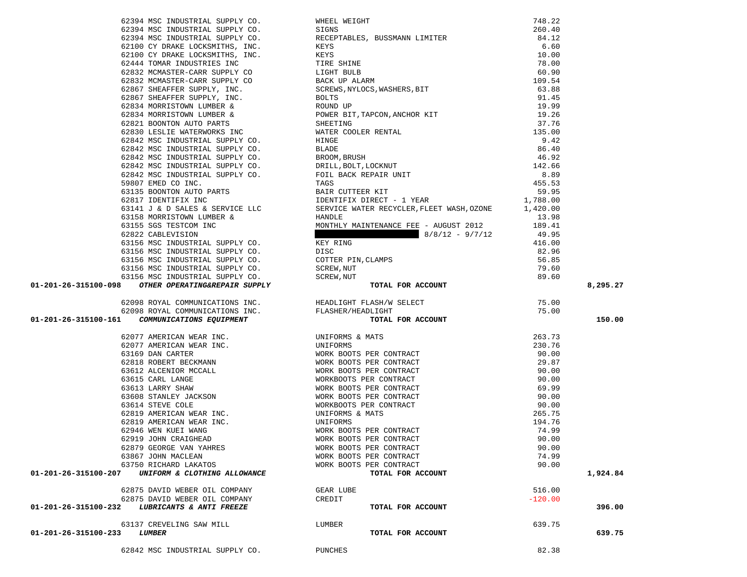| Account | Vendor | Description | Amount | Total |
|---|---|---|---|---|
| | 62394 MSC INDUSTRIAL SUPPLY CO. | WHEEL WEIGHT | 748.22 | |
| | 62394 MSC INDUSTRIAL SUPPLY CO. | SIGNS | 260.40 | |
| | 62394 MSC INDUSTRIAL SUPPLY CO. | RECEPTABLES, BUSSMANN LIMITER | 84.12 | |
| | 62100 CY DRAKE LOCKSMITHS, INC. | KEYS | 6.60 | |
| | 62100 CY DRAKE LOCKSMITHS, INC. | KEYS | 10.00 | |
| | 62444 TOMAR INDUSTRIES INC | TIRE SHINE | 78.00 | |
| | 62832 MCMASTER-CARR SUPPLY CO | LIGHT BULB | 60.90 | |
| | 62832 MCMASTER-CARR SUPPLY CO | BACK UP ALARM | 109.54 | |
| | 62867 SHEAFFER SUPPLY, INC. | SCREWS,NYLOCS,WASHERS,BIT | 63.88 | |
| | 62867 SHEAFFER SUPPLY, INC. | BOLTS | 91.45 | |
| | 62834 MORRISTOWN LUMBER & | ROUND UP | 19.99 | |
| | 62834 MORRISTOWN LUMBER & | POWER BIT,TAPCON,ANCHOR KIT | 19.26 | |
| | 62821 BOONTON AUTO PARTS | SHEETING | 37.76 | |
| | 62830 LESLIE WATERWORKS INC | WATER COOLER RENTAL | 135.00 | |
| | 62842 MSC INDUSTRIAL SUPPLY CO. | HINGE | 9.42 | |
| | 62842 MSC INDUSTRIAL SUPPLY CO. | BLADE | 86.40 | |
| | 62842 MSC INDUSTRIAL SUPPLY CO. | BROOM,BRUSH | 46.92 | |
| | 62842 MSC INDUSTRIAL SUPPLY CO. | DRILL,BOLT,LOCKNUT | 142.66 | |
| | 62842 MSC INDUSTRIAL SUPPLY CO. | FOIL BACK REPAIR UNIT | 8.89 | |
| | 59807 EMED CO INC. | TAGS | 455.53 | |
| | 63135 BOONTON AUTO PARTS | BAIR CUTTEER KIT | 59.95 | |
| | 62817 IDENTIFIX INC | IDENTIFIX DIRECT - 1 YEAR | 1,788.00 | |
| | 63141 J & D SALES & SERVICE LLC | SERVICE WATER RECYCLER,FLEET WASH,OZONE | 1,420.00 | |
| | 63158 MORRISTOWN LUMBER & | HANDLE | 13.98 | |
| | 63155 SGS TESTCOM INC | MONTHLY MAINTENANCE FEE - AUGUST 2012 | 189.41 | |
| | 62822 CABLEVISION | [REDACTED] 8/8/12 - 9/7/12 | 49.95 | |
| | 63156 MSC INDUSTRIAL SUPPLY CO. | KEY RING | 416.00 | |
| | 63156 MSC INDUSTRIAL SUPPLY CO. | DISC | 82.96 | |
| | 63156 MSC INDUSTRIAL SUPPLY CO. | COTTER PIN,CLAMPS | 56.85 | |
| | 63156 MSC INDUSTRIAL SUPPLY CO. | SCREW,NUT | 79.60 | |
| | 63156 MSC INDUSTRIAL SUPPLY CO. | SCREW,NUT | 89.60 | |
| **01-201-26-315100-098** | ***OTHER OPERATING&REPAIR SUPPLY*** | **TOTAL FOR ACCOUNT** | | **8,295.27** |
| | 62098 ROYAL COMMUNICATIONS INC. | HEADLIGHT FLASH/W SELECT | 75.00 | |
| | 62098 ROYAL COMMUNICATIONS INC. | FLASHER/HEADLIGHT | 75.00 | |
| **01-201-26-315100-161** | ***COMMUNICATIONS EQUIPMENT*** | **TOTAL FOR ACCOUNT** | | **150.00** |
| | 62077 AMERICAN WEAR INC. | UNIFORMS & MATS | 263.73 | |
| | 62077 AMERICAN WEAR INC. | UNIFORMS | 230.76 | |
| | 63169 DAN CARTER | WORK BOOTS PER CONTRACT | 90.00 | |
| | 62818 ROBERT BECKMANN | WORK BOOTS PER CONTRACT | 29.87 | |
| | 63612 ALCENIOR MCCALL | WORK BOOTS PER CONTRACT | 90.00 | |
| | 63615 CARL LANGE | WORKBOOTS PER CONTRACT | 90.00 | |
| | 63613 LARRY SHAW | WORK BOOTS PER CONTRACT | 69.99 | |
| | 63608 STANLEY JACKSON | WORK BOOTS PER CONTRACT | 90.00 | |
| | 63614 STEVE COLE | WORKBOOTS PER CONTRACT | 90.00 | |
| | 62819 AMERICAN WEAR INC. | UNIFORMS & MATS | 265.75 | |
| | 62819 AMERICAN WEAR INC. | UNIFORMS | 194.76 | |
| | 62946 WEN KUEI WANG | WORK BOOTS PER CONTRACT | 74.99 | |
| | 62919 JOHN CRAIGHEAD | WORK BOOTS PER CONTRACT | 90.00 | |
| | 62879 GEORGE VAN YAHRES | WORK BOOTS PER CONTRACT | 90.00 | |
| | 63867 JOHN MACLEAN | WORK BOOTS PER CONTRACT | 74.99 | |
| | 63750 RICHARD LAKATOS | WORK BOOTS PER CONTRACT | 90.00 | |
| **01-201-26-315100-207** | ***UNIFORM & CLOTHING ALLOWANCE*** | **TOTAL FOR ACCOUNT** | | **1,924.84** |
| | 62875 DAVID WEBER OIL COMPANY | GEAR LUBE | 516.00 | |
| | 62875 DAVID WEBER OIL COMPANY | CREDIT | -120.00 | |
| **01-201-26-315100-232** | ***LUBRICANTS & ANTI FREEZE*** | **TOTAL FOR ACCOUNT** | | **396.00** |
| | 63137 CREVELING SAW MILL | LUMBER | 639.75 | |
| **01-201-26-315100-233** | ***LUMBER*** | **TOTAL FOR ACCOUNT** | | **639.75** |
| | 62842 MSC INDUSTRIAL SUPPLY CO. | PUNCHES | 82.38 | |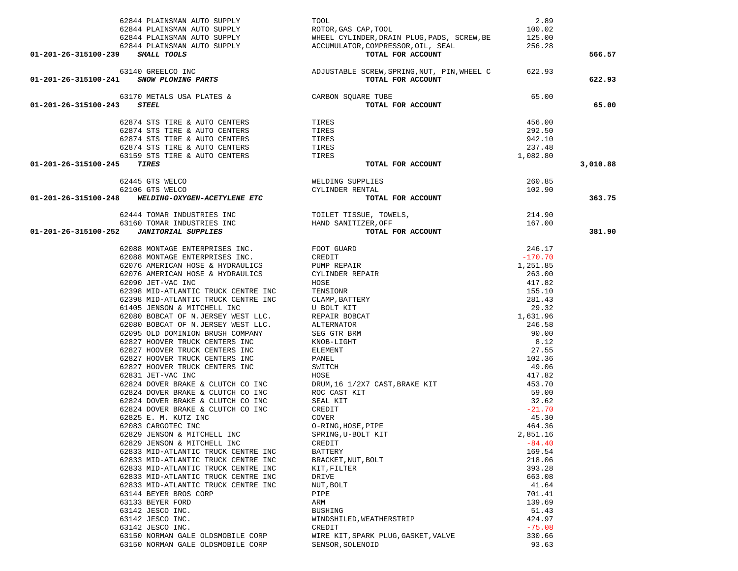| Account | PO / Vendor | Description | Amount | Total |
|---|---|---|---|---|
| | 62844 PLAINSMAN AUTO SUPPLY | TOOL | 2.89 | |
| | 62844 PLAINSMAN AUTO SUPPLY | ROTOR,GAS CAP,TOOL | 100.02 | |
| | 62844 PLAINSMAN AUTO SUPPLY | WHEEL CYLINDER,DRAIN PLUG,PADS, SCREW,BE | 125.00 | |
| | 62844 PLAINSMAN AUTO SUPPLY | ACCUMULATOR,COMPRESSOR,OIL, SEAL | 256.28 | |
| **01-201-26-315100-239** | ***SMALL TOOLS*** | **TOTAL FOR ACCOUNT** | | **566.57** |
| | 63140 GREELCO INC | ADJUSTABLE SCREW,SPRING,NUT, PIN,WHEEL C | 622.93 | |
| **01-201-26-315100-241** | ***SNOW PLOWING PARTS*** | **TOTAL FOR ACCOUNT** | | **622.93** |
| | 63170 METALS USA PLATES & | CARBON SQUARE TUBE | 65.00 | |
| **01-201-26-315100-243** | ***STEEL*** | **TOTAL FOR ACCOUNT** | | **65.00** |
| | 62874 STS TIRE & AUTO CENTERS | TIRES | 456.00 | |
| | 62874 STS TIRE & AUTO CENTERS | TIRES | 292.50 | |
| | 62874 STS TIRE & AUTO CENTERS | TIRES | 942.10 | |
| | 62874 STS TIRE & AUTO CENTERS | TIRES | 237.48 | |
| | 63159 STS TIRE & AUTO CENTERS | TIRES | 1,082.80 | |
| **01-201-26-315100-245** | ***TIRES*** | **TOTAL FOR ACCOUNT** | | **3,010.88** |
| | 62445 GTS WELCO | WELDING SUPPLIES | 260.85 | |
| | 62106 GTS WELCO | CYLINDER RENTAL | 102.90 | |
| **01-201-26-315100-248** | ***WELDING-OXYGEN-ACETYLENE ETC*** | **TOTAL FOR ACCOUNT** | | **363.75** |
| | 62444 TOMAR INDUSTRIES INC | TOILET TISSUE, TOWELS, | 214.90 | |
| | 63160 TOMAR INDUSTRIES INC | HAND SANITIZER,OFF | 167.00 | |
| **01-201-26-315100-252** | ***JANITORIAL SUPPLIES*** | **TOTAL FOR ACCOUNT** | | **381.90** |
| | 62088 MONTAGE ENTERPRISES INC. | FOOT GUARD | 246.17 | |
| | 62088 MONTAGE ENTERPRISES INC. | CREDIT | -170.70 | |
| | 62076 AMERICAN HOSE & HYDRAULICS | PUMP REPAIR | 1,251.85 | |
| | 62076 AMERICAN HOSE & HYDRAULICS | CYLINDER REPAIR | 263.00 | |
| | 62090 JET-VAC INC | HOSE | 417.82 | |
| | 62398 MID-ATLANTIC TRUCK CENTRE INC | TENSIONR | 155.10 | |
| | 62398 MID-ATLANTIC TRUCK CENTRE INC | CLAMP,BATTERY | 281.43 | |
| | 61405 JENSON & MITCHELL INC | U BOLT KIT | 29.32 | |
| | 62080 BOBCAT OF N.JERSEY WEST LLC. | REPAIR BOBCAT | 1,631.96 | |
| | 62080 BOBCAT OF N.JERSEY WEST LLC. | ALTERNATOR | 246.58 | |
| | 62095 OLD DOMINION BRUSH COMPANY | SEG GTR BRM | 90.00 | |
| | 62827 HOOVER TRUCK CENTERS INC | KNOB-LIGHT | 8.12 | |
| | 62827 HOOVER TRUCK CENTERS INC | ELEMENT | 27.55 | |
| | 62827 HOOVER TRUCK CENTERS INC | PANEL | 102.36 | |
| | 62827 HOOVER TRUCK CENTERS INC | SWITCH | 49.06 | |
| | 62831 JET-VAC INC | HOSE | 417.82 | |
| | 62824 DOVER BRAKE & CLUTCH CO INC | DRUM,16 1/2X7 CAST,BRAKE KIT | 453.70 | |
| | 62824 DOVER BRAKE & CLUTCH CO INC | ROC CAST KIT | 59.00 | |
| | 62824 DOVER BRAKE & CLUTCH CO INC | SEAL KIT | 32.62 | |
| | 62824 DOVER BRAKE & CLUTCH CO INC | CREDIT | -21.70 | |
| | 62825 E. M. KUTZ INC | COVER | 45.30 | |
| | 62083 CARGOTEC INC | O-RING,HOSE,PIPE | 464.36 | |
| | 62829 JENSON & MITCHELL INC | SPRING,U-BOLT KIT | 2,851.16 | |
| | 62829 JENSON & MITCHELL INC | CREDIT | -84.40 | |
| | 62833 MID-ATLANTIC TRUCK CENTRE INC | BATTERY | 169.54 | |
| | 62833 MID-ATLANTIC TRUCK CENTRE INC | BRACKET,NUT,BOLT | 218.06 | |
| | 62833 MID-ATLANTIC TRUCK CENTRE INC | KIT,FILTER | 393.28 | |
| | 62833 MID-ATLANTIC TRUCK CENTRE INC | DRIVE | 663.08 | |
| | 62833 MID-ATLANTIC TRUCK CENTRE INC | NUT,BOLT | 41.64 | |
| | 63144 BEYER BROS CORP | PIPE | 701.41 | |
| | 63133 BEYER FORD | ARM | 139.69 | |
| | 63142 JESCO INC. | BUSHING | 51.43 | |
| | 63142 JESCO INC. | WINDSHILED,WEATHERSTRIP | 424.97 | |
| | 63142 JESCO INC. | CREDIT | -75.08 | |
| | 63150 NORMAN GALE OLDSMOBILE CORP | WIRE KIT,SPARK PLUG,GASKET,VALVE | 330.66 | |
| | 63150 NORMAN GALE OLDSMOBILE CORP | SENSOR,SOLENOID | 93.63 | |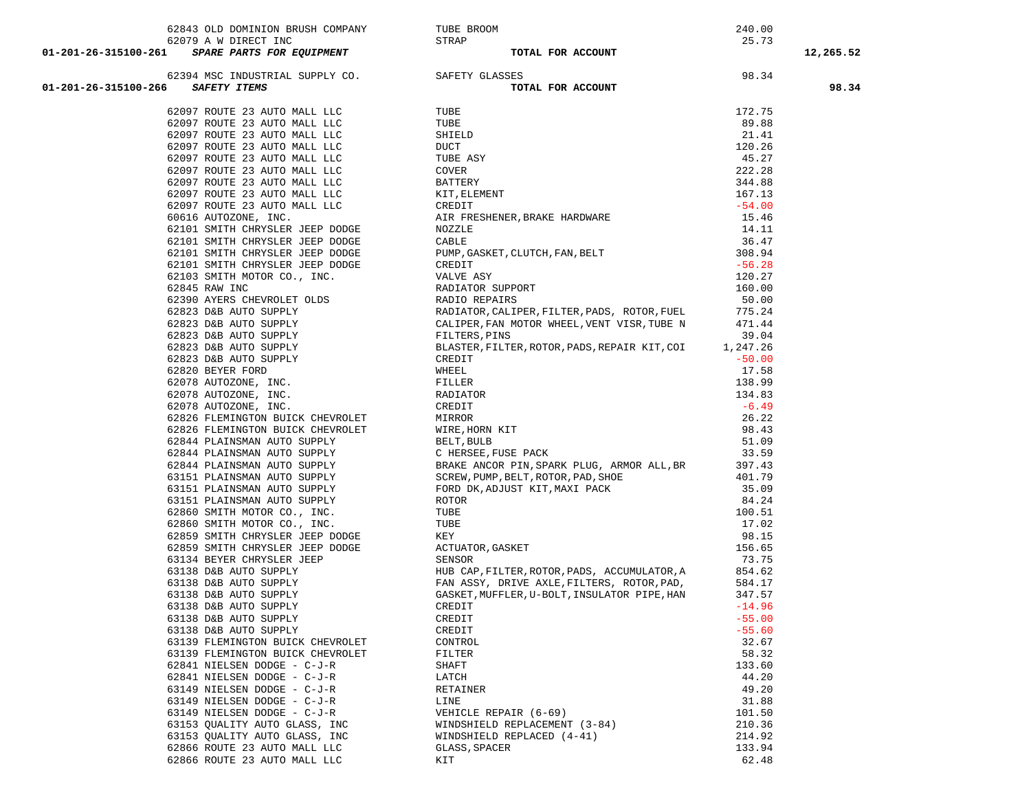| Account | Vendor | Description | Amount | Total |
|---|---|---|---|---|
| | 62843 OLD DOMINION BRUSH COMPANY | TUBE BROOM | 240.00 | |
| | 62079 A W DIRECT INC | STRAP | 25.73 | |
| **01-201-26-315100-261** | ***SPARE PARTS FOR EQUIPMENT*** | **TOTAL FOR ACCOUNT** | | **12,265.52** |
| | 62394 MSC INDUSTRIAL SUPPLY CO. | SAFETY GLASSES | 98.34 | |
| **01-201-26-315100-266** | ***SAFETY ITEMS*** | **TOTAL FOR ACCOUNT** | | **98.34** |
| | 62097 ROUTE 23 AUTO MALL LLC | TUBE | 172.75 | |
| | 62097 ROUTE 23 AUTO MALL LLC | TUBE | 89.88 | |
| | 62097 ROUTE 23 AUTO MALL LLC | SHIELD | 21.41 | |
| | 62097 ROUTE 23 AUTO MALL LLC | DUCT | 120.26 | |
| | 62097 ROUTE 23 AUTO MALL LLC | TUBE ASY | 45.27 | |
| | 62097 ROUTE 23 AUTO MALL LLC | COVER | 222.28 | |
| | 62097 ROUTE 23 AUTO MALL LLC | BATTERY | 344.88 | |
| | 62097 ROUTE 23 AUTO MALL LLC | KIT,ELEMENT | 167.13 | |
| | 62097 ROUTE 23 AUTO MALL LLC | CREDIT | -54.00 | |
| | 60616 AUTOZONE, INC. | AIR FRESHENER,BRAKE HARDWARE | 15.46 | |
| | 62101 SMITH CHRYSLER JEEP DODGE | NOZZLE | 14.11 | |
| | 62101 SMITH CHRYSLER JEEP DODGE | CABLE | 36.47 | |
| | 62101 SMITH CHRYSLER JEEP DODGE | PUMP,GASKET,CLUTCH,FAN,BELT | 308.94 | |
| | 62101 SMITH CHRYSLER JEEP DODGE | CREDIT | -56.28 | |
| | 62103 SMITH MOTOR CO., INC. | VALVE ASY | 120.27 | |
| | 62845 RAW INC | RADIATOR SUPPORT | 160.00 | |
| | 62390 AYERS CHEVROLET OLDS | RADIO REPAIRS | 50.00 | |
| | 62823 D&B AUTO SUPPLY | RADIATOR,CALIPER,FILTER,PADS, ROTOR,FUEL | 775.24 | |
| | 62823 D&B AUTO SUPPLY | CALIPER,FAN MOTOR WHEEL,VENT VISR,TUBE N | 471.44 | |
| | 62823 D&B AUTO SUPPLY | FILTERS,PINS | 39.04 | |
| | 62823 D&B AUTO SUPPLY | BLASTER,FILTER,ROTOR,PADS,REPAIR KIT,COI | 1,247.26 | |
| | 62823 D&B AUTO SUPPLY | CREDIT | -50.00 | |
| | 62820 BEYER FORD | WHEEL | 17.58 | |
| | 62078 AUTOZONE, INC. | FILLER | 138.99 | |
| | 62078 AUTOZONE, INC. | RADIATOR | 134.83 | |
| | 62078 AUTOZONE, INC. | CREDIT | -6.49 | |
| | 62826 FLEMINGTON BUICK CHEVROLET | MIRROR | 26.22 | |
| | 62826 FLEMINGTON BUICK CHEVROLET | WIRE,HORN KIT | 98.43 | |
| | 62844 PLAINSMAN AUTO SUPPLY | BELT,BULB | 51.09 | |
| | 62844 PLAINSMAN AUTO SUPPLY | C HERSEE,FUSE PACK | 33.59 | |
| | 62844 PLAINSMAN AUTO SUPPLY | BRAKE ANCOR PIN,SPARK PLUG, ARMOR ALL,BR | 397.43 | |
| | 63151 PLAINSMAN AUTO SUPPLY | SCREW,PUMP,BELT,ROTOR,PAD,SHOE | 401.79 | |
| | 63151 PLAINSMAN AUTO SUPPLY | FORD DK,ADJUST KIT,MAXI PACK | 35.09 | |
| | 63151 PLAINSMAN AUTO SUPPLY | ROTOR | 84.24 | |
| | 62860 SMITH MOTOR CO., INC. | TUBE | 100.51 | |
| | 62860 SMITH MOTOR CO., INC. | TUBE | 17.02 | |
| | 62859 SMITH CHRYSLER JEEP DODGE | KEY | 98.15 | |
| | 62859 SMITH CHRYSLER JEEP DODGE | ACTUATOR,GASKET | 156.65 | |
| | 63134 BEYER CHRYSLER JEEP | SENSOR | 73.75 | |
| | 63138 D&B AUTO SUPPLY | HUB CAP,FILTER,ROTOR,PADS, ACCUMULATOR,A | 854.62 | |
| | 63138 D&B AUTO SUPPLY | FAN ASSY, DRIVE AXLE,FILTERS, ROTOR,PAD, | 584.17 | |
| | 63138 D&B AUTO SUPPLY | GASKET,MUFFLER,U-BOLT,INSULATOR PIPE,HAN | 347.57 | |
| | 63138 D&B AUTO SUPPLY | CREDIT | -14.96 | |
| | 63138 D&B AUTO SUPPLY | CREDIT | -55.00 | |
| | 63138 D&B AUTO SUPPLY | CREDIT | -55.60 | |
| | 63139 FLEMINGTON BUICK CHEVROLET | CONTROL | 32.67 | |
| | 63139 FLEMINGTON BUICK CHEVROLET | FILTER | 58.32 | |
| | 62841 NIELSEN DODGE - C-J-R | SHAFT | 133.60 | |
| | 62841 NIELSEN DODGE - C-J-R | LATCH | 44.20 | |
| | 63149 NIELSEN DODGE - C-J-R | RETAINER | 49.20 | |
| | 63149 NIELSEN DODGE - C-J-R | LINE | 31.88 | |
| | 63149 NIELSEN DODGE - C-J-R | VEHICLE REPAIR (6-69) | 101.50 | |
| | 63153 QUALITY AUTO GLASS, INC | WINDSHIELD REPLACEMENT (3-84) | 210.36 | |
| | 63153 QUALITY AUTO GLASS, INC | WINDSHIELD REPLACED (4-41) | 214.92 | |
| | 62866 ROUTE 23 AUTO MALL LLC | GLASS,SPACER | 133.94 | |
| | 62866 ROUTE 23 AUTO MALL LLC | KIT | 62.48 | |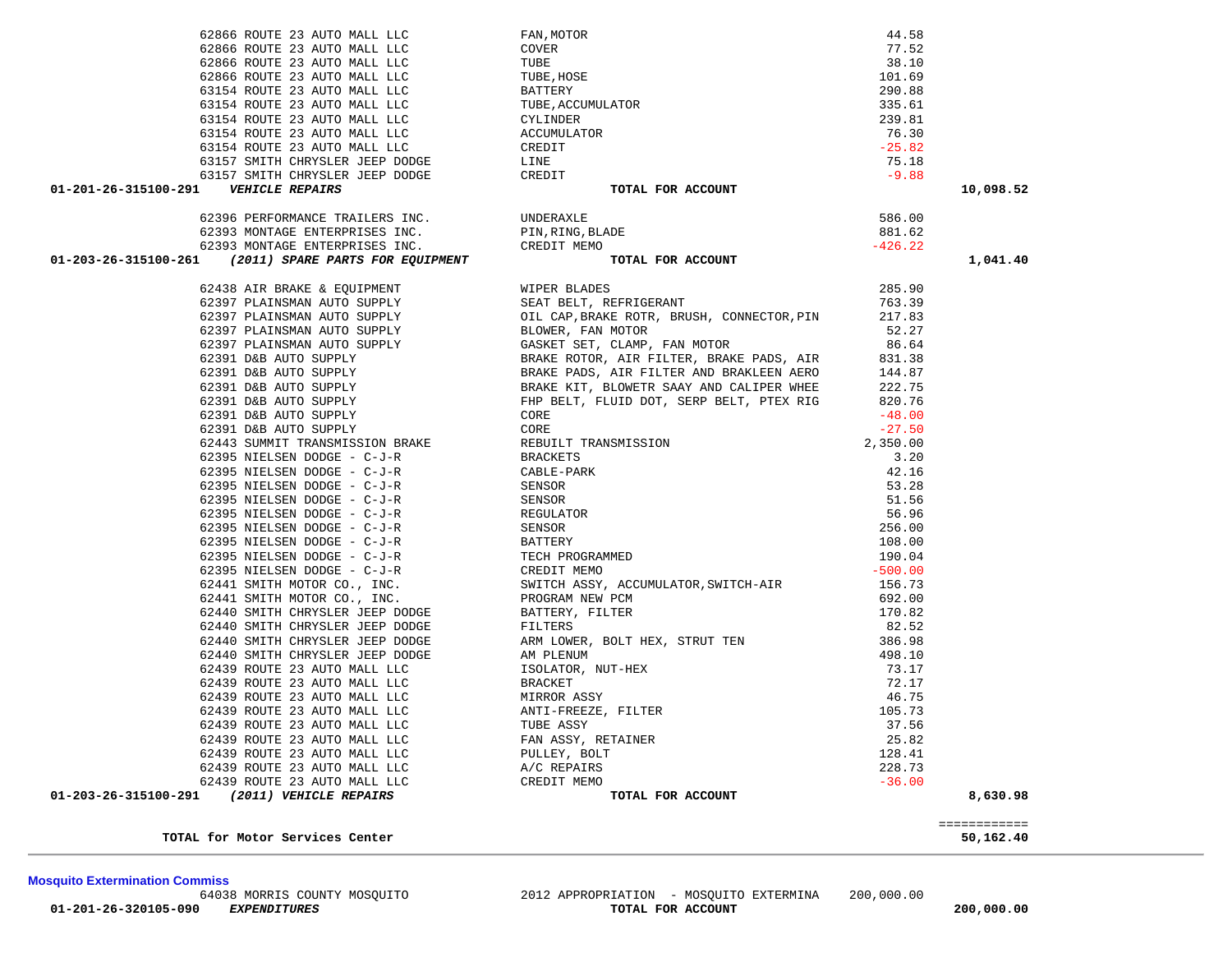| Account | PO / Vendor | Description | Amount | Total |
|---|---|---|---|---|
| | 62866 ROUTE 23 AUTO MALL LLC | FAN,MOTOR | 44.58 | |
| | 62866 ROUTE 23 AUTO MALL LLC | COVER | 77.52 | |
| | 62866 ROUTE 23 AUTO MALL LLC | TUBE | 38.10 | |
| | 62866 ROUTE 23 AUTO MALL LLC | TUBE,HOSE | 101.69 | |
| | 63154 ROUTE 23 AUTO MALL LLC | BATTERY | 290.88 | |
| | 63154 ROUTE 23 AUTO MALL LLC | TUBE,ACCUMULATOR | 335.61 | |
| | 63154 ROUTE 23 AUTO MALL LLC | CYLINDER | 239.81 | |
| | 63154 ROUTE 23 AUTO MALL LLC | ACCUMULATOR | 76.30 | |
| | 63154 ROUTE 23 AUTO MALL LLC | CREDIT | -25.82 | |
| | 63157 SMITH CHRYSLER JEEP DODGE | LINE | 75.18 | |
| | 63157 SMITH CHRYSLER JEEP DODGE | CREDIT | -9.88 | |
| **01-201-26-315100-291** | ***VEHICLE REPAIRS*** | **TOTAL FOR ACCOUNT** | | **10,098.52** |
| | 62396 PERFORMANCE TRAILERS INC. | UNDERAXLE | 586.00 | |
| | 62393 MONTAGE ENTERPRISES INC. | PIN,RING,BLADE | 881.62 | |
| | 62393 MONTAGE ENTERPRISES INC. | CREDIT MEMO | -426.22 | |
| **01-203-26-315100-261** | ***(2011) SPARE PARTS FOR EQUIPMENT*** | **TOTAL FOR ACCOUNT** | | **1,041.40** |
| | 62438 AIR BRAKE & EQUIPMENT | WIPER BLADES | 285.90 | |
| | 62397 PLAINSMAN AUTO SUPPLY | SEAT BELT, REFRIGERANT | 763.39 | |
| | 62397 PLAINSMAN AUTO SUPPLY | OIL CAP,BRAKE ROTR, BRUSH, CONNECTOR,PIN | 217.83 | |
| | 62397 PLAINSMAN AUTO SUPPLY | BLOWER, FAN MOTOR | 52.27 | |
| | 62397 PLAINSMAN AUTO SUPPLY | GASKET SET, CLAMP, FAN MOTOR | 86.64 | |
| | 62391 D&B AUTO SUPPLY | BRAKE ROTOR, AIR FILTER, BRAKE PADS, AIR | 831.38 | |
| | 62391 D&B AUTO SUPPLY | BRAKE PADS, AIR FILTER AND BRAKLEEN AERO | 144.87 | |
| | 62391 D&B AUTO SUPPLY | BRAKE KIT, BLOWETR SAAY AND CALIPER WHEE | 222.75 | |
| | 62391 D&B AUTO SUPPLY | FHP BELT, FLUID DOT, SERP BELT, PTEX RIG | 820.76 | |
| | 62391 D&B AUTO SUPPLY | CORE | -48.00 | |
| | 62391 D&B AUTO SUPPLY | CORE | -27.50 | |
| | 62443 SUMMIT TRANSMISSION BRAKE | REBUILT TRANSMISSION | 2,350.00 | |
| | 62395 NIELSEN DODGE - C-J-R | BRACKETS | 3.20 | |
| | 62395 NIELSEN DODGE - C-J-R | CABLE-PARK | 42.16 | |
| | 62395 NIELSEN DODGE - C-J-R | SENSOR | 53.28 | |
| | 62395 NIELSEN DODGE - C-J-R | SENSOR | 51.56 | |
| | 62395 NIELSEN DODGE - C-J-R | REGULATOR | 56.96 | |
| | 62395 NIELSEN DODGE - C-J-R | SENSOR | 256.00 | |
| | 62395 NIELSEN DODGE - C-J-R | BATTERY | 108.00 | |
| | 62395 NIELSEN DODGE - C-J-R | TECH PROGRAMMED | 190.04 | |
| | 62395 NIELSEN DODGE - C-J-R | CREDIT MEMO | -500.00 | |
| | 62441 SMITH MOTOR CO., INC. | SWITCH ASSY, ACCUMULATOR,SWITCH-AIR | 156.73 | |
| | 62441 SMITH MOTOR CO., INC. | PROGRAM NEW PCM | 692.00 | |
| | 62440 SMITH CHRYSLER JEEP DODGE | BATTERY, FILTER | 170.82 | |
| | 62440 SMITH CHRYSLER JEEP DODGE | FILTERS | 82.52 | |
| | 62440 SMITH CHRYSLER JEEP DODGE | ARM LOWER, BOLT HEX, STRUT TEN | 386.98 | |
| | 62440 SMITH CHRYSLER JEEP DODGE | AM PLENUM | 498.10 | |
| | 62439 ROUTE 23 AUTO MALL LLC | ISOLATOR, NUT-HEX | 73.17 | |
| | 62439 ROUTE 23 AUTO MALL LLC | BRACKET | 72.17 | |
| | 62439 ROUTE 23 AUTO MALL LLC | MIRROR ASSY | 46.75 | |
| | 62439 ROUTE 23 AUTO MALL LLC | ANTI-FREEZE, FILTER | 105.73 | |
| | 62439 ROUTE 23 AUTO MALL LLC | TUBE ASSY | 37.56 | |
| | 62439 ROUTE 23 AUTO MALL LLC | FAN ASSY, RETAINER | 25.82 | |
| | 62439 ROUTE 23 AUTO MALL LLC | PULLEY, BOLT | 128.41 | |
| | 62439 ROUTE 23 AUTO MALL LLC | A/C REPAIRS | 228.73 | |
| | 62439 ROUTE 23 AUTO MALL LLC | CREDIT MEMO | -36.00 | |
| **01-203-26-315100-291** | ***(2011) VEHICLE REPAIRS*** | **TOTAL FOR ACCOUNT** | | **8,630.98** |
| | **TOTAL for Motor Services Center** | | | **50,162.40** |

**Mosquito Extermination Commiss**

| Account | PO / Vendor | Description | Amount | Total |
|---|---|---|---|---|
| | 64038 MORRIS COUNTY MOSQUITO | 2012 APPROPRIATION - MOSQUITO EXTERMINA | 200,000.00 | |
| **01-201-26-320105-090** | ***EXPENDITURES*** | **TOTAL FOR ACCOUNT** | | **200,000.00** |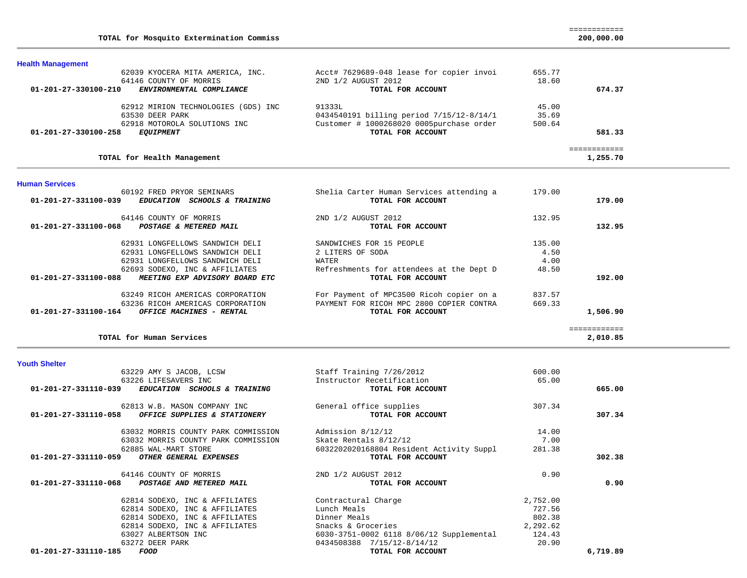| | | | | |
|---|---|---|---|---|
| | TOTAL for Mosquito Extermination Commiss | | | 200,000.00 |

## Health Management

| Account | Vendor | Description | Amount | Total |
|---|---|---|---|---|
| | 62039 KYOCERA MITA AMERICA, INC. | Acct# 7629689-048 lease for copier invoi | 655.77 | |
| | 64146 COUNTY OF MORRIS | 2ND 1/2 AUGUST 2012 | 18.60 | |
| 01-201-27-330100-210 | ***ENVIRONMENTAL COMPLIANCE*** | **TOTAL FOR ACCOUNT** | | **674.37** |
| | 62912 MIRION TECHNOLOGIES (GDS) INC | 91333L | 45.00 | |
| | 63530 DEER PARK | 0434540191 billing period 7/15/12-8/14/1 | 35.69 | |
| | 62918 MOTOROLA SOLUTIONS INC | Customer # 1000268020 0005purchase order | 500.64 | |
| 01-201-27-330100-258 | ***EQUIPMENT*** | **TOTAL FOR ACCOUNT** | | **581.33** |
| | TOTAL for Health Management | | | 1,255.70 |

## Human Services

| Account | Vendor | Description | Amount | Total |
|---|---|---|---|---|
| | 60192 FRED PRYOR SEMINARS | Shelia Carter Human Services attending a | 179.00 | |
| 01-201-27-331100-039 | ***EDUCATION SCHOOLS & TRAINING*** | **TOTAL FOR ACCOUNT** | | **179.00** |
| | 64146 COUNTY OF MORRIS | 2ND 1/2 AUGUST 2012 | 132.95 | |
| 01-201-27-331100-068 | ***POSTAGE & METERED MAIL*** | **TOTAL FOR ACCOUNT** | | **132.95** |
| | 62931 LONGFELLOWS SANDWICH DELI | SANDWICHES FOR 15 PEOPLE | 135.00 | |
| | 62931 LONGFELLOWS SANDWICH DELI | 2 LITERS OF SODA | 4.50 | |
| | 62931 LONGFELLOWS SANDWICH DELI | WATER | 4.00 | |
| | 62693 SODEXO, INC & AFFILIATES | Refreshments for attendees at the Dept D | 48.50 | |
| 01-201-27-331100-088 | ***MEETING EXP ADVISORY BOARD ETC*** | **TOTAL FOR ACCOUNT** | | **192.00** |
| | 63249 RICOH AMERICAS CORPORATION | For Payment of MPC3500 Ricoh copier on a | 837.57 | |
| | 63236 RICOH AMERICAS CORPORATION | PAYMENT FOR RICOH MPC 2800 COPIER CONTRA | 669.33 | |
| 01-201-27-331100-164 | ***OFFICE MACHINES - RENTAL*** | **TOTAL FOR ACCOUNT** | | **1,506.90** |
| | TOTAL for Human Services | | | 2,010.85 |

## Youth Shelter

| Account | Vendor | Description | Amount | Total |
|---|---|---|---|---|
| | 63229 AMY S JACOB, LCSW | Staff Training 7/26/2012 | 600.00 | |
| | 63226 LIFESAVERS INC | Instructor Recetification | 65.00 | |
| 01-201-27-331110-039 | ***EDUCATION SCHOOLS & TRAINING*** | **TOTAL FOR ACCOUNT** | | **665.00** |
| | 62813 W.B. MASON COMPANY INC | General office supplies | 307.34 | |
| 01-201-27-331110-058 | ***OFFICE SUPPLIES & STATIONERY*** | **TOTAL FOR ACCOUNT** | | **307.34** |
| | 63032 MORRIS COUNTY PARK COMMISSION | Admission 8/12/12 | 14.00 | |
| | 63032 MORRIS COUNTY PARK COMMISSION | Skate Rentals 8/12/12 | 7.00 | |
| | 62885 WAL-MART STORE | 6032202020168804 Resident Activity Suppl | 281.38 | |
| 01-201-27-331110-059 | ***OTHER GENERAL EXPENSES*** | **TOTAL FOR ACCOUNT** | | **302.38** |
| | 64146 COUNTY OF MORRIS | 2ND 1/2 AUGUST 2012 | 0.90 | |
| 01-201-27-331110-068 | ***POSTAGE AND METERED MAIL*** | **TOTAL FOR ACCOUNT** | | **0.90** |
| | 62814 SODEXO, INC & AFFILIATES | Contractural Charge | 2,752.00 | |
| | 62814 SODEXO, INC & AFFILIATES | Lunch Meals | 727.56 | |
| | 62814 SODEXO, INC & AFFILIATES | Dinner Meals | 802.38 | |
| | 62814 SODEXO, INC & AFFILIATES | Snacks & Groceries | 2,292.62 | |
| | 63027 ALBERTSON INC | 6030-3751-0002 6118 8/06/12 Supplemental | 124.43 | |
| | 63272 DEER PARK | 0434508388 7/15/12-8/14/12 | 20.90 | |
| 01-201-27-331110-185 | ***FOOD*** | **TOTAL FOR ACCOUNT** | | **6,719.89** |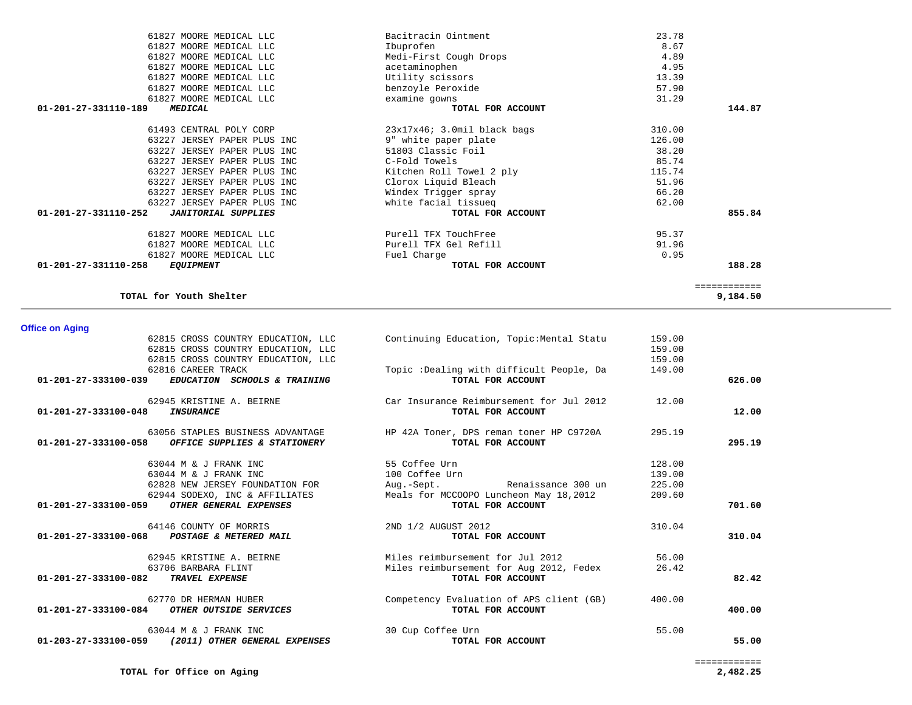| Account | Vendor | Description | Amount | Total |
|---|---|---|---|---|
| | 61827 MOORE MEDICAL LLC | Bacitracin Ointment | 23.78 | |
| | 61827 MOORE MEDICAL LLC | Ibuprofen | 8.67 | |
| | 61827 MOORE MEDICAL LLC | Medi-First Cough Drops | 4.89 | |
| | 61827 MOORE MEDICAL LLC | acetaminophen | 4.95 | |
| | 61827 MOORE MEDICAL LLC | Utility scissors | 13.39 | |
| | 61827 MOORE MEDICAL LLC | benzoyle Peroxide | 57.90 | |
| | 61827 MOORE MEDICAL LLC | examine gowns | 31.29 | |
| 01-201-27-331110-189 | *MEDICAL* | **TOTAL FOR ACCOUNT** | | **144.87** |
| | 61493 CENTRAL POLY CORP | 23x17x46; 3.0mil black bags | 310.00 | |
| | 63227 JERSEY PAPER PLUS INC | 9" white paper plate | 126.00 | |
| | 63227 JERSEY PAPER PLUS INC | 51803 Classic Foil | 38.20 | |
| | 63227 JERSEY PAPER PLUS INC | C-Fold Towels | 85.74 | |
| | 63227 JERSEY PAPER PLUS INC | Kitchen Roll Towel 2 ply | 115.74 | |
| | 63227 JERSEY PAPER PLUS INC | Clorox Liquid Bleach | 51.96 | |
| | 63227 JERSEY PAPER PLUS INC | Windex Trigger spray | 66.20 | |
| | 63227 JERSEY PAPER PLUS INC | white facial tissueq | 62.00 | |
| 01-201-27-331110-252 | *JANITORIAL SUPPLIES* | **TOTAL FOR ACCOUNT** | | **855.84** |
| | 61827 MOORE MEDICAL LLC | Purell TFX TouchFree | 95.37 | |
| | 61827 MOORE MEDICAL LLC | Purell TFX Gel Refill | 91.96 | |
| | 61827 MOORE MEDICAL LLC | Fuel Charge | 0.95 | |
| 01-201-27-331110-258 | *EQUIPMENT* | **TOTAL FOR ACCOUNT** | | **188.28** |
| | | | | ============ |
| | **TOTAL for Youth Shelter** | | | **9,184.50** |

## Office on Aging

| Account | Vendor | Description | Amount | Total |
|---|---|---|---|---|
| | 62815 CROSS COUNTRY EDUCATION, LLC | Continuing Education, Topic:Mental Statu | 159.00 | |
| | 62815 CROSS COUNTRY EDUCATION, LLC | | 159.00 | |
| | 62815 CROSS COUNTRY EDUCATION, LLC | | 159.00 | |
| | 62816 CAREER TRACK | Topic :Dealing with difficult People, Da | 149.00 | |
| 01-201-27-333100-039 | *EDUCATION SCHOOLS & TRAINING* | **TOTAL FOR ACCOUNT** | | **626.00** |
| | 62945 KRISTINE A. BEIRNE | Car Insurance Reimbursement for Jul 2012 | 12.00 | |
| 01-201-27-333100-048 | *INSURANCE* | **TOTAL FOR ACCOUNT** | | **12.00** |
| | 63056 STAPLES BUSINESS ADVANTAGE | HP 42A Toner, DPS reman toner HP C9720A | 295.19 | |
| 01-201-27-333100-058 | *OFFICE SUPPLIES & STATIONERY* | **TOTAL FOR ACCOUNT** | | **295.19** |
| | 63044 M & J FRANK INC | 55 Coffee Urn | 128.00 | |
| | 63044 M & J FRANK INC | 100 Coffee Urn | 139.00 | |
| | 62828 NEW JERSEY FOUNDATION FOR | Aug.-Sept. Renaissance 300 un | 225.00 | |
| | 62944 SODEXO, INC & AFFILIATES | Meals for MCCOOPO Luncheon May 18,2012 | 209.60 | |
| 01-201-27-333100-059 | *OTHER GENERAL EXPENSES* | **TOTAL FOR ACCOUNT** | | **701.60** |
| | 64146 COUNTY OF MORRIS | 2ND 1/2 AUGUST 2012 | 310.04 | |
| 01-201-27-333100-068 | *POSTAGE & METERED MAIL* | **TOTAL FOR ACCOUNT** | | **310.04** |
| | 62945 KRISTINE A. BEIRNE | Miles reimbursement for Jul 2012 | 56.00 | |
| | 63706 BARBARA FLINT | Miles reimbursement for Aug 2012, Fedex | 26.42 | |
| 01-201-27-333100-082 | *TRAVEL EXPENSE* | **TOTAL FOR ACCOUNT** | | **82.42** |
| | 62770 DR HERMAN HUBER | Competency Evaluation of APS client (GB) | 400.00 | |
| 01-201-27-333100-084 | *OTHER OUTSIDE SERVICES* | **TOTAL FOR ACCOUNT** | | **400.00** |
| | 63044 M & J FRANK INC | 30 Cup Coffee Urn | 55.00 | |
| 01-203-27-333100-059 | *(2011) OTHER GENERAL EXPENSES* | **TOTAL FOR ACCOUNT** | | **55.00** |
| | | | | ============ |
| | **TOTAL for Office on Aging** | | | **2,482.25** |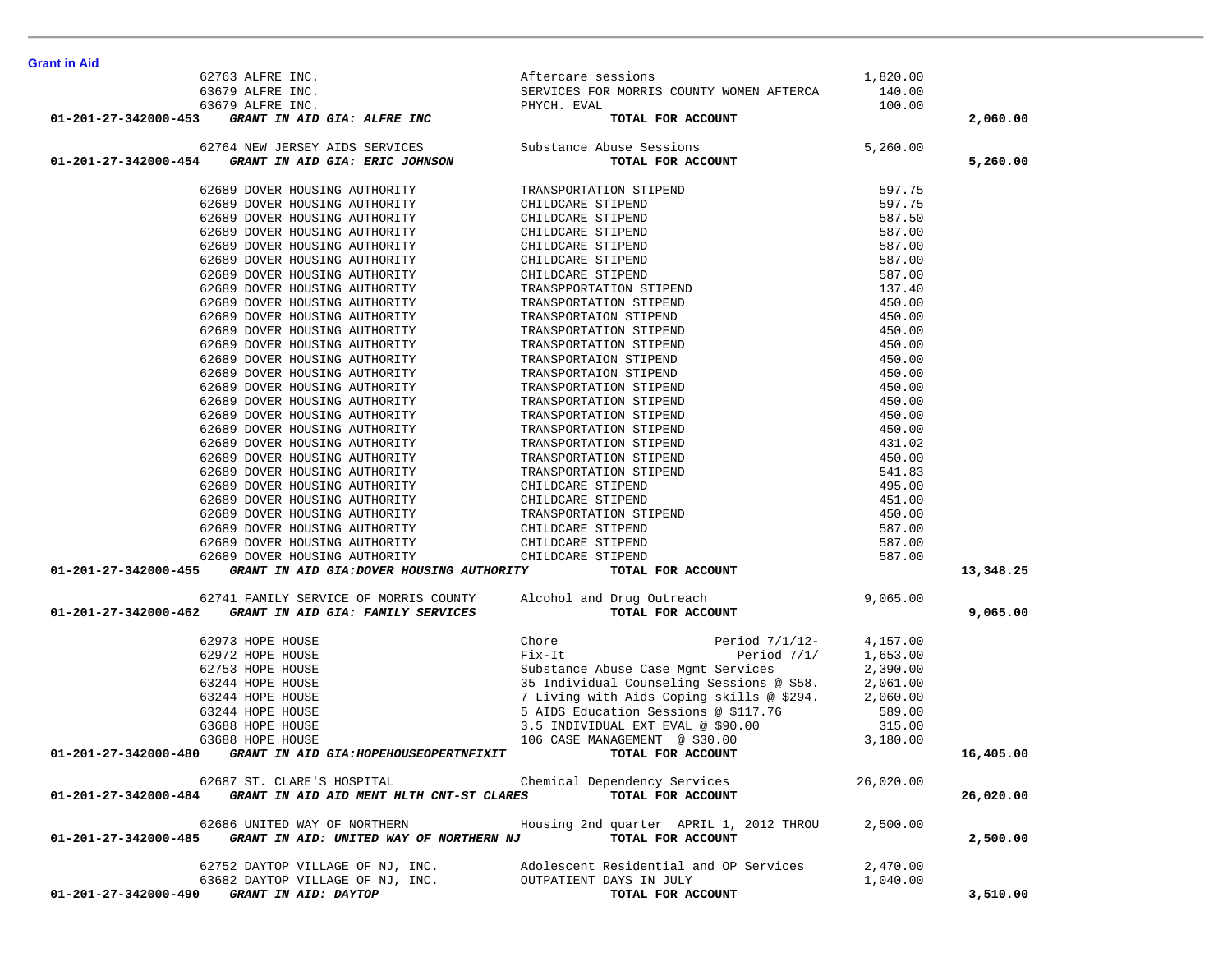**Grant in Aid**

| Account | Vendor / Account Name | Description | Amount | Total |
|---|---|---|---|---|
| | 62763 ALFRE INC. | Aftercare sessions | 1,820.00 | |
| | 63679 ALFRE INC. | SERVICES FOR MORRIS COUNTY WOMEN AFTERCA | 140.00 | |
| | 63679 ALFRE INC. | PHYCH. EVAL | 100.00 | |
| **01-201-27-342000-453** | ***GRANT IN AID GIA: ALFRE INC*** | **TOTAL FOR ACCOUNT** | | **2,060.00** |
| | 62764 NEW JERSEY AIDS SERVICES | Substance Abuse Sessions | 5,260.00 | |
| **01-201-27-342000-454** | ***GRANT IN AID GIA: ERIC JOHNSON*** | **TOTAL FOR ACCOUNT** | | **5,260.00** |
| | 62689 DOVER HOUSING AUTHORITY | TRANSPORTATION STIPEND | 597.75 | |
| | 62689 DOVER HOUSING AUTHORITY | CHILDCARE STIPEND | 597.75 | |
| | 62689 DOVER HOUSING AUTHORITY | CHILDCARE STIPEND | 587.50 | |
| | 62689 DOVER HOUSING AUTHORITY | CHILDCARE STIPEND | 587.00 | |
| | 62689 DOVER HOUSING AUTHORITY | CHILDCARE STIPEND | 587.00 | |
| | 62689 DOVER HOUSING AUTHORITY | CHILDCARE STIPEND | 587.00 | |
| | 62689 DOVER HOUSING AUTHORITY | CHILDCARE STIPEND | 587.00 | |
| | 62689 DOVER HOUSING AUTHORITY | TRANSPPORTATION STIPEND | 137.40 | |
| | 62689 DOVER HOUSING AUTHORITY | TRANSPORTATION STIPEND | 450.00 | |
| | 62689 DOVER HOUSING AUTHORITY | TRANSPORTAION STIPEND | 450.00 | |
| | 62689 DOVER HOUSING AUTHORITY | TRANSPORTATION STIPEND | 450.00 | |
| | 62689 DOVER HOUSING AUTHORITY | TRANSPORTATION STIPEND | 450.00 | |
| | 62689 DOVER HOUSING AUTHORITY | TRANSPORTAION STIPEND | 450.00 | |
| | 62689 DOVER HOUSING AUTHORITY | TRANSPORTAION STIPEND | 450.00 | |
| | 62689 DOVER HOUSING AUTHORITY | TRANSPORTATION STIPEND | 450.00 | |
| | 62689 DOVER HOUSING AUTHORITY | TRANSPORTATION STIPEND | 450.00 | |
| | 62689 DOVER HOUSING AUTHORITY | TRANSPORTATION STIPEND | 450.00 | |
| | 62689 DOVER HOUSING AUTHORITY | TRANSPORTATION STIPEND | 450.00 | |
| | 62689 DOVER HOUSING AUTHORITY | TRANSPORTATION STIPEND | 431.02 | |
| | 62689 DOVER HOUSING AUTHORITY | TRANSPORTATION STIPEND | 450.00 | |
| | 62689 DOVER HOUSING AUTHORITY | TRANSPORTATION STIPEND | 541.83 | |
| | 62689 DOVER HOUSING AUTHORITY | CHILDCARE STIPEND | 495.00 | |
| | 62689 DOVER HOUSING AUTHORITY | CHILDCARE STIPEND | 451.00 | |
| | 62689 DOVER HOUSING AUTHORITY | TRANSPORTATION STIPEND | 450.00 | |
| | 62689 DOVER HOUSING AUTHORITY | CHILDCARE STIPEND | 587.00 | |
| | 62689 DOVER HOUSING AUTHORITY | CHILDCARE STIPEND | 587.00 | |
| | 62689 DOVER HOUSING AUTHORITY | CHILDCARE STIPEND | 587.00 | |
| **01-201-27-342000-455** | ***GRANT IN AID GIA:DOVER HOUSING AUTHORITY*** | **TOTAL FOR ACCOUNT** | | **13,348.25** |
| | 62741 FAMILY SERVICE OF MORRIS COUNTY | Alcohol and Drug Outreach | 9,065.00 | |
| **01-201-27-342000-462** | ***GRANT IN AID GIA: FAMILY SERVICES*** | **TOTAL FOR ACCOUNT** | | **9,065.00** |
| | 62973 HOPE HOUSE | Chore Period 7/1/12- | 4,157.00 | |
| | 62972 HOPE HOUSE | Fix-It Period 7/1/ | 1,653.00 | |
| | 62753 HOPE HOUSE | Substance Abuse Case Mgmt Services | 2,390.00 | |
| | 63244 HOPE HOUSE | 35 Individual Counseling Sessions @ $58. | 2,061.00 | |
| | 63244 HOPE HOUSE | 7 Living with Aids Coping skills @ $294. | 2,060.00 | |
| | 63244 HOPE HOUSE | 5 AIDS Education Sessions @ $117.76 | 589.00 | |
| | 63688 HOPE HOUSE | 3.5 INDIVIDUAL EXT EVAL @ $90.00 | 315.00 | |
| | 63688 HOPE HOUSE | 106 CASE MANAGEMENT @ $30.00 | 3,180.00 | |
| **01-201-27-342000-480** | ***GRANT IN AID GIA:HOPEHOUSEOPERTNFIXIT*** | **TOTAL FOR ACCOUNT** | | **16,405.00** |
| | 62687 ST. CLARE'S HOSPITAL | Chemical Dependency Services | 26,020.00 | |
| **01-201-27-342000-484** | ***GRANT IN AID AID MENT HLTH CNT-ST CLARES*** | **TOTAL FOR ACCOUNT** | | **26,020.00** |
| | 62686 UNITED WAY OF NORTHERN | Housing 2nd quarter APRIL 1, 2012 THROU | 2,500.00 | |
| **01-201-27-342000-485** | ***GRANT IN AID: UNITED WAY OF NORTHERN NJ*** | **TOTAL FOR ACCOUNT** | | **2,500.00** |
| | 62752 DAYTOP VILLAGE OF NJ, INC. | Adolescent Residential and OP Services | 2,470.00 | |
| | 63682 DAYTOP VILLAGE OF NJ, INC. | OUTPATIENT DAYS IN JULY | 1,040.00 | |
| **01-201-27-342000-490** | ***GRANT IN AID: DAYTOP*** | **TOTAL FOR ACCOUNT** | | **3,510.00** |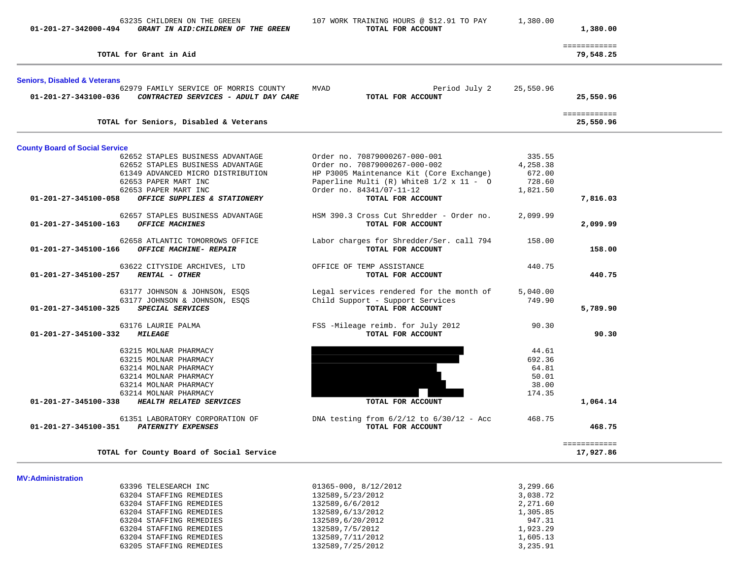| Vendor | Description | Amount | Total |
|---|---|---|---|
| 63235 CHILDREN ON THE GREEN | 107 WORK TRAINING HOURS @ $12.91 TO PAY | 1,380.00 | |
| **01-201-27-342000-494** ***GRANT IN AID:CHILDREN OF THE GREEN*** | **TOTAL FOR ACCOUNT** | | **1,380.00** |
| | | | ============ |
| **TOTAL for Grant in Aid** | | | **79,548.25** |

**Seniors, Disabled & Veterans**

| Vendor | Description | Amount | Total |
|---|---|---|---|
| 62979 FAMILY SERVICE OF MORRIS COUNTY | MVAD Period July 2 | 25,550.96 | |
| **01-201-27-343100-036** ***CONTRACTED SERVICES - ADULT DAY CARE*** | **TOTAL FOR ACCOUNT** | | **25,550.96** |
| | | | ============ |
| **TOTAL for Seniors, Disabled & Veterans** | | | **25,550.96** |

**County Board of Social Service**

| Vendor | Description | Amount | Total |
|---|---|---|---|
| 62652 STAPLES BUSINESS ADVANTAGE | Order no. 70879000267-000-001 | 335.55 | |
| 62652 STAPLES BUSINESS ADVANTAGE | Order no. 70879000267-000-002 | 4,258.38 | |
| 61349 ADVANCED MICRO DISTRIBUTION | HP P3005 Maintenance Kit (Core Exchange) | 672.00 | |
| 62653 PAPER MART INC | Paperline Multi (R) White8 1/2 x 11 - O | 728.60 | |
| 62653 PAPER MART INC | Order no. 84341/07-11-12 | 1,821.50 | |
| **01-201-27-345100-058** ***OFFICE SUPPLIES & STATIONERY*** | **TOTAL FOR ACCOUNT** | | **7,816.03** |
| 62657 STAPLES BUSINESS ADVANTAGE | HSM 390.3 Cross Cut Shredder - Order no. | 2,099.99 | |
| **01-201-27-345100-163** ***OFFICE MACHINES*** | **TOTAL FOR ACCOUNT** | | **2,099.99** |
| 62658 ATLANTIC TOMORROWS OFFICE | Labor charges for Shredder/Ser. call 794 | 158.00 | |
| **01-201-27-345100-166** ***OFFICE MACHINE- REPAIR*** | **TOTAL FOR ACCOUNT** | | **158.00** |
| 63622 CITYSIDE ARCHIVES, LTD | OFFICE OF TEMP ASSISTANCE | 440.75 | |
| **01-201-27-345100-257** ***RENTAL - OTHER*** | **TOTAL FOR ACCOUNT** | | **440.75** |
| 63177 JOHNSON & JOHNSON, ESQS | Legal services rendered for the month of | 5,040.00 | |
| 63177 JOHNSON & JOHNSON, ESQS | Child Support - Support Services | 749.90 | |
| **01-201-27-345100-325** ***SPECIAL SERVICES*** | **TOTAL FOR ACCOUNT** | | **5,789.90** |
| 63176 LAURIE PALMA | FSS -Mileage reimb. for July 2012 | 90.30 | |
| **01-201-27-345100-332** ***MILEAGE*** | **TOTAL FOR ACCOUNT** | | **90.30** |
| 63215 MOLNAR PHARMACY | | 44.61 | |
| 63215 MOLNAR PHARMACY | | 692.36 | |
| 63214 MOLNAR PHARMACY | | 64.81 | |
| 63214 MOLNAR PHARMACY | | 50.01 | |
| 63214 MOLNAR PHARMACY | | 38.00 | |
| 63214 MOLNAR PHARMACY | | 174.35 | |
| **01-201-27-345100-338** ***HEALTH RELATED SERVICES*** | **TOTAL FOR ACCOUNT** | | **1,064.14** |
| 61351 LABORATORY CORPORATION OF | DNA testing from 6/2/12 to 6/30/12 - Acc | 468.75 | |
| **01-201-27-345100-351** ***PATERNITY EXPENSES*** | **TOTAL FOR ACCOUNT** | | **468.75** |
| | | | ============ |
| **TOTAL for County Board of Social Service** | | | **17,927.86** |

**MV:Administration**

| Vendor | Description | Amount | Total |
|---|---|---|---|
| 63396 TELESEARCH INC | 01365-000, 8/12/2012 | 3,299.66 | |
| 63204 STAFFING REMEDIES | 132589,5/23/2012 | 3,038.72 | |
| 63204 STAFFING REMEDIES | 132589,6/6/2012 | 2,271.60 | |
| 63204 STAFFING REMEDIES | 132589,6/13/2012 | 1,305.85 | |
| 63204 STAFFING REMEDIES | 132589,6/20/2012 | 947.31 | |
| 63204 STAFFING REMEDIES | 132589,7/5/2012 | 1,923.29 | |
| 63204 STAFFING REMEDIES | 132589,7/11/2012 | 1,605.13 | |
| 63205 STAFFING REMEDIES | 132589,7/25/2012 | 3,235.91 | |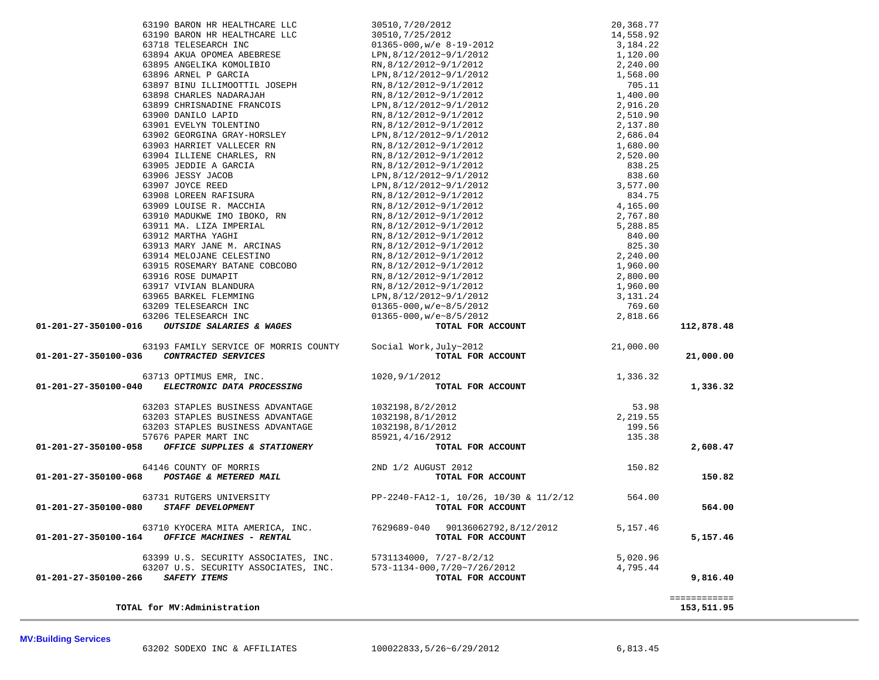| Account | Vendor | Description | Amount | Total |
|---|---|---|---|---|
| | 63190 BARON HR HEALTHCARE LLC | 30510,7/20/2012 | 20,368.77 | |
| | 63190 BARON HR HEALTHCARE LLC | 30510,7/25/2012 | 14,558.92 | |
| | 63718 TELESEARCH INC | 01365-000,w/e 8-19-2012 | 3,184.22 | |
| | 63894 AKUA OPOMEA ABEBRESE | LPN,8/12/2012~9/1/2012 | 1,120.00 | |
| | 63895 ANGELIKA KOMOLIBIO | RN,8/12/2012~9/1/2012 | 2,240.00 | |
| | 63896 ARNEL P GARCIA | LPN,8/12/2012~9/1/2012 | 1,568.00 | |
| | 63897 BINU ILLIMOOTTIL JOSEPH | RN,8/12/2012~9/1/2012 | 705.11 | |
| | 63898 CHARLES NADARAJAH | RN,8/12/2012~9/1/2012 | 1,400.00 | |
| | 63899 CHRISNADINE FRANCOIS | LPN,8/12/2012~9/1/2012 | 2,916.20 | |
| | 63900 DANILO LAPID | RN,8/12/2012~9/1/2012 | 2,510.90 | |
| | 63901 EVELYN TOLENTINO | RN,8/12/2012~9/1/2012 | 2,137.80 | |
| | 63902 GEORGINA GRAY-HORSLEY | LPN,8/12/2012~9/1/2012 | 2,686.04 | |
| | 63903 HARRIET VALLECER RN | RN,8/12/2012~9/1/2012 | 1,680.00 | |
| | 63904 ILLIENE CHARLES, RN | RN,8/12/2012~9/1/2012 | 2,520.00 | |
| | 63905 JEDDIE A GARCIA | RN,8/12/2012~9/1/2012 | 838.25 | |
| | 63906 JESSY JACOB | LPN,8/12/2012~9/1/2012 | 838.60 | |
| | 63907 JOYCE REED | LPN,8/12/2012~9/1/2012 | 3,577.00 | |
| | 63908 LOREEN RAFISURA | RN,8/12/2012~9/1/2012 | 834.75 | |
| | 63909 LOUISE R. MACCHIA | RN,8/12/2012~9/1/2012 | 4,165.00 | |
| | 63910 MADUKWE IMO IBOKO, RN | RN,8/12/2012~9/1/2012 | 2,767.80 | |
| | 63911 MA. LIZA IMPERIAL | RN,8/12/2012~9/1/2012 | 5,288.85 | |
| | 63912 MARTHA YAGHI | RN,8/12/2012~9/1/2012 | 840.00 | |
| | 63913 MARY JANE M. ARCINAS | RN,8/12/2012~9/1/2012 | 825.30 | |
| | 63914 MELOJANE CELESTINO | RN,8/12/2012~9/1/2012 | 2,240.00 | |
| | 63915 ROSEMARY BATANE COBCOBO | RN,8/12/2012~9/1/2012 | 1,960.00 | |
| | 63916 ROSE DUMAPIT | RN,8/12/2012~9/1/2012 | 2,800.00 | |
| | 63917 VIVIAN BLANDURA | RN,8/12/2012~9/1/2012 | 1,960.00 | |
| | 63965 BARKEL FLEMMING | LPN,8/12/2012~9/1/2012 | 3,131.24 | |
| | 63209 TELESEARCH INC | 01365-000,w/e~8/5/2012 | 769.60 | |
| | 63206 TELESEARCH INC | 01365-000,w/e~8/5/2012 | 2,818.66 | |
| **01-201-27-350100-016** | ***OUTSIDE SALARIES & WAGES*** | **TOTAL FOR ACCOUNT** | | **112,878.48** |
| | 63193 FAMILY SERVICE OF MORRIS COUNTY | Social Work,July~2012 | 21,000.00 | |
| **01-201-27-350100-036** | ***CONTRACTED SERVICES*** | **TOTAL FOR ACCOUNT** | | **21,000.00** |
| | 63713 OPTIMUS EMR, INC. | 1020,9/1/2012 | 1,336.32 | |
| **01-201-27-350100-040** | ***ELECTRONIC DATA PROCESSING*** | **TOTAL FOR ACCOUNT** | | **1,336.32** |
| | 63203 STAPLES BUSINESS ADVANTAGE | 1032198,8/2/2012 | 53.98 | |
| | 63203 STAPLES BUSINESS ADVANTAGE | 1032198,8/1/2012 | 2,219.55 | |
| | 63203 STAPLES BUSINESS ADVANTAGE | 1032198,8/1/2012 | 199.56 | |
| | 57676 PAPER MART INC | 85921,4/16/2912 | 135.38 | |
| **01-201-27-350100-058** | ***OFFICE SUPPLIES & STATIONERY*** | **TOTAL FOR ACCOUNT** | | **2,608.47** |
| | 64146 COUNTY OF MORRIS | 2ND 1/2 AUGUST 2012 | 150.82 | |
| **01-201-27-350100-068** | ***POSTAGE & METERED MAIL*** | **TOTAL FOR ACCOUNT** | | **150.82** |
| | 63731 RUTGERS UNIVERSITY | PP-2240-FA12-1, 10/26, 10/30 & 11/2/12 | 564.00 | |
| **01-201-27-350100-080** | ***STAFF DEVELOPMENT*** | **TOTAL FOR ACCOUNT** | | **564.00** |
| | 63710 KYOCERA MITA AMERICA, INC. | 7629689-040 90136062792,8/12/2012 | 5,157.46 | |
| **01-201-27-350100-164** | ***OFFICE MACHINES - RENTAL*** | **TOTAL FOR ACCOUNT** | | **5,157.46** |
| | 63399 U.S. SECURITY ASSOCIATES, INC. | 5731134000, 7/27-8/2/12 | 5,020.96 | |
| | 63207 U.S. SECURITY ASSOCIATES, INC. | 573-1134-000,7/20~7/26/2012 | 4,795.44 | |
| **01-201-27-350100-266** | ***SAFETY ITEMS*** | **TOTAL FOR ACCOUNT** | | **9,816.40** |
| | | | | ============ |
| | **TOTAL for MV:Administration** | | | **153,511.95** |

**MV:Building Services**

| Vendor | Description | Amount |
|---|---|---|
| 63202 SODEXO INC & AFFILIATES | 100022833,5/26~6/29/2012 | 6,813.45 |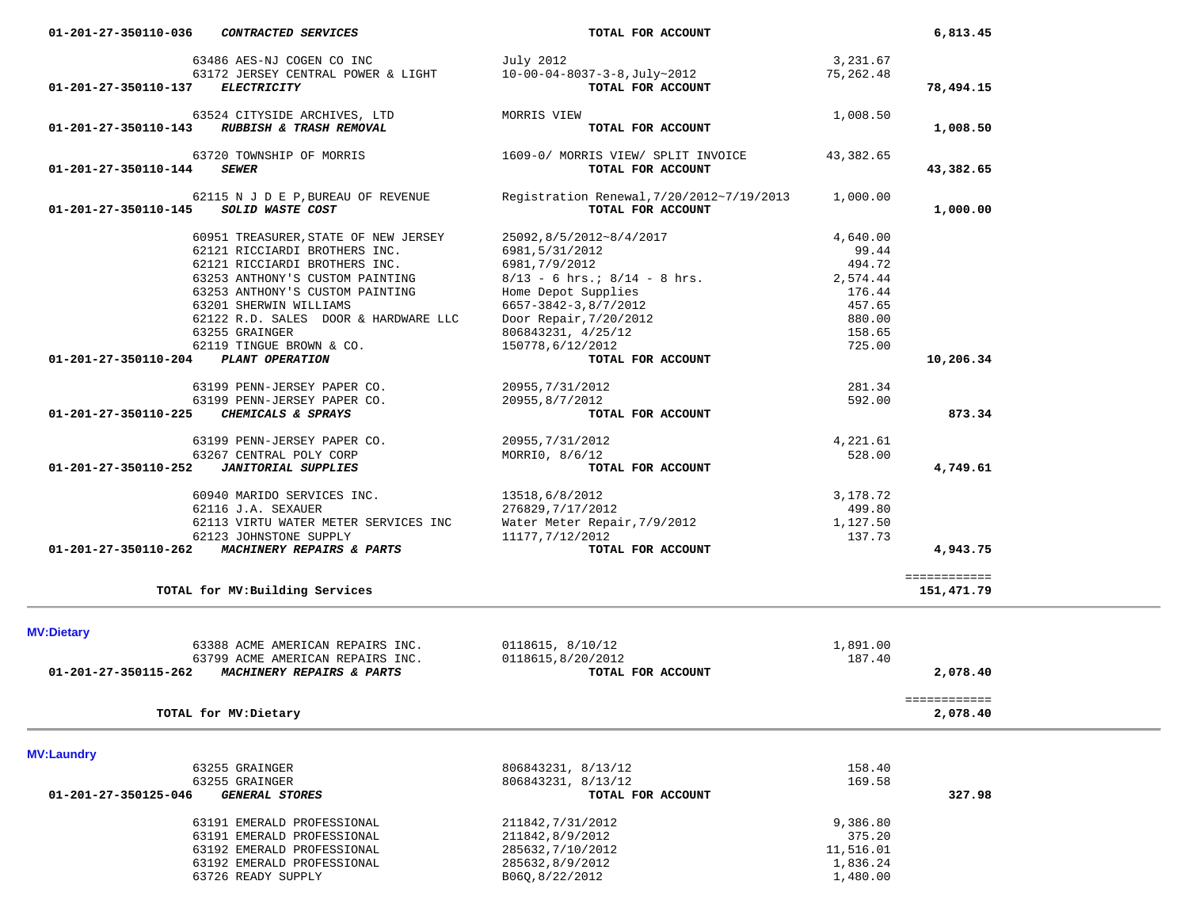| Account | Vendor | Description | Amount | Total |
|---|---|---|---|---|
| 01-201-27-350110-036 | ***CONTRACTED SERVICES*** | **TOTAL FOR ACCOUNT** | | **6,813.45** |
| | 63486 AES-NJ COGEN CO INC | July 2012 | 3,231.67 | |
| | 63172 JERSEY CENTRAL POWER & LIGHT | 10-00-04-8037-3-8,July~2012 | 75,262.48 | |
| 01-201-27-350110-137 | ***ELECTRICITY*** | **TOTAL FOR ACCOUNT** | | **78,494.15** |
| | 63524 CITYSIDE ARCHIVES, LTD | MORRIS VIEW | 1,008.50 | |
| 01-201-27-350110-143 | ***RUBBISH & TRASH REMOVAL*** | **TOTAL FOR ACCOUNT** | | **1,008.50** |
| | 63720 TOWNSHIP OF MORRIS | 1609-0/ MORRIS VIEW/ SPLIT INVOICE | 43,382.65 | |
| 01-201-27-350110-144 | ***SEWER*** | **TOTAL FOR ACCOUNT** | | **43,382.65** |
| | 62115 N J D E P,BUREAU OF REVENUE | Registration Renewal,7/20/2012~7/19/2013 | 1,000.00 | |
| 01-201-27-350110-145 | ***SOLID WASTE COST*** | **TOTAL FOR ACCOUNT** | | **1,000.00** |
| | 60951 TREASURER,STATE OF NEW JERSEY | 25092,8/5/2012~8/4/2017 | 4,640.00 | |
| | 62121 RICCIARDI BROTHERS INC. | 6981,5/31/2012 | 99.44 | |
| | 62121 RICCIARDI BROTHERS INC. | 6981,7/9/2012 | 494.72 | |
| | 63253 ANTHONY'S CUSTOM PAINTING | 8/13 - 6 hrs.; 8/14 - 8 hrs. | 2,574.44 | |
| | 63253 ANTHONY'S CUSTOM PAINTING | Home Depot Supplies | 176.44 | |
| | 63201 SHERWIN WILLIAMS | 6657-3842-3,8/7/2012 | 457.65 | |
| | 62122 R.D. SALES DOOR & HARDWARE LLC | Door Repair,7/20/2012 | 880.00 | |
| | 63255 GRAINGER | 806843231, 4/25/12 | 158.65 | |
| | 62119 TINGUE BROWN & CO. | 150778,6/12/2012 | 725.00 | |
| 01-201-27-350110-204 | ***PLANT OPERATION*** | **TOTAL FOR ACCOUNT** | | **10,206.34** |
| | 63199 PENN-JERSEY PAPER CO. | 20955,7/31/2012 | 281.34 | |
| | 63199 PENN-JERSEY PAPER CO. | 20955,8/7/2012 | 592.00 | |
| 01-201-27-350110-225 | ***CHEMICALS & SPRAYS*** | **TOTAL FOR ACCOUNT** | | **873.34** |
| | 63199 PENN-JERSEY PAPER CO. | 20955,7/31/2012 | 4,221.61 | |
| | 63267 CENTRAL POLY CORP | MORRI0, 8/6/12 | 528.00 | |
| 01-201-27-350110-252 | ***JANITORIAL SUPPLIES*** | **TOTAL FOR ACCOUNT** | | **4,749.61** |
| | 60940 MARIDO SERVICES INC. | 13518,6/8/2012 | 3,178.72 | |
| | 62116 J.A. SEXAUER | 276829,7/17/2012 | 499.80 | |
| | 62113 VIRTU WATER METER SERVICES INC | Water Meter Repair,7/9/2012 | 1,127.50 | |
| | 62123 JOHNSTONE SUPPLY | 11177,7/12/2012 | 137.73 | |
| 01-201-27-350110-262 | ***MACHINERY REPAIRS & PARTS*** | **TOTAL FOR ACCOUNT** | | **4,943.75** |
| | **TOTAL for MV:Building Services** | | | **151,471.79** |

**MV:Dietary**

| Account | Vendor | Description | Amount | Total |
|---|---|---|---|---|
| | 63388 ACME AMERICAN REPAIRS INC. | 0118615, 8/10/12 | 1,891.00 | |
| | 63799 ACME AMERICAN REPAIRS INC. | 0118615,8/20/2012 | 187.40 | |
| 01-201-27-350115-262 | ***MACHINERY REPAIRS & PARTS*** | **TOTAL FOR ACCOUNT** | | **2,078.40** |
| | **TOTAL for MV:Dietary** | | | **2,078.40** |

**MV:Laundry**

| Account | Vendor | Description | Amount | Total |
|---|---|---|---|---|
| | 63255 GRAINGER | 806843231, 8/13/12 | 158.40 | |
| | 63255 GRAINGER | 806843231, 8/13/12 | 169.58 | |
| 01-201-27-350125-046 | ***GENERAL STORES*** | **TOTAL FOR ACCOUNT** | | **327.98** |
| | 63191 EMERALD PROFESSIONAL | 211842,7/31/2012 | 9,386.80 | |
| | 63191 EMERALD PROFESSIONAL | 211842,8/9/2012 | 375.20 | |
| | 63192 EMERALD PROFESSIONAL | 285632,7/10/2012 | 11,516.01 | |
| | 63192 EMERALD PROFESSIONAL | 285632,8/9/2012 | 1,836.24 | |
| | 63726 READY SUPPLY | B06Q,8/22/2012 | 1,480.00 | |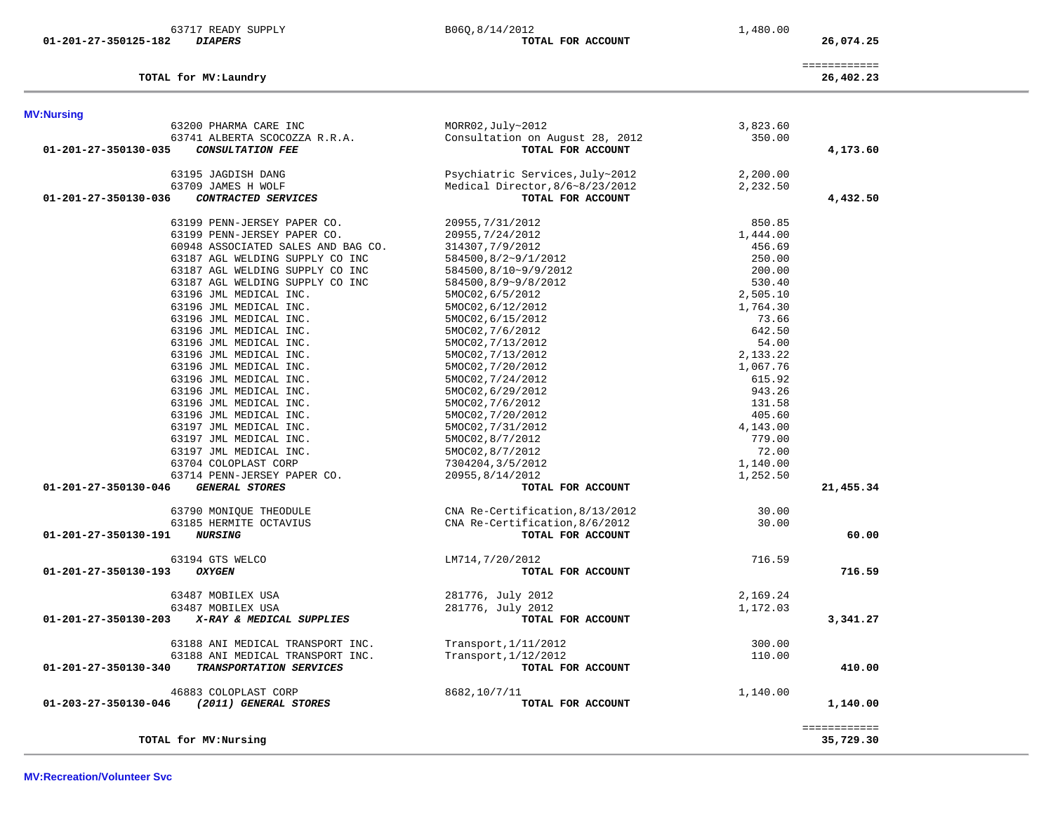| Account | Vendor | Description | Amount | Total |
|---|---|---|---|---|
| | 63717 READY SUPPLY | B06Q,8/14/2012 | 1,480.00 | |
| **01-201-27-350125-182** | ***DIAPERS*** | **TOTAL FOR ACCOUNT** | | **26,074.25** |
| | | | | ============ |
| | **TOTAL for MV:Laundry** | | | **26,402.23** |

## MV:Nursing

| Account | Vendor | Description | Amount | Total |
|---|---|---|---|---|
| | 63200 PHARMA CARE INC | MORR02,July~2012 | 3,823.60 | |
| | 63741 ALBERTA SCOCOZZA R.R.A. | Consultation on August 28, 2012 | 350.00 | |
| **01-201-27-350130-035** | ***CONSULTATION FEE*** | **TOTAL FOR ACCOUNT** | | **4,173.60** |
| | 63195 JAGDISH DANG | Psychiatric Services,July~2012 | 2,200.00 | |
| | 63709 JAMES H WOLF | Medical Director,8/6~8/23/2012 | 2,232.50 | |
| **01-201-27-350130-036** | ***CONTRACTED SERVICES*** | **TOTAL FOR ACCOUNT** | | **4,432.50** |
| | 63199 PENN-JERSEY PAPER CO. | 20955,7/31/2012 | 850.85 | |
| | 63199 PENN-JERSEY PAPER CO. | 20955,7/24/2012 | 1,444.00 | |
| | 60948 ASSOCIATED SALES AND BAG CO. | 314307,7/9/2012 | 456.69 | |
| | 63187 AGL WELDING SUPPLY CO INC | 584500,8/2~9/1/2012 | 250.00 | |
| | 63187 AGL WELDING SUPPLY CO INC | 584500,8/10~9/9/2012 | 200.00 | |
| | 63187 AGL WELDING SUPPLY CO INC | 584500,8/9~9/8/2012 | 530.40 | |
| | 63196 JML MEDICAL INC. | 5MOC02,6/5/2012 | 2,505.10 | |
| | 63196 JML MEDICAL INC. | 5MOC02,6/12/2012 | 1,764.30 | |
| | 63196 JML MEDICAL INC. | 5MOC02,6/15/2012 | 73.66 | |
| | 63196 JML MEDICAL INC. | 5MOC02,7/6/2012 | 642.50 | |
| | 63196 JML MEDICAL INC. | 5MOC02,7/13/2012 | 54.00 | |
| | 63196 JML MEDICAL INC. | 5MOC02,7/13/2012 | 2,133.22 | |
| | 63196 JML MEDICAL INC. | 5MOC02,7/20/2012 | 1,067.76 | |
| | 63196 JML MEDICAL INC. | 5MOC02,7/24/2012 | 615.92 | |
| | 63196 JML MEDICAL INC. | 5MOC02,6/29/2012 | 943.26 | |
| | 63196 JML MEDICAL INC. | 5MOC02,7/6/2012 | 131.58 | |
| | 63196 JML MEDICAL INC. | 5MOC02,7/20/2012 | 405.60 | |
| | 63197 JML MEDICAL INC. | 5MOC02,7/31/2012 | 4,143.00 | |
| | 63197 JML MEDICAL INC. | 5MOC02,8/7/2012 | 779.00 | |
| | 63197 JML MEDICAL INC. | 5MOC02,8/7/2012 | 72.00 | |
| | 63704 COLOPLAST CORP | 7304204,3/5/2012 | 1,140.00 | |
| | 63714 PENN-JERSEY PAPER CO. | 20955,8/14/2012 | 1,252.50 | |
| **01-201-27-350130-046** | ***GENERAL STORES*** | **TOTAL FOR ACCOUNT** | | **21,455.34** |
| | 63790 MONIQUE THEODULE | CNA Re-Certification,8/13/2012 | 30.00 | |
| | 63185 HERMITE OCTAVIUS | CNA Re-Certification,8/6/2012 | 30.00 | |
| **01-201-27-350130-191** | ***NURSING*** | **TOTAL FOR ACCOUNT** | | **60.00** |
| | 63194 GTS WELCO | LM714,7/20/2012 | 716.59 | |
| **01-201-27-350130-193** | ***OXYGEN*** | **TOTAL FOR ACCOUNT** | | **716.59** |
| | 63487 MOBILEX USA | 281776, July 2012 | 2,169.24 | |
| | 63487 MOBILEX USA | 281776, July 2012 | 1,172.03 | |
| **01-201-27-350130-203** | ***X-RAY & MEDICAL SUPPLIES*** | **TOTAL FOR ACCOUNT** | | **3,341.27** |
| | 63188 ANI MEDICAL TRANSPORT INC. | Transport,1/11/2012 | 300.00 | |
| | 63188 ANI MEDICAL TRANSPORT INC. | Transport,1/12/2012 | 110.00 | |
| **01-201-27-350130-340** | ***TRANSPORTATION SERVICES*** | **TOTAL FOR ACCOUNT** | | **410.00** |
| | 46883 COLOPLAST CORP | 8682,10/7/11 | 1,140.00 | |
| **01-203-27-350130-046** | ***(2011) GENERAL STORES*** | **TOTAL FOR ACCOUNT** | | **1,140.00** |
| | | | | ============ |
| | **TOTAL for MV:Nursing** | | | **35,729.30** |

## MV:Recreation/Volunteer Svc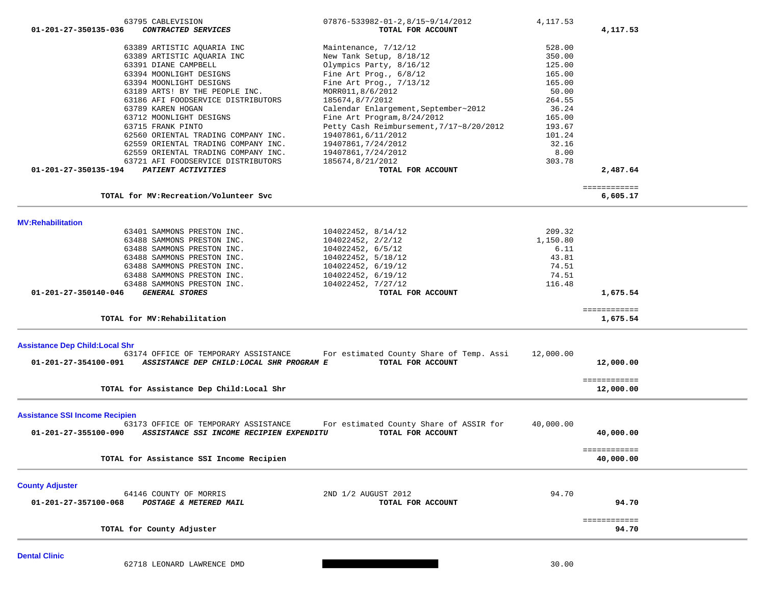| Account | Vendor | Description | Amount | Total |
|---|---|---|---|---|
| | 63795 CABLEVISION | 07876-533982-01-2,8/15~9/14/2012 | 4,117.53 | |
| 01-201-27-350135-036 | *CONTRACTED SERVICES* | TOTAL FOR ACCOUNT | | 4,117.53 |
| | 63389 ARTISTIC AQUARIA INC | Maintenance, 7/12/12 | 528.00 | |
| | 63389 ARTISTIC AQUARIA INC | New Tank Setup, 8/18/12 | 350.00 | |
| | 63391 DIANE CAMPBELL | Olympics Party, 8/16/12 | 125.00 | |
| | 63394 MOONLIGHT DESIGNS | Fine Art Prog., 6/8/12 | 165.00 | |
| | 63394 MOONLIGHT DESIGNS | Fine Art Prog., 7/13/12 | 165.00 | |
| | 63189 ARTS! BY THE PEOPLE INC. | MORR011,8/6/2012 | 50.00 | |
| | 63186 AFI FOODSERVICE DISTRIBUTORS | 185674,8/7/2012 | 264.55 | |
| | 63789 KAREN HOGAN | Calendar Enlargement,September~2012 | 36.24 | |
| | 63712 MOONLIGHT DESIGNS | Fine Art Program,8/24/2012 | 165.00 | |
| | 63715 FRANK PINTO | Petty Cash Reimbursement,7/17~8/20/2012 | 193.67 | |
| | 62560 ORIENTAL TRADING COMPANY INC. | 19407861,6/11/2012 | 101.24 | |
| | 62559 ORIENTAL TRADING COMPANY INC. | 19407861,7/24/2012 | 32.16 | |
| | 62559 ORIENTAL TRADING COMPANY INC. | 19407861,7/24/2012 | 8.00 | |
| | 63721 AFI FOODSERVICE DISTRIBUTORS | 185674,8/21/2012 | 303.78 | |
| 01-201-27-350135-194 | *PATIENT ACTIVITIES* | TOTAL FOR ACCOUNT | | 2,487.64 |
| | **TOTAL for MV:Recreation/Volunteer Svc** | | | **6,605.17** |

**MV:Rehabilitation**

| Account | Vendor | Description | Amount | Total |
|---|---|---|---|---|
| | 63401 SAMMONS PRESTON INC. | 104022452, 8/14/12 | 209.32 | |
| | 63488 SAMMONS PRESTON INC. | 104022452, 2/2/12 | 1,150.80 | |
| | 63488 SAMMONS PRESTON INC. | 104022452, 6/5/12 | 6.11 | |
| | 63488 SAMMONS PRESTON INC. | 104022452, 5/18/12 | 43.81 | |
| | 63488 SAMMONS PRESTON INC. | 104022452, 6/19/12 | 74.51 | |
| | 63488 SAMMONS PRESTON INC. | 104022452, 6/19/12 | 74.51 | |
| | 63488 SAMMONS PRESTON INC. | 104022452, 7/27/12 | 116.48 | |
| 01-201-27-350140-046 | *GENERAL STORES* | TOTAL FOR ACCOUNT | | 1,675.54 |
| | **TOTAL for MV:Rehabilitation** | | | **1,675.54** |

**Assistance Dep Child:Local Shr**

| Account | Vendor | Description | Amount | Total |
|---|---|---|---|---|
| | 63174 OFFICE OF TEMPORARY ASSISTANCE | For estimated County Share of Temp. Assi | 12,000.00 | |
| 01-201-27-354100-091 | *ASSISTANCE DEP CHILD:LOCAL SHR PROGRAM E* | TOTAL FOR ACCOUNT | | 12,000.00 |
| | **TOTAL for Assistance Dep Child:Local Shr** | | | **12,000.00** |

**Assistance SSI Income Recipien**

| Account | Vendor | Description | Amount | Total |
|---|---|---|---|---|
| | 63173 OFFICE OF TEMPORARY ASSISTANCE | For estimated County Share of ASSIR for | 40,000.00 | |
| 01-201-27-355100-090 | *ASSISTANCE SSI INCOME RECIPIEN EXPENDITU* | TOTAL FOR ACCOUNT | | 40,000.00 |
| | **TOTAL for Assistance SSI Income Recipien** | | | **40,000.00** |

**County Adjuster**

| Account | Vendor | Description | Amount | Total |
|---|---|---|---|---|
| | 64146 COUNTY OF MORRIS | 2ND 1/2 AUGUST 2012 | 94.70 | |
| 01-201-27-357100-068 | *POSTAGE & METERED MAIL* | TOTAL FOR ACCOUNT | | 94.70 |
| | **TOTAL for County Adjuster** | | | **94.70** |

**Dental Clinic**

| Account | Vendor | Description | Amount | Total |
|---|---|---|---|---|
| | 62718 LEONARD LAWRENCE DMD | [REDACTED] | 30.00 | |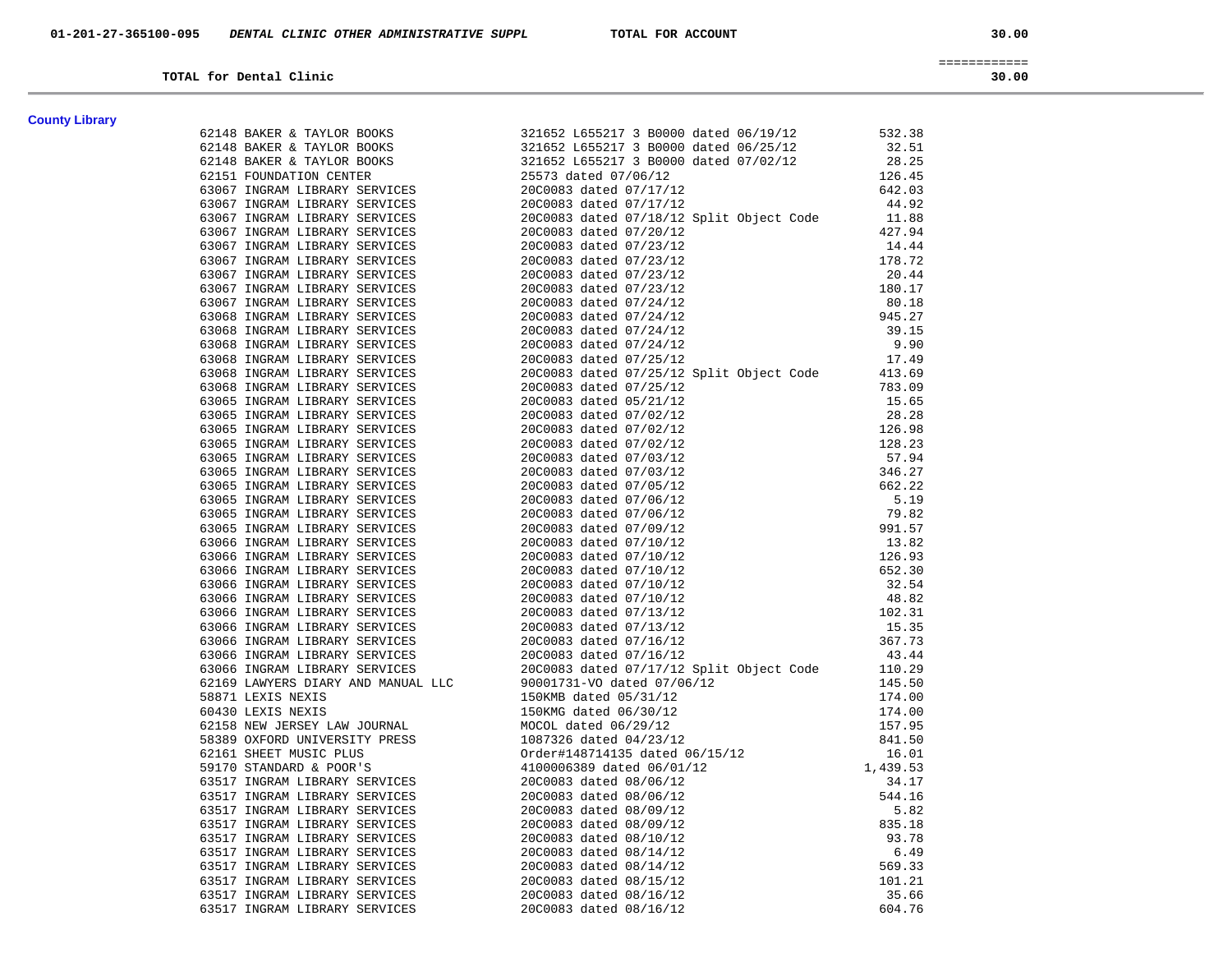**01-201-27-365100-095** ***DENTAL CLINIC OTHER ADMINISTRATIVE SUPPL*** **TOTAL FOR ACCOUNT** **30.00**

**TOTAL for Dental Clinic** **30.00**

---

**County Library**

| Vendor | Description | Amount |
|---|---|---|
| 62148 BAKER & TAYLOR BOOKS | 321652 L655217 3 B0000 dated 06/19/12 | 532.38 |
| 62148 BAKER & TAYLOR BOOKS | 321652 L655217 3 B0000 dated 06/25/12 | 32.51 |
| 62148 BAKER & TAYLOR BOOKS | 321652 L655217 3 B0000 dated 07/02/12 | 28.25 |
| 62151 FOUNDATION CENTER | 25573 dated 07/06/12 | 126.45 |
| 63067 INGRAM LIBRARY SERVICES | 20C0083 dated 07/17/12 | 642.03 |
| 63067 INGRAM LIBRARY SERVICES | 20C0083 dated 07/17/12 | 44.92 |
| 63067 INGRAM LIBRARY SERVICES | 20C0083 dated 07/18/12 Split Object Code | 11.88 |
| 63067 INGRAM LIBRARY SERVICES | 20C0083 dated 07/20/12 | 427.94 |
| 63067 INGRAM LIBRARY SERVICES | 20C0083 dated 07/23/12 | 14.44 |
| 63067 INGRAM LIBRARY SERVICES | 20C0083 dated 07/23/12 | 178.72 |
| 63067 INGRAM LIBRARY SERVICES | 20C0083 dated 07/23/12 | 20.44 |
| 63067 INGRAM LIBRARY SERVICES | 20C0083 dated 07/23/12 | 180.17 |
| 63067 INGRAM LIBRARY SERVICES | 20C0083 dated 07/24/12 | 80.18 |
| 63068 INGRAM LIBRARY SERVICES | 20C0083 dated 07/24/12 | 945.27 |
| 63068 INGRAM LIBRARY SERVICES | 20C0083 dated 07/24/12 | 39.15 |
| 63068 INGRAM LIBRARY SERVICES | 20C0083 dated 07/24/12 | 9.90 |
| 63068 INGRAM LIBRARY SERVICES | 20C0083 dated 07/25/12 | 17.49 |
| 63068 INGRAM LIBRARY SERVICES | 20C0083 dated 07/25/12 Split Object Code | 413.69 |
| 63068 INGRAM LIBRARY SERVICES | 20C0083 dated 07/25/12 | 783.09 |
| 63065 INGRAM LIBRARY SERVICES | 20C0083 dated 05/21/12 | 15.65 |
| 63065 INGRAM LIBRARY SERVICES | 20C0083 dated 07/02/12 | 28.28 |
| 63065 INGRAM LIBRARY SERVICES | 20C0083 dated 07/02/12 | 126.98 |
| 63065 INGRAM LIBRARY SERVICES | 20C0083 dated 07/02/12 | 128.23 |
| 63065 INGRAM LIBRARY SERVICES | 20C0083 dated 07/03/12 | 57.94 |
| 63065 INGRAM LIBRARY SERVICES | 20C0083 dated 07/03/12 | 346.27 |
| 63065 INGRAM LIBRARY SERVICES | 20C0083 dated 07/05/12 | 662.22 |
| 63065 INGRAM LIBRARY SERVICES | 20C0083 dated 07/06/12 | 5.19 |
| 63065 INGRAM LIBRARY SERVICES | 20C0083 dated 07/06/12 | 79.82 |
| 63065 INGRAM LIBRARY SERVICES | 20C0083 dated 07/09/12 | 991.57 |
| 63066 INGRAM LIBRARY SERVICES | 20C0083 dated 07/10/12 | 13.82 |
| 63066 INGRAM LIBRARY SERVICES | 20C0083 dated 07/10/12 | 126.93 |
| 63066 INGRAM LIBRARY SERVICES | 20C0083 dated 07/10/12 | 652.30 |
| 63066 INGRAM LIBRARY SERVICES | 20C0083 dated 07/10/12 | 32.54 |
| 63066 INGRAM LIBRARY SERVICES | 20C0083 dated 07/10/12 | 48.82 |
| 63066 INGRAM LIBRARY SERVICES | 20C0083 dated 07/13/12 | 102.31 |
| 63066 INGRAM LIBRARY SERVICES | 20C0083 dated 07/13/12 | 15.35 |
| 63066 INGRAM LIBRARY SERVICES | 20C0083 dated 07/16/12 | 367.73 |
| 63066 INGRAM LIBRARY SERVICES | 20C0083 dated 07/16/12 | 43.44 |
| 63066 INGRAM LIBRARY SERVICES | 20C0083 dated 07/17/12 Split Object Code | 110.29 |
| 62169 LAWYERS DIARY AND MANUAL LLC | 90001731-VO dated 07/06/12 | 145.50 |
| 58871 LEXIS NEXIS | 150KMB dated 05/31/12 | 174.00 |
| 60430 LEXIS NEXIS | 150KMG dated 06/30/12 | 174.00 |
| 62158 NEW JERSEY LAW JOURNAL | MOCOL dated 06/29/12 | 157.95 |
| 58389 OXFORD UNIVERSITY PRESS | 1087326 dated 04/23/12 | 841.50 |
| 62161 SHEET MUSIC PLUS | Order#148714135 dated 06/15/12 | 16.01 |
| 59170 STANDARD & POOR'S | 4100006389 dated 06/01/12 | 1,439.53 |
| 63517 INGRAM LIBRARY SERVICES | 20C0083 dated 08/06/12 | 34.17 |
| 63517 INGRAM LIBRARY SERVICES | 20C0083 dated 08/06/12 | 544.16 |
| 63517 INGRAM LIBRARY SERVICES | 20C0083 dated 08/09/12 | 5.82 |
| 63517 INGRAM LIBRARY SERVICES | 20C0083 dated 08/09/12 | 835.18 |
| 63517 INGRAM LIBRARY SERVICES | 20C0083 dated 08/10/12 | 93.78 |
| 63517 INGRAM LIBRARY SERVICES | 20C0083 dated 08/14/12 | 6.49 |
| 63517 INGRAM LIBRARY SERVICES | 20C0083 dated 08/14/12 | 569.33 |
| 63517 INGRAM LIBRARY SERVICES | 20C0083 dated 08/15/12 | 101.21 |
| 63517 INGRAM LIBRARY SERVICES | 20C0083 dated 08/16/12 | 35.66 |
| 63517 INGRAM LIBRARY SERVICES | 20C0083 dated 08/16/12 | 604.76 |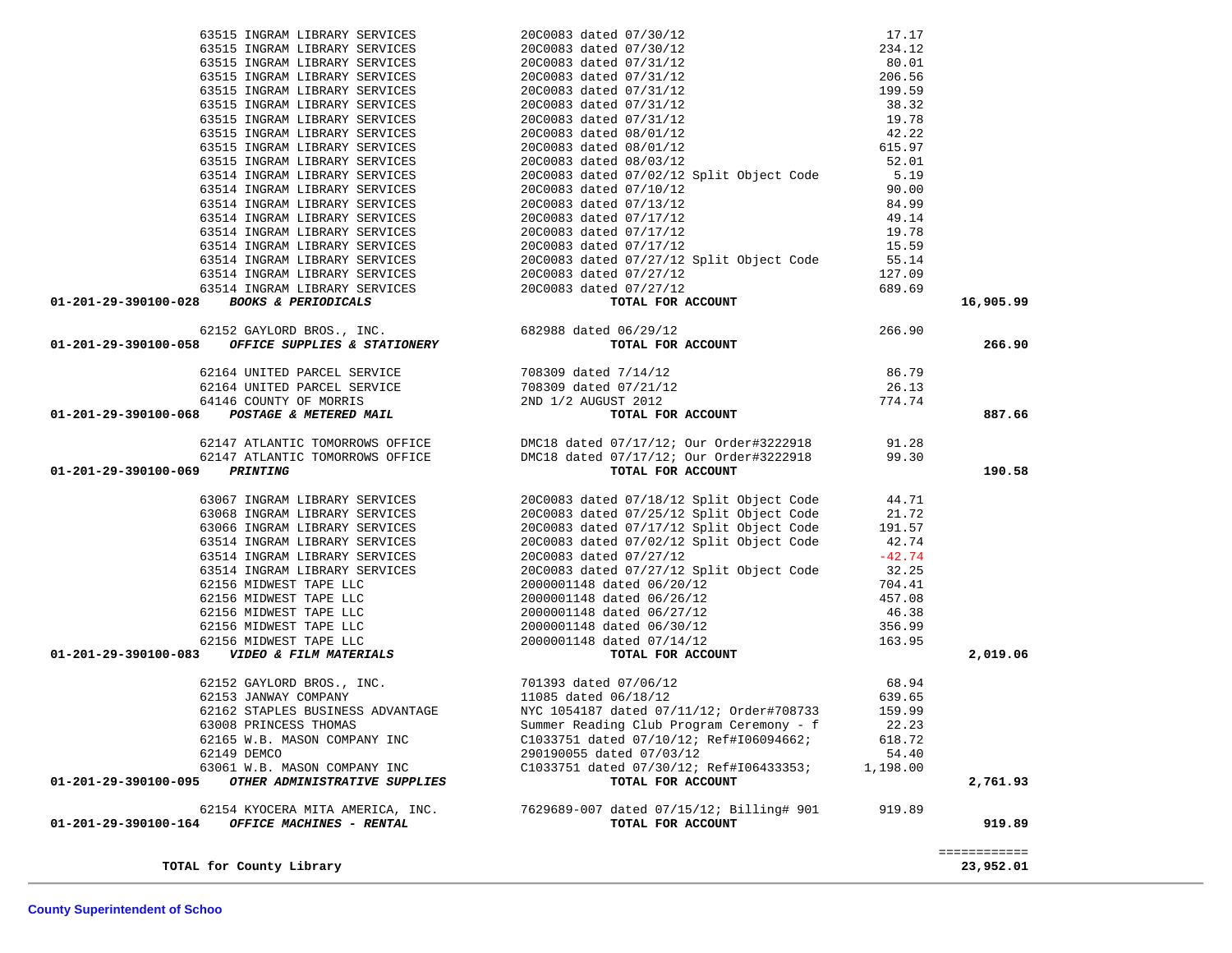| Account | Vendor | Description | Amount | Total |
|---|---|---|---|---|
| | 63515 INGRAM LIBRARY SERVICES | 20C0083 dated 07/30/12 | 17.17 | |
| | 63515 INGRAM LIBRARY SERVICES | 20C0083 dated 07/30/12 | 234.12 | |
| | 63515 INGRAM LIBRARY SERVICES | 20C0083 dated 07/31/12 | 80.01 | |
| | 63515 INGRAM LIBRARY SERVICES | 20C0083 dated 07/31/12 | 206.56 | |
| | 63515 INGRAM LIBRARY SERVICES | 20C0083 dated 07/31/12 | 199.59 | |
| | 63515 INGRAM LIBRARY SERVICES | 20C0083 dated 07/31/12 | 38.32 | |
| | 63515 INGRAM LIBRARY SERVICES | 20C0083 dated 07/31/12 | 19.78 | |
| | 63515 INGRAM LIBRARY SERVICES | 20C0083 dated 08/01/12 | 42.22 | |
| | 63515 INGRAM LIBRARY SERVICES | 20C0083 dated 08/01/12 | 615.97 | |
| | 63515 INGRAM LIBRARY SERVICES | 20C0083 dated 08/03/12 | 52.01 | |
| | 63514 INGRAM LIBRARY SERVICES | 20C0083 dated 07/02/12 Split Object Code | 5.19 | |
| | 63514 INGRAM LIBRARY SERVICES | 20C0083 dated 07/10/12 | 90.00 | |
| | 63514 INGRAM LIBRARY SERVICES | 20C0083 dated 07/13/12 | 84.99 | |
| | 63514 INGRAM LIBRARY SERVICES | 20C0083 dated 07/17/12 | 49.14 | |
| | 63514 INGRAM LIBRARY SERVICES | 20C0083 dated 07/17/12 | 19.78 | |
| | 63514 INGRAM LIBRARY SERVICES | 20C0083 dated 07/17/12 | 15.59 | |
| | 63514 INGRAM LIBRARY SERVICES | 20C0083 dated 07/27/12 Split Object Code | 55.14 | |
| | 63514 INGRAM LIBRARY SERVICES | 20C0083 dated 07/27/12 | 127.09 | |
| | 63514 INGRAM LIBRARY SERVICES | 20C0083 dated 07/27/12 | 689.69 | |
| **01-201-29-390100-028** | ***BOOKS & PERIODICALS*** | **TOTAL FOR ACCOUNT** | | **16,905.99** |
| | 62152 GAYLORD BROS., INC. | 682988 dated 06/29/12 | 266.90 | |
| **01-201-29-390100-058** | ***OFFICE SUPPLIES & STATIONERY*** | **TOTAL FOR ACCOUNT** | | **266.90** |
| | 62164 UNITED PARCEL SERVICE | 708309 dated 7/14/12 | 86.79 | |
| | 62164 UNITED PARCEL SERVICE | 708309 dated 07/21/12 | 26.13 | |
| | 64146 COUNTY OF MORRIS | 2ND 1/2 AUGUST 2012 | 774.74 | |
| **01-201-29-390100-068** | ***POSTAGE & METERED MAIL*** | **TOTAL FOR ACCOUNT** | | **887.66** |
| | 62147 ATLANTIC TOMORROWS OFFICE | DMC18 dated 07/17/12; Our Order#3222918 | 91.28 | |
| | 62147 ATLANTIC TOMORROWS OFFICE | DMC18 dated 07/17/12; Our Order#3222918 | 99.30 | |
| **01-201-29-390100-069** | ***PRINTING*** | **TOTAL FOR ACCOUNT** | | **190.58** |
| | 63067 INGRAM LIBRARY SERVICES | 20C0083 dated 07/18/12 Split Object Code | 44.71 | |
| | 63068 INGRAM LIBRARY SERVICES | 20C0083 dated 07/25/12 Split Object Code | 21.72 | |
| | 63066 INGRAM LIBRARY SERVICES | 20C0083 dated 07/17/12 Split Object Code | 191.57 | |
| | 63514 INGRAM LIBRARY SERVICES | 20C0083 dated 07/02/12 Split Object Code | 42.74 | |
| | 63514 INGRAM LIBRARY SERVICES | 20C0083 dated 07/27/12 | -42.74 | |
| | 63514 INGRAM LIBRARY SERVICES | 20C0083 dated 07/27/12 Split Object Code | 32.25 | |
| | 62156 MIDWEST TAPE LLC | 2000001148 dated 06/20/12 | 704.41 | |
| | 62156 MIDWEST TAPE LLC | 2000001148 dated 06/26/12 | 457.08 | |
| | 62156 MIDWEST TAPE LLC | 2000001148 dated 06/27/12 | 46.38 | |
| | 62156 MIDWEST TAPE LLC | 2000001148 dated 06/30/12 | 356.99 | |
| | 62156 MIDWEST TAPE LLC | 2000001148 dated 07/14/12 | 163.95 | |
| **01-201-29-390100-083** | ***VIDEO & FILM MATERIALS*** | **TOTAL FOR ACCOUNT** | | **2,019.06** |
| | 62152 GAYLORD BROS., INC. | 701393 dated 07/06/12 | 68.94 | |
| | 62153 JANWAY COMPANY | 11085 dated 06/18/12 | 639.65 | |
| | 62162 STAPLES BUSINESS ADVANTAGE | NYC 1054187 dated 07/11/12; Order#708733 | 159.99 | |
| | 63008 PRINCESS THOMAS | Summer Reading Club Program Ceremony - f | 22.23 | |
| | 62165 W.B. MASON COMPANY INC | C1033751 dated 07/10/12; Ref#I06094662; | 618.72 | |
| | 62149 DEMCO | 290190055 dated 07/03/12 | 54.40 | |
| | 63061 W.B. MASON COMPANY INC | C1033751 dated 07/30/12; Ref#I06433353; | 1,198.00 | |
| **01-201-29-390100-095** | ***OTHER ADMINISTRATIVE SUPPLIES*** | **TOTAL FOR ACCOUNT** | | **2,761.93** |
| | 62154 KYOCERA MITA AMERICA, INC. | 7629689-007 dated 07/15/12; Billing# 901 | 919.89 | |
| **01-201-29-390100-164** | ***OFFICE MACHINES - RENTAL*** | **TOTAL FOR ACCOUNT** | | **919.89** |
| | | | | ============ |
| | **TOTAL for County Library** | | | **23,952.01** |

**County Superintendent of Schoo**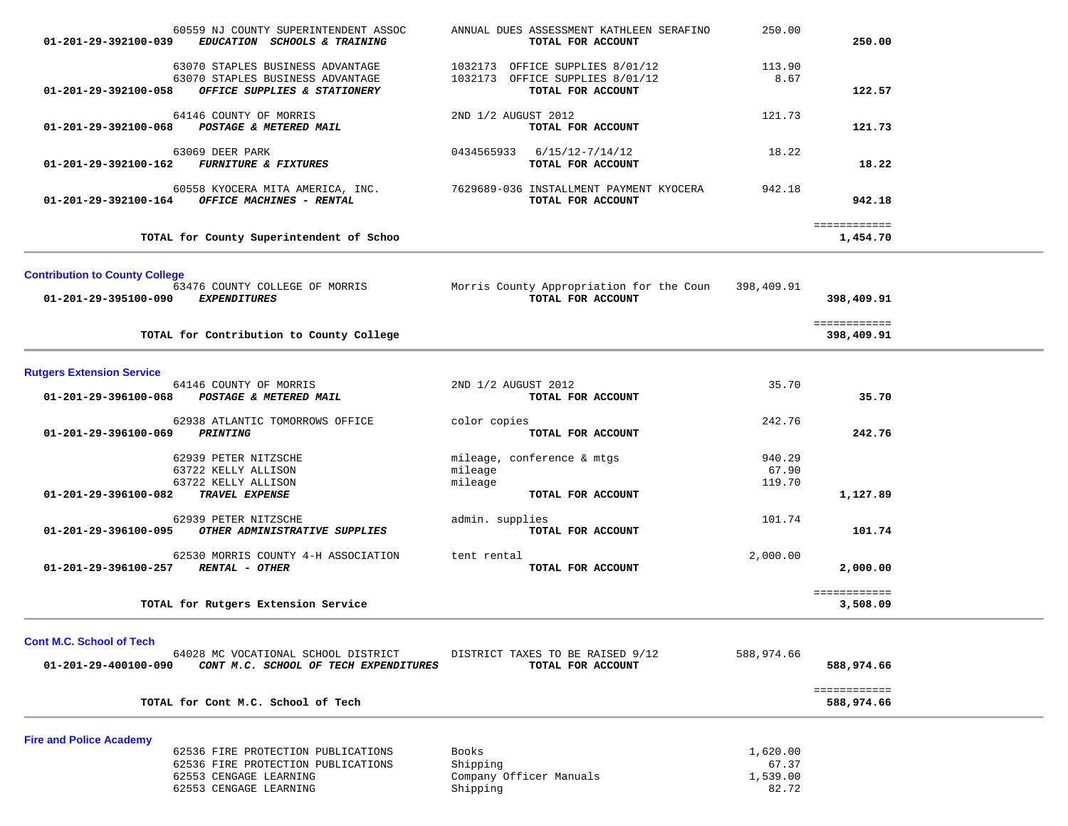| Account | Vendor | Description | Amount | Total |
|---|---|---|---|---|
| | 60559 NJ COUNTY SUPERINTENDENT ASSOC | ANNUAL DUES ASSESSMENT KATHLEEN SERAFINO | 250.00 | |
| 01-201-29-392100-039 | ***EDUCATION SCHOOLS & TRAINING*** | **TOTAL FOR ACCOUNT** | | **250.00** |
| | 63070 STAPLES BUSINESS ADVANTAGE | 1032173 OFFICE SUPPLIES 8/01/12 | 113.90 | |
| | 63070 STAPLES BUSINESS ADVANTAGE | 1032173 OFFICE SUPPLIES 8/01/12 | 8.67 | |
| 01-201-29-392100-058 | ***OFFICE SUPPLIES & STATIONERY*** | **TOTAL FOR ACCOUNT** | | **122.57** |
| | 64146 COUNTY OF MORRIS | 2ND 1/2 AUGUST 2012 | 121.73 | |
| 01-201-29-392100-068 | ***POSTAGE & METERED MAIL*** | **TOTAL FOR ACCOUNT** | | **121.73** |
| | 63069 DEER PARK | 0434565933 6/15/12-7/14/12 | 18.22 | |
| 01-201-29-392100-162 | ***FURNITURE & FIXTURES*** | **TOTAL FOR ACCOUNT** | | **18.22** |
| | 60558 KYOCERA MITA AMERICA, INC. | 7629689-036 INSTALLMENT PAYMENT KYOCERA | 942.18 | |
| 01-201-29-392100-164 | ***OFFICE MACHINES - RENTAL*** | **TOTAL FOR ACCOUNT** | | **942.18** |
| | | | | ============ |
| | **TOTAL for County Superintendent of Schoo** | | | **1,454.70** |

## Contribution to County College

| Account | Vendor | Description | Amount | Total |
|---|---|---|---|---|
| | 63476 COUNTY COLLEGE OF MORRIS | Morris County Appropriation for the Coun | 398,409.91 | |
| 01-201-29-395100-090 | ***EXPENDITURES*** | **TOTAL FOR ACCOUNT** | | **398,409.91** |
| | | | | ============ |
| | **TOTAL for Contribution to County College** | | | **398,409.91** |

## Rutgers Extension Service

| Account | Vendor | Description | Amount | Total |
|---|---|---|---|---|
| | 64146 COUNTY OF MORRIS | 2ND 1/2 AUGUST 2012 | 35.70 | |
| 01-201-29-396100-068 | ***POSTAGE & METERED MAIL*** | **TOTAL FOR ACCOUNT** | | **35.70** |
| | 62938 ATLANTIC TOMORROWS OFFICE | color copies | 242.76 | |
| 01-201-29-396100-069 | ***PRINTING*** | **TOTAL FOR ACCOUNT** | | **242.76** |
| | 62939 PETER NITZSCHE | mileage, conference & mtgs | 940.29 | |
| | 63722 KELLY ALLISON | mileage | 67.90 | |
| | 63722 KELLY ALLISON | mileage | 119.70 | |
| 01-201-29-396100-082 | ***TRAVEL EXPENSE*** | **TOTAL FOR ACCOUNT** | | **1,127.89** |
| | 62939 PETER NITZSCHE | admin. supplies | 101.74 | |
| 01-201-29-396100-095 | ***OTHER ADMINISTRATIVE SUPPLIES*** | **TOTAL FOR ACCOUNT** | | **101.74** |
| | 62530 MORRIS COUNTY 4-H ASSOCIATION | tent rental | 2,000.00 | |
| 01-201-29-396100-257 | ***RENTAL - OTHER*** | **TOTAL FOR ACCOUNT** | | **2,000.00** |
| | | | | ============ |
| | **TOTAL for Rutgers Extension Service** | | | **3,508.09** |

## Cont M.C. School of Tech

| Account | Vendor | Description | Amount | Total |
|---|---|---|---|---|
| | 64028 MC VOCATIONAL SCHOOL DISTRICT | DISTRICT TAXES TO BE RAISED 9/12 | 588,974.66 | |
| 01-201-29-400100-090 | ***CONT M.C. SCHOOL OF TECH EXPENDITURES*** | **TOTAL FOR ACCOUNT** | | **588,974.66** |
| | | | | ============ |
| | **TOTAL for Cont M.C. School of Tech** | | | **588,974.66** |

## Fire and Police Academy

| Account | Vendor | Description | Amount | Total |
|---|---|---|---|---|
| | 62536 FIRE PROTECTION PUBLICATIONS | Books | 1,620.00 | |
| | 62536 FIRE PROTECTION PUBLICATIONS | Shipping | 67.37 | |
| | 62553 CENGAGE LEARNING | Company Officer Manuals | 1,539.00 | |
| | 62553 CENGAGE LEARNING | Shipping | 82.72 | |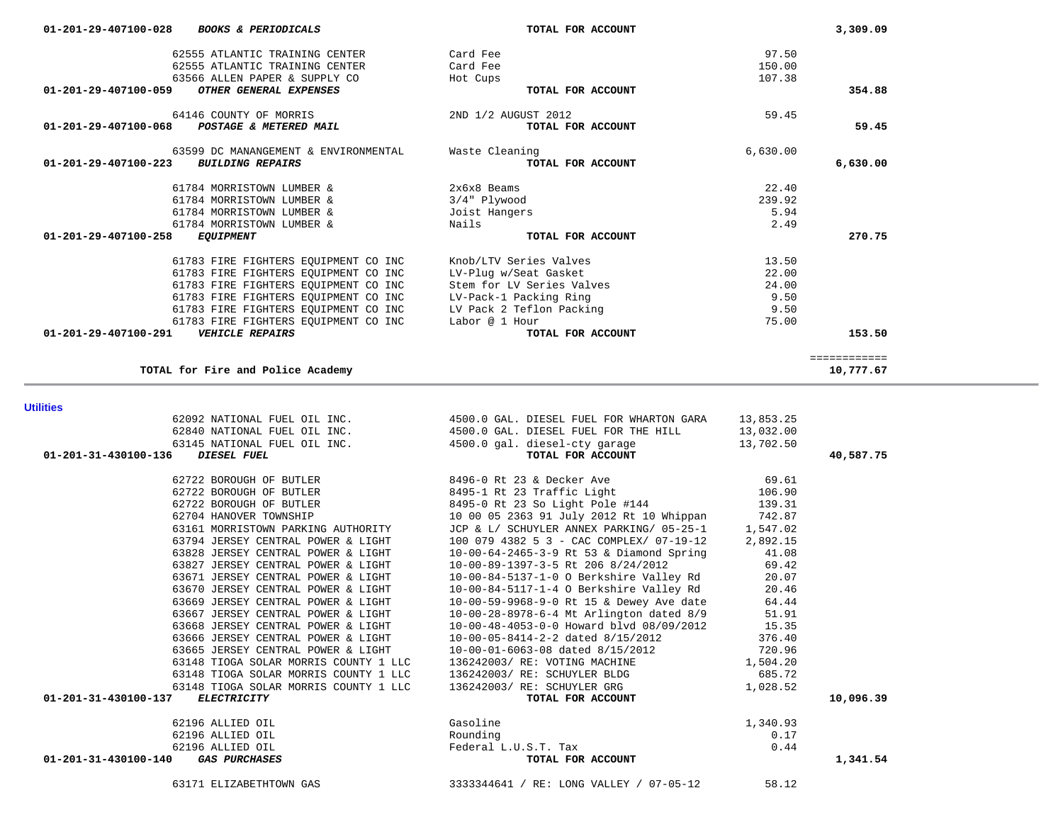| Account | Vendor | Description | Amount | Total |
|---|---|---|---|---|
| 01-201-29-407100-028 ***BOOKS & PERIODICALS*** | | **TOTAL FOR ACCOUNT** | | **3,309.09** |
| | 62555 ATLANTIC TRAINING CENTER | Card Fee | 97.50 | |
| | 62555 ATLANTIC TRAINING CENTER | Card Fee | 150.00 | |
| | 63566 ALLEN PAPER & SUPPLY CO | Hot Cups | 107.38 | |
| 01-201-29-407100-059 ***OTHER GENERAL EXPENSES*** | | **TOTAL FOR ACCOUNT** | | **354.88** |
| | 64146 COUNTY OF MORRIS | 2ND 1/2 AUGUST 2012 | 59.45 | |
| 01-201-29-407100-068 ***POSTAGE & METERED MAIL*** | | **TOTAL FOR ACCOUNT** | | **59.45** |
| | 63599 DC MANANGEMENT & ENVIRONMENTAL | Waste Cleaning | 6,630.00 | |
| 01-201-29-407100-223 ***BUILDING REPAIRS*** | | **TOTAL FOR ACCOUNT** | | **6,630.00** |
| | 61784 MORRISTOWN LUMBER & | 2x6x8 Beams | 22.40 | |
| | 61784 MORRISTOWN LUMBER & | 3/4" Plywood | 239.92 | |
| | 61784 MORRISTOWN LUMBER & | Joist Hangers | 5.94 | |
| | 61784 MORRISTOWN LUMBER & | Nails | 2.49 | |
| 01-201-29-407100-258 ***EQUIPMENT*** | | **TOTAL FOR ACCOUNT** | | **270.75** |
| | 61783 FIRE FIGHTERS EQUIPMENT CO INC | Knob/LTV Series Valves | 13.50 | |
| | 61783 FIRE FIGHTERS EQUIPMENT CO INC | LV-Plug w/Seat Gasket | 22.00 | |
| | 61783 FIRE FIGHTERS EQUIPMENT CO INC | Stem for LV Series Valves | 24.00 | |
| | 61783 FIRE FIGHTERS EQUIPMENT CO INC | LV-Pack-1 Packing Ring | 9.50 | |
| | 61783 FIRE FIGHTERS EQUIPMENT CO INC | LV Pack 2 Teflon Packing | 9.50 | |
| | 61783 FIRE FIGHTERS EQUIPMENT CO INC | Labor @ 1 Hour | 75.00 | |
| 01-201-29-407100-291 ***VEHICLE REPAIRS*** | | **TOTAL FOR ACCOUNT** | | **153.50** |
| | | | | ============ |
| **TOTAL for Fire and Police Academy** | | | | **10,777.67** |

**Utilities**

| Account | Vendor | Description | Amount | Total |
|---|---|---|---|---|
| | 62092 NATIONAL FUEL OIL INC. | 4500.0 GAL. DIESEL FUEL FOR WHARTON GARA | 13,853.25 | |
| | 62840 NATIONAL FUEL OIL INC. | 4500.0 GAL. DIESEL FUEL FOR THE HILL | 13,032.00 | |
| | 63145 NATIONAL FUEL OIL INC. | 4500.0 gal. diesel-cty garage | 13,702.50 | |
| 01-201-31-430100-136 ***DIESEL FUEL*** | | **TOTAL FOR ACCOUNT** | | **40,587.75** |
| | 62722 BOROUGH OF BUTLER | 8496-0 Rt 23 & Decker Ave | 69.61 | |
| | 62722 BOROUGH OF BUTLER | 8495-1 Rt 23 Traffic Light | 106.90 | |
| | 62722 BOROUGH OF BUTLER | 8495-0 Rt 23 So Light Pole #144 | 139.31 | |
| | 62704 HANOVER TOWNSHIP | 10 00 05 2363 91 July 2012 Rt 10 Whippan | 742.87 | |
| | 63161 MORRISTOWN PARKING AUTHORITY | JCP & L/ SCHUYLER ANNEX PARKING/ 05-25-1 | 1,547.02 | |
| | 63794 JERSEY CENTRAL POWER & LIGHT | 100 079 4382 5 3 - CAC COMPLEX/ 07-19-12 | 2,892.15 | |
| | 63828 JERSEY CENTRAL POWER & LIGHT | 10-00-64-2465-3-9 Rt 53 & Diamond Spring | 41.08 | |
| | 63827 JERSEY CENTRAL POWER & LIGHT | 10-00-89-1397-3-5 Rt 206 8/24/2012 | 69.42 | |
| | 63671 JERSEY CENTRAL POWER & LIGHT | 10-00-84-5137-1-0 O Berkshire Valley Rd | 20.07 | |
| | 63670 JERSEY CENTRAL POWER & LIGHT | 10-00-84-5117-1-4 O Berkshire Valley Rd | 20.46 | |
| | 63669 JERSEY CENTRAL POWER & LIGHT | 10-00-59-9968-9-0 Rt 15 & Dewey Ave date | 64.44 | |
| | 63667 JERSEY CENTRAL POWER & LIGHT | 10-00-28-8978-6-4 Mt Arlington dated 8/9 | 51.91 | |
| | 63668 JERSEY CENTRAL POWER & LIGHT | 10-00-48-4053-0-0 Howard blvd 08/09/2012 | 15.35 | |
| | 63666 JERSEY CENTRAL POWER & LIGHT | 10-00-05-8414-2-2 dated 8/15/2012 | 376.40 | |
| | 63665 JERSEY CENTRAL POWER & LIGHT | 10-00-01-6063-08 dated 8/15/2012 | 720.96 | |
| | 63148 TIOGA SOLAR MORRIS COUNTY 1 LLC | 136242003/ RE: VOTING MACHINE | 1,504.20 | |
| | 63148 TIOGA SOLAR MORRIS COUNTY 1 LLC | 136242003/ RE: SCHUYLER BLDG | 685.72 | |
| | 63148 TIOGA SOLAR MORRIS COUNTY 1 LLC | 136242003/ RE: SCHUYLER GRG | 1,028.52 | |
| 01-201-31-430100-137 ***ELECTRICITY*** | | **TOTAL FOR ACCOUNT** | | **10,096.39** |
| | 62196 ALLIED OIL | Gasoline | 1,340.93 | |
| | 62196 ALLIED OIL | Rounding | 0.17 | |
| | 62196 ALLIED OIL | Federal L.U.S.T. Tax | 0.44 | |
| 01-201-31-430100-140 ***GAS PURCHASES*** | | **TOTAL FOR ACCOUNT** | | **1,341.54** |
| | 63171 ELIZABETHTOWN GAS | 3333344641 / RE: LONG VALLEY / 07-05-12 | 58.12 | |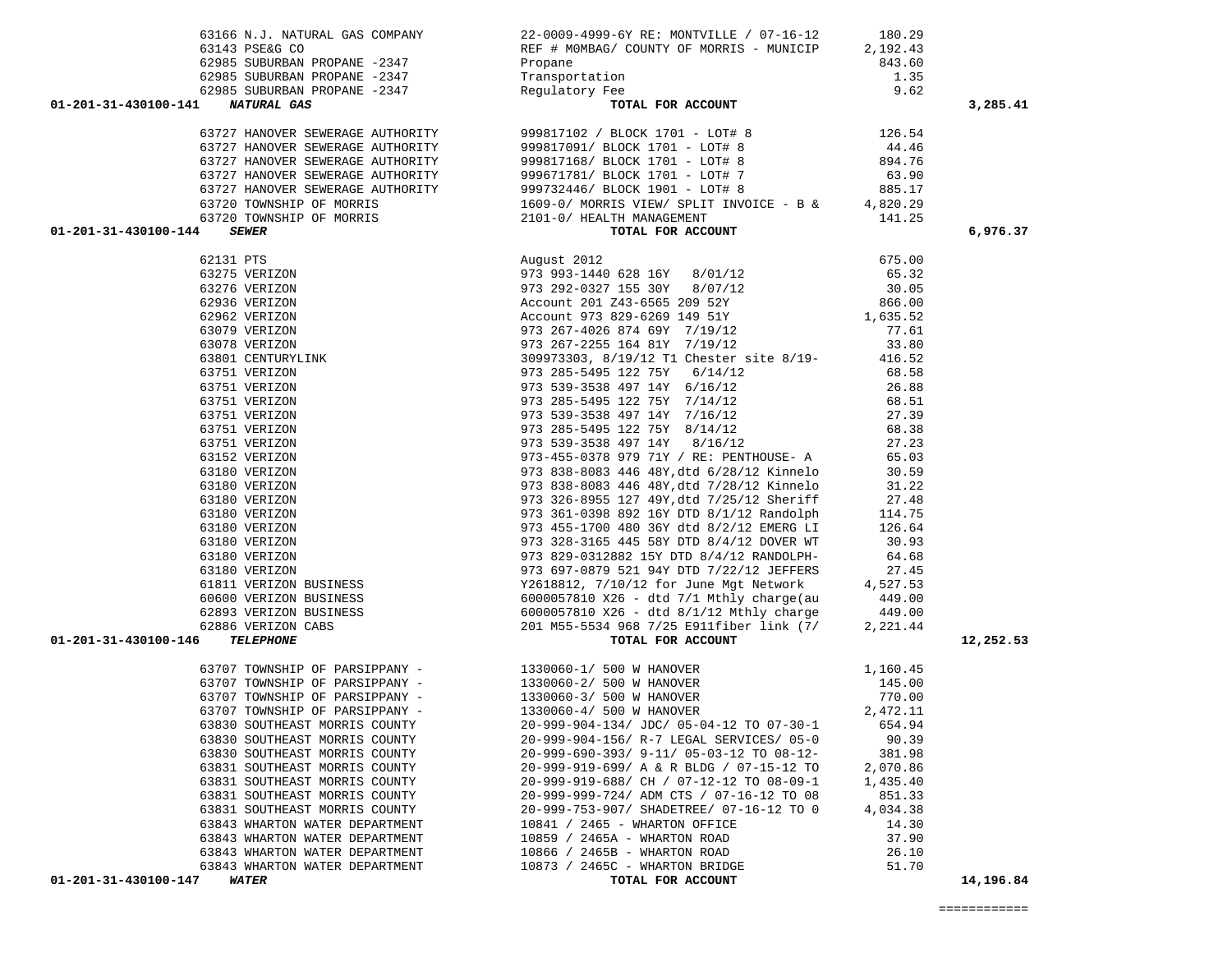| Account | Vendor | Description | Amount | Total |
|---|---|---|---|---|
| | 63166 N.J. NATURAL GAS COMPANY | 22-0009-4999-6Y RE: MONTVILLE / 07-16-12 | 180.29 | |
| | 63143 PSE&G CO | REF # MOMBAG/ COUNTY OF MORRIS - MUNICIP | 2,192.43 | |
| | 62985 SUBURBAN PROPANE -2347 | Propane | 843.60 | |
| | 62985 SUBURBAN PROPANE -2347 | Transportation | 1.35 | |
| | 62985 SUBURBAN PROPANE -2347 | Regulatory Fee | 9.62 | |
| **01-201-31-430100-141** | ***NATURAL GAS*** | **TOTAL FOR ACCOUNT** | | **3,285.41** |
| | 63727 HANOVER SEWERAGE AUTHORITY | 999817102 / BLOCK 1701 - LOT# 8 | 126.54 | |
| | 63727 HANOVER SEWERAGE AUTHORITY | 999817091/ BLOCK 1701 - LOT# 8 | 44.46 | |
| | 63727 HANOVER SEWERAGE AUTHORITY | 999817168/ BLOCK 1701 - LOT# 8 | 894.76 | |
| | 63727 HANOVER SEWERAGE AUTHORITY | 999671781/ BLOCK 1701 - LOT# 7 | 63.90 | |
| | 63727 HANOVER SEWERAGE AUTHORITY | 999732446/ BLOCK 1901 - LOT# 8 | 885.17 | |
| | 63720 TOWNSHIP OF MORRIS | 1609-0/ MORRIS VIEW/ SPLIT INVOICE - B & | 4,820.29 | |
| | 63720 TOWNSHIP OF MORRIS | 2101-0/ HEALTH MANAGEMENT | 141.25 | |
| **01-201-31-430100-144** | ***SEWER*** | **TOTAL FOR ACCOUNT** | | **6,976.37** |
| | 62131 PTS | August 2012 | 675.00 | |
| | 63275 VERIZON | 973 993-1440 628 16Y 8/01/12 | 65.32 | |
| | 63276 VERIZON | 973 292-0327 155 30Y 8/07/12 | 30.05 | |
| | 62936 VERIZON | Account 201 Z43-6565 209 52Y | 866.00 | |
| | 62962 VERIZON | Account 973 829-6269 149 51Y | 1,635.52 | |
| | 63079 VERIZON | 973 267-4026 874 69Y 7/19/12 | 77.61 | |
| | 63078 VERIZON | 973 267-2255 164 81Y 7/19/12 | 33.80 | |
| | 63801 CENTURYLINK | 309973303, 8/19/12 T1 Chester site 8/19- | 416.52 | |
| | 63751 VERIZON | 973 285-5495 122 75Y 6/14/12 | 68.58 | |
| | 63751 VERIZON | 973 539-3538 497 14Y 6/16/12 | 26.88 | |
| | 63751 VERIZON | 973 285-5495 122 75Y 7/14/12 | 68.51 | |
| | 63751 VERIZON | 973 539-3538 497 14Y 7/16/12 | 27.39 | |
| | 63751 VERIZON | 973 285-5495 122 75Y 8/14/12 | 68.38 | |
| | 63751 VERIZON | 973 539-3538 497 14Y 8/16/12 | 27.23 | |
| | 63152 VERIZON | 973-455-0378 979 71Y / RE: PENTHOUSE- A | 65.03 | |
| | 63180 VERIZON | 973 838-8083 446 48Y,dtd 6/28/12 Kinnelo | 30.59 | |
| | 63180 VERIZON | 973 838-8083 446 48Y,dtd 7/28/12 Kinnelo | 31.22 | |
| | 63180 VERIZON | 973 326-8955 127 49Y,dtd 7/25/12 Sheriff | 27.48 | |
| | 63180 VERIZON | 973 361-0398 892 16Y DTD 8/1/12 Randolph | 114.75 | |
| | 63180 VERIZON | 973 455-1700 480 36Y dtd 8/2/12 EMERG LI | 126.64 | |
| | 63180 VERIZON | 973 328-3165 445 58Y DTD 8/4/12 DOVER WT | 30.93 | |
| | 63180 VERIZON | 973 829-0312882 15Y DTD 8/4/12 RANDOLPH- | 64.68 | |
| | 63180 VERIZON | 973 697-0879 521 94Y DTD 7/22/12 JEFFERS | 27.45 | |
| | 61811 VERIZON BUSINESS | Y2618812, 7/10/12 for June Mgt Network | 4,527.53 | |
| | 60600 VERIZON BUSINESS | 6000057810 X26 - dtd 7/1 Mthly charge(au | 449.00 | |
| | 62893 VERIZON BUSINESS | 6000057810 X26 - dtd 8/1/12 Mthly charge | 449.00 | |
| | 62886 VERIZON CABS | 201 M55-5534 968 7/25 E911fiber link (7/ | 2,221.44 | |
| **01-201-31-430100-146** | ***TELEPHONE*** | **TOTAL FOR ACCOUNT** | | **12,252.53** |
| | 63707 TOWNSHIP OF PARSIPPANY - | 1330060-1/ 500 W HANOVER | 1,160.45 | |
| | 63707 TOWNSHIP OF PARSIPPANY - | 1330060-2/ 500 W HANOVER | 145.00 | |
| | 63707 TOWNSHIP OF PARSIPPANY - | 1330060-3/ 500 W HANOVER | 770.00 | |
| | 63707 TOWNSHIP OF PARSIPPANY - | 1330060-4/ 500 W HANOVER | 2,472.11 | |
| | 63830 SOUTHEAST MORRIS COUNTY | 20-999-904-134/ JDC/ 05-04-12 TO 07-30-1 | 654.94 | |
| | 63830 SOUTHEAST MORRIS COUNTY | 20-999-904-156/ R-7 LEGAL SERVICES/ 05-0 | 90.39 | |
| | 63830 SOUTHEAST MORRIS COUNTY | 20-999-690-393/ 9-11/ 05-03-12 TO 08-12- | 381.98 | |
| | 63831 SOUTHEAST MORRIS COUNTY | 20-999-919-699/ A & R BLDG / 07-15-12 TO | 2,070.86 | |
| | 63831 SOUTHEAST MORRIS COUNTY | 20-999-919-688/ CH / 07-12-12 TO 08-09-1 | 1,435.40 | |
| | 63831 SOUTHEAST MORRIS COUNTY | 20-999-999-724/ ADM CTS / 07-16-12 TO 08 | 851.33 | |
| | 63831 SOUTHEAST MORRIS COUNTY | 20-999-753-907/ SHADETREE/ 07-16-12 TO 0 | 4,034.38 | |
| | 63843 WHARTON WATER DEPARTMENT | 10841 / 2465 - WHARTON OFFICE | 14.30 | |
| | 63843 WHARTON WATER DEPARTMENT | 10859 / 2465A - WHARTON ROAD | 37.90 | |
| | 63843 WHARTON WATER DEPARTMENT | 10866 / 2465B - WHARTON ROAD | 26.10 | |
| | 63843 WHARTON WATER DEPARTMENT | 10873 / 2465C - WHARTON BRIDGE | 51.70 | |
| **01-201-31-430100-147** | ***WATER*** | **TOTAL FOR ACCOUNT** | | **14,196.84** |
| | | | | ============ |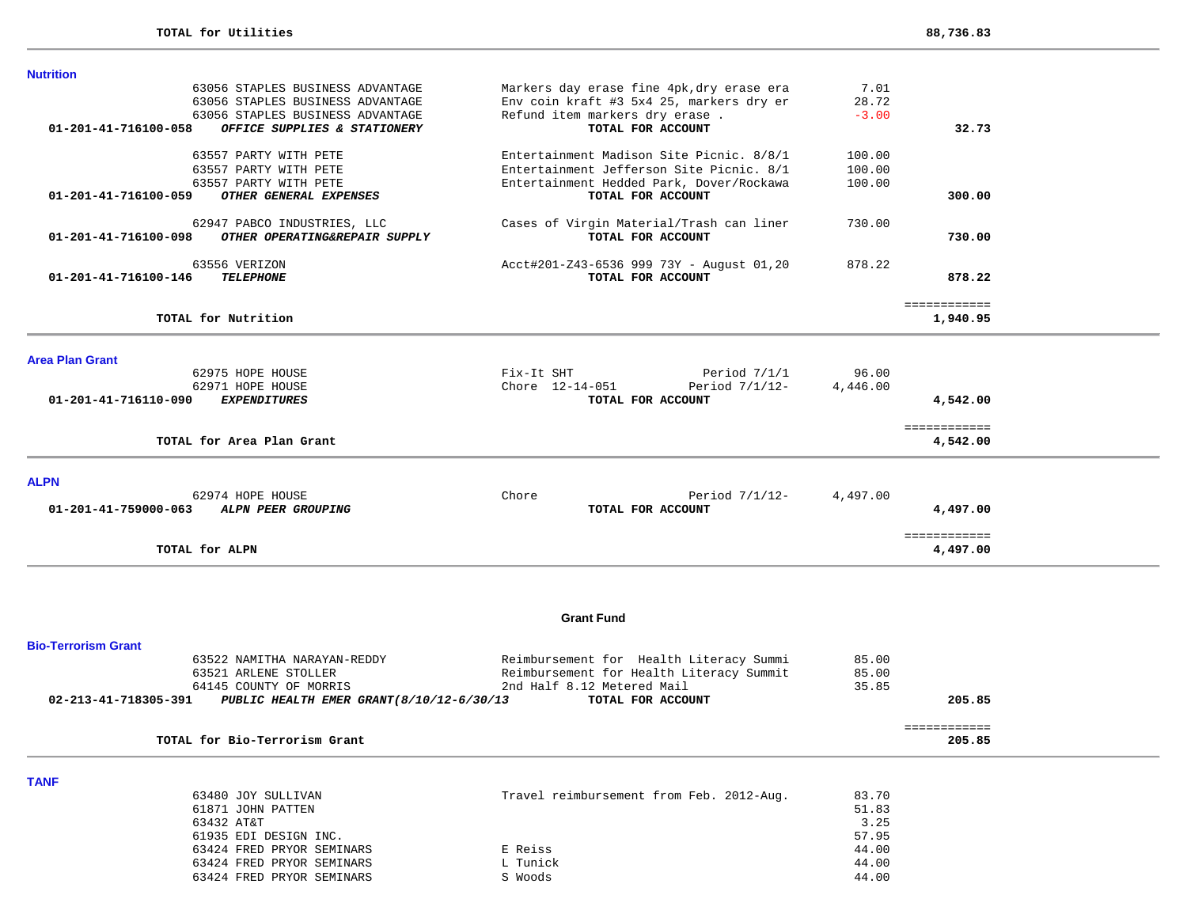**TOTAL for Utilities** — **88,736.83**

## Nutrition

| Account | Vendor / Account Name | Description | Amount | Total |
|---|---|---|---|---|
| | 63056 STAPLES BUSINESS ADVANTAGE | Markers day erase fine 4pk,dry erase era | 7.01 | |
| | 63056 STAPLES BUSINESS ADVANTAGE | Env coin kraft #3 5x4 25, markers dry er | 28.72 | |
| | 63056 STAPLES BUSINESS ADVANTAGE | Refund item markers dry erase . | -3.00 | |
| **01-201-41-716100-058** | ***OFFICE SUPPLIES & STATIONERY*** | **TOTAL FOR ACCOUNT** | | **32.73** |
| | 63557 PARTY WITH PETE | Entertainment Madison Site Picnic. 8/8/1 | 100.00 | |
| | 63557 PARTY WITH PETE | Entertainment Jefferson Site Picnic. 8/1 | 100.00 | |
| | 63557 PARTY WITH PETE | Entertainment Hedded Park, Dover/Rockawa | 100.00 | |
| **01-201-41-716100-059** | ***OTHER GENERAL EXPENSES*** | **TOTAL FOR ACCOUNT** | | **300.00** |
| | 62947 PABCO INDUSTRIES, LLC | Cases of Virgin Material/Trash can liner | 730.00 | |
| **01-201-41-716100-098** | ***OTHER OPERATING&REPAIR SUPPLY*** | **TOTAL FOR ACCOUNT** | | **730.00** |
| | 63556 VERIZON | Acct#201-Z43-6536 999 73Y - August 01,20 | 878.22 | |
| **01-201-41-716100-146** | ***TELEPHONE*** | **TOTAL FOR ACCOUNT** | | **878.22** |

**TOTAL for Nutrition** — **1,940.95**

## Area Plan Grant

| Account | Vendor / Account Name | Description | Amount | Total |
|---|---|---|---|---|
| | 62975 HOPE HOUSE | Fix-It SHT Period 7/1/1 | 96.00 | |
| | 62971 HOPE HOUSE | Chore 12-14-051 Period 7/1/12- | 4,446.00 | |
| **01-201-41-716110-090** | ***EXPENDITURES*** | **TOTAL FOR ACCOUNT** | | **4,542.00** |

**TOTAL for Area Plan Grant** — **4,542.00**

## ALPN

| Account | Vendor / Account Name | Description | Amount | Total |
|---|---|---|---|---|
| | 62974 HOPE HOUSE | Chore Period 7/1/12- | 4,497.00 | |
| **01-201-41-759000-063** | ***ALPN PEER GROUPING*** | **TOTAL FOR ACCOUNT** | | **4,497.00** |

**TOTAL for ALPN** — **4,497.00**

# Grant Fund

## Bio-Terrorism Grant

| Account | Vendor / Account Name | Description | Amount | Total |
|---|---|---|---|---|
| | 63522 NAMITHA NARAYAN-REDDY | Reimbursement for Health Literacy Summi | 85.00 | |
| | 63521 ARLENE STOLLER | Reimbursement for Health Literacy Summit | 85.00 | |
| | 64145 COUNTY OF MORRIS | 2nd Half 8.12 Metered Mail | 35.85 | |
| **02-213-41-718305-391** | ***PUBLIC HEALTH EMER GRANT(8/10/12-6/30/13*** | **TOTAL FOR ACCOUNT** | | **205.85** |

**TOTAL for Bio-Terrorism Grant** — **205.85**

## TANF

| Account | Vendor / Account Name | Description | Amount | Total |
|---|---|---|---|---|
| | 63480 JOY SULLIVAN | Travel reimbursement from Feb. 2012-Aug. | 83.70 | |
| | 61871 JOHN PATTEN | | 51.83 | |
| | 63432 AT&T | | 3.25 | |
| | 61935 EDI DESIGN INC. | | 57.95 | |
| | 63424 FRED PRYOR SEMINARS | E Reiss | 44.00 | |
| | 63424 FRED PRYOR SEMINARS | L Tunick | 44.00 | |
| | 63424 FRED PRYOR SEMINARS | S Woods | 44.00 | |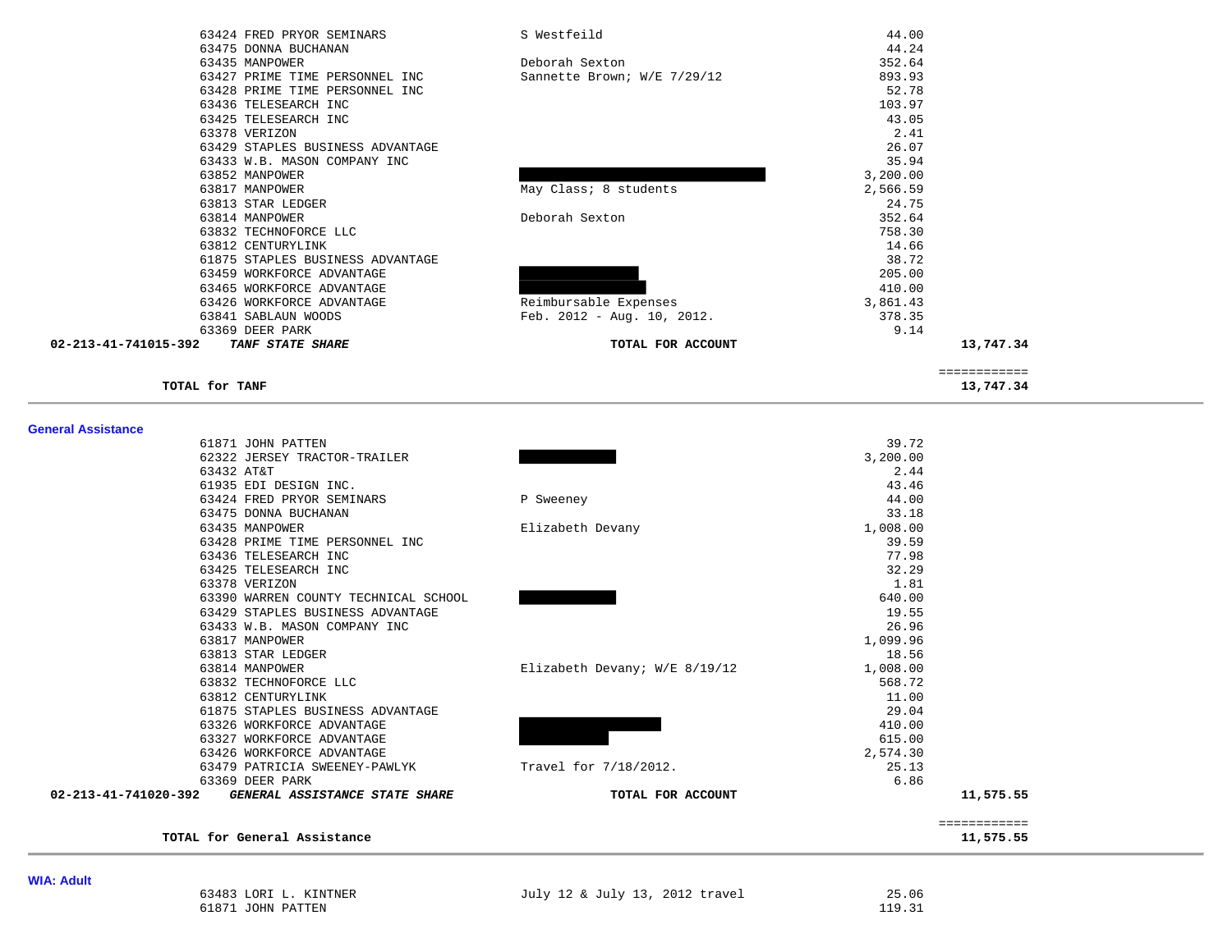| Vendor | Description | Amount | Total |
|---|---|---|---|
| 63424 FRED PRYOR SEMINARS | S Westfeild | 44.00 | |
| 63475 DONNA BUCHANAN | | 44.24 | |
| 63435 MANPOWER | Deborah Sexton | 352.64 | |
| 63427 PRIME TIME PERSONNEL INC | Sannette Brown; W/E 7/29/12 | 893.93 | |
| 63428 PRIME TIME PERSONNEL INC | | 52.78 | |
| 63436 TELESEARCH INC | | 103.97 | |
| 63425 TELESEARCH INC | | 43.05 | |
| 63378 VERIZON | | 2.41 | |
| 63429 STAPLES BUSINESS ADVANTAGE | | 26.07 | |
| 63433 W.B. MASON COMPANY INC | | 35.94 | |
| 63852 MANPOWER | [REDACTED] | 3,200.00 | |
| 63817 MANPOWER | May Class; 8 students | 2,566.59 | |
| 63813 STAR LEDGER | | 24.75 | |
| 63814 MANPOWER | Deborah Sexton | 352.64 | |
| 63832 TECHNOFORCE LLC | | 758.30 | |
| 63812 CENTURYLINK | | 14.66 | |
| 61875 STAPLES BUSINESS ADVANTAGE | | 38.72 | |
| 63459 WORKFORCE ADVANTAGE | [REDACTED] | 205.00 | |
| 63465 WORKFORCE ADVANTAGE | [REDACTED] | 410.00 | |
| 63426 WORKFORCE ADVANTAGE | Reimbursable Expenses | 3,861.43 | |
| 63841 SABLAUN WOODS | Feb. 2012 - Aug. 10, 2012. | 378.35 | |
| 63369 DEER PARK | | 9.14 | |
| **02-213-41-741015-392** ***TANF STATE SHARE*** | **TOTAL FOR ACCOUNT** | | **13,747.34** |

**TOTAL for TANF** ============ **13,747.34**

## General Assistance

| Vendor | Description | Amount | Total |
|---|---|---|---|
| 61871 JOHN PATTEN | | 39.72 | |
| 62322 JERSEY TRACTOR-TRAILER | [REDACTED] | 3,200.00 | |
| 63432 AT&T | | 2.44 | |
| 61935 EDI DESIGN INC. | | 43.46 | |
| 63424 FRED PRYOR SEMINARS | P Sweeney | 44.00 | |
| 63475 DONNA BUCHANAN | | 33.18 | |
| 63435 MANPOWER | Elizabeth Devany | 1,008.00 | |
| 63428 PRIME TIME PERSONNEL INC | | 39.59 | |
| 63436 TELESEARCH INC | | 77.98 | |
| 63425 TELESEARCH INC | | 32.29 | |
| 63378 VERIZON | | 1.81 | |
| 63390 WARREN COUNTY TECHNICAL SCHOOL | [REDACTED] | 640.00 | |
| 63429 STAPLES BUSINESS ADVANTAGE | | 19.55 | |
| 63433 W.B. MASON COMPANY INC | | 26.96 | |
| 63817 MANPOWER | | 1,099.96 | |
| 63813 STAR LEDGER | | 18.56 | |
| 63814 MANPOWER | Elizabeth Devany; W/E 8/19/12 | 1,008.00 | |
| 63832 TECHNOFORCE LLC | | 568.72 | |
| 63812 CENTURYLINK | | 11.00 | |
| 61875 STAPLES BUSINESS ADVANTAGE | | 29.04 | |
| 63326 WORKFORCE ADVANTAGE | [REDACTED] | 410.00 | |
| 63327 WORKFORCE ADVANTAGE | [REDACTED] | 615.00 | |
| 63426 WORKFORCE ADVANTAGE | | 2,574.30 | |
| 63479 PATRICIA SWEENEY-PAWLYK | Travel for 7/18/2012. | 25.13 | |
| 63369 DEER PARK | | 6.86 | |
| **02-213-41-741020-392** ***GENERAL ASSISTANCE STATE SHARE*** | **TOTAL FOR ACCOUNT** | | **11,575.55** |

**TOTAL for General Assistance** ============ **11,575.55**

## WIA: Adult

| Vendor | Description | Amount | Total |
|---|---|---|---|
| 63483 LORI L. KINTNER | July 12 & July 13, 2012 travel | 25.06 | |
| 61871 JOHN PATTEN | | 119.31 | |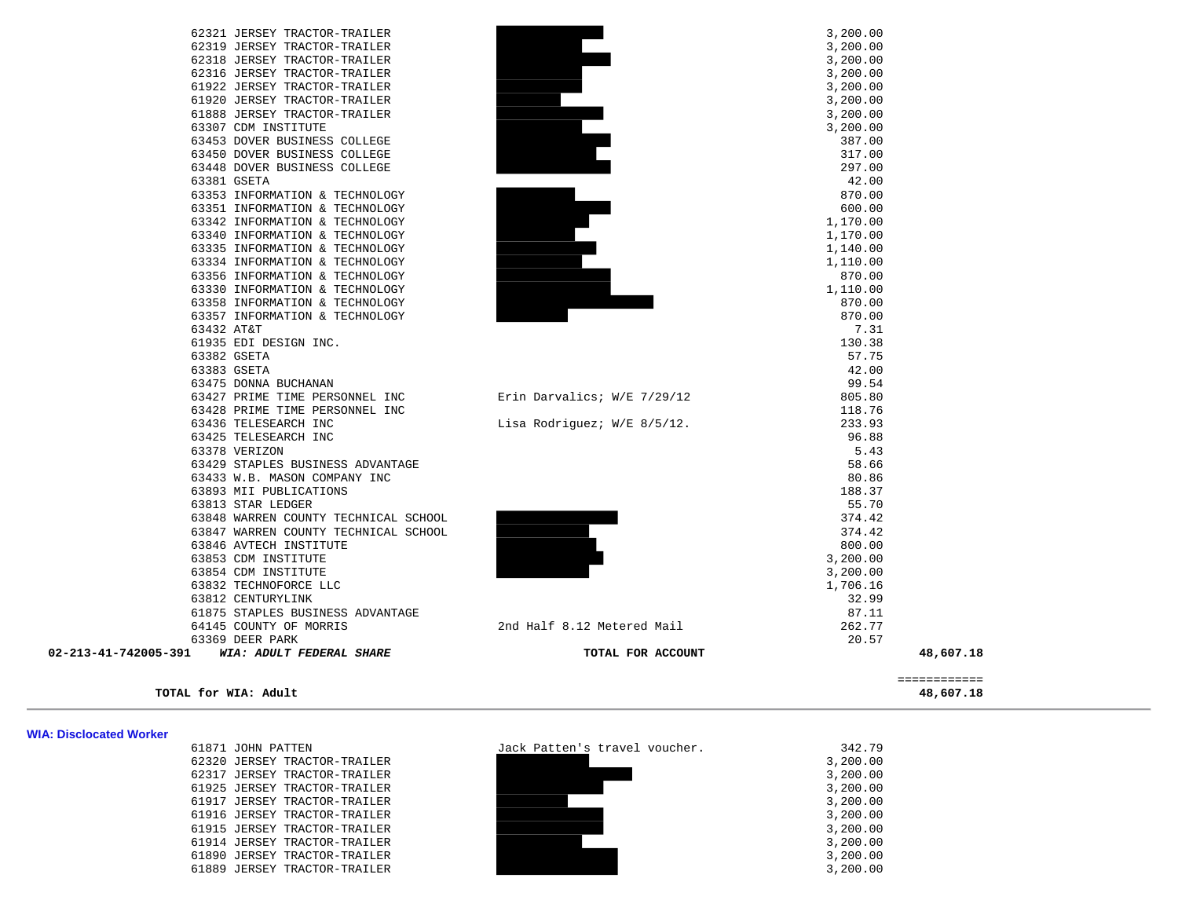| Vendor | Description | Amount | Total |
|---|---|---|---|
| 62321 JERSEY TRACTOR-TRAILER | | 3,200.00 | |
| 62319 JERSEY TRACTOR-TRAILER | | 3,200.00 | |
| 62318 JERSEY TRACTOR-TRAILER | | 3,200.00 | |
| 62316 JERSEY TRACTOR-TRAILER | | 3,200.00 | |
| 61922 JERSEY TRACTOR-TRAILER | | 3,200.00 | |
| 61920 JERSEY TRACTOR-TRAILER | | 3,200.00 | |
| 61888 JERSEY TRACTOR-TRAILER | | 3,200.00 | |
| 63307 CDM INSTITUTE | | 3,200.00 | |
| 63453 DOVER BUSINESS COLLEGE | | 387.00 | |
| 63450 DOVER BUSINESS COLLEGE | | 317.00 | |
| 63448 DOVER BUSINESS COLLEGE | | 297.00 | |
| 63381 GSETA | | 42.00 | |
| 63353 INFORMATION & TECHNOLOGY | | 870.00 | |
| 63351 INFORMATION & TECHNOLOGY | | 600.00 | |
| 63342 INFORMATION & TECHNOLOGY | | 1,170.00 | |
| 63340 INFORMATION & TECHNOLOGY | | 1,170.00 | |
| 63335 INFORMATION & TECHNOLOGY | | 1,140.00 | |
| 63334 INFORMATION & TECHNOLOGY | | 1,110.00 | |
| 63356 INFORMATION & TECHNOLOGY | | 870.00 | |
| 63330 INFORMATION & TECHNOLOGY | | 1,110.00 | |
| 63358 INFORMATION & TECHNOLOGY | | 870.00 | |
| 63357 INFORMATION & TECHNOLOGY | | 870.00 | |
| 63432 AT&T | | 7.31 | |
| 61935 EDI DESIGN INC. | | 130.38 | |
| 63382 GSETA | | 57.75 | |
| 63383 GSETA | | 42.00 | |
| 63475 DONNA BUCHANAN | | 99.54 | |
| 63427 PRIME TIME PERSONNEL INC | Erin Darvalics; W/E 7/29/12 | 805.80 | |
| 63428 PRIME TIME PERSONNEL INC | | 118.76 | |
| 63436 TELESEARCH INC | Lisa Rodriguez; W/E 8/5/12. | 233.93 | |
| 63425 TELESEARCH INC | | 96.88 | |
| 63378 VERIZON | | 5.43 | |
| 63429 STAPLES BUSINESS ADVANTAGE | | 58.66 | |
| 63433 W.B. MASON COMPANY INC | | 80.86 | |
| 63893 MII PUBLICATIONS | | 188.37 | |
| 63813 STAR LEDGER | | 55.70 | |
| 63848 WARREN COUNTY TECHNICAL SCHOOL | | 374.42 | |
| 63847 WARREN COUNTY TECHNICAL SCHOOL | | 374.42 | |
| 63846 AVTECH INSTITUTE | | 800.00 | |
| 63853 CDM INSTITUTE | | 3,200.00 | |
| 63854 CDM INSTITUTE | | 3,200.00 | |
| 63832 TECHNOFORCE LLC | | 1,706.16 | |
| 63812 CENTURYLINK | | 32.99 | |
| 61875 STAPLES BUSINESS ADVANTAGE | | 87.11 | |
| 64145 COUNTY OF MORRIS | 2nd Half 8.12 Metered Mail | 262.77 | |
| 63369 DEER PARK | | 20.57 | |
| **02-213-41-742005-391** ***WIA: ADULT FEDERAL SHARE*** | **TOTAL FOR ACCOUNT** | | **48,607.18** |

**TOTAL for WIA: Adult** **48,607.18**

---

**WIA: Disclocated Worker**

| Vendor | Description | Amount |
|---|---|---|
| 61871 JOHN PATTEN | Jack Patten's travel voucher. | 342.79 |
| 62320 JERSEY TRACTOR-TRAILER | | 3,200.00 |
| 62317 JERSEY TRACTOR-TRAILER | | 3,200.00 |
| 61925 JERSEY TRACTOR-TRAILER | | 3,200.00 |
| 61917 JERSEY TRACTOR-TRAILER | | 3,200.00 |
| 61916 JERSEY TRACTOR-TRAILER | | 3,200.00 |
| 61915 JERSEY TRACTOR-TRAILER | | 3,200.00 |
| 61914 JERSEY TRACTOR-TRAILER | | 3,200.00 |
| 61890 JERSEY TRACTOR-TRAILER | | 3,200.00 |
| 61889 JERSEY TRACTOR-TRAILER | | 3,200.00 |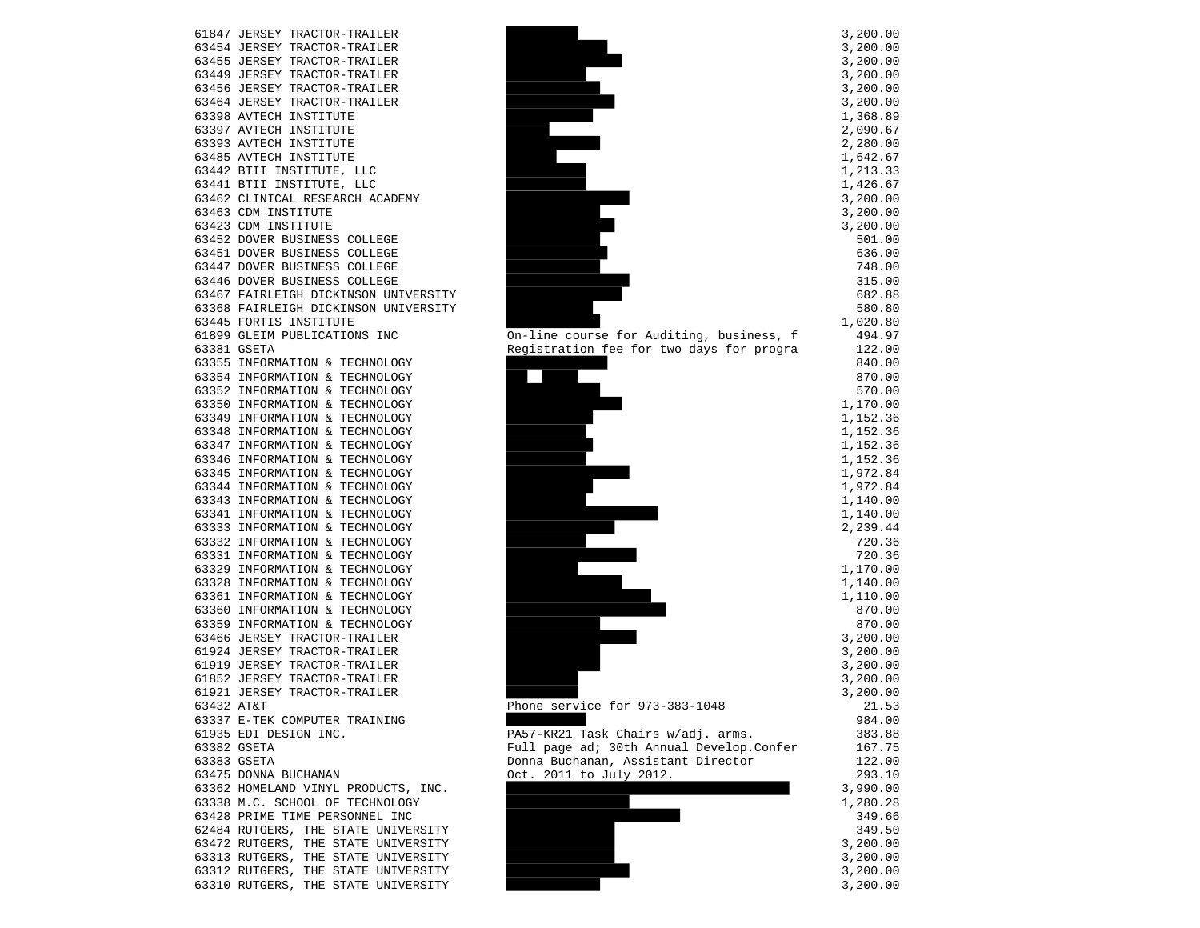| | | | |
|---|---|---|---|
| 61847 | JERSEY TRACTOR-TRAILER | | 3,200.00 |
| 63454 | JERSEY TRACTOR-TRAILER | | 3,200.00 |
| 63455 | JERSEY TRACTOR-TRAILER | | 3,200.00 |
| 63449 | JERSEY TRACTOR-TRAILER | | 3,200.00 |
| 63456 | JERSEY TRACTOR-TRAILER | | 3,200.00 |
| 63464 | JERSEY TRACTOR-TRAILER | | 3,200.00 |
| 63398 | AVTECH INSTITUTE | | 1,368.89 |
| 63397 | AVTECH INSTITUTE | | 2,090.67 |
| 63393 | AVTECH INSTITUTE | | 2,280.00 |
| 63485 | AVTECH INSTITUTE | | 1,642.67 |
| 63442 | BTII INSTITUTE, LLC | | 1,213.33 |
| 63441 | BTII INSTITUTE, LLC | | 1,426.67 |
| 63462 | CLINICAL RESEARCH ACADEMY | | 3,200.00 |
| 63463 | CDM INSTITUTE | | 3,200.00 |
| 63423 | CDM INSTITUTE | | 3,200.00 |
| 63452 | DOVER BUSINESS COLLEGE | | 501.00 |
| 63451 | DOVER BUSINESS COLLEGE | | 636.00 |
| 63447 | DOVER BUSINESS COLLEGE | | 748.00 |
| 63446 | DOVER BUSINESS COLLEGE | | 315.00 |
| 63467 | FAIRLEIGH DICKINSON UNIVERSITY | | 682.88 |
| 63368 | FAIRLEIGH DICKINSON UNIVERSITY | | 580.80 |
| 63445 | FORTIS INSTITUTE | | 1,020.80 |
| 61899 | GLEIM PUBLICATIONS INC | On-line course for Auditing, business, f | 494.97 |
| 63381 | GSETA | Registration fee for two days for progra | 122.00 |
| 63355 | INFORMATION & TECHNOLOGY | | 840.00 |
| 63354 | INFORMATION & TECHNOLOGY | | 870.00 |
| 63352 | INFORMATION & TECHNOLOGY | | 570.00 |
| 63350 | INFORMATION & TECHNOLOGY | | 1,170.00 |
| 63349 | INFORMATION & TECHNOLOGY | | 1,152.36 |
| 63348 | INFORMATION & TECHNOLOGY | | 1,152.36 |
| 63347 | INFORMATION & TECHNOLOGY | | 1,152.36 |
| 63346 | INFORMATION & TECHNOLOGY | | 1,152.36 |
| 63345 | INFORMATION & TECHNOLOGY | | 1,972.84 |
| 63344 | INFORMATION & TECHNOLOGY | | 1,972.84 |
| 63343 | INFORMATION & TECHNOLOGY | | 1,140.00 |
| 63341 | INFORMATION & TECHNOLOGY | | 1,140.00 |
| 63333 | INFORMATION & TECHNOLOGY | | 2,239.44 |
| 63332 | INFORMATION & TECHNOLOGY | | 720.36 |
| 63331 | INFORMATION & TECHNOLOGY | | 720.36 |
| 63329 | INFORMATION & TECHNOLOGY | | 1,170.00 |
| 63328 | INFORMATION & TECHNOLOGY | | 1,140.00 |
| 63361 | INFORMATION & TECHNOLOGY | | 1,110.00 |
| 63360 | INFORMATION & TECHNOLOGY | | 870.00 |
| 63359 | INFORMATION & TECHNOLOGY | | 870.00 |
| 63466 | JERSEY TRACTOR-TRAILER | | 3,200.00 |
| 61924 | JERSEY TRACTOR-TRAILER | | 3,200.00 |
| 61919 | JERSEY TRACTOR-TRAILER | | 3,200.00 |
| 61852 | JERSEY TRACTOR-TRAILER | | 3,200.00 |
| 61921 | JERSEY TRACTOR-TRAILER | | 3,200.00 |
| 63432 | AT&T | Phone service for 973-383-1048 | 21.53 |
| 63337 | E-TEK COMPUTER TRAINING | | 984.00 |
| 61935 | EDI DESIGN INC. | PA57-KR21 Task Chairs w/adj. arms. | 383.88 |
| 63382 | GSETA | Full page ad; 30th Annual Develop.Confer | 167.75 |
| 63383 | GSETA | Donna Buchanan, Assistant Director | 122.00 |
| 63475 | DONNA BUCHANAN | Oct. 2011 to July 2012. | 293.10 |
| 63362 | HOMELAND VINYL PRODUCTS, INC. | | 3,990.00 |
| 63338 | M.C. SCHOOL OF TECHNOLOGY | | 1,280.28 |
| 63428 | PRIME TIME PERSONNEL INC | | 349.66 |
| 62484 | RUTGERS, THE STATE UNIVERSITY | | 349.50 |
| 63472 | RUTGERS, THE STATE UNIVERSITY | | 3,200.00 |
| 63313 | RUTGERS, THE STATE UNIVERSITY | | 3,200.00 |
| 63312 | RUTGERS, THE STATE UNIVERSITY | | 3,200.00 |
| 63310 | RUTGERS, THE STATE UNIVERSITY | | 3,200.00 |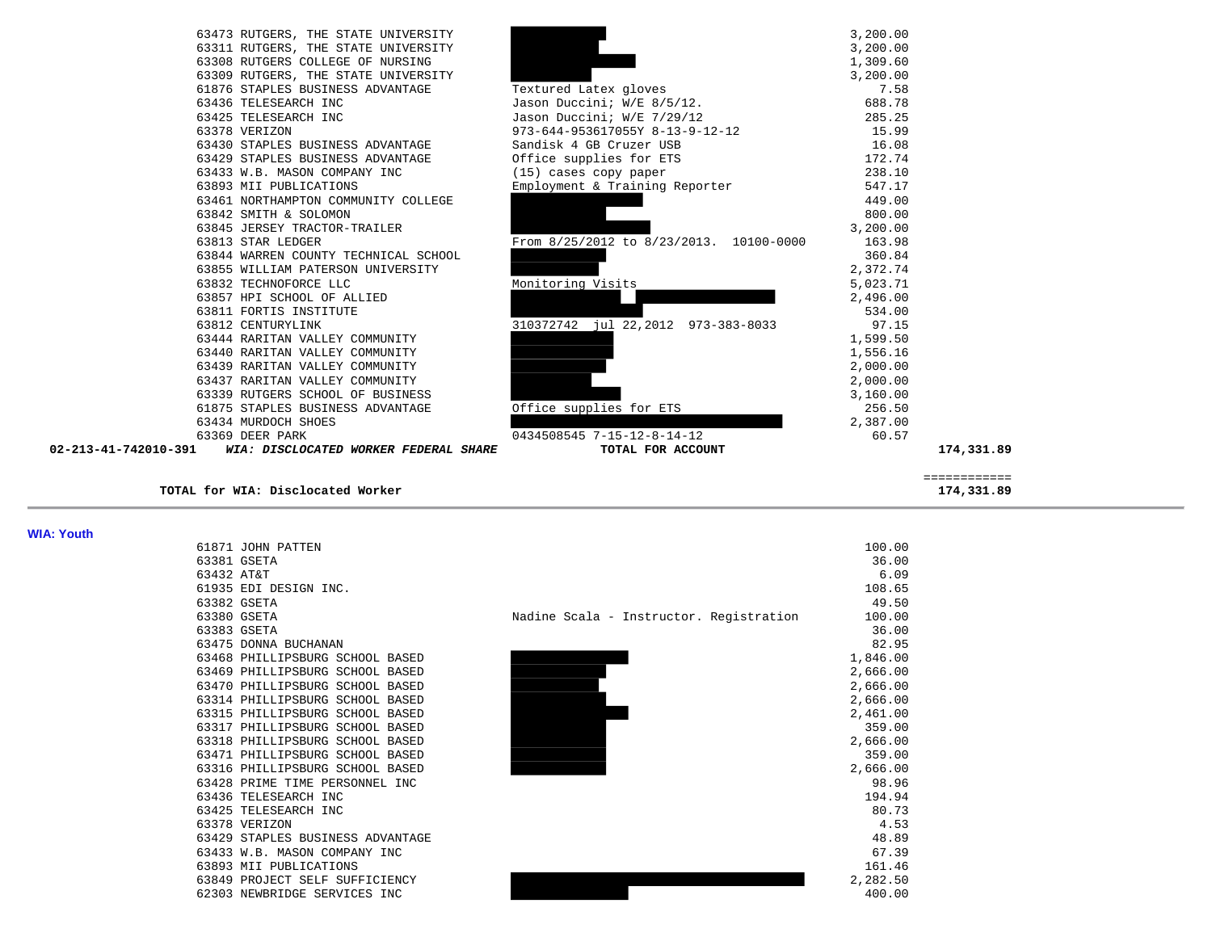| | Vendor | Description | Amount | Total |
|---|---|---|---|---|
| | 63473 RUTGERS, THE STATE UNIVERSITY | | 3,200.00 | |
| | 63311 RUTGERS, THE STATE UNIVERSITY | | 3,200.00 | |
| | 63308 RUTGERS COLLEGE OF NURSING | | 1,309.60 | |
| | 63309 RUTGERS, THE STATE UNIVERSITY | | 3,200.00 | |
| | 61876 STAPLES BUSINESS ADVANTAGE | Textured Latex gloves | 7.58 | |
| | 63436 TELESEARCH INC | Jason Duccini; W/E 8/5/12. | 688.78 | |
| | 63425 TELESEARCH INC | Jason Duccini; W/E 7/29/12 | 285.25 | |
| | 63378 VERIZON | 973-644-953617055Y 8-13-9-12-12 | 15.99 | |
| | 63430 STAPLES BUSINESS ADVANTAGE | Sandisk 4 GB Cruzer USB | 16.08 | |
| | 63429 STAPLES BUSINESS ADVANTAGE | Office supplies for ETS | 172.74 | |
| | 63433 W.B. MASON COMPANY INC | (15) cases copy paper | 238.10 | |
| | 63893 MII PUBLICATIONS | Employment & Training Reporter | 547.17 | |
| | 63461 NORTHAMPTON COMMUNITY COLLEGE | | 449.00 | |
| | 63842 SMITH & SOLOMON | | 800.00 | |
| | 63845 JERSEY TRACTOR-TRAILER | | 3,200.00 | |
| | 63813 STAR LEDGER | From 8/25/2012 to 8/23/2013. 10100-0000 | 163.98 | |
| | 63844 WARREN COUNTY TECHNICAL SCHOOL | | 360.84 | |
| | 63855 WILLIAM PATERSON UNIVERSITY | | 2,372.74 | |
| | 63832 TECHNOFORCE LLC | Monitoring Visits | 5,023.71 | |
| | 63857 HPI SCHOOL OF ALLIED | | 2,496.00 | |
| | 63811 FORTIS INSTITUTE | | 534.00 | |
| | 63812 CENTURYLINK | 310372742 jul 22,2012 973-383-8033 | 97.15 | |
| | 63444 RARITAN VALLEY COMMUNITY | | 1,599.50 | |
| | 63440 RARITAN VALLEY COMMUNITY | | 1,556.16 | |
| | 63439 RARITAN VALLEY COMMUNITY | | 2,000.00 | |
| | 63437 RARITAN VALLEY COMMUNITY | | 2,000.00 | |
| | 63339 RUTGERS SCHOOL OF BUSINESS | | 3,160.00 | |
| | 61875 STAPLES BUSINESS ADVANTAGE | Office supplies for ETS | 256.50 | |
| | 63434 MURDOCH SHOES | | 2,387.00 | |
| | 63369 DEER PARK | 0434508545 7-15-12-8-14-12 | 60.57 | |
| **02-213-41-742010-391** | ***WIA: DISCLOCATED WORKER FEDERAL SHARE*** | **TOTAL FOR ACCOUNT** | | **174,331.89** |

**TOTAL for WIA: Disclocated Worker** — ============ **174,331.89**

---

**WIA: Youth**

| Vendor | Description | Amount |
|---|---|---|
| 61871 JOHN PATTEN | | 100.00 |
| 63381 GSETA | | 36.00 |
| 63432 AT&T | | 6.09 |
| 61935 EDI DESIGN INC. | | 108.65 |
| 63382 GSETA | | 49.50 |
| 63380 GSETA | Nadine Scala - Instructor. Registration | 100.00 |
| 63383 GSETA | | 36.00 |
| 63475 DONNA BUCHANAN | | 82.95 |
| 63468 PHILLIPSBURG SCHOOL BASED | | 1,846.00 |
| 63469 PHILLIPSBURG SCHOOL BASED | | 2,666.00 |
| 63470 PHILLIPSBURG SCHOOL BASED | | 2,666.00 |
| 63314 PHILLIPSBURG SCHOOL BASED | | 2,666.00 |
| 63315 PHILLIPSBURG SCHOOL BASED | | 2,461.00 |
| 63317 PHILLIPSBURG SCHOOL BASED | | 359.00 |
| 63318 PHILLIPSBURG SCHOOL BASED | | 2,666.00 |
| 63471 PHILLIPSBURG SCHOOL BASED | | 359.00 |
| 63316 PHILLIPSBURG SCHOOL BASED | | 2,666.00 |
| 63428 PRIME TIME PERSONNEL INC | | 98.96 |
| 63436 TELESEARCH INC | | 194.94 |
| 63425 TELESEARCH INC | | 80.73 |
| 63378 VERIZON | | 4.53 |
| 63429 STAPLES BUSINESS ADVANTAGE | | 48.89 |
| 63433 W.B. MASON COMPANY INC | | 67.39 |
| 63893 MII PUBLICATIONS | | 161.46 |
| 63849 PROJECT SELF SUFFICIENCY | | 2,282.50 |
| 62303 NEWBRIDGE SERVICES INC | | 400.00 |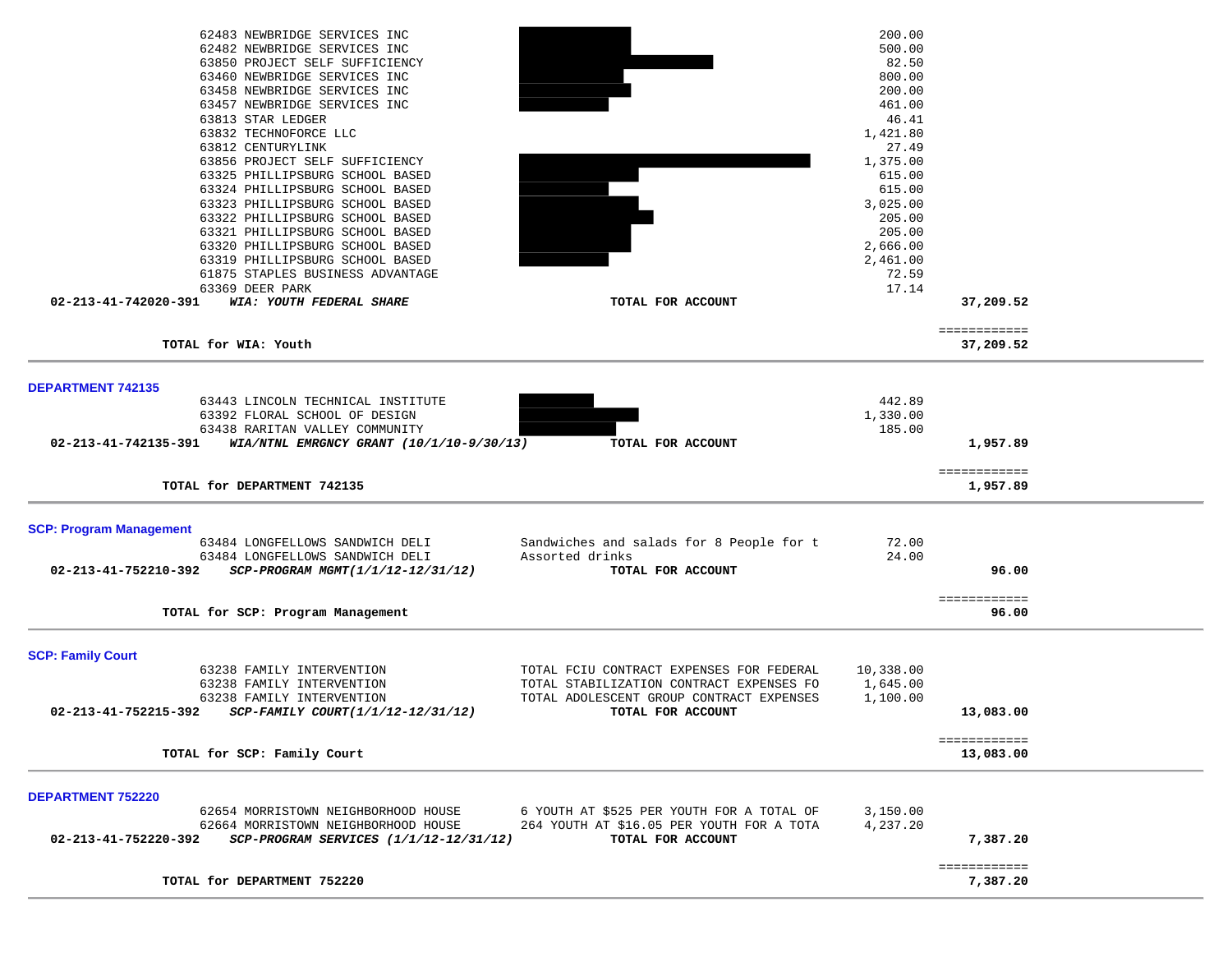| Vendor | Description | Amount | Total |
|---|---|---|---|
| 62483 NEWBRIDGE SERVICES INC | | 200.00 | |
| 62482 NEWBRIDGE SERVICES INC | | 500.00 | |
| 63850 PROJECT SELF SUFFICIENCY | | 82.50 | |
| 63460 NEWBRIDGE SERVICES INC | | 800.00 | |
| 63458 NEWBRIDGE SERVICES INC | | 200.00 | |
| 63457 NEWBRIDGE SERVICES INC | | 461.00 | |
| 63813 STAR LEDGER | | 46.41 | |
| 63832 TECHNOFORCE LLC | | 1,421.80 | |
| 63812 CENTURYLINK | | 27.49 | |
| 63856 PROJECT SELF SUFFICIENCY | | 1,375.00 | |
| 63325 PHILLIPSBURG SCHOOL BASED | | 615.00 | |
| 63324 PHILLIPSBURG SCHOOL BASED | | 615.00 | |
| 63323 PHILLIPSBURG SCHOOL BASED | | 3,025.00 | |
| 63322 PHILLIPSBURG SCHOOL BASED | | 205.00 | |
| 63321 PHILLIPSBURG SCHOOL BASED | | 205.00 | |
| 63320 PHILLIPSBURG SCHOOL BASED | | 2,666.00 | |
| 63319 PHILLIPSBURG SCHOOL BASED | | 2,461.00 | |
| 61875 STAPLES BUSINESS ADVANTAGE | | 72.59 | |
| 63369 DEER PARK | | 17.14 | |
| **02-213-41-742020-391** ***WIA: YOUTH FEDERAL SHARE*** | **TOTAL FOR ACCOUNT** | | **37,209.52** |

**TOTAL for WIA: Youth** ============ **37,209.52**

## DEPARTMENT 742135

| Vendor | Description | Amount | Total |
|---|---|---|---|
| 63443 LINCOLN TECHNICAL INSTITUTE | | 442.89 | |
| 63392 FLORAL SCHOOL OF DESIGN | | 1,330.00 | |
| 63438 RARITAN VALLEY COMMUNITY | | 185.00 | |
| **02-213-41-742135-391** ***WIA/NTNL EMRGNCY GRANT (10/1/10-9/30/13)*** | **TOTAL FOR ACCOUNT** | | **1,957.89** |

**TOTAL for DEPARTMENT 742135** ============ **1,957.89**

## SCP: Program Management

| Vendor | Description | Amount | Total |
|---|---|---|---|
| 63484 LONGFELLOWS SANDWICH DELI | Sandwiches and salads for 8 People for t | 72.00 | |
| 63484 LONGFELLOWS SANDWICH DELI | Assorted drinks | 24.00 | |
| **02-213-41-752210-392** ***SCP-PROGRAM MGMT(1/1/12-12/31/12)*** | **TOTAL FOR ACCOUNT** | | **96.00** |

**TOTAL for SCP: Program Management** ============ **96.00**

## SCP: Family Court

| Vendor | Description | Amount | Total |
|---|---|---|---|
| 63238 FAMILY INTERVENTION | TOTAL FCIU CONTRACT EXPENSES FOR FEDERAL | 10,338.00 | |
| 63238 FAMILY INTERVENTION | TOTAL STABILIZATION CONTRACT EXPENSES FO | 1,645.00 | |
| 63238 FAMILY INTERVENTION | TOTAL ADOLESCENT GROUP CONTRACT EXPENSES | 1,100.00 | |
| **02-213-41-752215-392** ***SCP-FAMILY COURT(1/1/12-12/31/12)*** | **TOTAL FOR ACCOUNT** | | **13,083.00** |

**TOTAL for SCP: Family Court** ============ **13,083.00**

## DEPARTMENT 752220

| Vendor | Description | Amount | Total |
|---|---|---|---|
| 62654 MORRISTOWN NEIGHBORHOOD HOUSE | 6 YOUTH AT $525 PER YOUTH FOR A TOTAL OF | 3,150.00 | |
| 62664 MORRISTOWN NEIGHBORHOOD HOUSE | 264 YOUTH AT $16.05 PER YOUTH FOR A TOTA | 4,237.20 | |
| **02-213-41-752220-392** ***SCP-PROGRAM SERVICES (1/1/12-12/31/12)*** | **TOTAL FOR ACCOUNT** | | **7,387.20** |

**TOTAL for DEPARTMENT 752220** ============ **7,387.20**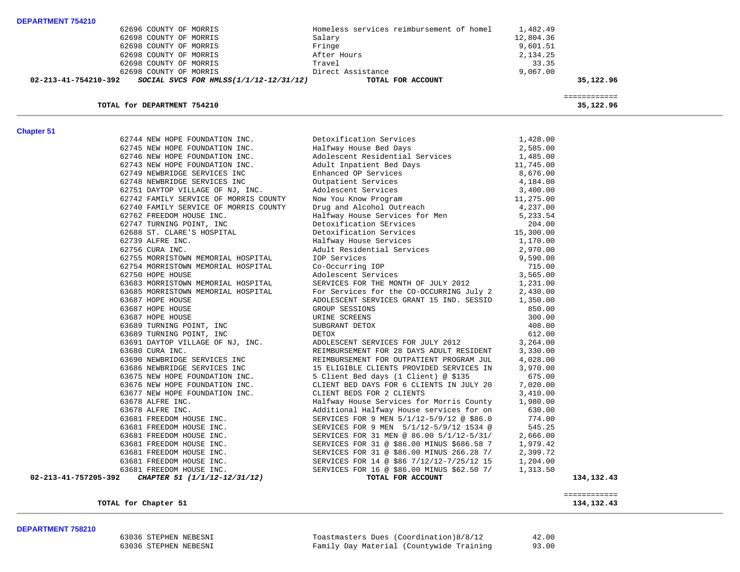**DEPARTMENT 754210**

| | | | | |
|---|---|---|---|---|
| | 62696 COUNTY OF MORRIS | Homeless services reimbursement of homel | 1,482.49 | |
| | 62698 COUNTY OF MORRIS | Salary | 12,804.36 | |
| | 62698 COUNTY OF MORRIS | Fringe | 9,601.51 | |
| | 62698 COUNTY OF MORRIS | After Hours | 2,134.25 | |
| | 62698 COUNTY OF MORRIS | Travel | 33.35 | |
| | 62698 COUNTY OF MORRIS | Direct Assistance | 9,067.00 | |
| **02-213-41-754210-392** | ***SOCIAL SVCS FOR HMLSS(1/1/12-12/31/12)*** | **TOTAL FOR ACCOUNT** | | **35,122.96** |
| | | | | ============ |
| | **TOTAL for DEPARTMENT 754210** | | | **35,122.96** |

**Chapter 51**

| | | | | |
|---|---|---|---|---|
| | 62744 NEW HOPE FOUNDATION INC. | Detoxification Services | 1,428.00 | |
| | 62745 NEW HOPE FOUNDATION INC. | Halfway House Bed Days | 2,585.00 | |
| | 62746 NEW HOPE FOUNDATION INC. | Adolescent Residential Services | 1,485.00 | |
| | 62743 NEW HOPE FOUNDATION INC. | Adult Inpatient Bed Days | 11,745.00 | |
| | 62749 NEWBRIDGE SERVICES INC | Enhanced OP Services | 8,676.00 | |
| | 62748 NEWBRIDGE SERVICES INC | Outpatient Services | 4,184.00 | |
| | 62751 DAYTOP VILLAGE OF NJ, INC. | Adolescent Services | 3,400.00 | |
| | 62742 FAMILY SERVICE OF MORRIS COUNTY | Now You Know Program | 11,275.00 | |
| | 62740 FAMILY SERVICE OF MORRIS COUNTY | Drug and Alcohol Outreach | 4,237.00 | |
| | 62762 FREEDOM HOUSE INC. | Halfway House Services for Men | 5,233.54 | |
| | 62747 TURNING POINT, INC | Detoxification SErvices | 204.00 | |
| | 62688 ST. CLARE'S HOSPITAL | Detoxification Services | 15,300.00 | |
| | 62739 ALFRE INC. | Halfway House Services | 1,170.00 | |
| | 62756 CURA INC. | Adult Residential Services | 2,970.00 | |
| | 62755 MORRISTOWN MEMORIAL HOSPITAL | IOP Services | 9,590.00 | |
| | 62754 MORRISTOWN MEMORIAL HOSPITAL | Co-Occurring IOP | 715.00 | |
| | 62750 HOPE HOUSE | Adolescent Services | 3,565.00 | |
| | 63683 MORRISTOWN MEMORIAL HOSPITAL | SERVICES FOR THE MONTH OF JULY 2012 | 1,231.00 | |
| | 63685 MORRISTOWN MEMORIAL HOSPITAL | For Services for the CO-OCCURRING July 2 | 2,430.00 | |
| | 63687 HOPE HOUSE | ADOLESCENT SERVICES GRANT 15 IND. SESSIO | 1,350.00 | |
| | 63687 HOPE HOUSE | GROUP SESSIONS | 850.00 | |
| | 63687 HOPE HOUSE | URINE SCREENS | 300.00 | |
| | 63689 TURNING POINT, INC | SUBGRANT DETOX | 408.00 | |
| | 63689 TURNING POINT, INC | DETOX | 612.00 | |
| | 63691 DAYTOP VILLAGE OF NJ, INC. | ADOLESCENT SERVICES FOR JULY 2012 | 3,264.00 | |
| | 63680 CURA INC. | REIMBURSEMENT FOR 28 DAYS ADULT RESIDENT | 3,330.00 | |
| | 63690 NEWBRIDGE SERVICES INC | REIMBURSEMENT FOR OUTPATIENT PROGRAM JUL | 4,028.00 | |
| | 63686 NEWBRIDGE SERVICES INC | 15 ELIGIBLE CLIENTS PROVIDED SERVICES IN | 3,970.00 | |
| | 63675 NEW HOPE FOUNDATION INC. | 5 Client Bed days (1 Client) @ $135 | 675.00 | |
| | 63676 NEW HOPE FOUNDATION INC. | CLIENT BED DAYS FOR 6 CLIENTS IN JULY 20 | 7,020.00 | |
| | 63677 NEW HOPE FOUNDATION INC. | CLIENT BEDS FOR 2 CLIENTS | 3,410.00 | |
| | 63678 ALFRE INC. | Halfway House Services for Morris County | 1,980.00 | |
| | 63678 ALFRE INC. | Additional Halfway House services for on | 630.00 | |
| | 63681 FREEDOM HOUSE INC. | SERVICES FOR 9 MEN 5/1/12-5/9/12 @ $86.0 | 774.00 | |
| | 63681 FREEDOM HOUSE INC. | SERVICES FOR 9 MEN 5/1/12-5/9/12 1534 @ | 545.25 | |
| | 63681 FREEDOM HOUSE INC. | SERVICES FOR 31 MEN @ 86.00 5/1/12-5/31/ | 2,666.00 | |
| | 63681 FREEDOM HOUSE INC. | SERVICES FOR 31 @ $86.00 MINUS $686.58 7 | 1,979.42 | |
| | 63681 FREEDOM HOUSE INC. | SERVICES FOR 31 @ $86.00 MINUS 266.28 7/ | 2,399.72 | |
| | 63681 FREEDOM HOUSE INC. | SERVICES FOR 14 @ $86 7/12/12-7/25/12 15 | 1,204.00 | |
| | 63681 FREEDOM HOUSE INC. | SERVICES FOR 16 @ $86.00 MINUS $62.50 7/ | 1,313.50 | |
| **02-213-41-757205-392** | ***CHAPTER 51 (1/1/12-12/31/12)*** | **TOTAL FOR ACCOUNT** | | **134,132.43** |
| | | | | ============ |
| | **TOTAL for Chapter 51** | | | **134,132.43** |

**DEPARTMENT 758210**

| | | | | |
|---|---|---|---|---|
| | 63036 STEPHEN NEBESNI | Toastmasters Dues (Coordination)8/8/12 | 42.00 | |
| | 63036 STEPHEN NEBESNI | Family Day Material (Countywide Training | 93.00 | |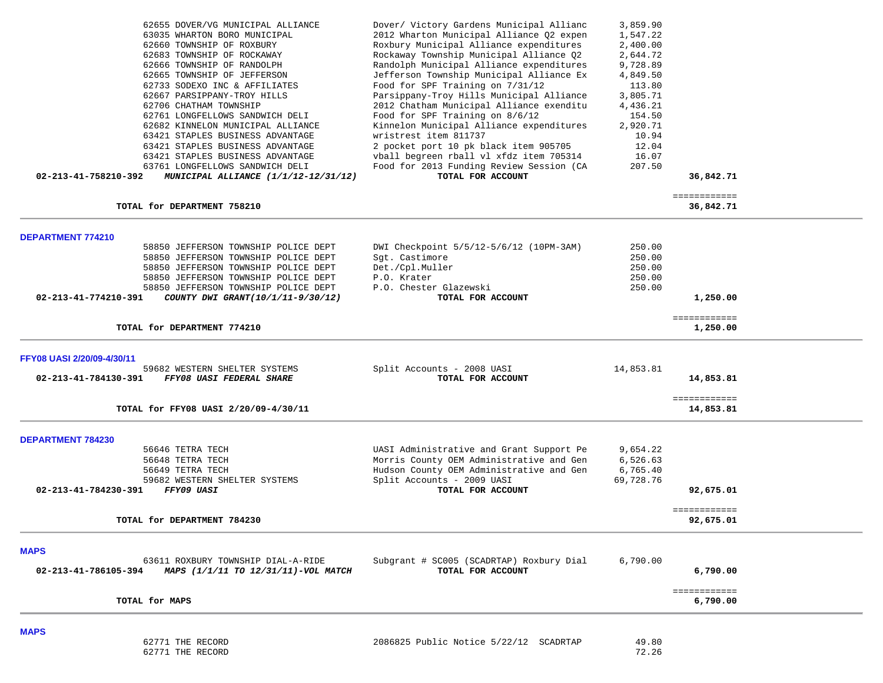| Vendor | Description | Amount | Total |
|---|---|---|---|
| 62655 DOVER/VG MUNICIPAL ALLIANCE | Dover/ Victory Gardens Municipal Allianc | 3,859.90 | |
| 63035 WHARTON BORO MUNICIPAL | 2012 Wharton Municipal Alliance Q2 expen | 1,547.22 | |
| 62660 TOWNSHIP OF ROXBURY | Roxbury Municipal Alliance expenditures | 2,400.00 | |
| 62683 TOWNSHIP OF ROCKAWAY | Rockaway Township Municipal Alliance Q2 | 2,644.72 | |
| 62666 TOWNSHIP OF RANDOLPH | Randolph Municipal Alliance expenditures | 9,728.89 | |
| 62665 TOWNSHIP OF JEFFERSON | Jefferson Township Municipal Alliance Ex | 4,849.50 | |
| 62733 SODEXO INC & AFFILIATES | Food for SPF Training on 7/31/12 | 113.80 | |
| 62667 PARSIPPANY-TROY HILLS | Parsippany-Troy Hills Municipal Alliance | 3,805.71 | |
| 62706 CHATHAM TOWNSHIP | 2012 Chatham Municipal Alliance exenditu | 4,436.21 | |
| 62761 LONGFELLOWS SANDWICH DELI | Food for SPF Training on 8/6/12 | 154.50 | |
| 62682 KINNELON MUNICIPAL ALLIANCE | Kinnelon Municipal Alliance expenditures | 2,920.71 | |
| 63421 STAPLES BUSINESS ADVANTAGE | wristrest item 811737 | 10.94 | |
| 63421 STAPLES BUSINESS ADVANTAGE | 2 pocket port 10 pk black item 905705 | 12.04 | |
| 63421 STAPLES BUSINESS ADVANTAGE | vball begreen rball vl xfdz item 705314 | 16.07 | |
| 63761 LONGFELLOWS SANDWICH DELI | Food for 2013 Funding Review Session (CA | 207.50 | |
| **02-213-41-758210-392** ***MUNICIPAL ALLIANCE (1/1/12-12/31/12)*** | **TOTAL FOR ACCOUNT** | | **36,842.71** |

**TOTAL for DEPARTMENT 758210** ============ **36,842.71**

## DEPARTMENT 774210

| Vendor | Description | Amount | Total |
|---|---|---|---|
| 58850 JEFFERSON TOWNSHIP POLICE DEPT | DWI Checkpoint 5/5/12-5/6/12 (10PM-3AM) | 250.00 | |
| 58850 JEFFERSON TOWNSHIP POLICE DEPT | Sgt. Castimore | 250.00 | |
| 58850 JEFFERSON TOWNSHIP POLICE DEPT | Det./Cpl.Muller | 250.00 | |
| 58850 JEFFERSON TOWNSHIP POLICE DEPT | P.O. Krater | 250.00 | |
| 58850 JEFFERSON TOWNSHIP POLICE DEPT | P.O. Chester Glazewski | 250.00 | |
| **02-213-41-774210-391** ***COUNTY DWI GRANT(10/1/11-9/30/12)*** | **TOTAL FOR ACCOUNT** | | **1,250.00** |

**TOTAL for DEPARTMENT 774210** ============ **1,250.00**

## FFY08 UASI 2/20/09-4/30/11

| Vendor | Description | Amount | Total |
|---|---|---|---|
| 59682 WESTERN SHELTER SYSTEMS | Split Accounts - 2008 UASI | 14,853.81 | |
| **02-213-41-784130-391** ***FFY08 UASI FEDERAL SHARE*** | **TOTAL FOR ACCOUNT** | | **14,853.81** |

**TOTAL for FFY08 UASI 2/20/09-4/30/11** ============ **14,853.81**

## DEPARTMENT 784230

| Vendor | Description | Amount | Total |
|---|---|---|---|
| 56646 TETRA TECH | UASI Administrative and Grant Support Pe | 9,654.22 | |
| 56648 TETRA TECH | Morris County OEM Administrative and Gen | 6,526.63 | |
| 56649 TETRA TECH | Hudson County OEM Administrative and Gen | 6,765.40 | |
| 59682 WESTERN SHELTER SYSTEMS | Split Accounts - 2009 UASI | 69,728.76 | |
| **02-213-41-784230-391** ***FFY09 UASI*** | **TOTAL FOR ACCOUNT** | | **92,675.01** |

**TOTAL for DEPARTMENT 784230** ============ **92,675.01**

## MAPS

| Vendor | Description | Amount | Total |
|---|---|---|---|
| 63611 ROXBURY TOWNSHIP DIAL-A-RIDE | Subgrant # SC005 (SCADRTAP) Roxbury Dial | 6,790.00 | |
| **02-213-41-786105-394** ***MAPS (1/1/11 TO 12/31/11)-VOL MATCH*** | **TOTAL FOR ACCOUNT** | | **6,790.00** |

**TOTAL for MAPS** ============ **6,790.00**

## MAPS

| Vendor | Description | Amount | Total |
|---|---|---|---|
| 62771 THE RECORD | 2086825 Public Notice 5/22/12 SCADRTAP | 49.80 | |
| 62771 THE RECORD | | 72.26 | |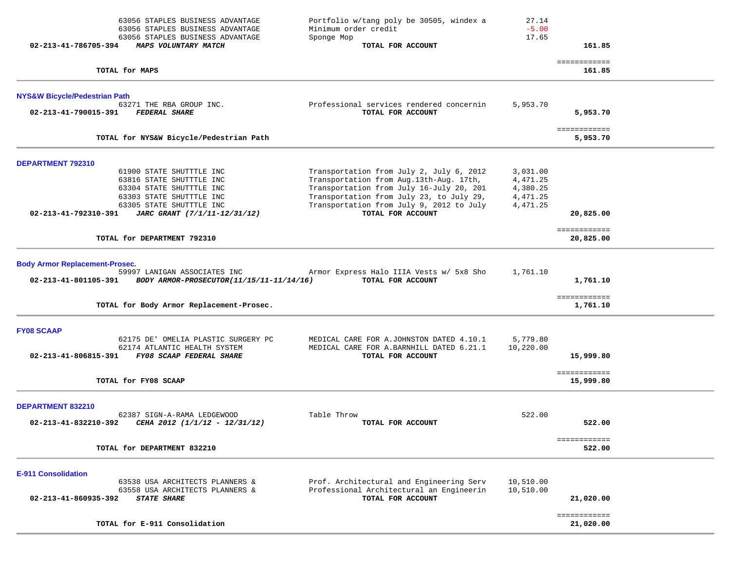| | | | | |
|---|---|---|---|---|
| | 63056 STAPLES BUSINESS ADVANTAGE | Portfolio w/tang poly be 30505, windex a | 27.14 | |
| | 63056 STAPLES BUSINESS ADVANTAGE | Minimum order credit | -5.00 | |
| | 63056 STAPLES BUSINESS ADVANTAGE | Sponge Mop | 17.65 | |
| **02-213-41-786705-394** | ***MAPS VOLUNTARY MATCH*** | **TOTAL FOR ACCOUNT** | | **161.85** |
| | | | | ============ |
| | **TOTAL for MAPS** | | | **161.85** |

### NYS&W Bicycle/Pedestrian Path

| | | | | |
|---|---|---|---|---|
| | 63271 THE RBA GROUP INC. | Professional services rendered concernin | 5,953.70 | |
| **02-213-41-790015-391** | ***FEDERAL SHARE*** | **TOTAL FOR ACCOUNT** | | **5,953.70** |
| | | | | ============ |
| | **TOTAL for NYS&W Bicycle/Pedestrian Path** | | | **5,953.70** |

### DEPARTMENT 792310

| | | | | |
|---|---|---|---|---|
| | 61900 STATE SHUTTTLE INC | Transportation from July 2, July 6, 2012 | 3,031.00 | |
| | 63816 STATE SHUTTTLE INC | Transportation from Aug.13th-Aug. 17th, | 4,471.25 | |
| | 63304 STATE SHUTTTLE INC | Transportation from July 16-July 20, 201 | 4,380.25 | |
| | 63303 STATE SHUTTTLE INC | Transportation from July 23, to July 29, | 4,471.25 | |
| | 63305 STATE SHUTTTLE INC | Transportation from July 9, 2012 to July | 4,471.25 | |
| **02-213-41-792310-391** | ***JARC GRANT (7/1/11-12/31/12)*** | **TOTAL FOR ACCOUNT** | | **20,825.00** |
| | | | | ============ |
| | **TOTAL for DEPARTMENT 792310** | | | **20,825.00** |

### Body Armor Replacement-Prosec.

| | | | | |
|---|---|---|---|---|
| | 59997 LANIGAN ASSOCIATES INC | Armor Express Halo IIIA Vests w/ 5x8 Sho | 1,761.10 | |
| **02-213-41-801105-391** | ***BODY ARMOR-PROSECUTOR(11/15/11-11/14/16)*** | **TOTAL FOR ACCOUNT** | | **1,761.10** |
| | | | | ============ |
| | **TOTAL for Body Armor Replacement-Prosec.** | | | **1,761.10** |

### FY08 SCAAP

| | | | | |
|---|---|---|---|---|
| | 62175 DE' OMELIA PLASTIC SURGERY PC | MEDICAL CARE FOR A.JOHNSTON DATED 4.10.1 | 5,779.80 | |
| | 62174 ATLANTIC HEALTH SYSTEM | MEDICAL CARE FOR A.BARNHILL DATED 6.21.1 | 10,220.00 | |
| **02-213-41-806815-391** | ***FY08 SCAAP FEDERAL SHARE*** | **TOTAL FOR ACCOUNT** | | **15,999.80** |
| | | | | ============ |
| | **TOTAL for FY08 SCAAP** | | | **15,999.80** |

### DEPARTMENT 832210

| | | | | |
|---|---|---|---|---|
| | 62387 SIGN-A-RAMA LEDGEWOOD | Table Throw | 522.00 | |
| **02-213-41-832210-392** | ***CEHA 2012 (1/1/12 - 12/31/12)*** | **TOTAL FOR ACCOUNT** | | **522.00** |
| | | | | ============ |
| | **TOTAL for DEPARTMENT 832210** | | | **522.00** |

### E-911 Consolidation

| | | | | |
|---|---|---|---|---|
| | 63538 USA ARCHITECTS PLANNERS & | Prof. Architectural and Engineering Serv | 10,510.00 | |
| | 63558 USA ARCHITECTS PLANNERS & | Professional Architectural an Engineerin | 10,510.00 | |
| **02-213-41-860935-392** | ***STATE SHARE*** | **TOTAL FOR ACCOUNT** | | **21,020.00** |
| | | | | ============ |
| | **TOTAL for E-911 Consolidation** | | | **21,020.00** |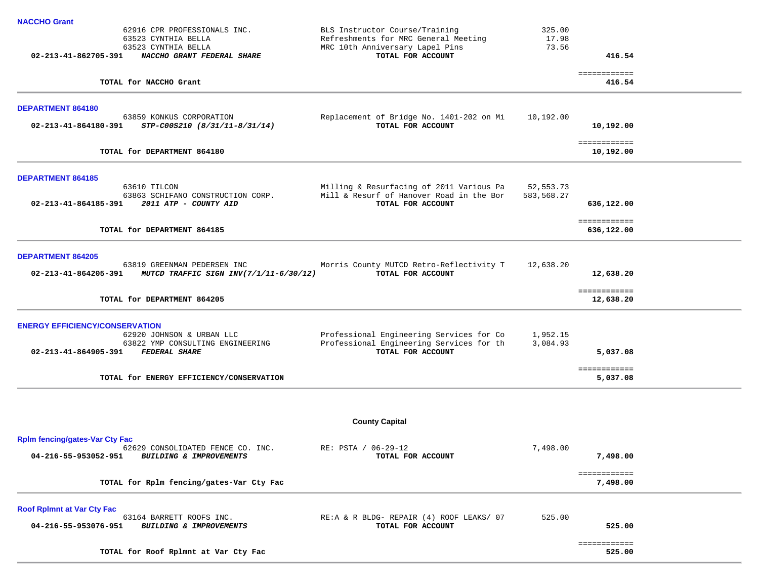### NACCHO Grant

| | | | | |
|---|---|---|---|---|
| | 62916 CPR PROFESSIONALS INC. | BLS Instructor Course/Training | 325.00 | |
| | 63523 CYNTHIA BELLA | Refreshments for MRC General Meeting | 17.98 | |
| | 63523 CYNTHIA BELLA | MRC 10th Anniversary Lapel Pins | 73.56 | |
| **02-213-41-862705-391** | ***NACCHO GRANT FEDERAL SHARE*** | **TOTAL FOR ACCOUNT** | | **416.54** |
| | | | | ============ |
| | **TOTAL for NACCHO Grant** | | | **416.54** |

### DEPARTMENT 864180

| | | | | |
|---|---|---|---|---|
| | 63859 KONKUS CORPORATION | Replacement of Bridge No. 1401-202 on Mi | 10,192.00 | |
| **02-213-41-864180-391** | ***STP-C00S210 (8/31/11-8/31/14)*** | **TOTAL FOR ACCOUNT** | | **10,192.00** |
| | | | | ============ |
| | **TOTAL for DEPARTMENT 864180** | | | **10,192.00** |

### DEPARTMENT 864185

| | | | | |
|---|---|---|---|---|
| | 63610 TILCON | Milling & Resurfacing of 2011 Various Pa | 52,553.73 | |
| | 63863 SCHIFANO CONSTRUCTION CORP. | Mill & Resurf of Hanover Road in the Bor | 583,568.27 | |
| **02-213-41-864185-391** | ***2011 ATP - COUNTY AID*** | **TOTAL FOR ACCOUNT** | | **636,122.00** |
| | | | | ============ |
| | **TOTAL for DEPARTMENT 864185** | | | **636,122.00** |

### DEPARTMENT 864205

| | | | | |
|---|---|---|---|---|
| | 63819 GREENMAN PEDERSEN INC | Morris County MUTCD Retro-Reflectivity T | 12,638.20 | |
| **02-213-41-864205-391** | ***MUTCD TRAFFIC SIGN INV(7/1/11-6/30/12)*** | **TOTAL FOR ACCOUNT** | | **12,638.20** |
| | | | | ============ |
| | **TOTAL for DEPARTMENT 864205** | | | **12,638.20** |

### ENERGY EFFICIENCY/CONSERVATION

| | | | | |
|---|---|---|---|---|
| | 62920 JOHNSON & URBAN LLC | Professional Engineering Services for Co | 1,952.15 | |
| | 63822 YMP CONSULTING ENGINEERING | Professional Engineering Services for th | 3,084.93 | |
| **02-213-41-864905-391** | ***FEDERAL SHARE*** | **TOTAL FOR ACCOUNT** | | **5,037.08** |
| | | | | ============ |
| | **TOTAL for ENERGY EFFICIENCY/CONSERVATION** | | | **5,037.08** |

## County Capital

### Rplm fencing/gates-Var Cty Fac

| | | | | |
|---|---|---|---|---|
| | 62629 CONSOLIDATED FENCE CO. INC. | RE: PSTA / 06-29-12 | 7,498.00 | |
| **04-216-55-953052-951** | ***BUILDING & IMPROVEMENTS*** | **TOTAL FOR ACCOUNT** | | **7,498.00** |
| | | | | ============ |
| | **TOTAL for Rplm fencing/gates-Var Cty Fac** | | | **7,498.00** |

### Roof Rplmnt at Var Cty Fac

| | | | | |
|---|---|---|---|---|
| | 63164 BARRETT ROOFS INC. | RE:A & R BLDG- REPAIR (4) ROOF LEAKS/ 07 | 525.00 | |
| **04-216-55-953076-951** | ***BUILDING & IMPROVEMENTS*** | **TOTAL FOR ACCOUNT** | | **525.00** |
| | | | | ============ |
| | **TOTAL for Roof Rplmnt at Var Cty Fac** | | | **525.00** |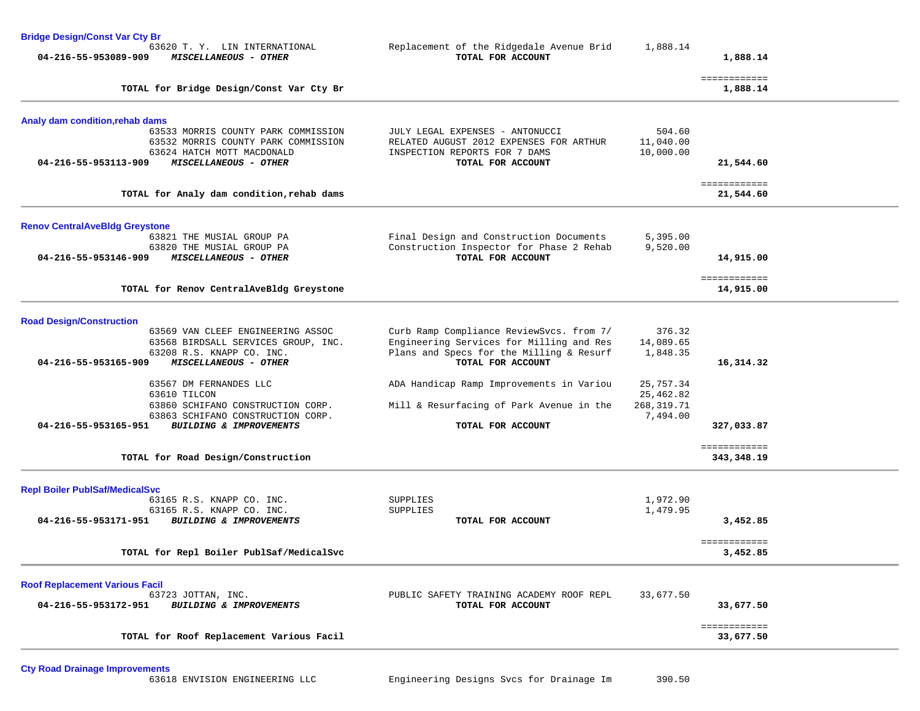**Bridge Design/Const Var Cty Br**

| Account / Vendor | Description | Amount | Total |
|---|---|---|---|
| 63620 T. Y. LIN INTERNATIONAL | Replacement of the Ridgedale Avenue Brid | 1,888.14 | |
| **04-216-55-953089-909** ***MISCELLANEOUS - OTHER*** | **TOTAL FOR ACCOUNT** | | **1,888.14** |
| | | | ============ |
| **TOTAL for Bridge Design/Const Var Cty Br** | | | **1,888.14** |

**Analy dam condition,rehab dams**

| Account / Vendor | Description | Amount | Total |
|---|---|---|---|
| 63533 MORRIS COUNTY PARK COMMISSION | JULY LEGAL EXPENSES - ANTONUCCI | 504.60 | |
| 63532 MORRIS COUNTY PARK COMMISSION | RELATED AUGUST 2012 EXPENSES FOR ARTHUR | 11,040.00 | |
| 63624 HATCH MOTT MACDONALD | INSPECTION REPORTS FOR 7 DAMS | 10,000.00 | |
| **04-216-55-953113-909** ***MISCELLANEOUS - OTHER*** | **TOTAL FOR ACCOUNT** | | **21,544.60** |
| | | | ============ |
| **TOTAL for Analy dam condition,rehab dams** | | | **21,544.60** |

**Renov CentralAveBldg Greystone**

| Account / Vendor | Description | Amount | Total |
|---|---|---|---|
| 63821 THE MUSIAL GROUP PA | Final Design and Construction Documents | 5,395.00 | |
| 63820 THE MUSIAL GROUP PA | Construction Inspector for Phase 2 Rehab | 9,520.00 | |
| **04-216-55-953146-909** ***MISCELLANEOUS - OTHER*** | **TOTAL FOR ACCOUNT** | | **14,915.00** |
| | | | ============ |
| **TOTAL for Renov CentralAveBldg Greystone** | | | **14,915.00** |

**Road Design/Construction**

| Account / Vendor | Description | Amount | Total |
|---|---|---|---|
| 63569 VAN CLEEF ENGINEERING ASSOC | Curb Ramp Compliance ReviewSvcs. from 7/ | 376.32 | |
| 63568 BIRDSALL SERVICES GROUP, INC. | Engineering Services for Milling and Res | 14,089.65 | |
| 63208 R.S. KNAPP CO. INC. | Plans and Specs for the Milling & Resurf | 1,848.35 | |
| **04-216-55-953165-909** ***MISCELLANEOUS - OTHER*** | **TOTAL FOR ACCOUNT** | | **16,314.32** |
| 63567 DM FERNANDES LLC | ADA Handicap Ramp Improvements in Variou | 25,757.34 | |
| 63610 TILCON | | 25,462.82 | |
| 63860 SCHIFANO CONSTRUCTION CORP. | Mill & Resurfacing of Park Avenue in the | 268,319.71 | |
| 63863 SCHIFANO CONSTRUCTION CORP. | | 7,494.00 | |
| **04-216-55-953165-951** ***BUILDING & IMPROVEMENTS*** | **TOTAL FOR ACCOUNT** | | **327,033.87** |
| | | | ============ |
| **TOTAL for Road Design/Construction** | | | **343,348.19** |

**Repl Boiler PublSaf/MedicalSvc**

| Account / Vendor | Description | Amount | Total |
|---|---|---|---|
| 63165 R.S. KNAPP CO. INC. | SUPPLIES | 1,972.90 | |
| 63165 R.S. KNAPP CO. INC. | SUPPLIES | 1,479.95 | |
| **04-216-55-953171-951** ***BUILDING & IMPROVEMENTS*** | **TOTAL FOR ACCOUNT** | | **3,452.85** |
| | | | ============ |
| **TOTAL for Repl Boiler PublSaf/MedicalSvc** | | | **3,452.85** |

**Roof Replacement Various Facil**

| Account / Vendor | Description | Amount | Total |
|---|---|---|---|
| 63723 JOTTAN, INC. | PUBLIC SAFETY TRAINING ACADEMY ROOF REPL | 33,677.50 | |
| **04-216-55-953172-951** ***BUILDING & IMPROVEMENTS*** | **TOTAL FOR ACCOUNT** | | **33,677.50** |
| | | | ============ |
| **TOTAL for Roof Replacement Various Facil** | | | **33,677.50** |

**Cty Road Drainage Improvements**

| Account / Vendor | Description | Amount | Total |
|---|---|---|---|
| 63618 ENVISION ENGINEERING LLC | Engineering Designs Svcs for Drainage Im | 390.50 | |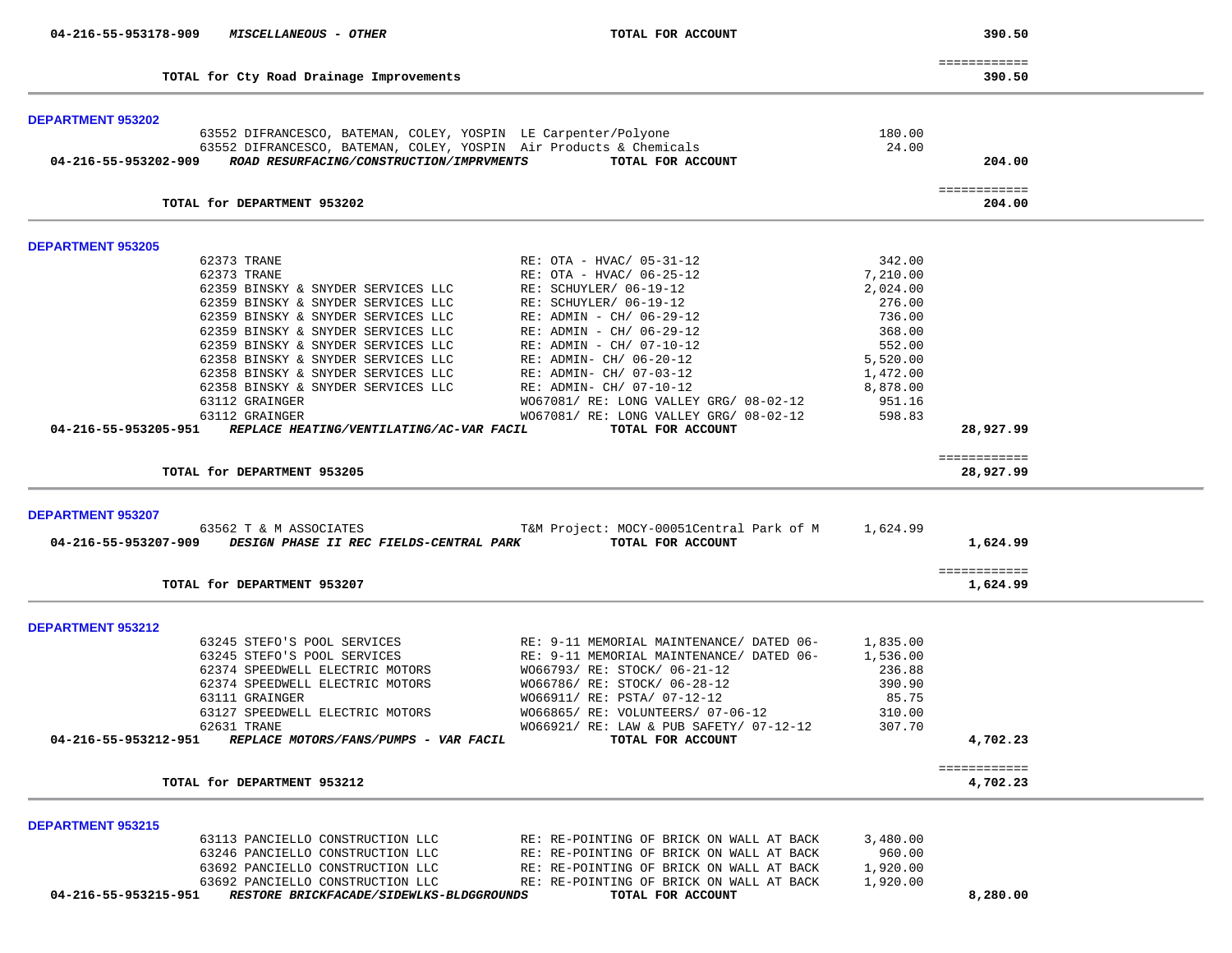**04-216-55-953178-909** ***MISCELLANEOUS - OTHER*** **TOTAL FOR ACCOUNT** **390.50**

============

**TOTAL for Cty Road Drainage Improvements** **390.50**

---

**DEPARTMENT 953202**

| PO | Vendor | Description | Amount | Total |
|---|---|---|---|---|
| 63552 | DIFRANCESCO, BATEMAN, COLEY, YOSPIN | LE Carpenter/Polyone | 180.00 | |
| 63552 | DIFRANCESCO, BATEMAN, COLEY, YOSPIN | Air Products & Chemicals | 24.00 | |
| **04-216-55-953202-909** | ***ROAD RESURFACING/CONSTRUCTION/IMPRVMENTS*** | **TOTAL FOR ACCOUNT** | | **204.00** |

============

**TOTAL for DEPARTMENT 953202** **204.00**

---

**DEPARTMENT 953205**

| PO | Vendor | Description | Amount | Total |
|---|---|---|---|---|
| 62373 | TRANE | RE: OTA - HVAC/ 05-31-12 | 342.00 | |
| 62373 | TRANE | RE: OTA - HVAC/ 06-25-12 | 7,210.00 | |
| 62359 | BINSKY & SNYDER SERVICES LLC | RE: SCHUYLER/ 06-19-12 | 2,024.00 | |
| 62359 | BINSKY & SNYDER SERVICES LLC | RE: SCHUYLER/ 06-19-12 | 276.00 | |
| 62359 | BINSKY & SNYDER SERVICES LLC | RE: ADMIN - CH/ 06-29-12 | 736.00 | |
| 62359 | BINSKY & SNYDER SERVICES LLC | RE: ADMIN - CH/ 06-29-12 | 368.00 | |
| 62359 | BINSKY & SNYDER SERVICES LLC | RE: ADMIN - CH/ 07-10-12 | 552.00 | |
| 62358 | BINSKY & SNYDER SERVICES LLC | RE: ADMIN- CH/ 06-20-12 | 5,520.00 | |
| 62358 | BINSKY & SNYDER SERVICES LLC | RE: ADMIN- CH/ 07-03-12 | 1,472.00 | |
| 62358 | BINSKY & SNYDER SERVICES LLC | RE: ADMIN- CH/ 07-10-12 | 8,878.00 | |
| 63112 | GRAINGER | WO67081/ RE: LONG VALLEY GRG/ 08-02-12 | 951.16 | |
| 63112 | GRAINGER | WO67081/ RE: LONG VALLEY GRG/ 08-02-12 | 598.83 | |
| **04-216-55-953205-951** | ***REPLACE HEATING/VENTILATING/AC-VAR FACIL*** | **TOTAL FOR ACCOUNT** | | **28,927.99** |

============

**TOTAL for DEPARTMENT 953205** **28,927.99**

---

**DEPARTMENT 953207**

| PO | Vendor | Description | Amount | Total |
|---|---|---|---|---|
| 63562 | T & M ASSOCIATES | T&M Project: MOCY-00051Central Park of M | 1,624.99 | |
| **04-216-55-953207-909** | ***DESIGN PHASE II REC FIELDS-CENTRAL PARK*** | **TOTAL FOR ACCOUNT** | | **1,624.99** |

============

**TOTAL for DEPARTMENT 953207** **1,624.99**

---

**DEPARTMENT 953212**

| PO | Vendor | Description | Amount | Total |
|---|---|---|---|---|
| 63245 | STEFO'S POOL SERVICES | RE: 9-11 MEMORIAL MAINTENANCE/ DATED 06- | 1,835.00 | |
| 63245 | STEFO'S POOL SERVICES | RE: 9-11 MEMORIAL MAINTENANCE/ DATED 06- | 1,536.00 | |
| 62374 | SPEEDWELL ELECTRIC MOTORS | WO66793/ RE: STOCK/ 06-21-12 | 236.88 | |
| 62374 | SPEEDWELL ELECTRIC MOTORS | WO66786/ RE: STOCK/ 06-28-12 | 390.90 | |
| 63111 | GRAINGER | WO66911/ RE: PSTA/ 07-12-12 | 85.75 | |
| 63127 | SPEEDWELL ELECTRIC MOTORS | WO66865/ RE: VOLUNTEERS/ 07-06-12 | 310.00 | |
| 62631 | TRANE | WO66921/ RE: LAW & PUB SAFETY/ 07-12-12 | 307.70 | |
| **04-216-55-953212-951** | ***REPLACE MOTORS/FANS/PUMPS - VAR FACIL*** | **TOTAL FOR ACCOUNT** | | **4,702.23** |

============

**TOTAL for DEPARTMENT 953212** **4,702.23**

---

**DEPARTMENT 953215**

| PO | Vendor | Description | Amount | Total |
|---|---|---|---|---|
| 63113 | PANCIELLO CONSTRUCTION LLC | RE: RE-POINTING OF BRICK ON WALL AT BACK | 3,480.00 | |
| 63246 | PANCIELLO CONSTRUCTION LLC | RE: RE-POINTING OF BRICK ON WALL AT BACK | 960.00 | |
| 63692 | PANCIELLO CONSTRUCTION LLC | RE: RE-POINTING OF BRICK ON WALL AT BACK | 1,920.00 | |
| 63692 | PANCIELLO CONSTRUCTION LLC | RE: RE-POINTING OF BRICK ON WALL AT BACK | 1,920.00 | |
| **04-216-55-953215-951** | ***RESTORE BRICKFACADE/SIDEWLKS-BLDGGROUNDS*** | **TOTAL FOR ACCOUNT** | | **8,280.00** |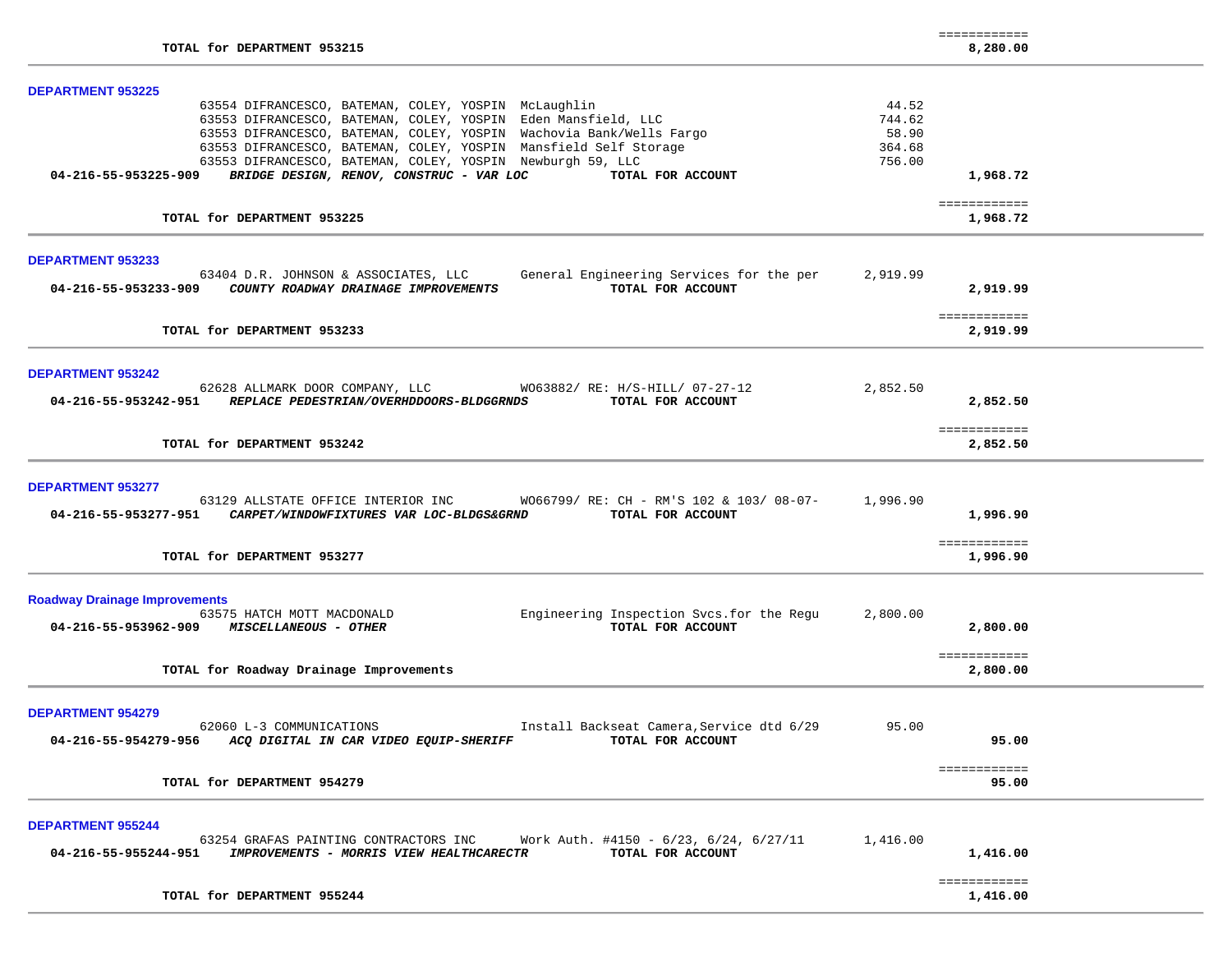**TOTAL for DEPARTMENT 953215** — ============ **8,280.00**

## DEPARTMENT 953225

| Account / PO | Vendor | Description | Amount | Total |
|---|---|---|---|---|
| 63554 | DIFRANCESCO, BATEMAN, COLEY, YOSPIN | McLaughlin | 44.52 | |
| 63553 | DIFRANCESCO, BATEMAN, COLEY, YOSPIN | Eden Mansfield, LLC | 744.62 | |
| 63553 | DIFRANCESCO, BATEMAN, COLEY, YOSPIN | Wachovia Bank/Wells Fargo | 58.90 | |
| 63553 | DIFRANCESCO, BATEMAN, COLEY, YOSPIN | Mansfield Self Storage | 364.68 | |
| 63553 | DIFRANCESCO, BATEMAN, COLEY, YOSPIN | Newburgh 59, LLC | 756.00 | |
| **04-216-55-953225-909** | ***BRIDGE DESIGN, RENOV, CONSTRUC - VAR LOC*** | **TOTAL FOR ACCOUNT** | | **1,968.72** |

**TOTAL for DEPARTMENT 953225** — ============ **1,968.72**

## DEPARTMENT 953233

| Account / PO | Vendor | Description | Amount | Total |
|---|---|---|---|---|
| 63404 | D.R. JOHNSON & ASSOCIATES, LLC | General Engineering Services for the per | 2,919.99 | |
| **04-216-55-953233-909** | ***COUNTY ROADWAY DRAINAGE IMPROVEMENTS*** | **TOTAL FOR ACCOUNT** | | **2,919.99** |

**TOTAL for DEPARTMENT 953233** — ============ **2,919.99**

## DEPARTMENT 953242

| Account / PO | Vendor | Description | Amount | Total |
|---|---|---|---|---|
| 62628 | ALLMARK DOOR COMPANY, LLC | WO63882/ RE: H/S-HILL/ 07-27-12 | 2,852.50 | |
| **04-216-55-953242-951** | ***REPLACE PEDESTRIAN/OVERHDDOORS-BLDGGRNDS*** | **TOTAL FOR ACCOUNT** | | **2,852.50** |

**TOTAL for DEPARTMENT 953242** — ============ **2,852.50**

## DEPARTMENT 953277

| Account / PO | Vendor | Description | Amount | Total |
|---|---|---|---|---|
| 63129 | ALLSTATE OFFICE INTERIOR INC | WO66799/ RE: CH - RM'S 102 & 103/ 08-07- | 1,996.90 | |
| **04-216-55-953277-951** | ***CARPET/WINDOWFIXTURES VAR LOC-BLDGS&GRND*** | **TOTAL FOR ACCOUNT** | | **1,996.90** |

**TOTAL for DEPARTMENT 953277** — ============ **1,996.90**

## Roadway Drainage Improvements

| Account / PO | Vendor | Description | Amount | Total |
|---|---|---|---|---|
| 63575 | HATCH MOTT MACDONALD | Engineering Inspection Svcs.for the Regu | 2,800.00 | |
| **04-216-55-953962-909** | ***MISCELLANEOUS - OTHER*** | **TOTAL FOR ACCOUNT** | | **2,800.00** |

**TOTAL for Roadway Drainage Improvements** — ============ **2,800.00**

## DEPARTMENT 954279

| Account / PO | Vendor | Description | Amount | Total |
|---|---|---|---|---|
| 62060 | L-3 COMMUNICATIONS | Install Backseat Camera,Service dtd 6/29 | 95.00 | |
| **04-216-55-954279-956** | ***ACQ DIGITAL IN CAR VIDEO EQUIP-SHERIFF*** | **TOTAL FOR ACCOUNT** | | **95.00** |

**TOTAL for DEPARTMENT 954279** — ============ **95.00**

## DEPARTMENT 955244

| Account / PO | Vendor | Description | Amount | Total |
|---|---|---|---|---|
| 63254 | GRAFAS PAINTING CONTRACTORS INC | Work Auth. #4150 - 6/23, 6/24, 6/27/11 | 1,416.00 | |
| **04-216-55-955244-951** | ***IMPROVEMENTS - MORRIS VIEW HEALTHCARECTR*** | **TOTAL FOR ACCOUNT** | | **1,416.00** |

**TOTAL for DEPARTMENT 955244** — ============ **1,416.00**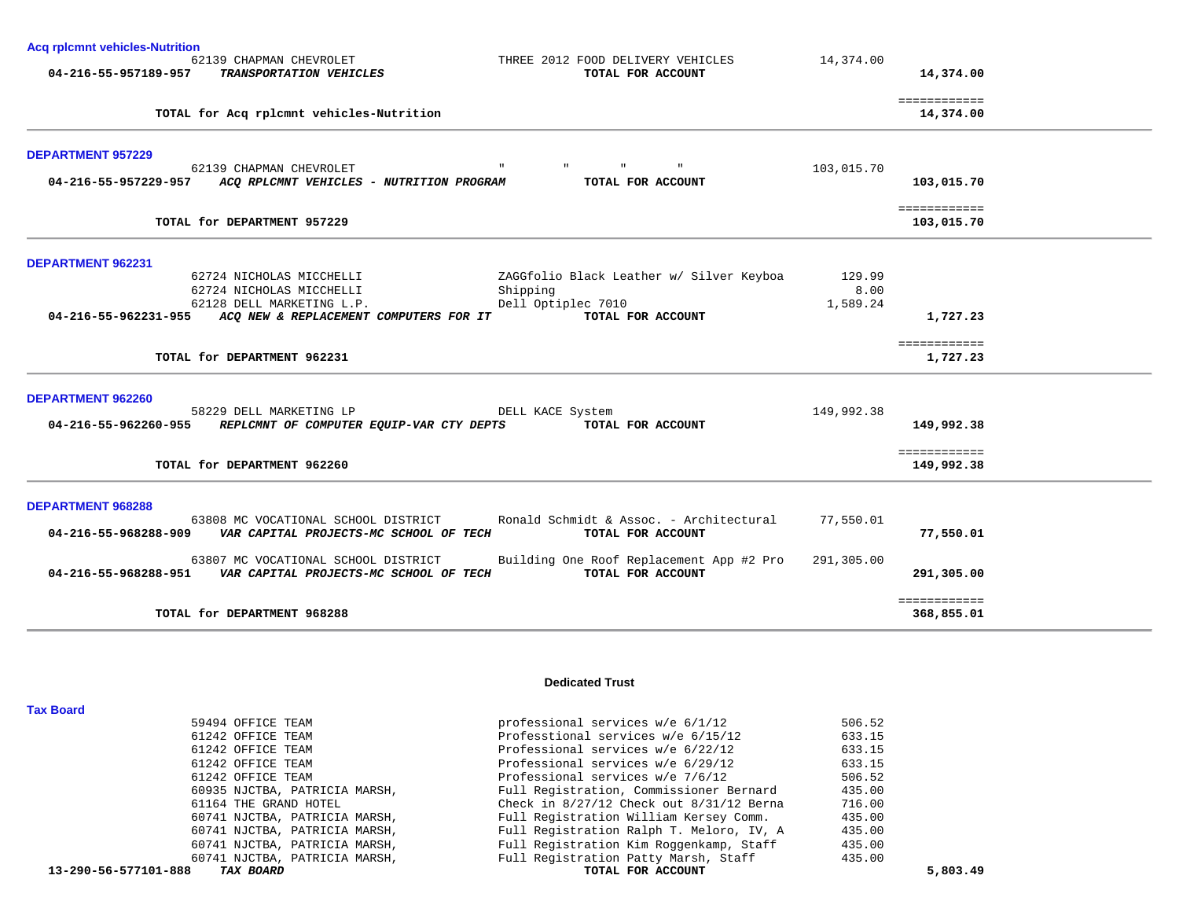**Acq rplcmnt vehicles-Nutrition**

| Account | Vendor / Description | Item | Amount | Total |
|---|---|---|---|---|
| | 62139 CHAPMAN CHEVROLET | THREE 2012 FOOD DELIVERY VEHICLES | 14,374.00 | |
| **04-216-55-957189-957** | ***TRANSPORTATION VEHICLES*** | **TOTAL FOR ACCOUNT** | | **14,374.00** |
| | | | | ============ |
| | **TOTAL for Acq rplcmnt vehicles-Nutrition** | | | **14,374.00** |

**DEPARTMENT 957229**

| Account | Vendor / Description | Item | Amount | Total |
|---|---|---|---|---|
| | 62139 CHAPMAN CHEVROLET | " " " " | 103,015.70 | |
| **04-216-55-957229-957** | ***ACQ RPLCMNT VEHICLES - NUTRITION PROGRAM*** | **TOTAL FOR ACCOUNT** | | **103,015.70** |
| | | | | ============ |
| | **TOTAL for DEPARTMENT 957229** | | | **103,015.70** |

**DEPARTMENT 962231**

| Account | Vendor / Description | Item | Amount | Total |
|---|---|---|---|---|
| | 62724 NICHOLAS MICCHELLI | ZAGGfolio Black Leather w/ Silver Keyboa | 129.99 | |
| | 62724 NICHOLAS MICCHELLI | Shipping | 8.00 | |
| | 62128 DELL MARKETING L.P. | Dell Optiplec 7010 | 1,589.24 | |
| **04-216-55-962231-955** | ***ACQ NEW & REPLACEMENT COMPUTERS FOR IT*** | **TOTAL FOR ACCOUNT** | | **1,727.23** |
| | | | | ============ |
| | **TOTAL for DEPARTMENT 962231** | | | **1,727.23** |

**DEPARTMENT 962260**

| Account | Vendor / Description | Item | Amount | Total |
|---|---|---|---|---|
| | 58229 DELL MARKETING LP | DELL KACE System | 149,992.38 | |
| **04-216-55-962260-955** | ***RPLCMNT OF COMPUTER EQUIP-VAR CTY DEPTS*** | **TOTAL FOR ACCOUNT** | | **149,992.38** |
| | | | | ============ |
| | **TOTAL for DEPARTMENT 962260** | | | **149,992.38** |

**DEPARTMENT 968288**

| Account | Vendor / Description | Item | Amount | Total |
|---|---|---|---|---|
| | 63808 MC VOCATIONAL SCHOOL DISTRICT | Ronald Schmidt & Assoc. - Architectural | 77,550.01 | |
| **04-216-55-968288-909** | ***VAR CAPITAL PROJECTS-MC SCHOOL OF TECH*** | **TOTAL FOR ACCOUNT** | | **77,550.01** |
| | 63807 MC VOCATIONAL SCHOOL DISTRICT | Building One Roof Replacement App #2 Pro | 291,305.00 | |
| **04-216-55-968288-951** | ***VAR CAPITAL PROJECTS-MC SCHOOL OF TECH*** | **TOTAL FOR ACCOUNT** | | **291,305.00** |
| | | | | ============ |
| | **TOTAL for DEPARTMENT 968288** | | | **368,855.01** |

## Dedicated Trust

**Tax Board**

| Account | Vendor / Description | Item | Amount | Total |
|---|---|---|---|---|
| | 59494 OFFICE TEAM | professional services w/e 6/1/12 | 506.52 | |
| | 61242 OFFICE TEAM | Professtional services w/e 6/15/12 | 633.15 | |
| | 61242 OFFICE TEAM | Professional services w/e 6/22/12 | 633.15 | |
| | 61242 OFFICE TEAM | Professional services w/e 6/29/12 | 633.15 | |
| | 61242 OFFICE TEAM | Professional services w/e 7/6/12 | 506.52 | |
| | 60935 NJCTBA, PATRICIA MARSH, | Full Registration, Commissioner Bernard | 435.00 | |
| | 61164 THE GRAND HOTEL | Check in 8/27/12 Check out 8/31/12 Berna | 716.00 | |
| | 60741 NJCTBA, PATRICIA MARSH, | Full Registration William Kersey Comm. | 435.00 | |
| | 60741 NJCTBA, PATRICIA MARSH, | Full Registration Ralph T. Meloro, IV, A | 435.00 | |
| | 60741 NJCTBA, PATRICIA MARSH, | Full Registration Kim Roggenkamp, Staff | 435.00 | |
| | 60741 NJCTBA, PATRICIA MARSH, | Full Registration Patty Marsh, Staff | 435.00 | |
| **13-290-56-577101-888** | ***TAX BOARD*** | **TOTAL FOR ACCOUNT** | | **5,803.49** |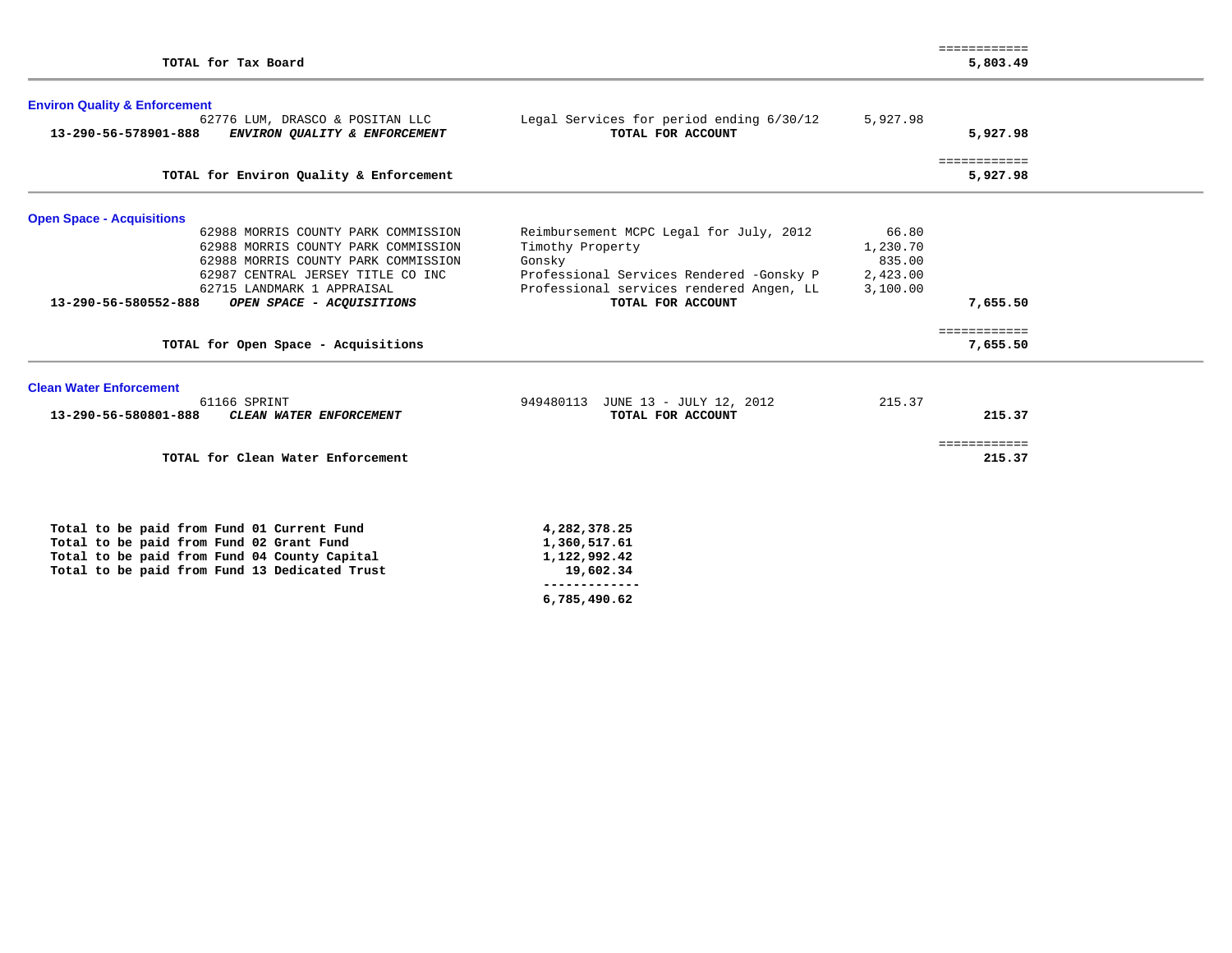| | | | |
|---|---|---|---|
| **TOTAL for Tax Board** | | | ============<br>**5,803.49** |

## Environ Quality & Enforcement

| | | | |
|---|---|---|---|
| 62776 LUM, DRASCO & POSITAN LLC | Legal Services for period ending 6/30/12 | 5,927.98 | |
| **13-290-56-578901-888** ***ENVIRON QUALITY & ENFORCEMENT*** | **TOTAL FOR ACCOUNT** | | **5,927.98** |
| **TOTAL for Environ Quality & Enforcement** | | | ============<br>**5,927.98** |

## Open Space - Acquisitions

| | | | |
|---|---|---|---|
| 62988 MORRIS COUNTY PARK COMMISSION | Reimbursement MCPC Legal for July, 2012 | 66.80 | |
| 62988 MORRIS COUNTY PARK COMMISSION | Timothy Property | 1,230.70 | |
| 62988 MORRIS COUNTY PARK COMMISSION | Gonsky | 835.00 | |
| 62987 CENTRAL JERSEY TITLE CO INC | Professional Services Rendered -Gonsky P | 2,423.00 | |
| 62715 LANDMARK 1 APPRAISAL | Professional services rendered Angen, LL | 3,100.00 | |
| **13-290-56-580552-888** ***OPEN SPACE - ACQUISITIONS*** | **TOTAL FOR ACCOUNT** | | **7,655.50** |
| **TOTAL for Open Space - Acquisitions** | | | ============<br>**7,655.50** |

## Clean Water Enforcement

| | | | |
|---|---|---|---|
| 61166 SPRINT | 949480113 JUNE 13 - JULY 12, 2012 | 215.37 | |
| **13-290-56-580801-888** ***CLEAN WATER ENFORCEMENT*** | **TOTAL FOR ACCOUNT** | | **215.37** |
| **TOTAL for Clean Water Enforcement** | | | ============<br>**215.37** |

| | |
|---|---|
| **Total to be paid from Fund 01 Current Fund** | **4,282,378.25** |
| **Total to be paid from Fund 02 Grant Fund** | **1,360,517.61** |
| **Total to be paid from Fund 04 County Capital** | **1,122,992.42** |
| **Total to be paid from Fund 13 Dedicated Trust** | **19,602.34** |
| | ------------- |
| | **6,785,490.62** |